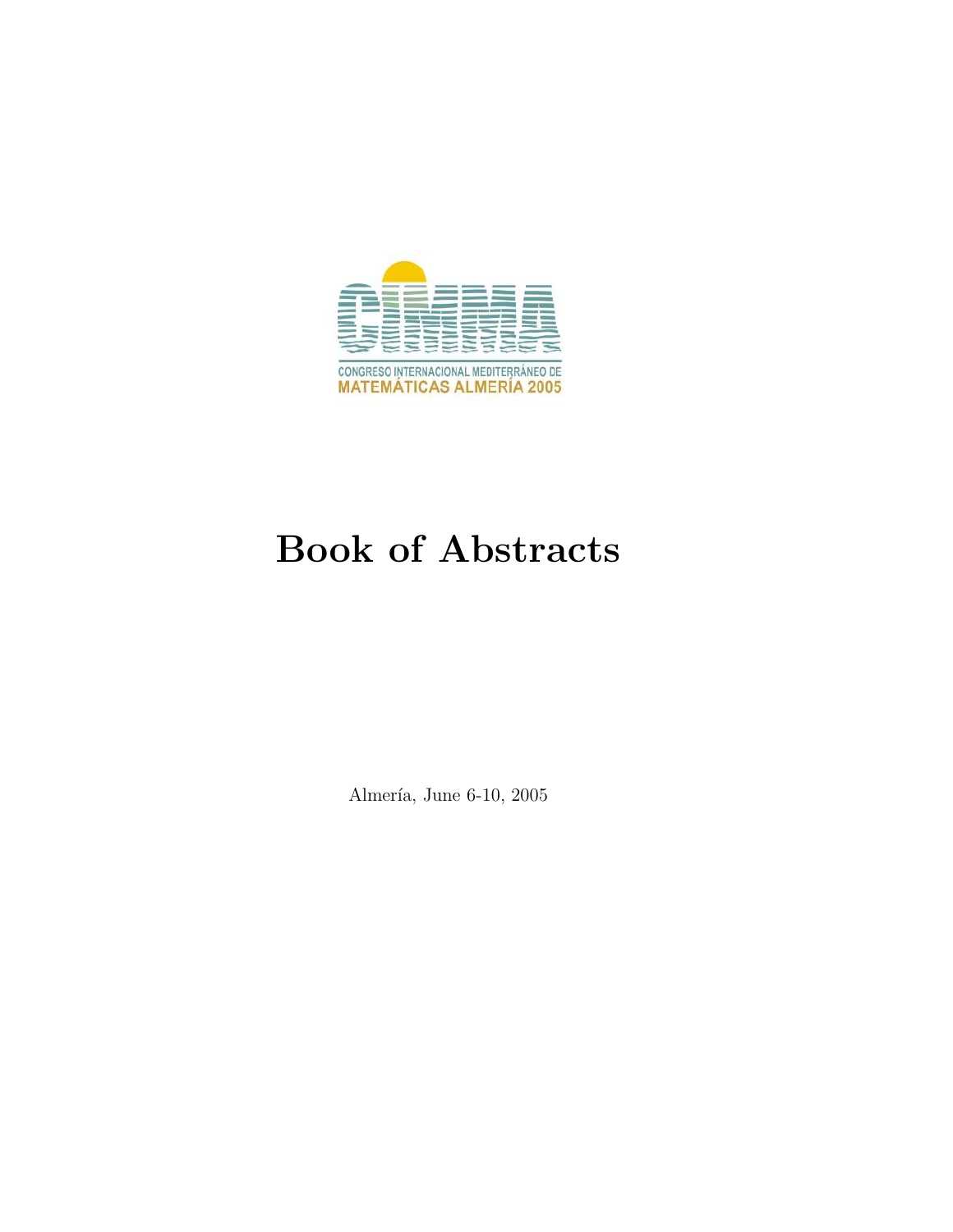CONGRESO INTERNACIONAL MEDITERRÁNEO DE MATEMÁTICAS ALMERÍA 2005

# Book of Abstracts

Almería, June 6-10, 2005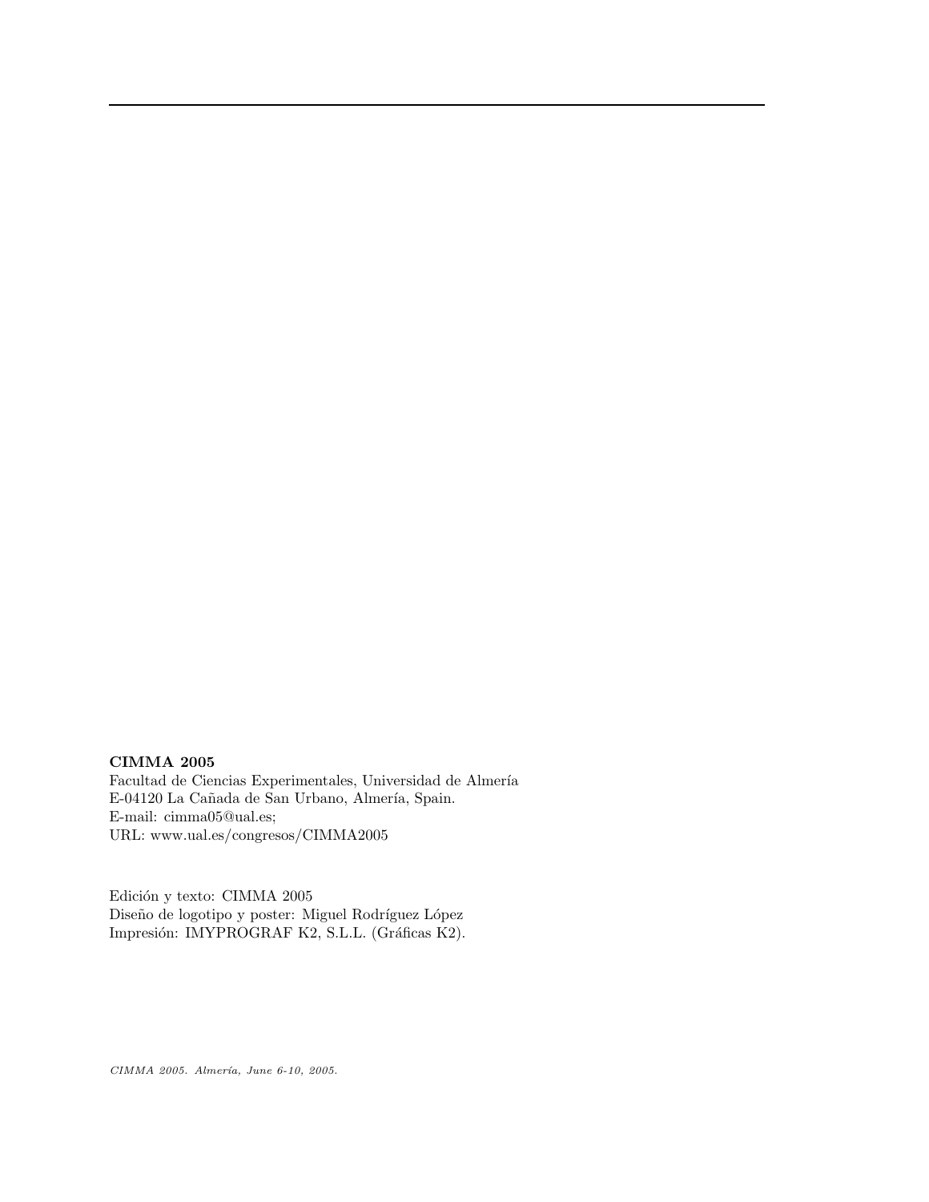**CIMMA 2005**
Facultad de Ciencias Experimentales, Universidad de Almería
E-04120 La Cañada de San Urbano, Almería, Spain.
E-mail: cimma05@ual.es;
URL: www.ual.es/congresos/CIMMA2005

Edición y texto: CIMMA 2005
Diseño de logotipo y poster: Miguel Rodríguez López
Impresión: IMYPROGRAF K2, S.L.L. (Gráficas K2).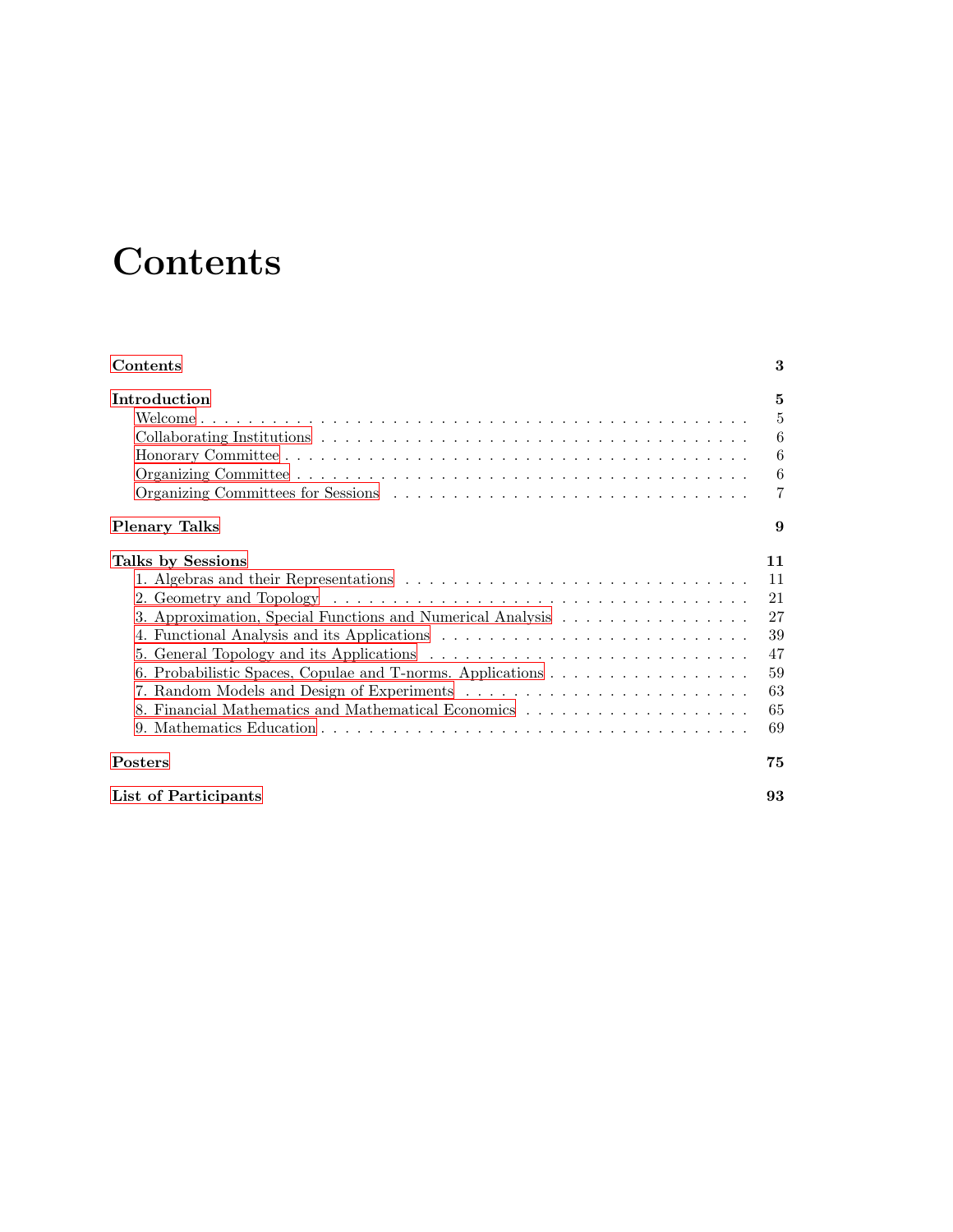# Contents

**Contents** **3**

**Introduction** **5**

- Welcome . . . . . 5
- Collaborating Institutions . . . . . 6
- Honorary Committee . . . . . 6
- Organizing Committee . . . . . 6
- Organizing Committees for Sessions . . . . . 7

**Plenary Talks** **9**

**Talks by Sessions** **11**

- 1. Algebras and their Representations . . . . . 11
- 2. Geometry and Topology . . . . . 21
- 3. Approximation, Special Functions and Numerical Analysis . . . . . 27
- 4. Functional Analysis and its Applications . . . . . 39
- 5. General Topology and its Applications . . . . . 47
- 6. Probabilistic Spaces, Copulae and T-norms. Applications . . . . . 59
- 7. Random Models and Design of Experiments . . . . . 63
- 8. Financial Mathematics and Mathematical Economics . . . . . 65
- 9. Mathematics Education . . . . . 69

**Posters** **75**

**List of Participants** **93**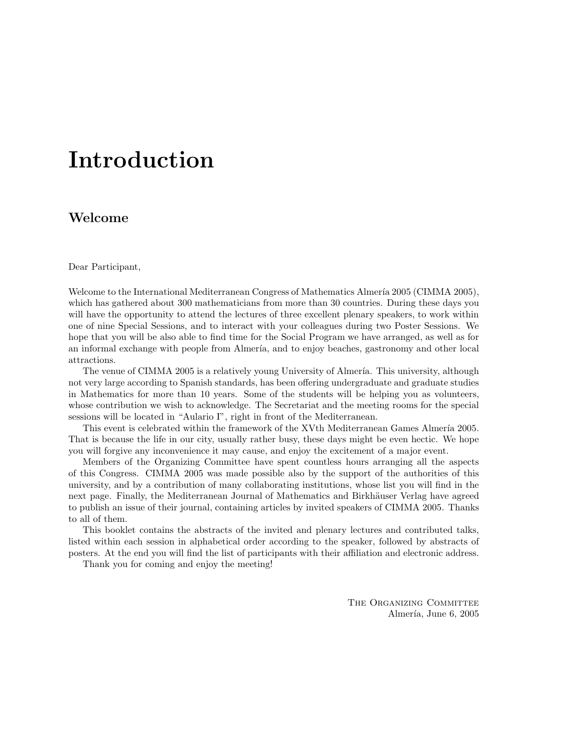# Introduction

## Welcome

Dear Participant,

Welcome to the International Mediterranean Congress of Mathematics Almería 2005 (CIMMA 2005), which has gathered about 300 mathematicians from more than 30 countries. During these days you will have the opportunity to attend the lectures of three excellent plenary speakers, to work within one of nine Special Sessions, and to interact with your colleagues during two Poster Sessions. We hope that you will be also able to find time for the Social Program we have arranged, as well as for an informal exchange with people from Almería, and to enjoy beaches, gastronomy and other local attractions.

The venue of CIMMA 2005 is a relatively young University of Almería. This university, although not very large according to Spanish standards, has been offering undergraduate and graduate studies in Mathematics for more than 10 years. Some of the students will be helping you as volunteers, whose contribution we wish to acknowledge. The Secretariat and the meeting rooms for the special sessions will be located in "Aulario I", right in front of the Mediterranean.

This event is celebrated within the framework of the XVth Mediterranean Games Almería 2005. That is because the life in our city, usually rather busy, these days might be even hectic. We hope you will forgive any inconvenience it may cause, and enjoy the excitement of a major event.

Members of the Organizing Committee have spent countless hours arranging all the aspects of this Congress. CIMMA 2005 was made possible also by the support of the authorities of this university, and by a contribution of many collaborating institutions, whose list you will find in the next page. Finally, the Mediterranean Journal of Mathematics and Birkhäuser Verlag have agreed to publish an issue of their journal, containing articles by invited speakers of CIMMA 2005. Thanks to all of them.

This booklet contains the abstracts of the invited and plenary lectures and contributed talks, listed within each session in alphabetical order according to the speaker, followed by abstracts of posters. At the end you will find the list of participants with their affiliation and electronic address.

Thank you for coming and enjoy the meeting!

The Organizing Committee
Almería, June 6, 2005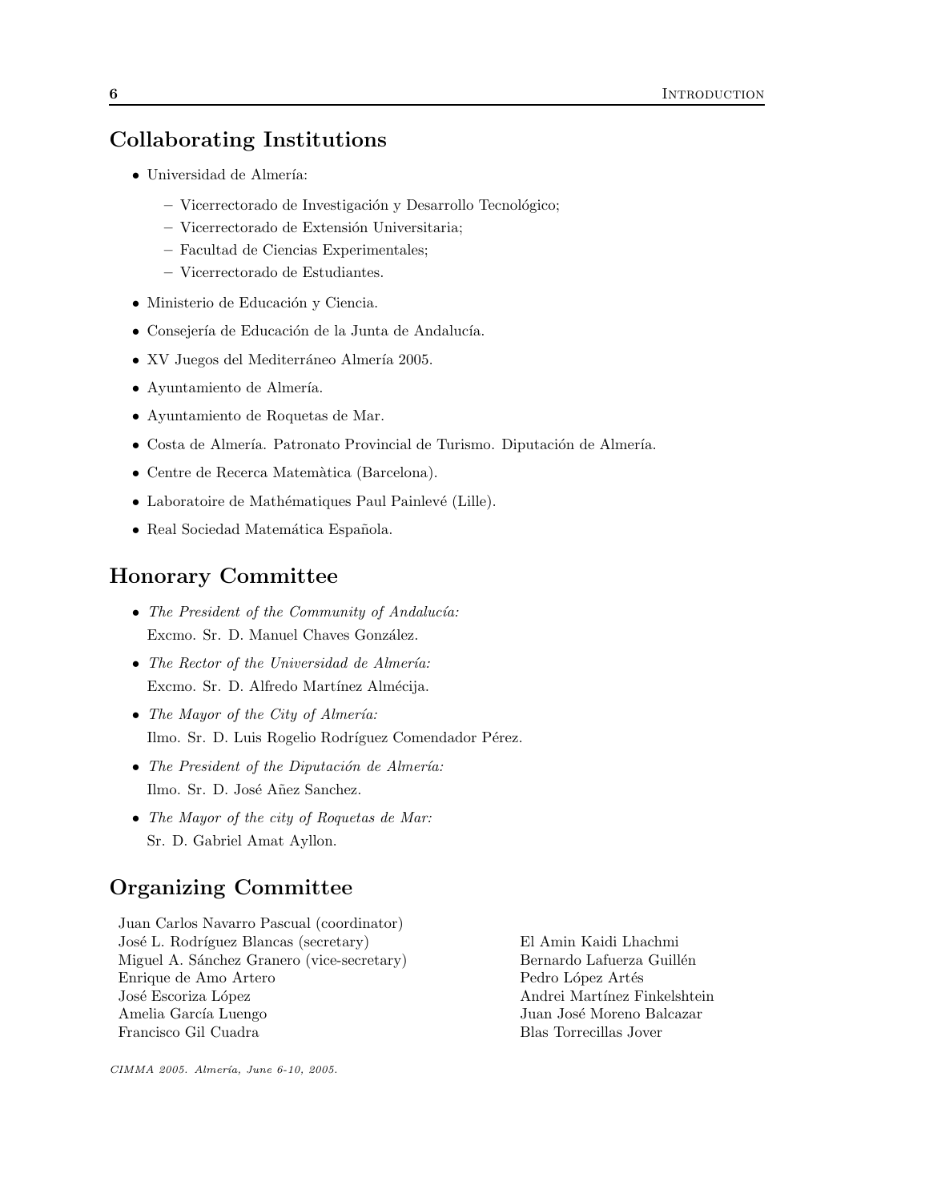## Collaborating Institutions

- Universidad de Almería:
  - Vicerrectorado de Investigación y Desarrollo Tecnológico;
  - Vicerrectorado de Extensión Universitaria;
  - Facultad de Ciencias Experimentales;
  - Vicerrectorado de Estudiantes.
- Ministerio de Educación y Ciencia.
- Consejería de Educación de la Junta de Andalucía.
- XV Juegos del Mediterráneo Almería 2005.
- Ayuntamiento de Almería.
- Ayuntamiento de Roquetas de Mar.
- Costa de Almería. Patronato Provincial de Turismo. Diputación de Almería.
- Centre de Recerca Matemàtica (Barcelona).
- Laboratoire de Mathématiques Paul Painlevé (Lille).
- Real Sociedad Matemática Española.

## Honorary Committee

- *The President of the Community of Andalucía:*
  Excmo. Sr. D. Manuel Chaves González.
- *The Rector of the Universidad de Almería:*
  Excmo. Sr. D. Alfredo Martínez Almécija.
- *The Mayor of the City of Almería:*
  Ilmo. Sr. D. Luis Rogelio Rodríguez Comendador Pérez.
- *The President of the Diputación de Almería:*
  Ilmo. Sr. D. José Añez Sanchez.
- *The Mayor of the city of Roquetas de Mar:*
  Sr. D. Gabriel Amat Ayllon.

## Organizing Committee

Juan Carlos Navarro Pascual (coordinator)
José L. Rodríguez Blancas (secretary)
Miguel A. Sánchez Granero (vice-secretary)
Enrique de Amo Artero
José Escoriza López
Amelia García Luengo
Francisco Gil Cuadra
El Amin Kaidi Lhachmi
Bernardo Lafuerza Guillén
Pedro López Artés
Andrei Martínez Finkelshtein
Juan José Moreno Balcazar
Blas Torrecillas Jover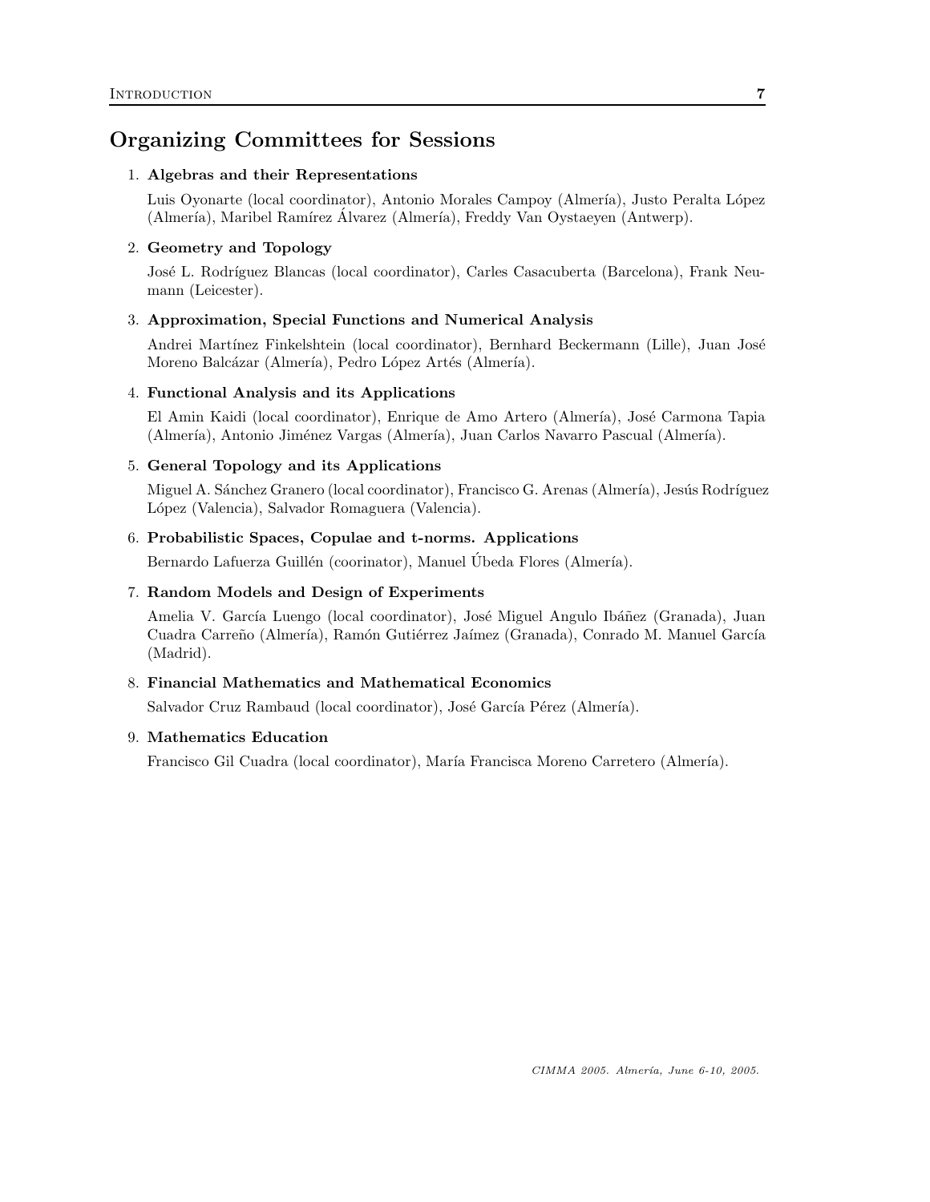## Organizing Committees for Sessions

1. **Algebras and their Representations**

   Luis Oyonarte (local coordinator), Antonio Morales Campoy (Almería), Justo Peralta López (Almería), Maribel Ramírez Álvarez (Almería), Freddy Van Oystaeyen (Antwerp).

2. **Geometry and Topology**

   José L. Rodríguez Blancas (local coordinator), Carles Casacuberta (Barcelona), Frank Neumann (Leicester).

3. **Approximation, Special Functions and Numerical Analysis**

   Andrei Martínez Finkelshtein (local coordinator), Bernhard Beckermann (Lille), Juan José Moreno Balcázar (Almería), Pedro López Artés (Almería).

4. **Functional Analysis and its Applications**

   El Amin Kaidi (local coordinator), Enrique de Amo Artero (Almería), José Carmona Tapia (Almería), Antonio Jiménez Vargas (Almería), Juan Carlos Navarro Pascual (Almería).

5. **General Topology and its Applications**

   Miguel A. Sánchez Granero (local coordinator), Francisco G. Arenas (Almería), Jesús Rodríguez López (Valencia), Salvador Romaguera (Valencia).

6. **Probabilistic Spaces, Copulae and t-norms. Applications**

   Bernardo Lafuerza Guillén (coorinator), Manuel Úbeda Flores (Almería).

7. **Random Models and Design of Experiments**

   Amelia V. García Luengo (local coordinator), José Miguel Angulo Ibáñez (Granada), Juan Cuadra Carreño (Almería), Ramón Gutiérrez Jaímez (Granada), Conrado M. Manuel García (Madrid).

8. **Financial Mathematics and Mathematical Economics**

   Salvador Cruz Rambaud (local coordinator), José García Pérez (Almería).

9. **Mathematics Education**

   Francisco Gil Cuadra (local coordinator), María Francisca Moreno Carretero (Almería).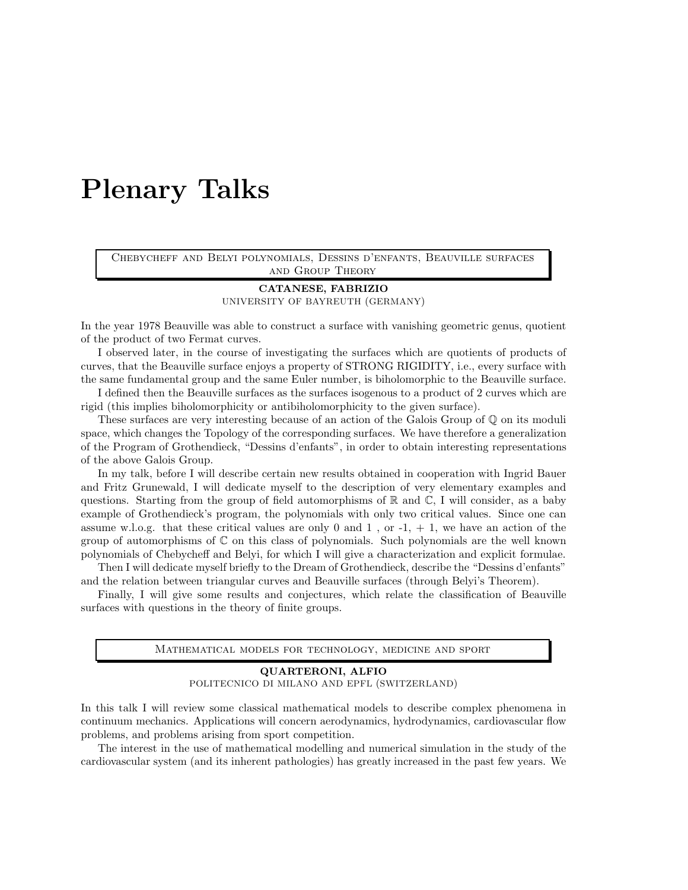# Plenary Talks

## Chebycheff and Belyi polynomials, Dessins d'enfants, Beauville surfaces and Group Theory

**CATANESE, FABRIZIO**
University of Bayreuth (Germany)

In the year 1978 Beauville was able to construct a surface with vanishing geometric genus, quotient of the product of two Fermat curves.

I observed later, in the course of investigating the surfaces which are quotients of products of curves, that the Beauville surface enjoys a property of STRONG RIGIDITY, i.e., every surface with the same fundamental group and the same Euler number, is biholomorphic to the Beauville surface.

I defined then the Beauville surfaces as the surfaces isogenous to a product of 2 curves which are rigid (this implies biholomorphicity or antibiholomorphicity to the given surface).

These surfaces are very interesting because of an action of the Galois Group of $\mathbb{Q}$ on its moduli space, which changes the Topology of the corresponding surfaces. We have therefore a generalization of the Program of Grothendieck, "Dessins d'enfants", in order to obtain interesting representations of the above Galois Group.

In my talk, before I will describe certain new results obtained in cooperation with Ingrid Bauer and Fritz Grunewald, I will dedicate myself to the description of very elementary examples and questions. Starting from the group of field automorphisms of $\mathbb{R}$ and $\mathbb{C}$, I will consider, as a baby example of Grothendieck's program, the polynomials with only two critical values. Since one can assume w.l.o.g. that these critical values are only 0 and 1 , or -1, + 1, we have an action of the group of automorphisms of $\mathbb{C}$ on this class of polynomials. Such polynomials are the well known polynomials of Chebycheff and Belyi, for which I will give a characterization and explicit formulae.

Then I will dedicate myself briefly to the Dream of Grothendieck, describe the "Dessins d'enfants" and the relation between triangular curves and Beauville surfaces (through Belyi's Theorem).

Finally, I will give some results and conjectures, which relate the classification of Beauville surfaces with questions in the theory of finite groups.

## Mathematical models for technology, medicine and sport

**QUARTERONI, ALFIO**
Politecnico di Milano and EPFL (Switzerland)

In this talk I will review some classical mathematical models to describe complex phenomena in continuum mechanics. Applications will concern aerodynamics, hydrodynamics, cardiovascular flow problems, and problems arising from sport competition.

The interest in the use of mathematical modelling and numerical simulation in the study of the cardiovascular system (and its inherent pathologies) has greatly increased in the past few years. We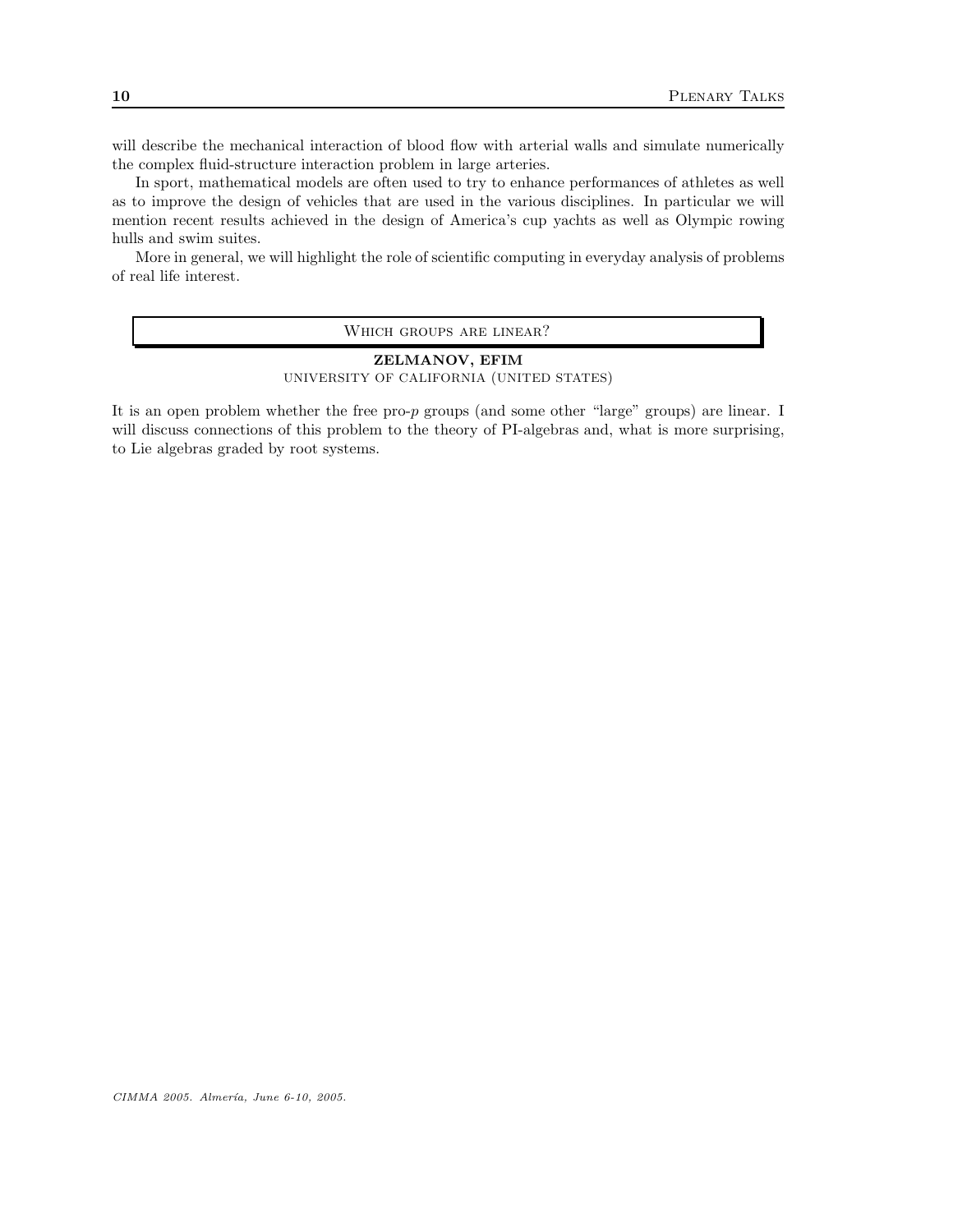will describe the mechanical interaction of blood flow with arterial walls and simulate numerically the complex fluid-structure interaction problem in large arteries.

In sport, mathematical models are often used to try to enhance performances of athletes as well as to improve the design of vehicles that are used in the various disciplines. In particular we will mention recent results achieved in the design of America's cup yachts as well as Olympic rowing hulls and swim suites.

More in general, we will highlight the role of scientific computing in everyday analysis of problems of real life interest.

## Which groups are linear?

**ZELMANOV, EFIM**
UNIVERSITY OF CALIFORNIA (UNITED STATES)

It is an open problem whether the free pro-$p$ groups (and some other "large" groups) are linear. I will discuss connections of this problem to the theory of PI-algebras and, what is more surprising, to Lie algebras graded by root systems.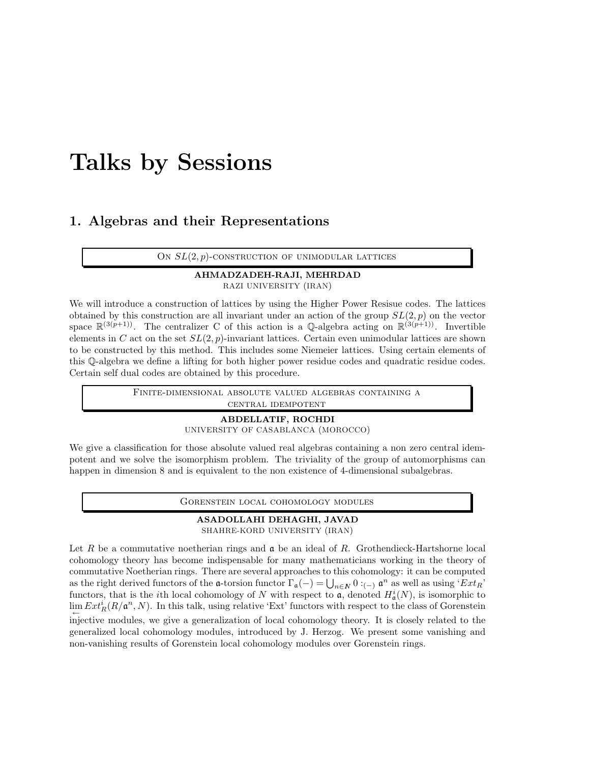# Talks by Sessions

## 1. Algebras and their Representations

### On $SL(2,p)$-construction of unimodular lattices

**AHMADZADEH-RAJI, MEHRDAD**
RAZI UNIVERSITY (IRAN)

We will introduce a construction of lattices by using the Higher Power Resisue codes. The lattices obtained by this construction are all invariant under an action of the group $SL(2,p)$ on the vector space $\mathbb{R}^{(3(p+1))}$. The centralizer C of this action is a $\mathbb{Q}$-algebra acting on $\mathbb{R}^{(3(p+1))}$. Invertible elements in $C$ act on the set $SL(2,p)$-invariant lattices. Certain even unimodular lattices are shown to be constructed by this method. This includes some Niemeier lattices. Using certain elements of this $\mathbb{Q}$-algebra we define a lifting for both higher power residue codes and quadratic residue codes. Certain self dual codes are obtained by this procedure.

### Finite-dimensional absolute valued algebras containing a central idempotent

**ABDELLATIF, ROCHDI**
UNIVERSITY OF CASABLANCA (MOROCCO)

We give a classification for those absolute valued real algebras containing a non zero central idempotent and we solve the isomorphism problem. The triviality of the group of automorphisms can happen in dimension 8 and is equivalent to the non existence of 4-dimensional subalgebras.

### Gorenstein local cohomology modules

**ASADOLLAHI DEHAGHI, JAVAD**
SHAHRE-KORD UNIVERSITY (IRAN)

Let $R$ be a commutative noetherian rings and $\mathfrak{a}$ be an ideal of $R$. Grothendieck-Hartshorne local cohomology theory has become indispensable for many mathematicians working in the theory of commutative Noetherian rings. There are several approaches to this cohomology: it can be computed as the right derived functors of the $\mathfrak{a}$-torsion functor $\Gamma_{\mathfrak{a}}(-) = \bigcup_{n\in N} 0 :_{(-)} \mathfrak{a}^n$ as well as using '$Ext_R$' functors, that is the $i$th local cohomology of $N$ with respect to $\mathfrak{a}$, denoted $H^i_{\mathfrak{a}}(N)$, is isomorphic to $\varinjlim Ext^i_R(R/\mathfrak{a}^n, N)$. In this talk, using relative 'Ext' functors with respect to the class of Gorenstein injective modules, we give a generalization of local cohomology theory. It is closely related to the generalized local cohomology modules, introduced by J. Herzog. We present some vanishing and non-vanishing results of Gorenstein local cohomology modules over Gorenstein rings.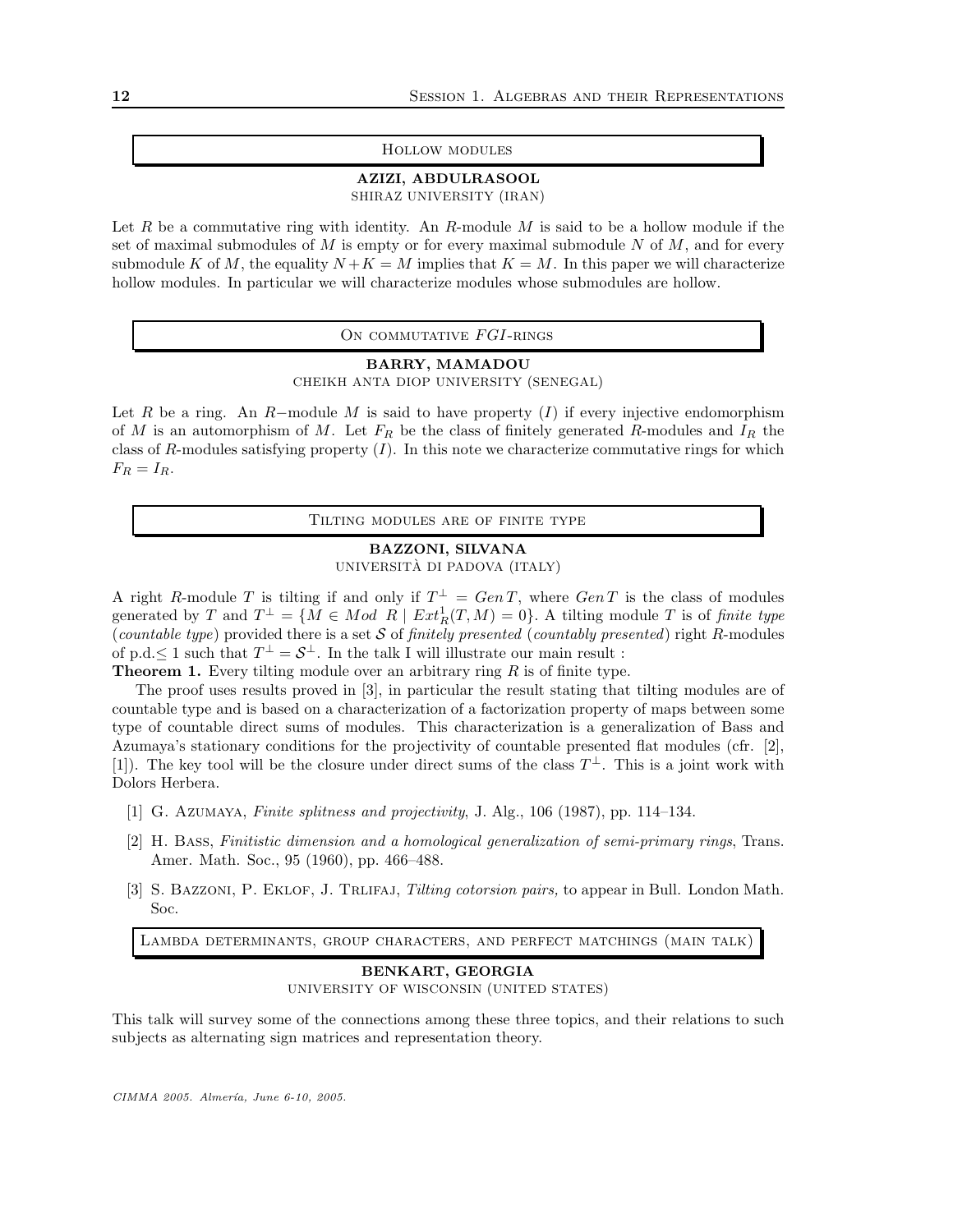## Hollow modules

**AZIZI, ABDULRASOOL**
SHIRAZ UNIVERSITY (IRAN)

Let $R$ be a commutative ring with identity. An $R$-module $M$ is said to be a hollow module if the set of maximal submodules of $M$ is empty or for every maximal submodule $N$ of $M$, and for every submodule $K$ of $M$, the equality $N+K=M$ implies that $K=M$. In this paper we will characterize hollow modules. In particular we will characterize modules whose submodules are hollow.

## On commutative $FGI$-rings

**BARRY, MAMADOU**
CHEIKH ANTA DIOP UNIVERSITY (SENEGAL)

Let $R$ be a ring. An $R-$module $M$ is said to have property $(I)$ if every injective endomorphism of $M$ is an automorphism of $M$. Let $F_R$ be the class of finitely generated $R$-modules and $I_R$ the class of $R$-modules satisfying property $(I)$. In this note we characterize commutative rings for which $F_R = I_R$.

## Tilting modules are of finite type

**BAZZONI, SILVANA**
UNIVERSITÀ DI PADOVA (ITALY)

A right $R$-module $T$ is tilting if and only if $T^{\perp} = Gen\, T$, where $Gen\, T$ is the class of modules generated by $T$ and $T^{\perp} = \{M \in Mod\ R \mid Ext^1_R(T,M) = 0\}$. A tilting module $T$ is of *finite type* (*countable type*) provided there is a set $\mathcal{S}$ of *finitely presented* (*countably presented*) right $R$-modules of p.d.$\leq 1$ such that $T^{\perp} = \mathcal{S}^{\perp}$. In the talk I will illustrate our main result :

**Theorem 1.** Every tilting module over an arbitrary ring $R$ is of finite type.

The proof uses results proved in [3], in particular the result stating that tilting modules are of countable type and is based on a characterization of a factorization property of maps between some type of countable direct sums of modules. This characterization is a generalization of Bass and Azumaya's stationary conditions for the projectivity of countable presented flat modules (cfr. [2], [1]). The key tool will be the closure under direct sums of the class $T^{\perp}$. This is a joint work with Dolors Herbera.

[1] G. Azumaya, *Finite splitness and projectivity*, J. Alg., 106 (1987), pp. 114–134.

[2] H. Bass, *Finitistic dimension and a homological generalization of semi-primary rings*, Trans. Amer. Math. Soc., 95 (1960), pp. 466–488.

[3] S. Bazzoni, P. Eklof, J. Trlifaj, *Tilting cotorsion pairs,* to appear in Bull. London Math. Soc.

## Lambda determinants, group characters, and perfect matchings (main talk)

**BENKART, GEORGIA**
UNIVERSITY OF WISCONSIN (UNITED STATES)

This talk will survey some of the connections among these three topics, and their relations to such subjects as alternating sign matrices and representation theory.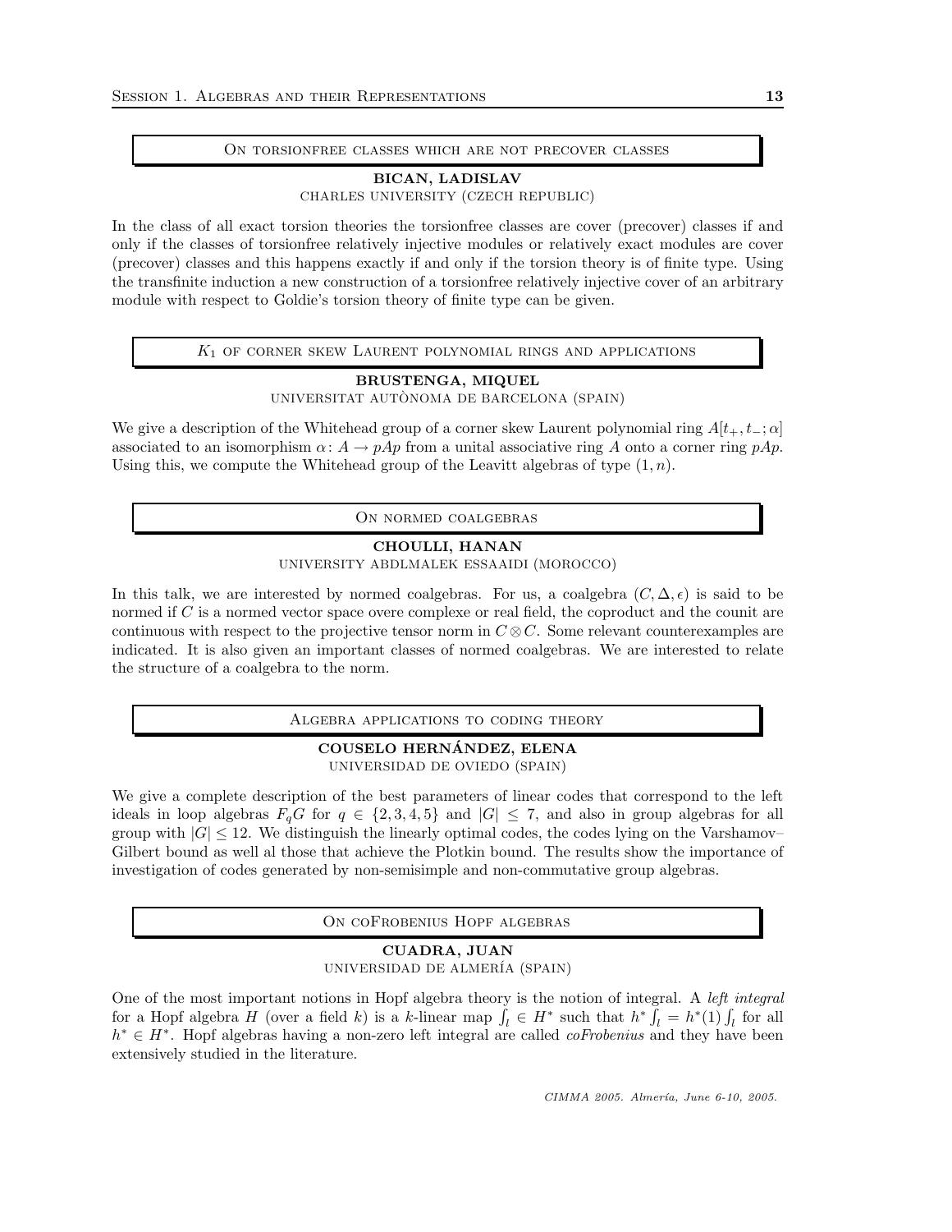## On torsionfree classes which are not precover classes

**BICAN, LADISLAV**
CHARLES UNIVERSITY (CZECH REPUBLIC)

In the class of all exact torsion theories the torsionfree classes are cover (precover) classes if and only if the classes of torsionfree relatively injective modules or relatively exact modules are cover (precover) classes and this happens exactly if and only if the torsion theory is of finite type. Using the transfinite induction a new construction of a torsionfree relatively injective cover of an arbitrary module with respect to Goldie's torsion theory of finite type can be given.

## $K_1$ of corner skew Laurent polynomial rings and applications

**BRUSTENGA, MIQUEL**
UNIVERSITAT AUTÒNOMA DE BARCELONA (SPAIN)

We give a description of the Whitehead group of a corner skew Laurent polynomial ring $A[t_+, t_-; \alpha]$ associated to an isomorphism $\alpha\colon A \to pAp$ from a unital associative ring $A$ onto a corner ring $pAp$. Using this, we compute the Whitehead group of the Leavitt algebras of type $(1, n)$.

## On normed coalgebras

**CHOULLI, HANAN**
UNIVERSITY ABDLMALEK ESSAAIDI (MOROCCO)

In this talk, we are interested by normed coalgebras. For us, a coalgebra $(C, \Delta, \epsilon)$ is said to be normed if $C$ is a normed vector space overe complexe or real field, the coproduct and the counit are continuous with respect to the projective tensor norm in $C \otimes C$. Some relevant counterexamples are indicated. It is also given an important classes of normed coalgebras. We are interested to relate the structure of a coalgebra to the norm.

## Algebra applications to coding theory

**COUSELO HERNÁNDEZ, ELENA**
UNIVERSIDAD DE OVIEDO (SPAIN)

We give a complete description of the best parameters of linear codes that correspond to the left ideals in loop algebras $F_qG$ for $q \in \{2, 3, 4, 5\}$ and $|G| \leq 7$, and also in group algebras for all group with $|G| \leq 12$. We distinguish the linearly optimal codes, the codes lying on the Varshamov–Gilbert bound as well al those that achieve the Plotkin bound. The results show the importance of investigation of codes generated by non-semisimple and non-commutative group algebras.

## On coFrobenius Hopf algebras

**CUADRA, JUAN**
UNIVERSIDAD DE ALMERÍA (SPAIN)

One of the most important notions in Hopf algebra theory is the notion of integral. A *left integral* for a Hopf algebra $H$ (over a field $k$) is a $k$-linear map $\int_l \in H^*$ such that $h^* \int_l = h^*(1) \int_l$ for all $h^* \in H^*$. Hopf algebras having a non-zero left integral are called *coFrobenius* and they have been extensively studied in the literature.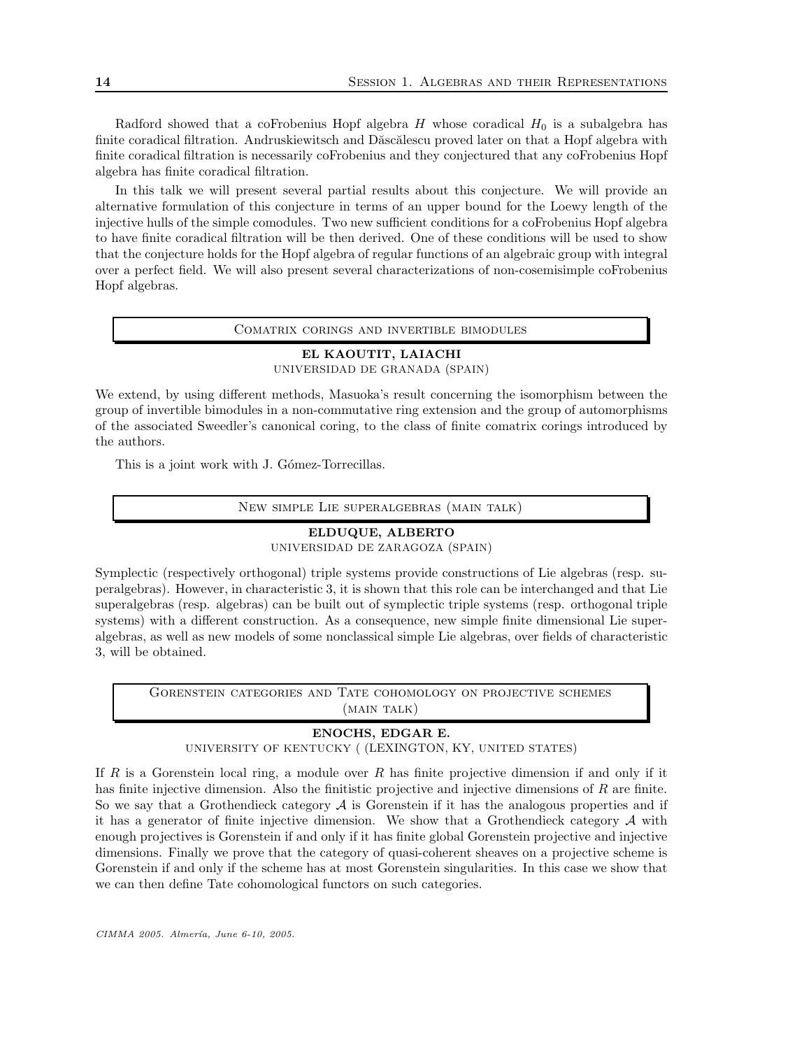Radford showed that a coFrobenius Hopf algebra $H$ whose coradical $H_0$ is a subalgebra has finite coradical filtration. Andruskiewitsch and Dăscălescu proved later on that a Hopf algebra with finite coradical filtration is necessarily coFrobenius and they conjectured that any coFrobenius Hopf algebra has finite coradical filtration.

In this talk we will present several partial results about this conjecture. We will provide an alternative formulation of this conjecture in terms of an upper bound for the Loewy length of the injective hulls of the simple comodules. Two new sufficient conditions for a coFrobenius Hopf algebra to have finite coradical filtration will be then derived. One of these conditions will be used to show that the conjecture holds for the Hopf algebra of regular functions of an algebraic group with integral over a perfect field. We will also present several characterizations of non-cosemisimple coFrobenius Hopf algebras.

## Comatrix corings and invertible bimodules

**EL KAOUTIT, LAIACHI**
UNIVERSIDAD DE GRANADA (SPAIN)

We extend, by using different methods, Masuoka's result concerning the isomorphism between the group of invertible bimodules in a non-commutative ring extension and the group of automorphisms of the associated Sweedler's canonical coring, to the class of finite comatrix corings introduced by the authors.

This is a joint work with J. Gómez-Torrecillas.

## New simple Lie superalgebras (main talk)

**ELDUQUE, ALBERTO**
UNIVERSIDAD DE ZARAGOZA (SPAIN)

Symplectic (respectively orthogonal) triple systems provide constructions of Lie algebras (resp. superalgebras). However, in characteristic 3, it is shown that this role can be interchanged and that Lie superalgebras (resp. algebras) can be built out of symplectic triple systems (resp. orthogonal triple systems) with a different construction. As a consequence, new simple finite dimensional Lie superalgebras, as well as new models of some nonclassical simple Lie algebras, over fields of characteristic 3, will be obtained.

## Gorenstein categories and Tate cohomology on projective schemes (main talk)

**ENOCHS, EDGAR E.**
UNIVERSITY OF KENTUCKY ( (LEXINGTON, KY, UNITED STATES)

If $R$ is a Gorenstein local ring, a module over $R$ has finite projective dimension if and only if it has finite injective dimension. Also the finitistic projective and injective dimensions of $R$ are finite. So we say that a Grothendieck category $\mathcal{A}$ is Gorenstein if it has the analogous properties and if it has a generator of finite injective dimension. We show that a Grothendieck category $\mathcal{A}$ with enough projectives is Gorenstein if and only if it has finite global Gorenstein projective and injective dimensions. Finally we prove that the category of quasi-coherent sheaves on a projective scheme is Gorenstein if and only if the scheme has at most Gorenstein singularities. In this case we show that we can then define Tate cohomological functors on such categories.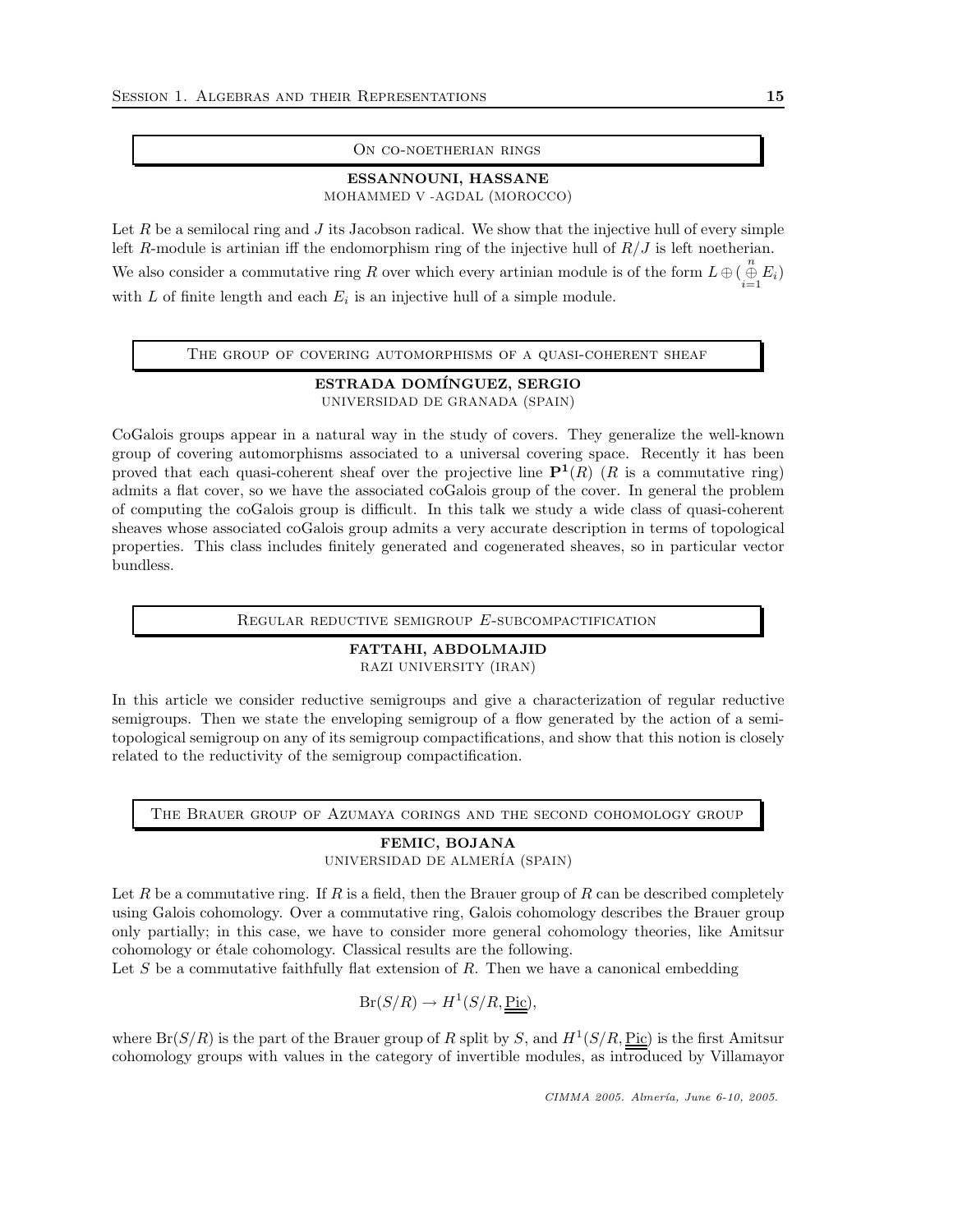## On co-noetherian rings

**ESSANNOUNI, HASSANE**
MOHAMMED V -AGDAL (MOROCCO)

Let $R$ be a semilocal ring and $J$ its Jacobson radical. We show that the injective hull of every simple left $R$-module is artinian iff the endomorphism ring of the injective hull of $R/J$ is left noetherian. We also consider a commutative ring $R$ over which every artinian module is of the form $L \oplus (\overset{n}{\underset{i=1}{\oplus}} E_i)$ with $L$ of finite length and each $E_i$ is an injective hull of a simple module.

## The group of covering automorphisms of a quasi-coherent sheaf

**ESTRADA DOMÍNGUEZ, SERGIO**
UNIVERSIDAD DE GRANADA (SPAIN)

CoGalois groups appear in a natural way in the study of covers. They generalize the well-known group of covering automorphisms associated to a universal covering space. Recently it has been proved that each quasi-coherent sheaf over the projective line $\mathbf{P}^1(R)$ ($R$ is a commutative ring) admits a flat cover, so we have the associated coGalois group of the cover. In general the problem of computing the coGalois group is difficult. In this talk we study a wide class of quasi-coherent sheaves whose associated coGalois group admits a very accurate description in terms of topological properties. This class includes finitely generated and cogenerated sheaves, so in particular vector bundless.

## Regular reductive semigroup $E$-subcompactification

**FATTAHI, ABDOLMAJID**
RAZI UNIVERSITY (IRAN)

In this article we consider reductive semigroups and give a characterization of regular reductive semigroups. Then we state the enveloping semigroup of a flow generated by the action of a semi-topological semigroup on any of its semigroup compactifications, and show that this notion is closely related to the reductivity of the semigroup compactification.

## The Brauer group of Azumaya corings and the second cohomology group

**FEMIC, BOJANA**
UNIVERSIDAD DE ALMERÍA (SPAIN)

Let $R$ be a commutative ring. If $R$ is a field, then the Brauer group of $R$ can be described completely using Galois cohomology. Over a commutative ring, Galois cohomology describes the Brauer group only partially; in this case, we have to consider more general cohomology theories, like Amitsur cohomology or étale cohomology. Classical results are the following.

Let $S$ be a commutative faithfully flat extension of $R$. Then we have a canonical embedding

$$\mathrm{Br}(S/R) \to H^1(S/R, \underline{\underline{\underline{\mathrm{Pic}}}}),$$

where $\mathrm{Br}(S/R)$ is the part of the Brauer group of $R$ split by $S$, and $H^1(S/R, \underline{\underline{\underline{\mathrm{Pic}}}})$ is the first Amitsur cohomology groups with values in the category of invertible modules, as introduced by Villamayor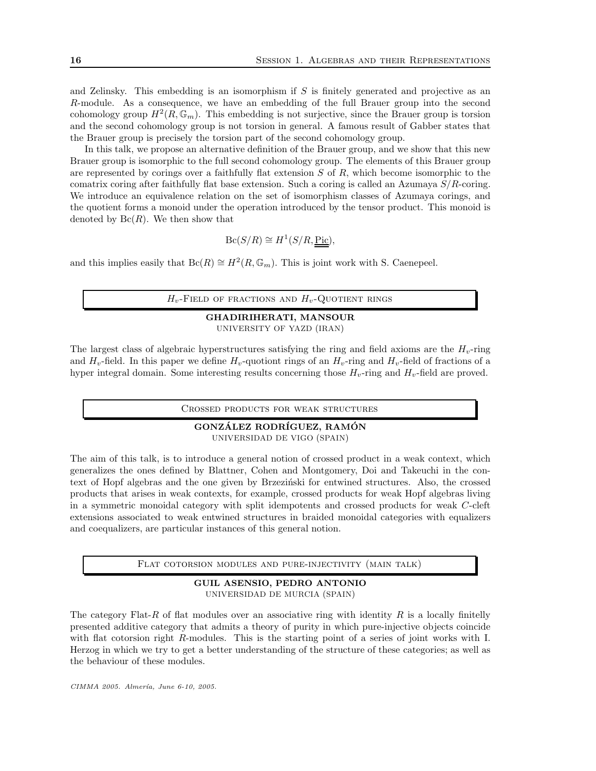and Zelinsky. This embedding is an isomorphism if $S$ is finitely generated and projective as an $R$-module. As a consequence, we have an embedding of the full Brauer group into the second cohomology group $H^2(R, \mathbb{G}_m)$. This embedding is not surjective, since the Brauer group is torsion and the second cohomology group is not torsion in general. A famous result of Gabber states that the Brauer group is precisely the torsion part of the second cohomology group.

In this talk, we propose an alternative definition of the Brauer group, and we show that this new Brauer group is isomorphic to the full second cohomology group. The elements of this Brauer group are represented by corings over a faithfully flat extension $S$ of $R$, which become isomorphic to the comatrix coring after faithfully flat base extension. Such a coring is called an Azumaya $S/R$-coring. We introduce an equivalence relation on the set of isomorphism classes of Azumaya corings, and the quotient forms a monoid under the operation introduced by the tensor product. This monoid is denoted by $\mathrm{Bc}(R)$. We then show that

$$\mathrm{Bc}(S/R) \cong H^1(S/R, \underline{\underline{\mathrm{Pic}}}),$$

and this implies easily that $\mathrm{Bc}(R) \cong H^2(R, \mathbb{G}_m)$. This is joint work with S. Caenepeel.

## $H_v$-Field of fractions and $H_v$-Quotient rings

**GHADIRIHERATI, MANSOUR**
University of Yazd (Iran)

The largest class of algebraic hyperstructures satisfying the ring and field axioms are the $H_v$-ring and $H_v$-field. In this paper we define $H_v$-quotiont rings of an $H_v$-ring and $H_v$-field of fractions of a hyper integral domain. Some interesting results concerning those $H_v$-ring and $H_v$-field are proved.

## Crossed products for weak structures

**GONZÁLEZ RODRÍGUEZ, RAMÓN**
Universidad de Vigo (Spain)

The aim of this talk, is to introduce a general notion of crossed product in a weak context, which generalizes the ones defined by Blattner, Cohen and Montgomery, Doi and Takeuchi in the context of Hopf algebras and the one given by Brzeziński for entwined structures. Also, the crossed products that arises in weak contexts, for example, crossed products for weak Hopf algebras living in a symmetric monoidal category with split idempotents and crossed products for weak $C$-cleft extensions associated to weak entwined structures in braided monoidal categories with equalizers and coequalizers, are particular instances of this general notion.

## Flat cotorsion modules and pure-injectivity (main talk)

**GUIL ASENSIO, PEDRO ANTONIO**
Universidad de Murcia (Spain)

The category Flat-$R$ of flat modules over an associative ring with identity $R$ is a locally finitelly presented additive category that admits a theory of purity in which pure-injective objects coincide with flat cotorsion right $R$-modules. This is the starting point of a series of joint works with I. Herzog in which we try to get a better understanding of the structure of these categories; as well as the behaviour of these modules.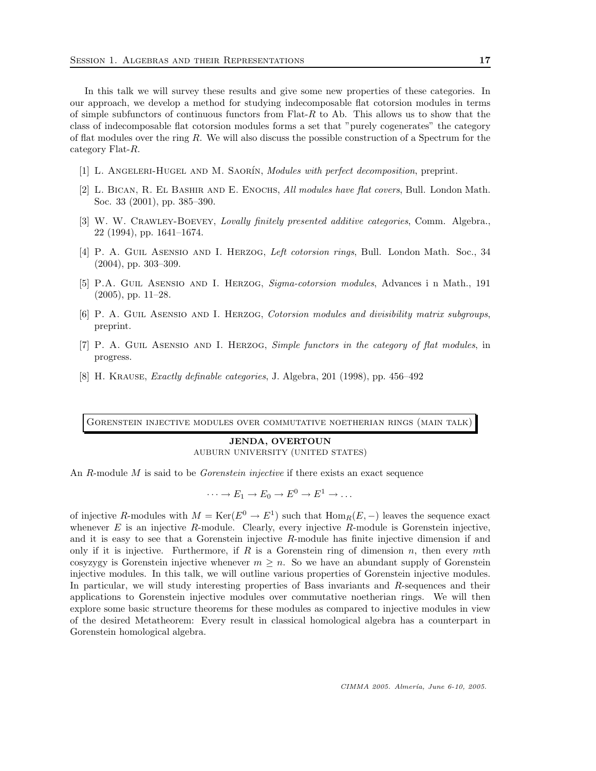In this talk we will survey these results and give some new properties of these categories. In our approach, we develop a method for studying indecomposable flat cotorsion modules in terms of simple subfunctors of continuous functors from Flat-$R$ to Ab. This allows us to show that the class of indecomposable flat cotorsion modules forms a set that "purely cogenerates" the category of flat modules over the ring $R$. We will also discuss the possible construction of a Spectrum for the category Flat-$R$.

[1] L. Angeleri-Hugel and M. Saorín, *Modules with perfect decomposition*, preprint.

[2] L. Bican, R. El Bashir and E. Enochs, *All modules have flat covers*, Bull. London Math. Soc. 33 (2001), pp. 385–390.

[3] W. W. Crawley-Boevey, *Lovally finitely presented additive categories*, Comm. Algebra., 22 (1994), pp. 1641–1674.

[4] P. A. Guil Asensio and I. Herzog, *Left cotorsion rings*, Bull. London Math. Soc., 34 (2004), pp. 303–309.

[5] P.A. Guil Asensio and I. Herzog, *Sigma-cotorsion modules*, Advances i n Math., 191 (2005), pp. 11–28.

[6] P. A. Guil Asensio and I. Herzog, *Cotorsion modules and divisibility matrix subgroups*, preprint.

[7] P. A. Guil Asensio and I. Herzog, *Simple functors in the category of flat modules*, in progress.

[8] H. Krause, *Exactly definable categories*, J. Algebra, 201 (1998), pp. 456–492

## Gorenstein injective modules over commutative noetherian rings (main talk)

**JENDA, OVERTOUN**
Auburn University (United States)

An $R$-module $M$ is said to be *Gorenstein injective* if there exists an exact sequence

$$\cdots \to E_1 \to E_0 \to E^0 \to E^1 \to \dots$$

of injective $R$-modules with $M = \operatorname{Ker}(E^0 \to E^1)$ such that $\operatorname{Hom}_R(E, -)$ leaves the sequence exact whenever $E$ is an injective $R$-module. Clearly, every injective $R$-module is Gorenstein injective, and it is easy to see that a Gorenstein injective $R$-module has finite injective dimension if and only if it is injective. Furthermore, if $R$ is a Gorenstein ring of dimension $n$, then every $m$th cosyzygy is Gorenstein injective whenever $m \geq n$. So we have an abundant supply of Gorenstein injective modules. In this talk, we will outline various properties of Gorenstein injective modules. In particular, we will study interesting properties of Bass invariants and $R$-sequences and their applications to Gorenstein injective modules over commutative noetherian rings. We will then explore some basic structure theorems for these modules as compared to injective modules in view of the desired Metatheorem: Every result in classical homological algebra has a counterpart in Gorenstein homological algebra.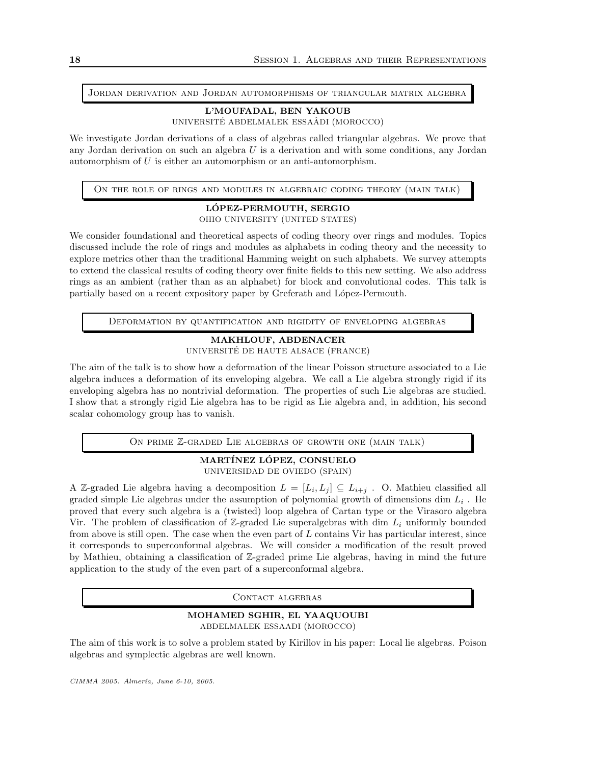## Jordan derivation and Jordan automorphisms of triangular matrix algebra

**L'MOUFADAL, BEN YAKOUB**
UNIVERSITÉ ABDELMALEK ESSAÂDI (MOROCCO)

We investigate Jordan derivations of a class of algebras called triangular algebras. We prove that any Jordan derivation on such an algebra $U$ is a derivation and with some conditions, any Jordan automorphism of $U$ is either an automorphism or an anti-automorphism.

## On the role of rings and modules in algebraic coding theory (main talk)

**LÓPEZ-PERMOUTH, SERGIO**
OHIO UNIVERSITY (UNITED STATES)

We consider foundational and theoretical aspects of coding theory over rings and modules. Topics discussed include the role of rings and modules as alphabets in coding theory and the necessity to explore metrics other than the traditional Hamming weight on such alphabets. We survey attempts to extend the classical results of coding theory over finite fields to this new setting. We also address rings as an ambient (rather than as an alphabet) for block and convolutional codes. This talk is partially based on a recent expository paper by Greferath and López-Permouth.

## Deformation by quantification and rigidity of enveloping algebras

**MAKHLOUF, ABDENACER**
UNIVERSITÉ DE HAUTE ALSACE (FRANCE)

The aim of the talk is to show how a deformation of the linear Poisson structure associated to a Lie algebra induces a deformation of its enveloping algebra. We call a Lie algebra strongly rigid if its enveloping algebra has no nontrivial deformation. The properties of such Lie algebras are studied. I show that a strongly rigid Lie algebra has to be rigid as Lie algebra and, in addition, his second scalar cohomology group has to vanish.

## On prime $\mathbb{Z}$-graded Lie algebras of growth one (main talk)

**MARTÍNEZ LÓPEZ, CONSUELO**
UNIVERSIDAD DE OVIEDO (SPAIN)

A $\mathbb{Z}$-graded Lie algebra having a decomposition $L = [L_i, L_j] \subseteq L_{i+j}$ . O. Mathieu classified all graded simple Lie algebras under the assumption of polynomial growth of dimensions dim $L_i$ . He proved that every such algebra is a (twisted) loop algebra of Cartan type or the Virasoro algebra Vir. The problem of classification of $\mathbb{Z}$-graded Lie superalgebras with dim $L_i$ uniformly bounded from above is still open. The case when the even part of $L$ contains Vir has particular interest, since it corresponds to superconformal algebras. We will consider a modification of the result proved by Mathieu, obtaining a classification of $\mathbb{Z}$-graded prime Lie algebras, having in mind the future application to the study of the even part of a superconformal algebra.

## Contact algebras

**MOHAMED SGHIR, EL YAAQUOUBI**
ABDELMALEK ESSAADI (MOROCCO)

The aim of this work is to solve a problem stated by Kirillov in his paper: Local lie algebras. Poison algebras and symplectic algebras are well known.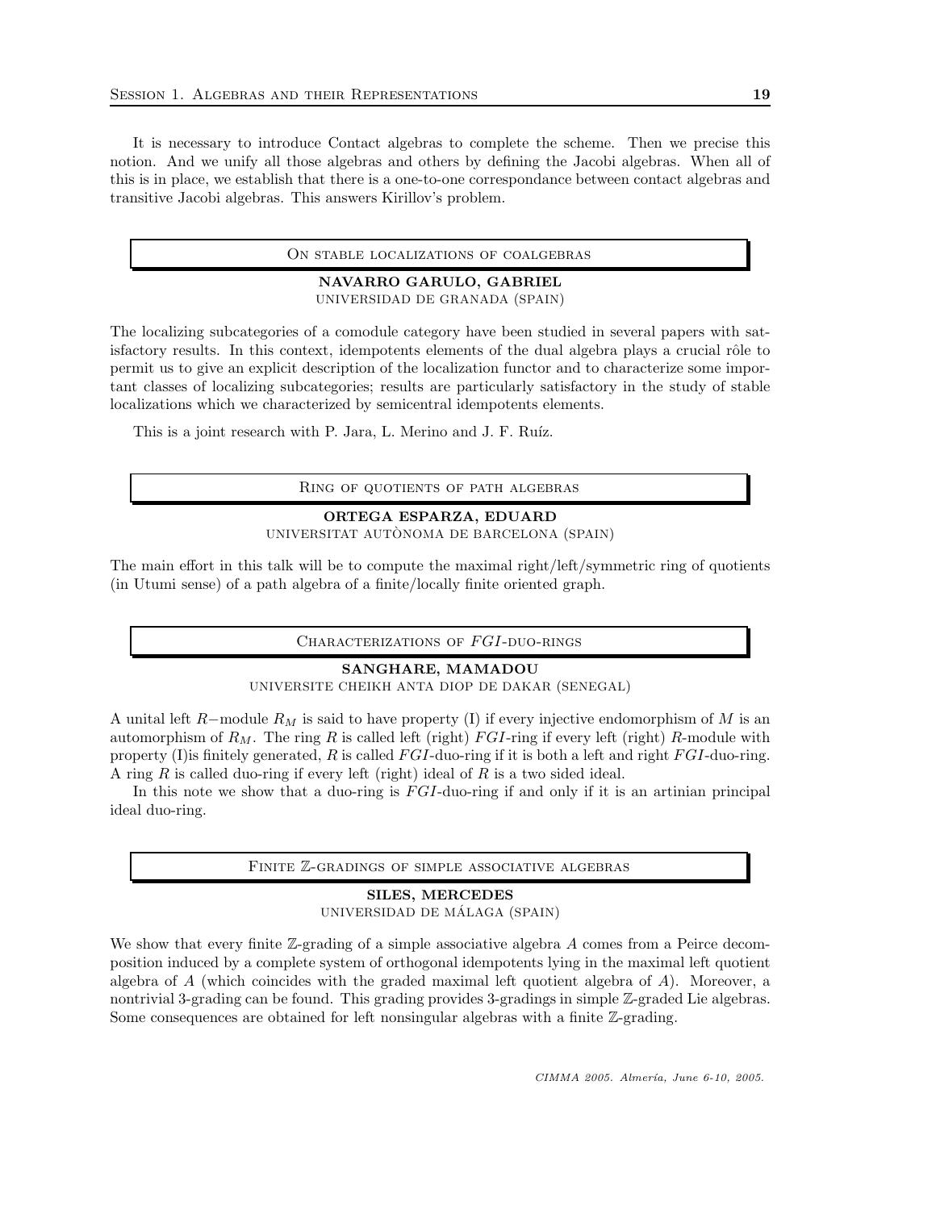It is necessary to introduce Contact algebras to complete the scheme. Then we precise this notion. And we unify all those algebras and others by defining the Jacobi algebras. When all of this is in place, we establish that there is a one-to-one correspondance between contact algebras and transitive Jacobi algebras. This answers Kirillov's problem.

## On stable localizations of coalgebras

**NAVARRO GARULO, GABRIEL**
UNIVERSIDAD DE GRANADA (SPAIN)

The localizing subcategories of a comodule category have been studied in several papers with satisfactory results. In this context, idempotents elements of the dual algebra plays a crucial rôle to permit us to give an explicit description of the localization functor and to characterize some important classes of localizing subcategories; results are particularly satisfactory in the study of stable localizations which we characterized by semicentral idempotents elements.

This is a joint research with P. Jara, L. Merino and J. F. Ruíz.

## Ring of quotients of path algebras

**ORTEGA ESPARZA, EDUARD**
UNIVERSITAT AUTÒNOMA DE BARCELONA (SPAIN)

The main effort in this talk will be to compute the maximal right/left/symmetric ring of quotients (in Utumi sense) of a path algebra of a finite/locally finite oriented graph.

## Characterizations of $FGI$-duo-rings

**SANGHARE, MAMADOU**
UNIVERSITE CHEIKH ANTA DIOP DE DAKAR (SENEGAL)

A unital left $R-$module $R_M$ is said to have property (I) if every injective endomorphism of $M$ is an automorphism of $R_M$. The ring $R$ is called left (right) $FGI$-ring if every left (right) $R$-module with property (I)is finitely generated, $R$ is called $FGI$-duo-ring if it is both a left and right $FGI$-duo-ring. A ring $R$ is called duo-ring if every left (right) ideal of $R$ is a two sided ideal.

In this note we show that a duo-ring is $FGI$-duo-ring if and only if it is an artinian principal ideal duo-ring.

## Finite $\mathbb{Z}$-gradings of simple associative algebras

**SILES, MERCEDES**
UNIVERSIDAD DE MÁLAGA (SPAIN)

We show that every finite $\mathbb{Z}$-grading of a simple associative algebra $A$ comes from a Peirce decomposition induced by a complete system of orthogonal idempotents lying in the maximal left quotient algebra of $A$ (which coincides with the graded maximal left quotient algebra of $A$). Moreover, a nontrivial 3-grading can be found. This grading provides 3-gradings in simple $\mathbb{Z}$-graded Lie algebras. Some consequences are obtained for left nonsingular algebras with a finite $\mathbb{Z}$-grading.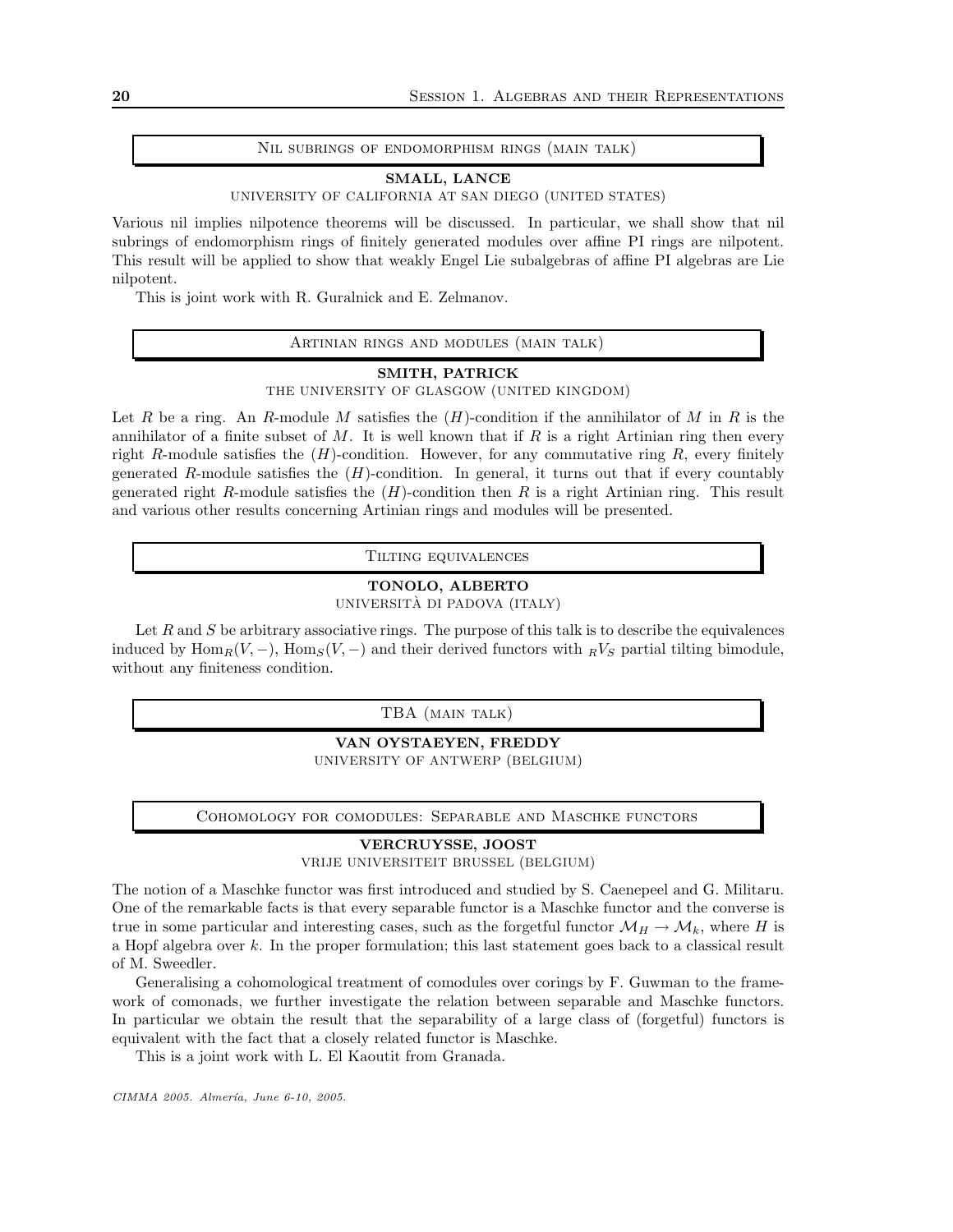## Nil subrings of endomorphism rings (main talk)

**SMALL, LANCE**

UNIVERSITY OF CALIFORNIA AT SAN DIEGO (UNITED STATES)

Various nil implies nilpotence theorems will be discussed. In particular, we shall show that nil subrings of endomorphism rings of finitely generated modules over affine PI rings are nilpotent. This result will be applied to show that weakly Engel Lie subalgebras of affine PI algebras are Lie nilpotent.

This is joint work with R. Guralnick and E. Zelmanov.

## Artinian rings and modules (main talk)

**SMITH, PATRICK**

THE UNIVERSITY OF GLASGOW (UNITED KINGDOM)

Let $R$ be a ring. An $R$-module $M$ satisfies the $(H)$-condition if the annihilator of $M$ in $R$ is the annihilator of a finite subset of $M$. It is well known that if $R$ is a right Artinian ring then every right $R$-module satisfies the $(H)$-condition. However, for any commutative ring $R$, every finitely generated $R$-module satisfies the $(H)$-condition. In general, it turns out that if every countably generated right $R$-module satisfies the $(H)$-condition then $R$ is a right Artinian ring. This result and various other results concerning Artinian rings and modules will be presented.

## Tilting equivalences

**TONOLO, ALBERTO**

UNIVERSITÀ DI PADOVA (ITALY)

Let $R$ and $S$ be arbitrary associative rings. The purpose of this talk is to describe the equivalences induced by $\mathrm{Hom}_R(V,-)$, $\mathrm{Hom}_S(V,-)$ and their derived functors with ${}_RV_S$ partial tilting bimodule, without any finiteness condition.

## TBA (main talk)

**VAN OYSTAEYEN, FREDDY**

UNIVERSITY OF ANTWERP (BELGIUM)

## Cohomology for comodules: Separable and Maschke functors

**VERCRUYSSE, JOOST**

VRIJE UNIVERSITEIT BRUSSEL (BELGIUM)

The notion of a Maschke functor was first introduced and studied by S. Caenepeel and G. Militaru. One of the remarkable facts is that every separable functor is a Maschke functor and the converse is true in some particular and interesting cases, such as the forgetful functor $\mathcal{M}_H \to \mathcal{M}_k$, where $H$ is a Hopf algebra over $k$. In the proper formulation; this last statement goes back to a classical result of M. Sweedler.

Generalising a cohomological treatment of comodules over corings by F. Guwman to the framework of comonads, we further investigate the relation between separable and Maschke functors. In particular we obtain the result that the separability of a large class of (forgetful) functors is equivalent with the fact that a closely related functor is Maschke.

This is a joint work with L. El Kaoutit from Granada.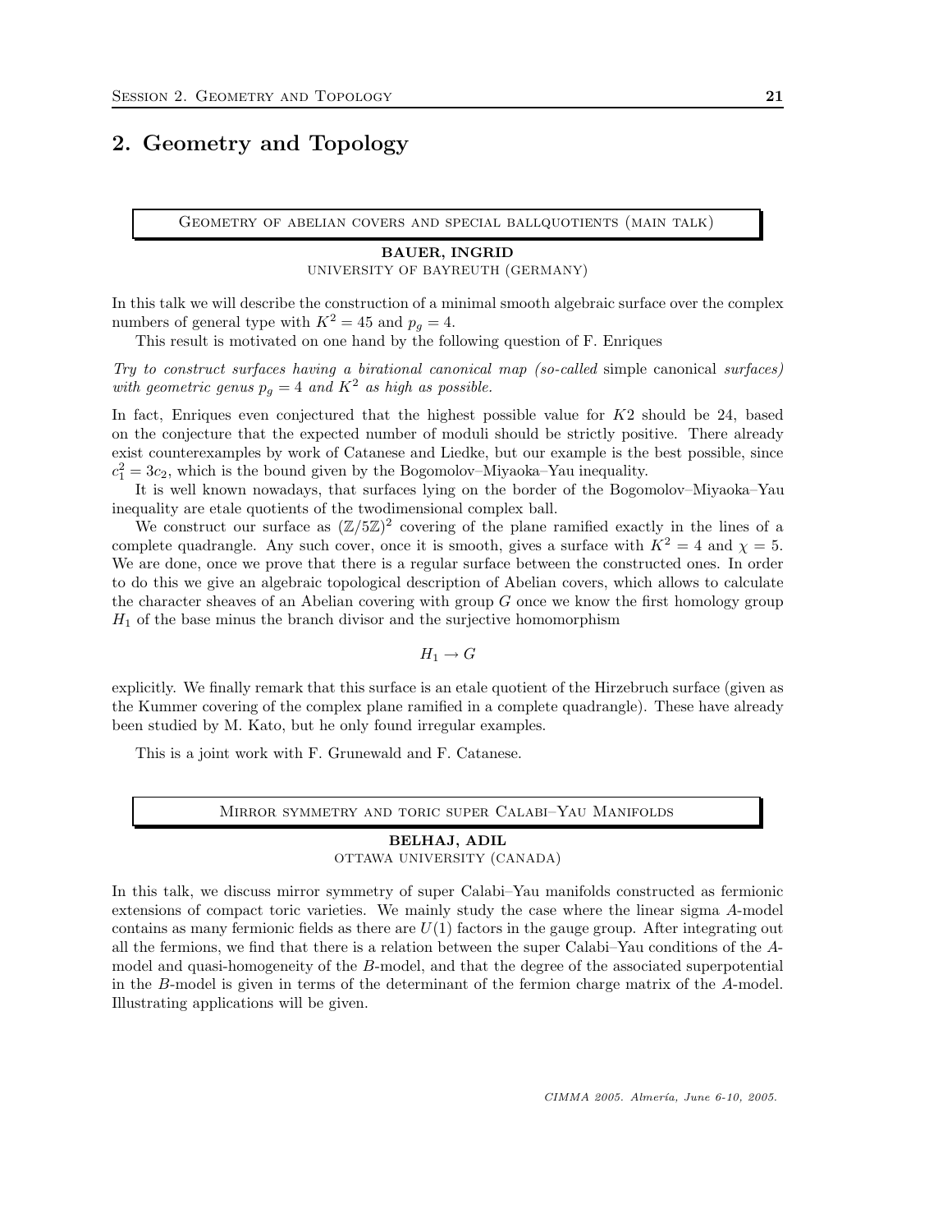# 2. Geometry and Topology

## Geometry of abelian covers and special ballquotients (main talk)

**BAUER, INGRID**
UNIVERSITY OF BAYREUTH (GERMANY)

In this talk we will describe the construction of a minimal smooth algebraic surface over the complex numbers of general type with $K^2 = 45$ and $p_g = 4$.

This result is motivated on one hand by the following question of F. Enriques

*Try to construct surfaces having a birational canonical map (so-called* simple canonical *surfaces) with geometric genus $p_g = 4$ and $K^2$ as high as possible.*

In fact, Enriques even conjectured that the highest possible value for $K2$ should be 24, based on the conjecture that the expected number of moduli should be strictly positive. There already exist counterexamples by work of Catanese and Liedke, but our example is the best possible, since $c_1^2 = 3c_2$, which is the bound given by the Bogomolov–Miyaoka–Yau inequality.

It is well known nowadays, that surfaces lying on the border of the Bogomolov–Miyaoka–Yau inequality are etale quotients of the twodimensional complex ball.

We construct our surface as $(\mathbb{Z}/5\mathbb{Z})^2$ covering of the plane ramified exactly in the lines of a complete quadrangle. Any such cover, once it is smooth, gives a surface with $K^2 = 4$ and $\chi = 5$. We are done, once we prove that there is a regular surface between the constructed ones. In order to do this we give an algebraic topological description of Abelian covers, which allows to calculate the character sheaves of an Abelian covering with group $G$ once we know the first homology group $H_1$ of the base minus the branch divisor and the surjective homomorphism

$$H_1 \to G$$

explicitly. We finally remark that this surface is an etale quotient of the Hirzebruch surface (given as the Kummer covering of the complex plane ramified in a complete quadrangle). These have already been studied by M. Kato, but he only found irregular examples.

This is a joint work with F. Grunewald and F. Catanese.

## Mirror symmetry and toric super Calabi–Yau Manifolds

**BELHAJ, ADIL**
OTTAWA UNIVERSITY (CANADA)

In this talk, we discuss mirror symmetry of super Calabi–Yau manifolds constructed as fermionic extensions of compact toric varieties. We mainly study the case where the linear sigma $A$-model contains as many fermionic fields as there are $U(1)$ factors in the gauge group. After integrating out all the fermions, we find that there is a relation between the super Calabi–Yau conditions of the $A$-model and quasi-homogeneity of the $B$-model, and that the degree of the associated superpotential in the $B$-model is given in terms of the determinant of the fermion charge matrix of the $A$-model. Illustrating applications will be given.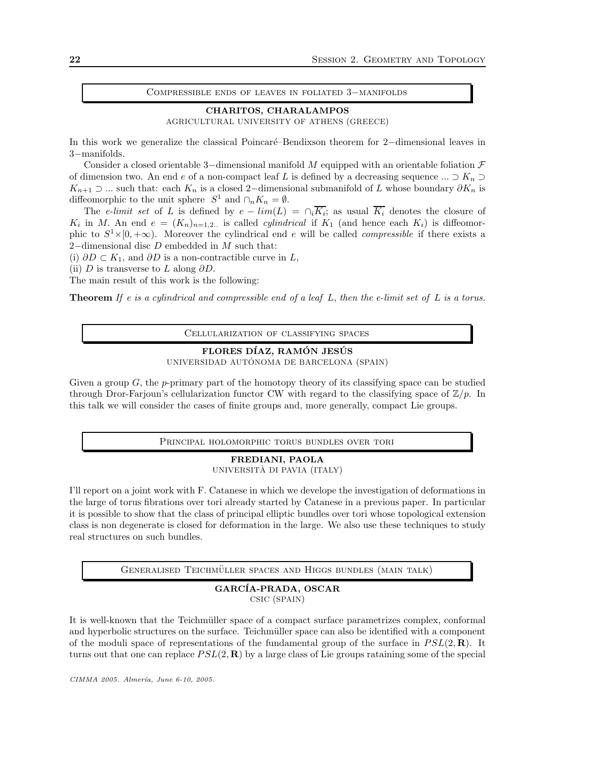## Compressible ends of leaves in foliated 3−manifolds

**CHARITOS, CHARALAMPOS**
AGRICULTURAL UNIVERSITY OF ATHENS (GREECE)

In this work we generalize the classical Poincaré–Bendixson theorem for 2−dimensional leaves in 3−manifolds.

Consider a closed orientable 3−dimensional manifold $M$ equipped with an orientable foliation $\mathcal{F}$ of dimension two. An end $e$ of a non-compact leaf $L$ is defined by a decreasing sequence $... \supset K_n \supset K_{n+1} \supset ...$ such that: each $K_n$ is a closed 2−dimensional submanifold of $L$ whose boundary $\partial K_n$ is diffeomorphic to the unit sphere $S^1$ and $\cap_n K_n = \emptyset$.

The *e-limit set* of $L$ is defined by $e - lim(L) = \cap_i \overline{K_i}$; as usual $\overline{K_i}$ denotes the closure of $K_i$ in $M$. An end $e = (K_n)_{n=1,2..}$ is called *cylindrical* if $K_1$ (and hence each $K_i$) is diffeomorphic to $S^1 \times [0, +\infty)$. Moreover the cylindrical end $e$ will be called *compressible* if there exists a 2−dimensional disc $D$ embedded in $M$ such that:

(i) $\partial D \subset K_1$, and $\partial D$ is a non-contractible curve in $L$,
(ii) $D$ is transverse to $L$ along $\partial D$.

The main result of this work is the following:

**Theorem** *If $e$ is a cylindrical and compressible end of a leaf $L$, then the e-limit set of $L$ is a torus.*

## Cellularization of classifying spaces

**FLORES DÍAZ, RAMÓN JESÚS**
UNIVERSIDAD AUTÓNOMA DE BARCELONA (SPAIN)

Given a group $G$, the $p$-primary part of the homotopy theory of its classifying space can be studied through Dror-Farjoun's cellularization functor CW with regard to the classifying space of $\mathbb{Z}/p$. In this talk we will consider the cases of finite groups and, more generally, compact Lie groups.

## Principal holomorphic torus bundles over tori

**FREDIANI, PAOLA**
UNIVERSITÀ DI PAVIA (ITALY)

I'll report on a joint work with F. Catanese in which we develope the investigation of deformations in the large of torus fibrations over tori already started by Catanese in a previous paper. In particular it is possible to show that the class of principal elliptic bundles over tori whose topological extension class is non degenerate is closed for deformation in the large. We also use these techniques to study real structures on such bundles.

## Generalised Teichmüller spaces and Higgs bundles (main talk)

**GARCÍA-PRADA, OSCAR**
CSIC (SPAIN)

It is well-known that the Teichmüller space of a compact surface parametrizes complex, conformal and hyperbolic structures on the surface. Teichmüller space can also be identified with a component of the moduli space of representations of the fundamental group of the surface in $PSL(2, \mathbf{R})$. It turns out that one can replace $PSL(2, \mathbf{R})$ by a large class of Lie groups rataining some of the special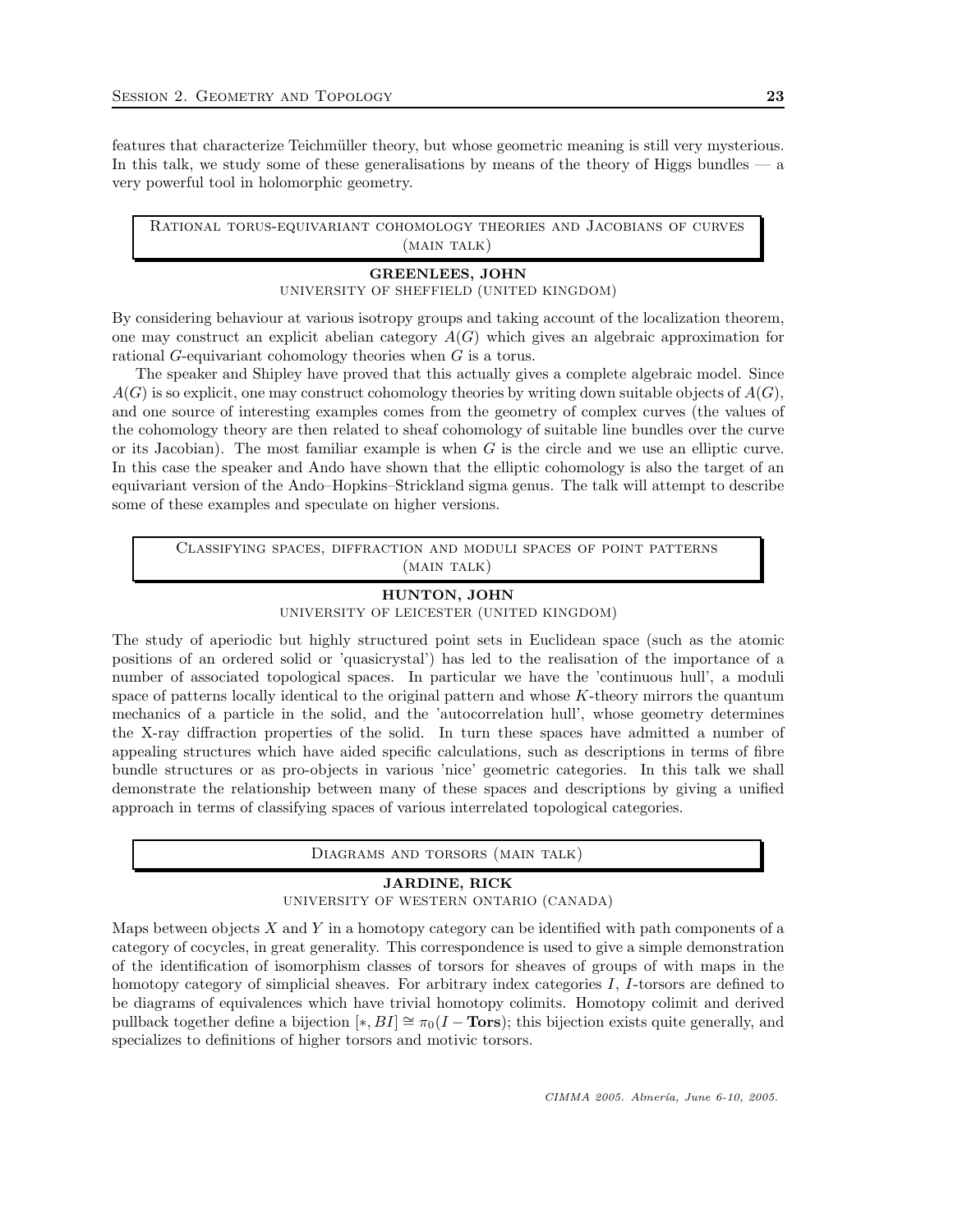features that characterize Teichmüller theory, but whose geometric meaning is still very mysterious. In this talk, we study some of these generalisations by means of the theory of Higgs bundles — a very powerful tool in holomorphic geometry.

## Rational torus-equivariant cohomology theories and Jacobians of curves (main talk)

**GREENLEES, JOHN**
University of Sheffield (United Kingdom)

By considering behaviour at various isotropy groups and taking account of the localization theorem, one may construct an explicit abelian category $A(G)$ which gives an algebraic approximation for rational $G$-equivariant cohomology theories when $G$ is a torus.

The speaker and Shipley have proved that this actually gives a complete algebraic model. Since $A(G)$ is so explicit, one may construct cohomology theories by writing down suitable objects of $A(G)$, and one source of interesting examples comes from the geometry of complex curves (the values of the cohomology theory are then related to sheaf cohomology of suitable line bundles over the curve or its Jacobian). The most familiar example is when $G$ is the circle and we use an elliptic curve. In this case the speaker and Ando have shown that the elliptic cohomology is also the target of an equivariant version of the Ando–Hopkins–Strickland sigma genus. The talk will attempt to describe some of these examples and speculate on higher versions.

## Classifying spaces, diffraction and moduli spaces of point patterns (main talk)

**HUNTON, JOHN**
University of Leicester (United Kingdom)

The study of aperiodic but highly structured point sets in Euclidean space (such as the atomic positions of an ordered solid or 'quasicrystal') has led to the realisation of the importance of a number of associated topological spaces. In particular we have the 'continuous hull', a moduli space of patterns locally identical to the original pattern and whose $K$-theory mirrors the quantum mechanics of a particle in the solid, and the 'autocorrelation hull', whose geometry determines the X-ray diffraction properties of the solid. In turn these spaces have admitted a number of appealing structures which have aided specific calculations, such as descriptions in terms of fibre bundle structures or as pro-objects in various 'nice' geometric categories. In this talk we shall demonstrate the relationship between many of these spaces and descriptions by giving a unified approach in terms of classifying spaces of various interrelated topological categories.

## Diagrams and torsors (main talk)

**JARDINE, RICK**
University of Western Ontario (Canada)

Maps between objects $X$ and $Y$ in a homotopy category can be identified with path components of a category of cocycles, in great generality. This correspondence is used to give a simple demonstration of the identification of isomorphism classes of torsors for sheaves of groups of with maps in the homotopy category of simplicial sheaves. For arbitrary index categories $I$, $I$-torsors are defined to be diagrams of equivalences which have trivial homotopy colimits. Homotopy colimit and derived pullback together define a bijection $[*, BI] \cong \pi_0(I - \mathbf{Tors})$; this bijection exists quite generally, and specializes to definitions of higher torsors and motivic torsors.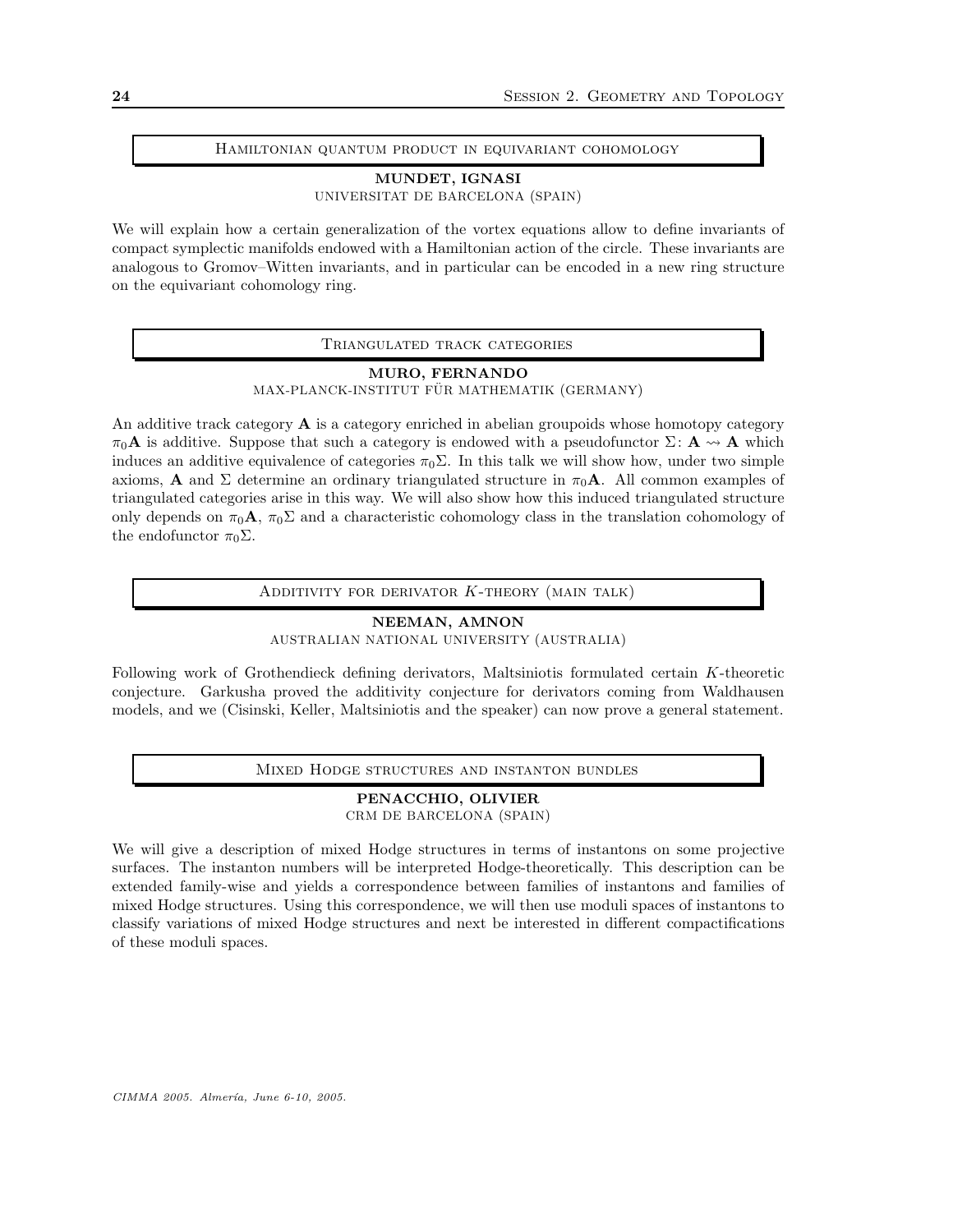## Hamiltonian quantum product in equivariant cohomology

**MUNDET, IGNASI**
UNIVERSITAT DE BARCELONA (SPAIN)

We will explain how a certain generalization of the vortex equations allow to define invariants of compact symplectic manifolds endowed with a Hamiltonian action of the circle. These invariants are analogous to Gromov–Witten invariants, and in particular can be encoded in a new ring structure on the equivariant cohomology ring.

## Triangulated track categories

**MURO, FERNANDO**
MAX-PLANCK-INSTITUT FÜR MATHEMATIK (GERMANY)

An additive track category $\mathbf{A}$ is a category enriched in abelian groupoids whose homotopy category $\pi_0\mathbf{A}$ is additive. Suppose that such a category is endowed with a pseudofunctor $\Sigma\colon \mathbf{A} \rightsquigarrow \mathbf{A}$ which induces an additive equivalence of categories $\pi_0\Sigma$. In this talk we will show how, under two simple axioms, $\mathbf{A}$ and $\Sigma$ determine an ordinary triangulated structure in $\pi_0\mathbf{A}$. All common examples of triangulated categories arise in this way. We will also show how this induced triangulated structure only depends on $\pi_0\mathbf{A}$, $\pi_0\Sigma$ and a characteristic cohomology class in the translation cohomology of the endofunctor $\pi_0\Sigma$.

## Additivity for derivator $K$-theory (main talk)

**NEEMAN, AMNON**
AUSTRALIAN NATIONAL UNIVERSITY (AUSTRALIA)

Following work of Grothendieck defining derivators, Maltsiniotis formulated certain $K$-theoretic conjecture. Garkusha proved the additivity conjecture for derivators coming from Waldhausen models, and we (Cisinski, Keller, Maltsiniotis and the speaker) can now prove a general statement.

## Mixed Hodge structures and instanton bundles

**PENACCHIO, OLIVIER**
CRM DE BARCELONA (SPAIN)

We will give a description of mixed Hodge structures in terms of instantons on some projective surfaces. The instanton numbers will be interpreted Hodge-theoretically. This description can be extended family-wise and yields a correspondence between families of instantons and families of mixed Hodge structures. Using this correspondence, we will then use moduli spaces of instantons to classify variations of mixed Hodge structures and next be interested in different compactifications of these moduli spaces.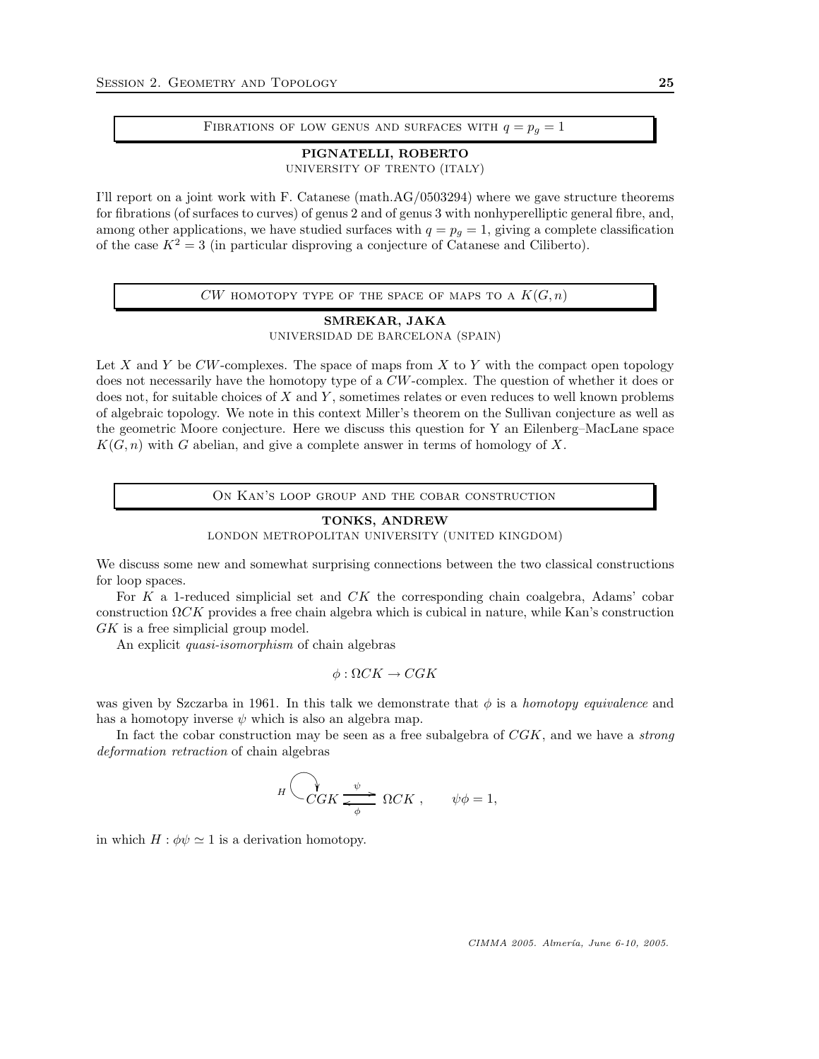## Fibrations of low genus and surfaces with $q = p_g = 1$

**PIGNATELLI, ROBERTO**
University of Trento (Italy)

I'll report on a joint work with F. Catanese (math.AG/0503294) where we gave structure theorems for fibrations (of surfaces to curves) of genus 2 and of genus 3 with nonhyperelliptic general fibre, and, among other applications, we have studied surfaces with $q = p_g = 1$, giving a complete classification of the case $K^2 = 3$ (in particular disproving a conjecture of Catanese and Ciliberto).

## $CW$ homotopy type of the space of maps to a $K(G, n)$

**SMREKAR, JAKA**
Universidad de Barcelona (Spain)

Let $X$ and $Y$ be $CW$-complexes. The space of maps from $X$ to $Y$ with the compact open topology does not necessarily have the homotopy type of a $CW$-complex. The question of whether it does or does not, for suitable choices of $X$ and $Y$, sometimes relates or even reduces to well known problems of algebraic topology. We note in this context Miller's theorem on the Sullivan conjecture as well as the geometric Moore conjecture. Here we discuss this question for Y an Eilenberg–MacLane space $K(G, n)$ with $G$ abelian, and give a complete answer in terms of homology of $X$.

## On Kan's loop group and the cobar construction

**TONKS, ANDREW**
London Metropolitan University (United Kingdom)

We discuss some new and somewhat surprising connections between the two classical constructions for loop spaces.

For $K$ a 1-reduced simplicial set and $CK$ the corresponding chain coalgebra, Adams' cobar construction $\Omega CK$ provides a free chain algebra which is cubical in nature, while Kan's construction $GK$ is a free simplicial group model.

An explicit *quasi-isomorphism* of chain algebras

$$\phi : \Omega CK \to CGK$$

was given by Szczarba in 1961. In this talk we demonstrate that $\phi$ is a *homotopy equivalence* and has a homotopy inverse $\psi$ which is also an algebra map.

In fact the cobar construction may be seen as a free subalgebra of $CGK$, and we have a *strong deformation retraction* of chain algebras

$$H \circlearrowright CGK \underset{\phi}{\overset{\psi}{\rightleftarrows}} \Omega CK , \qquad \psi\phi = 1,$$

in which $H : \phi\psi \simeq 1$ is a derivation homotopy.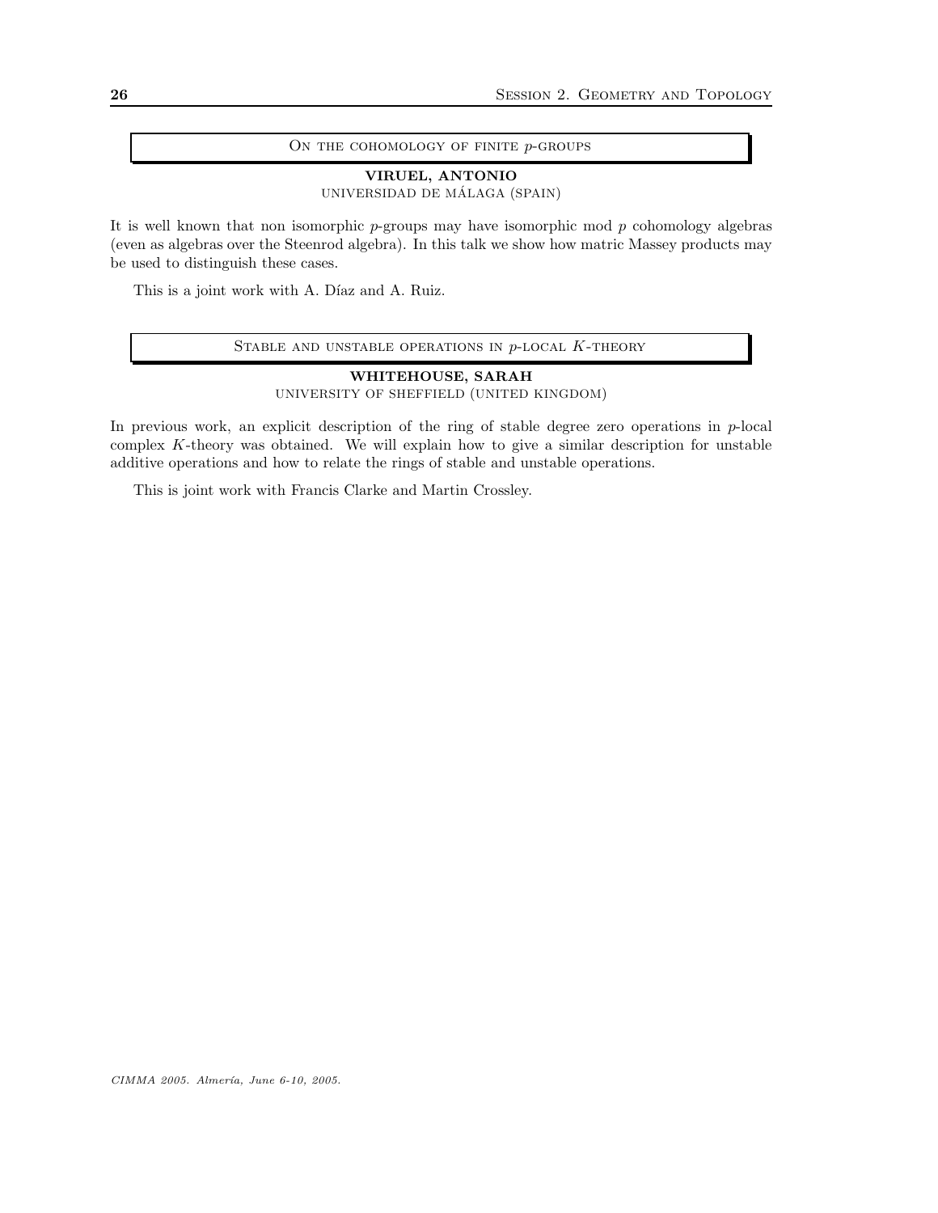## On the cohomology of finite $p$-groups

**VIRUEL, ANTONIO**
UNIVERSIDAD DE MÁLAGA (SPAIN)

It is well known that non isomorphic $p$-groups may have isomorphic mod $p$ cohomology algebras (even as algebras over the Steenrod algebra). In this talk we show how matric Massey products may be used to distinguish these cases.

This is a joint work with A. Díaz and A. Ruiz.

## Stable and unstable operations in $p$-local $K$-theory

**WHITEHOUSE, SARAH**
UNIVERSITY OF SHEFFIELD (UNITED KINGDOM)

In previous work, an explicit description of the ring of stable degree zero operations in $p$-local complex $K$-theory was obtained. We will explain how to give a similar description for unstable additive operations and how to relate the rings of stable and unstable operations.

This is joint work with Francis Clarke and Martin Crossley.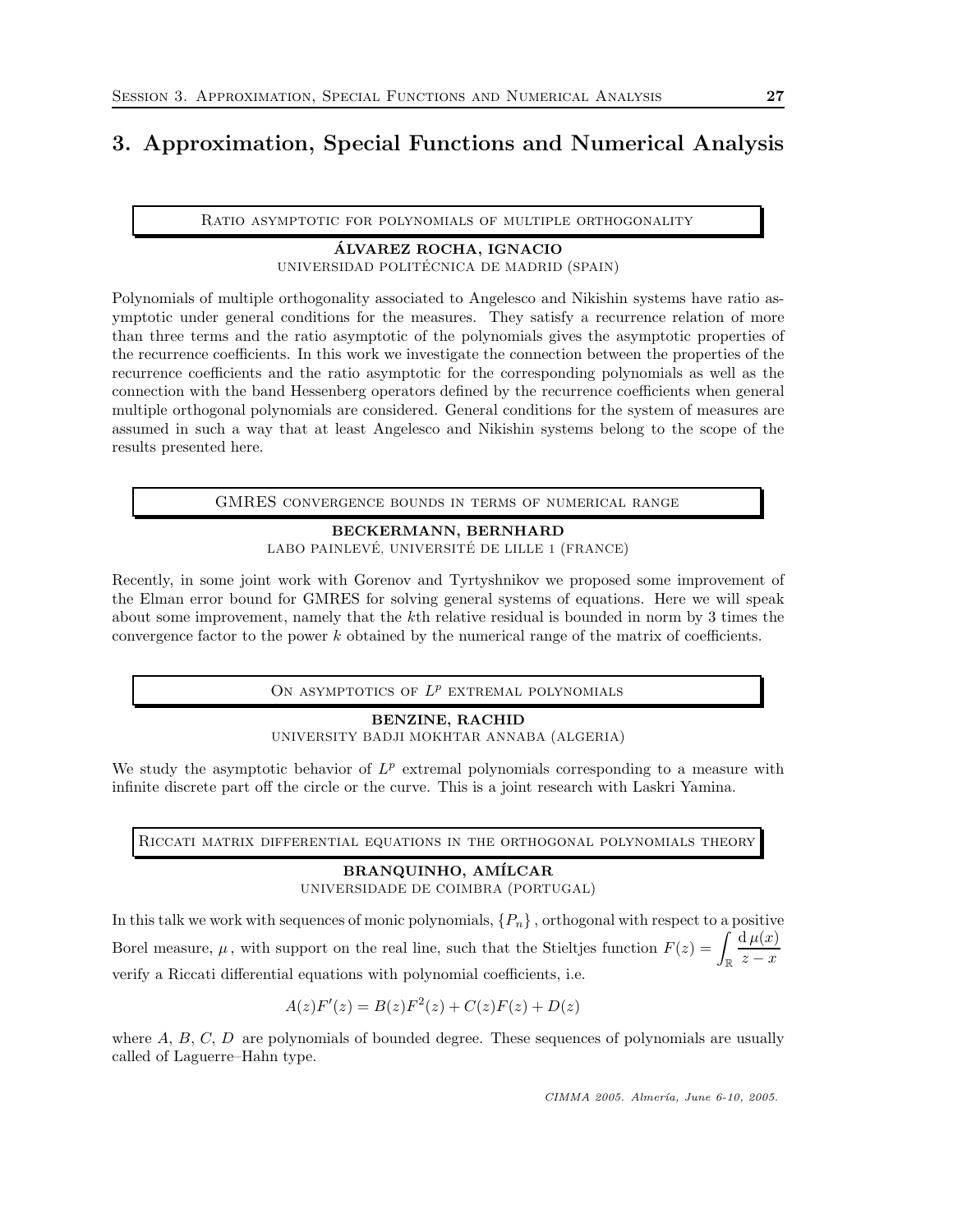# 3. Approximation, Special Functions and Numerical Analysis

### Ratio asymptotic for polynomials of multiple orthogonality

**ÁLVAREZ ROCHA, IGNACIO**
UNIVERSIDAD POLITÉCNICA DE MADRID (SPAIN)

Polynomials of multiple orthogonality associated to Angelesco and Nikishin systems have ratio asymptotic under general conditions for the measures. They satisfy a recurrence relation of more than three terms and the ratio asymptotic of the polynomials gives the asymptotic properties of the recurrence coefficients. In this work we investigate the connection between the properties of the recurrence coefficients and the ratio asymptotic for the corresponding polynomials as well as the connection with the band Hessenberg operators defined by the recurrence coefficients when general multiple orthogonal polynomials are considered. General conditions for the system of measures are assumed in such a way that at least Angelesco and Nikishin systems belong to the scope of the results presented here.

### GMRES convergence bounds in terms of numerical range

**BECKERMANN, BERNHARD**
LABO PAINLEVÉ, UNIVERSITÉ DE LILLE 1 (FRANCE)

Recently, in some joint work with Gorenov and Tyrtyshnikov we proposed some improvement of the Elman error bound for GMRES for solving general systems of equations. Here we will speak about some improvement, namely that the $k$th relative residual is bounded in norm by 3 times the convergence factor to the power $k$ obtained by the numerical range of the matrix of coefficients.

### On asymptotics of $L^p$ extremal polynomials

**BENZINE, RACHID**
UNIVERSITY BADJI MOKHTAR ANNABA (ALGERIA)

We study the asymptotic behavior of $L^p$ extremal polynomials corresponding to a measure with infinite discrete part off the circle or the curve. This is a joint research with Laskri Yamina.

### Riccati matrix differential equations in the orthogonal polynomials theory

**BRANQUINHO, AMÍLCAR**
UNIVERSIDADE DE COIMBRA (PORTUGAL)

In this talk we work with sequences of monic polynomials, $\{P_n\}$, orthogonal with respect to a positive Borel measure, $\mu$, with support on the real line, such that the Stieltjes function $F(z) = \int_{\mathbb{R}} \frac{\mathrm{d}\,\mu(x)}{z-x}$ verify a Riccati differential equations with polynomial coefficients, i.e.

$$A(z)F'(z) = B(z)F^2(z) + C(z)F(z) + D(z)$$

where $A$, $B$, $C$, $D$ are polynomials of bounded degree. These sequences of polynomials are usually called of Laguerre–Hahn type.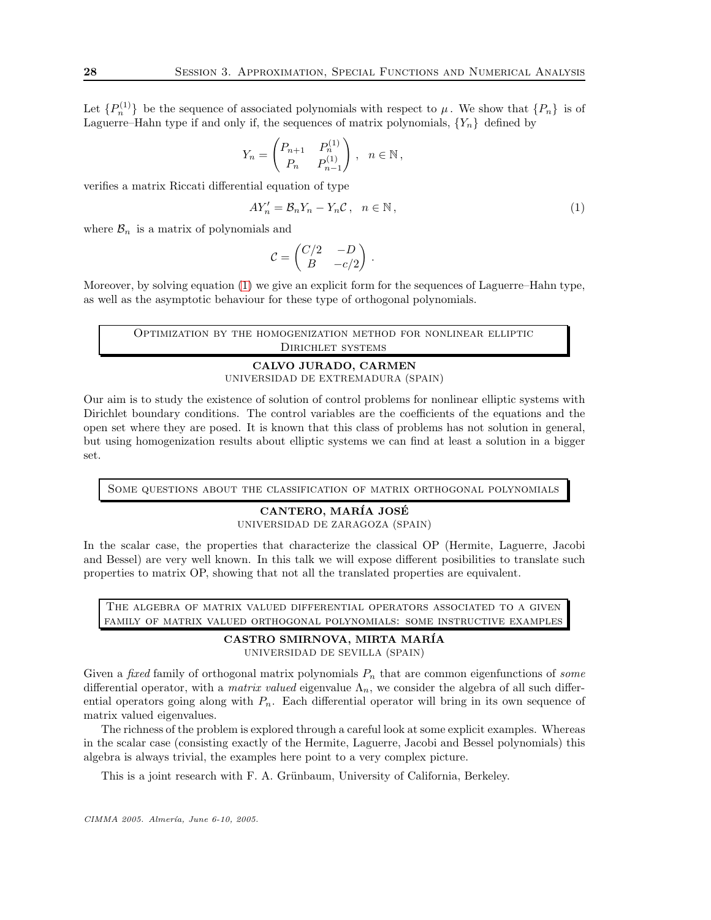Let $\{P_n^{(1)}\}$ be the sequence of associated polynomials with respect to $\mu$. We show that $\{P_n\}$ is of Laguerre–Hahn type if and only if, the sequences of matrix polynomials, $\{Y_n\}$ defined by

$$Y_n = \begin{pmatrix} P_{n+1} & P_n^{(1)} \\ P_n & P_{n-1}^{(1)} \end{pmatrix}, \quad n \in \mathbb{N},$$

verifies a matrix Riccati differential equation of type

$$AY_n' = \mathcal{B}_n Y_n - Y_n \mathcal{C}, \quad n \in \mathbb{N}, \tag{1}$$

where $\mathcal{B}_n$ is a matrix of polynomials and

$$\mathcal{C} = \begin{pmatrix} C/2 & -D \\ B & -c/2 \end{pmatrix}.$$

Moreover, by solving equation (1) we give an explicit form for the sequences of Laguerre–Hahn type, as well as the asymptotic behaviour for these type of orthogonal polynomials.

## Optimization by the homogenization method for nonlinear elliptic Dirichlet systems

**CALVO JURADO, CARMEN**
UNIVERSIDAD DE EXTREMADURA (SPAIN)

Our aim is to study the existence of solution of control problems for nonlinear elliptic systems with Dirichlet boundary conditions. The control variables are the coefficients of the equations and the open set where they are posed. It is known that this class of problems has not solution in general, but using homogenization results about elliptic systems we can find at least a solution in a bigger set.

## Some questions about the classification of matrix orthogonal polynomials

**CANTERO, MARÍA JOSÉ**
UNIVERSIDAD DE ZARAGOZA (SPAIN)

In the scalar case, the properties that characterize the classical OP (Hermite, Laguerre, Jacobi and Bessel) are very well known. In this talk we will expose different posibilities to translate such properties to matrix OP, showing that not all the translated properties are equivalent.

## The algebra of matrix valued differential operators associated to a given family of matrix valued orthogonal polynomials: some instructive examples

**CASTRO SMIRNOVA, MIRTA MARÍA**
UNIVERSIDAD DE SEVILLA (SPAIN)

Given a *fixed* family of orthogonal matrix polynomials $P_n$ that are common eigenfunctions of *some* differential operator, with a *matrix valued* eigenvalue $\Lambda_n$, we consider the algebra of all such differential operators going along with $P_n$. Each differential operator will bring in its own sequence of matrix valued eigenvalues.

The richness of the problem is explored through a careful look at some explicit examples. Whereas in the scalar case (consisting exactly of the Hermite, Laguerre, Jacobi and Bessel polynomials) this algebra is always trivial, the examples here point to a very complex picture.

This is a joint research with F. A. Grünbaum, University of California, Berkeley.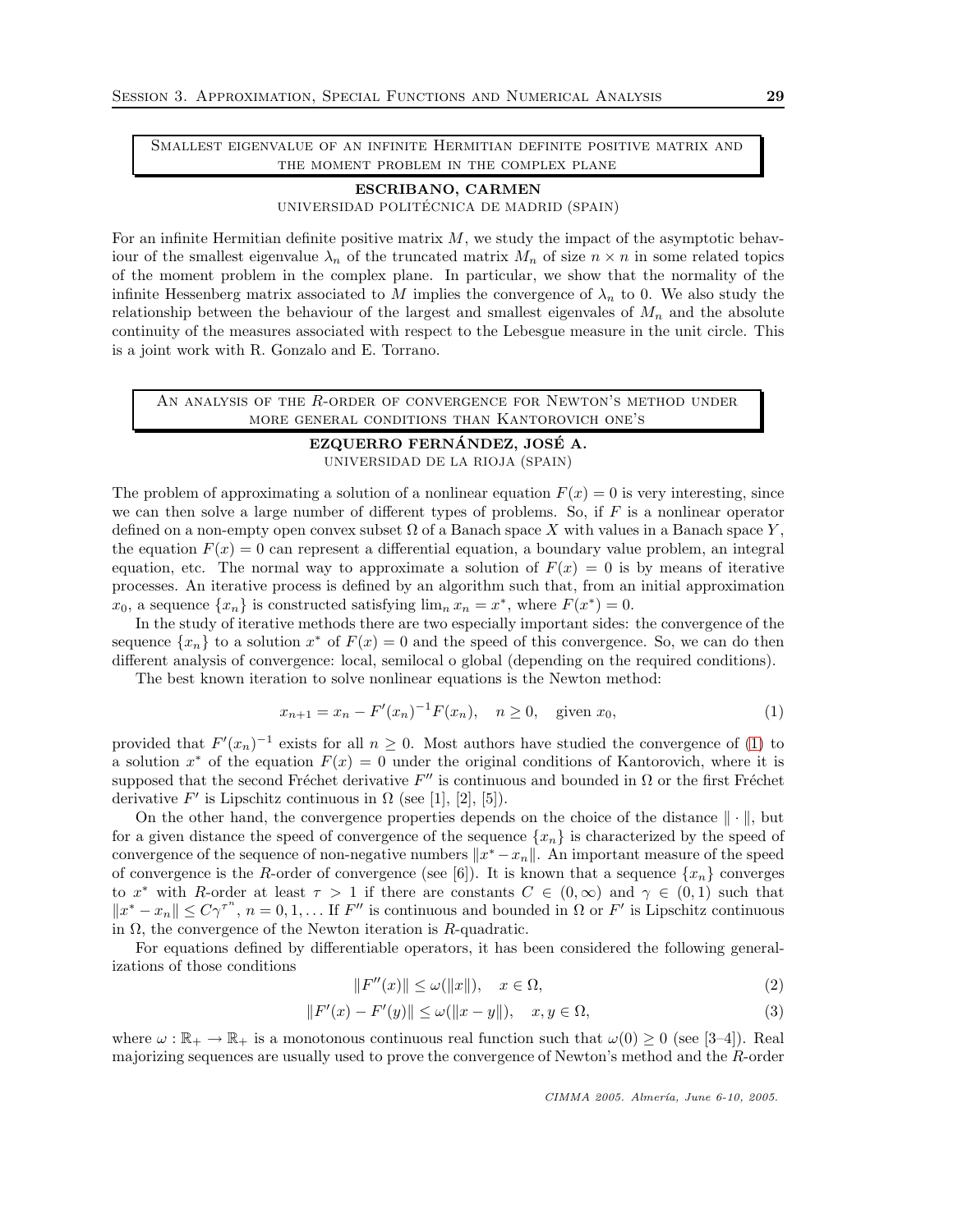## Smallest eigenvalue of an infinite Hermitian definite positive matrix and the moment problem in the complex plane

**ESCRIBANO, CARMEN**
Universidad Politécnica de Madrid (Spain)

For an infinite Hermitian definite positive matrix $M$, we study the impact of the asymptotic behaviour of the smallest eigenvalue $\lambda_n$ of the truncated matrix $M_n$ of size $n \times n$ in some related topics of the moment problem in the complex plane. In particular, we show that the normality of the infinite Hessenberg matrix associated to $M$ implies the convergence of $\lambda_n$ to 0. We also study the relationship between the behaviour of the largest and smallest eigenvales of $M_n$ and the absolute continuity of the measures associated with respect to the Lebesgue measure in the unit circle. This is a joint work with R. Gonzalo and E. Torrano.

## An analysis of the $R$-order of convergence for Newton's method under more general conditions than Kantorovich one's

**EZQUERRO FERNÁNDEZ, JOSÉ A.**
Universidad de La Rioja (Spain)

The problem of approximating a solution of a nonlinear equation $F(x) = 0$ is very interesting, since we can then solve a large number of different types of problems. So, if $F$ is a nonlinear operator defined on a non-empty open convex subset $\Omega$ of a Banach space $X$ with values in a Banach space $Y$, the equation $F(x) = 0$ can represent a differential equation, a boundary value problem, an integral equation, etc. The normal way to approximate a solution of $F(x) = 0$ is by means of iterative processes. An iterative process is defined by an algorithm such that, from an initial approximation $x_0$, a sequence $\{x_n\}$ is constructed satisfying $\lim_n x_n = x^*$, where $F(x^*) = 0$.

In the study of iterative methods there are two especially important sides: the convergence of the sequence $\{x_n\}$ to a solution $x^*$ of $F(x) = 0$ and the speed of this convergence. So, we can do then different analysis of convergence: local, semilocal o global (depending on the required conditions).

The best known iteration to solve nonlinear equations is the Newton method:

$$x_{n+1} = x_n - F'(x_n)^{-1}F(x_n), \quad n \geq 0, \quad \text{given } x_0, \tag{1}$$

provided that $F'(x_n)^{-1}$ exists for all $n \geq 0$. Most authors have studied the convergence of (1) to a solution $x^*$ of the equation $F(x) = 0$ under the original conditions of Kantorovich, where it is supposed that the second Fréchet derivative $F''$ is continuous and bounded in $\Omega$ or the first Fréchet derivative $F'$ is Lipschitz continuous in $\Omega$ (see [1], [2], [5]).

On the other hand, the convergence properties depends on the choice of the distance $\|\cdot\|$, but for a given distance the speed of convergence of the sequence $\{x_n\}$ is characterized by the speed of convergence of the sequence of non-negative numbers $\|x^* - x_n\|$. An important measure of the speed of convergence is the $R$-order of convergence (see [6]). It is known that a sequence $\{x_n\}$ converges to $x^*$ with $R$-order at least $\tau > 1$ if there are constants $C \in (0, \infty)$ and $\gamma \in (0, 1)$ such that $\|x^* - x_n\| \leq C\gamma^{\tau^n}$, $n = 0, 1, \ldots$ If $F''$ is continuous and bounded in $\Omega$ or $F'$ is Lipschitz continuous in $\Omega$, the convergence of the Newton iteration is $R$-quadratic.

For equations defined by differentiable operators, it has been considered the following generalizations of those conditions

$$\|F''(x)\| \leq \omega(\|x\|), \quad x \in \Omega, \tag{2}$$

$$\|F'(x) - F'(y)\| \leq \omega(\|x - y\|), \quad x, y \in \Omega, \tag{3}$$

where $\omega : \mathbb{R}_+ \to \mathbb{R}_+$ is a monotonous continuous real function such that $\omega(0) \geq 0$ (see [3–4]). Real majorizing sequences are usually used to prove the convergence of Newton's method and the $R$-order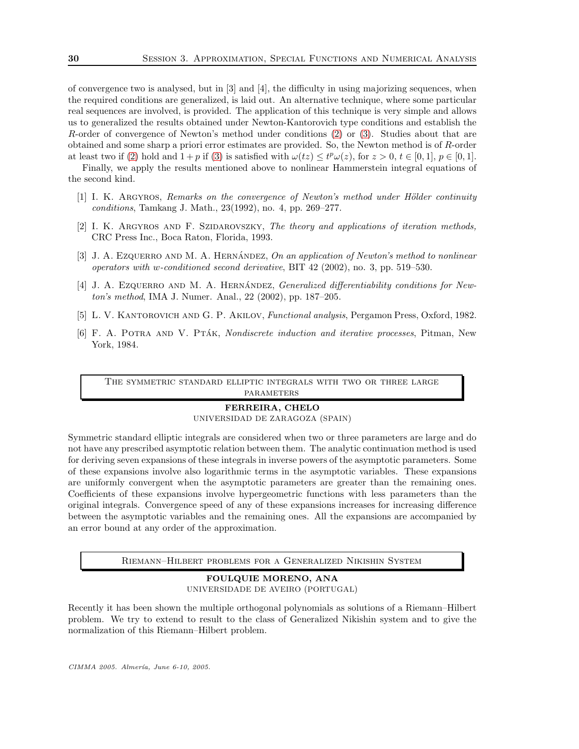of convergence two is analysed, but in [3] and [4], the difficulty in using majorizing sequences, when the required conditions are generalized, is laid out. An alternative technique, where some particular real sequences are involved, is provided. The application of this technique is very simple and allows us to generalized the results obtained under Newton-Kantorovich type conditions and establish the $R$-order of convergence of Newton's method under conditions (2) or (3). Studies about that are obtained and some sharp a priori error estimates are provided. So, the Newton method is of $R$-order at least two if (2) hold and $1+p$ if (3) is satisfied with $\omega(tz) \leq t^p\omega(z)$, for $z > 0$, $t \in [0,1]$, $p \in [0,1]$.

Finally, we apply the results mentioned above to nonlinear Hammerstein integral equations of the second kind.

[1] I. K. Argyros, *Remarks on the convergence of Newton's method under Hölder continuity conditions*, Tamkang J. Math., 23(1992), no. 4, pp. 269–277.

[2] I. K. Argyros and F. Szidarovszky, *The theory and applications of iteration methods,* CRC Press Inc., Boca Raton, Florida, 1993.

[3] J. A. Ezquerro and M. A. Hernández, *On an application of Newton's method to nonlinear operators with w-conditioned second derivative*, BIT 42 (2002), no. 3, pp. 519–530.

[4] J. A. Ezquerro and M. A. Hernández, *Generalized differentiability conditions for Newton's method*, IMA J. Numer. Anal., 22 (2002), pp. 187–205.

[5] L. V. Kantorovich and G. P. Akilov, *Functional analysis*, Pergamon Press, Oxford, 1982.

[6] F. A. Potra and V. Pták, *Nondiscrete induction and iterative processes*, Pitman, New York, 1984.

## The symmetric standard elliptic integrals with two or three large parameters

**FERREIRA, CHELO**
UNIVERSIDAD DE ZARAGOZA (SPAIN)

Symmetric standard elliptic integrals are considered when two or three parameters are large and do not have any prescribed asymptotic relation between them. The analytic continuation method is used for deriving seven expansions of these integrals in inverse powers of the asymptotic parameters. Some of these expansions involve also logarithmic terms in the asymptotic variables. These expansions are uniformly convergent when the asymptotic parameters are greater than the remaining ones. Coefficients of these expansions involve hypergeometric functions with less parameters than the original integrals. Convergence speed of any of these expansions increases for increasing difference between the asymptotic variables and the remaining ones. All the expansions are accompanied by an error bound at any order of the approximation.

## Riemann–Hilbert problems for a Generalized Nikishin System

**FOULQUIE MORENO, ANA**
UNIVERSIDADE DE AVEIRO (PORTUGAL)

Recently it has been shown the multiple orthogonal polynomials as solutions of a Riemann–Hilbert problem. We try to extend to result to the class of Generalized Nikishin system and to give the normalization of this Riemann–Hilbert problem.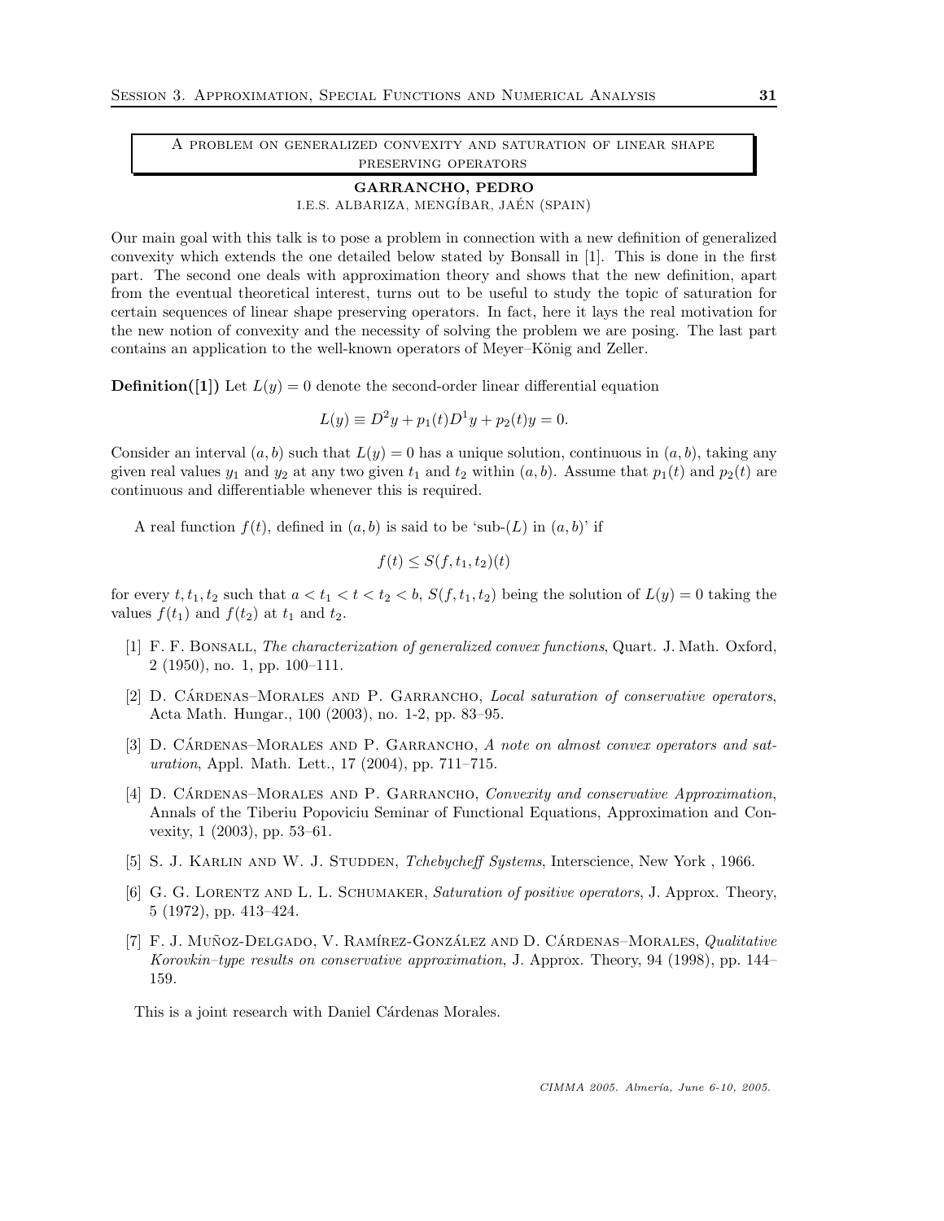## A problem on generalized convexity and saturation of linear shape preserving operators

**GARRANCHO, PEDRO**
I.E.S. ALBARIZA, MENGÍBAR, JAÉN (SPAIN)

Our main goal with this talk is to pose a problem in connection with a new definition of generalized convexity which extends the one detailed below stated by Bonsall in [1]. This is done in the first part. The second one deals with approximation theory and shows that the new definition, apart from the eventual theoretical interest, turns out to be useful to study the topic of saturation for certain sequences of linear shape preserving operators. In fact, here it lays the real motivation for the new notion of convexity and the necessity of solving the problem we are posing. The last part contains an application to the well-known operators of Meyer–König and Zeller.

**Definition([1])** Let $L(y) = 0$ denote the second-order linear differential equation

$$L(y) \equiv D^2 y + p_1(t) D^1 y + p_2(t) y = 0.$$

Consider an interval $(a, b)$ such that $L(y) = 0$ has a unique solution, continuous in $(a, b)$, taking any given real values $y_1$ and $y_2$ at any two given $t_1$ and $t_2$ within $(a, b)$. Assume that $p_1(t)$ and $p_2(t)$ are continuous and differentiable whenever this is required.

A real function $f(t)$, defined in $(a, b)$ is said to be 'sub-$(L)$ in $(a, b)$' if

$$f(t) \leq S(f, t_1, t_2)(t)$$

for every $t, t_1, t_2$ such that $a < t_1 < t < t_2 < b$, $S(f, t_1, t_2)$ being the solution of $L(y) = 0$ taking the values $f(t_1)$ and $f(t_2)$ at $t_1$ and $t_2$.

[1] F. F. Bonsall, *The characterization of generalized convex functions*, Quart. J. Math. Oxford, 2 (1950), no. 1, pp. 100–111.

[2] D. Cárdenas–Morales and P. Garrancho, *Local saturation of conservative operators*, Acta Math. Hungar., 100 (2003), no. 1-2, pp. 83–95.

[3] D. Cárdenas–Morales and P. Garrancho, *A note on almost convex operators and saturation*, Appl. Math. Lett., 17 (2004), pp. 711–715.

[4] D. Cárdenas–Morales and P. Garrancho, *Convexity and conservative Approximation*, Annals of the Tiberiu Popoviciu Seminar of Functional Equations, Approximation and Convexity, 1 (2003), pp. 53–61.

[5] S. J. Karlin and W. J. Studden, *Tchebycheff Systems*, Interscience, New York , 1966.

[6] G. G. Lorentz and L. L. Schumaker, *Saturation of positive operators*, J. Approx. Theory, 5 (1972), pp. 413–424.

[7] F. J. Muñoz-Delgado, V. Ramírez-González and D. Cárdenas–Morales, *Qualitative Korovkin–type results on conservative approximation*, J. Approx. Theory, 94 (1998), pp. 144–159.

This is a joint research with Daniel Cárdenas Morales.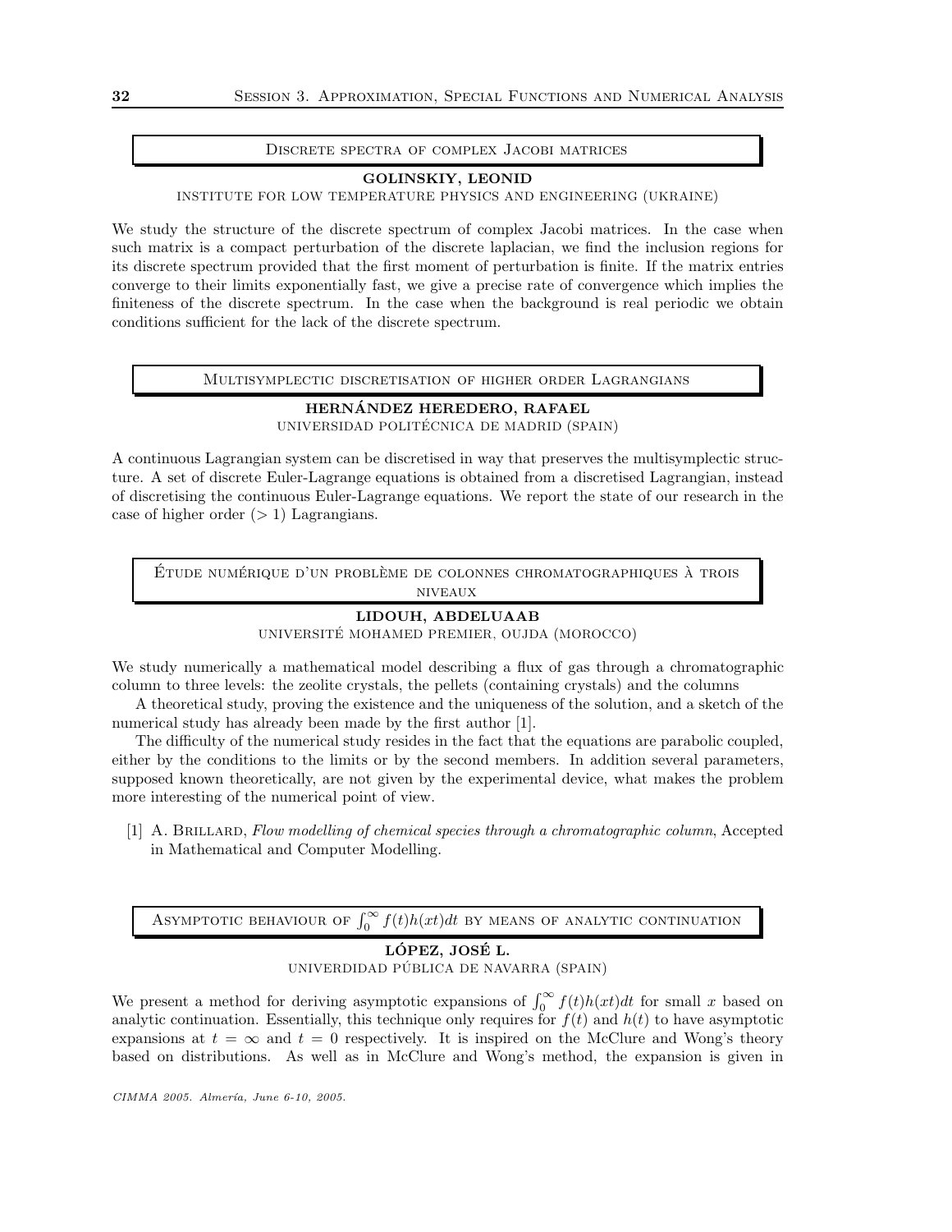## Discrete spectra of complex Jacobi matrices

**GOLINSKIY, LEONID**
INSTITUTE FOR LOW TEMPERATURE PHYSICS AND ENGINEERING (UKRAINE)

We study the structure of the discrete spectrum of complex Jacobi matrices. In the case when such matrix is a compact perturbation of the discrete laplacian, we find the inclusion regions for its discrete spectrum provided that the first moment of perturbation is finite. If the matrix entries converge to their limits exponentially fast, we give a precise rate of convergence which implies the finiteness of the discrete spectrum. In the case when the background is real periodic we obtain conditions sufficient for the lack of the discrete spectrum.

## Multisymplectic discretisation of higher order Lagrangians

**HERNÁNDEZ HEREDERO, RAFAEL**
UNIVERSIDAD POLITÉCNICA DE MADRID (SPAIN)

A continuous Lagrangian system can be discretised in way that preserves the multisymplectic structure. A set of discrete Euler-Lagrange equations is obtained from a discretised Lagrangian, instead of discretising the continuous Euler-Lagrange equations. We report the state of our research in the case of higher order ($> 1$) Lagrangians.

## Étude numérique d'un problème de colonnes chromatographiques à trois niveaux

**LIDOUH, ABDELUAAB**
UNIVERSITÉ MOHAMED PREMIER, OUJDA (MOROCCO)

We study numerically a mathematical model describing a flux of gas through a chromatographic column to three levels: the zeolite crystals, the pellets (containing crystals) and the columns

A theoretical study, proving the existence and the uniqueness of the solution, and a sketch of the numerical study has already been made by the first author [1].

The difficulty of the numerical study resides in the fact that the equations are parabolic coupled, either by the conditions to the limits or by the second members. In addition several parameters, supposed known theoretically, are not given by the experimental device, what makes the problem more interesting of the numerical point of view.

[1] A. Brillard, *Flow modelling of chemical species through a chromatographic column*, Accepted in Mathematical and Computer Modelling.

## Asymptotic behaviour of $\int_0^\infty f(t)h(xt)dt$ by means of analytic continuation

**LÓPEZ, JOSÉ L.**
UNIVERDIDAD PÚBLICA DE NAVARRA (SPAIN)

We present a method for deriving asymptotic expansions of $\int_0^\infty f(t)h(xt)dt$ for small $x$ based on analytic continuation. Essentially, this technique only requires for $f(t)$ and $h(t)$ to have asymptotic expansions at $t = \infty$ and $t = 0$ respectively. It is inspired on the McClure and Wong's theory based on distributions. As well as in McClure and Wong's method, the expansion is given in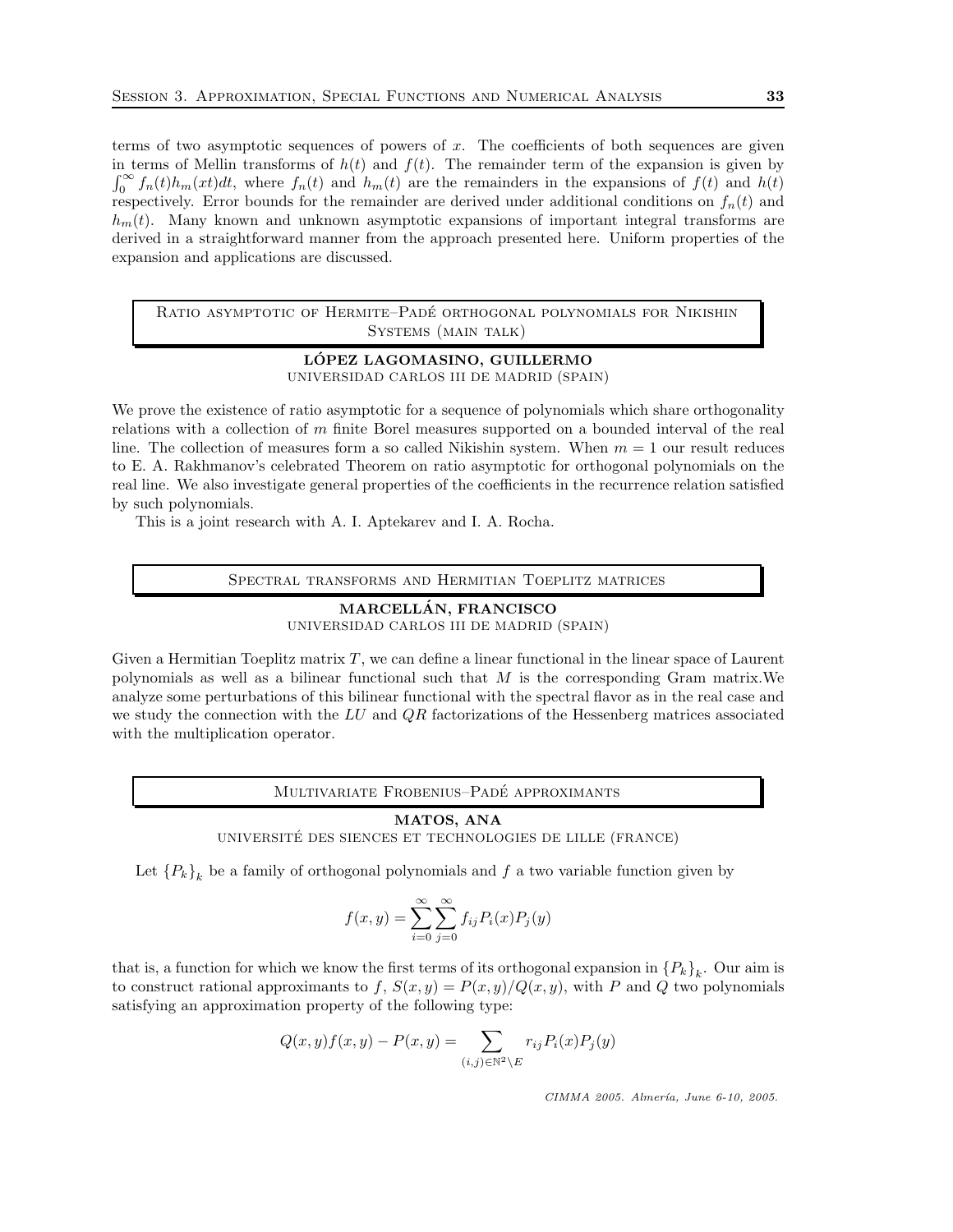terms of two asymptotic sequences of powers of $x$. The coefficients of both sequences are given in terms of Mellin transforms of $h(t)$ and $f(t)$. The remainder term of the expansion is given by $\int_0^\infty f_n(t)h_m(xt)dt$, where $f_n(t)$ and $h_m(t)$ are the remainders in the expansions of $f(t)$ and $h(t)$ respectively. Error bounds for the remainder are derived under additional conditions on $f_n(t)$ and $h_m(t)$. Many known and unknown asymptotic expansions of important integral transforms are derived in a straightforward manner from the approach presented here. Uniform properties of the expansion and applications are discussed.

## Ratio asymptotic of Hermite–Padé orthogonal polynomials for Nikishin Systems (main talk)

**LÓPEZ LAGOMASINO, GUILLERMO**
UNIVERSIDAD CARLOS III DE MADRID (SPAIN)

We prove the existence of ratio asymptotic for a sequence of polynomials which share orthogonality relations with a collection of $m$ finite Borel measures supported on a bounded interval of the real line. The collection of measures form a so called Nikishin system. When $m = 1$ our result reduces to E. A. Rakhmanov's celebrated Theorem on ratio asymptotic for orthogonal polynomials on the real line. We also investigate general properties of the coefficients in the recurrence relation satisfied by such polynomials.

This is a joint research with A. I. Aptekarev and I. A. Rocha.

## Spectral transforms and Hermitian Toeplitz matrices

**MARCELLÁN, FRANCISCO**
UNIVERSIDAD CARLOS III DE MADRID (SPAIN)

Given a Hermitian Toeplitz matrix $T$, we can define a linear functional in the linear space of Laurent polynomials as well as a bilinear functional such that $M$ is the corresponding Gram matrix.We analyze some perturbations of this bilinear functional with the spectral flavor as in the real case and we study the connection with the $LU$ and $QR$ factorizations of the Hessenberg matrices associated with the multiplication operator.

## Multivariate Frobenius–Padé approximants

**MATOS, ANA**
UNIVERSITÉ DES SIENCES ET TECHNOLOGIES DE LILLE (FRANCE)

Let $\{P_k\}_k$ be a family of orthogonal polynomials and $f$ a two variable function given by

$$f(x,y) = \sum_{i=0}^{\infty}\sum_{j=0}^{\infty} f_{ij}P_i(x)P_j(y)$$

that is, a function for which we know the first terms of its orthogonal expansion in $\{P_k\}_k$. Our aim is to construct rational approximants to $f$, $S(x,y) = P(x,y)/Q(x,y)$, with $P$ and $Q$ two polynomials satisfying an approximation property of the following type:

$$Q(x,y)f(x,y) - P(x,y) = \sum_{(i,j)\in\mathbb{N}^2\setminus E} r_{ij}P_i(x)P_j(y)$$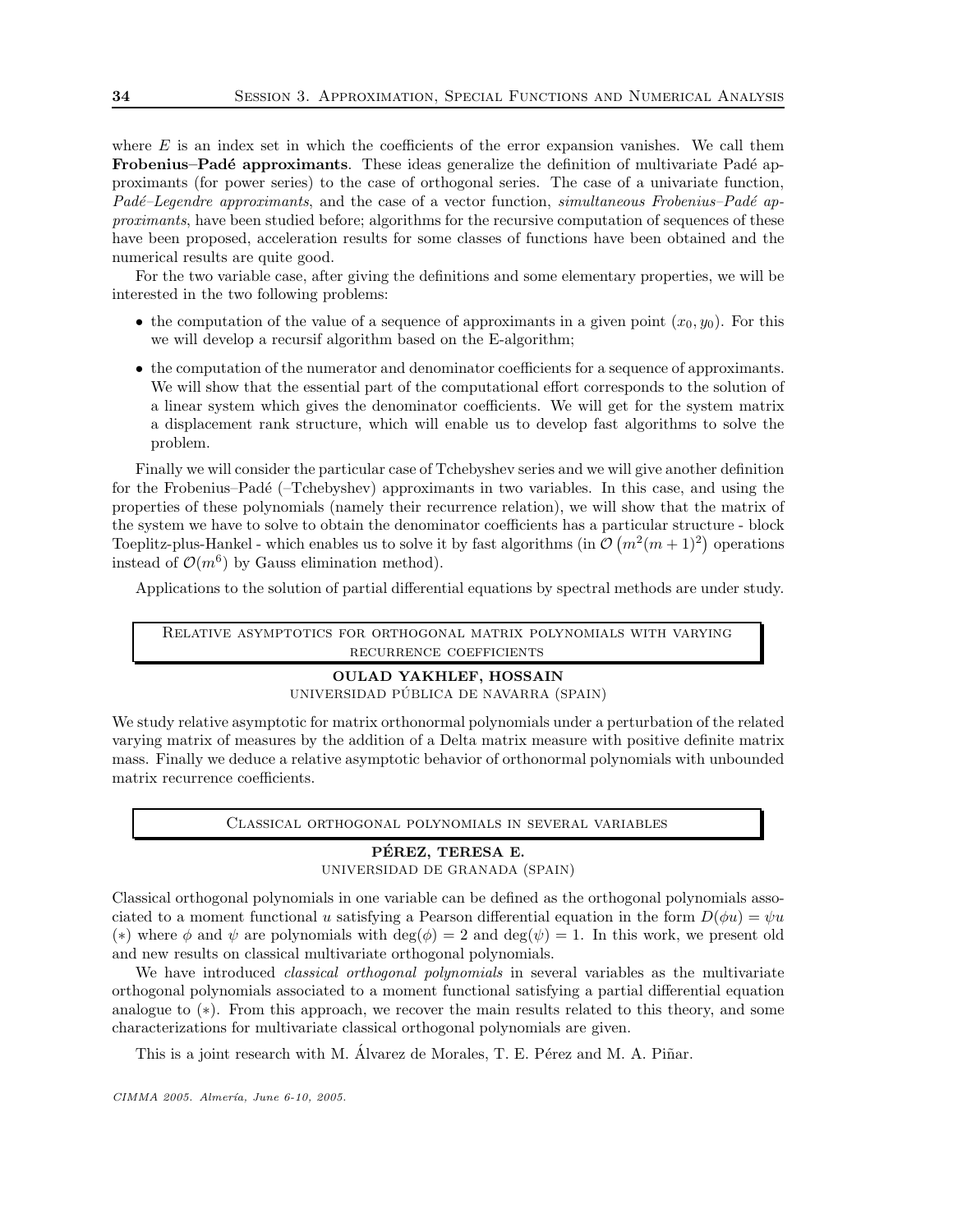where $E$ is an index set in which the coefficients of the error expansion vanishes. We call them **Frobenius–Padé approximants**. These ideas generalize the definition of multivariate Padé approximants (for power series) to the case of orthogonal series. The case of a univariate function, *Padé–Legendre approximants*, and the case of a vector function, *simultaneous Frobenius–Padé approximants*, have been studied before; algorithms for the recursive computation of sequences of these have been proposed, acceleration results for some classes of functions have been obtained and the numerical results are quite good.

For the two variable case, after giving the definitions and some elementary properties, we will be interested in the two following problems:

- the computation of the value of a sequence of approximants in a given point $(x_0, y_0)$. For this we will develop a recursif algorithm based on the E-algorithm;
- the computation of the numerator and denominator coefficients for a sequence of approximants. We will show that the essential part of the computational effort corresponds to the solution of a linear system which gives the denominator coefficients. We will get for the system matrix a displacement rank structure, which will enable us to develop fast algorithms to solve the problem.

Finally we will consider the particular case of Tchebyshev series and we will give another definition for the Frobenius–Padé (–Tchebyshev) approximants in two variables. In this case, and using the properties of these polynomials (namely their recurrence relation), we will show that the matrix of the system we have to solve to obtain the denominator coefficients has a particular structure - block Toeplitz-plus-Hankel - which enables us to solve it by fast algorithms (in $\mathcal{O}\left(m^2(m+1)^2\right)$ operations instead of $\mathcal{O}(m^6)$ by Gauss elimination method).

Applications to the solution of partial differential equations by spectral methods are under study.

## Relative asymptotics for orthogonal matrix polynomials with varying recurrence coefficients

**OULAD YAKHLEF, HOSSAIN**
UNIVERSIDAD PÚBLICA DE NAVARRA (SPAIN)

We study relative asymptotic for matrix orthonormal polynomials under a perturbation of the related varying matrix of measures by the addition of a Delta matrix measure with positive definite matrix mass. Finally we deduce a relative asymptotic behavior of orthonormal polynomials with unbounded matrix recurrence coefficients.

## Classical orthogonal polynomials in several variables

**PÉREZ, TERESA E.**
UNIVERSIDAD DE GRANADA (SPAIN)

Classical orthogonal polynomials in one variable can be defined as the orthogonal polynomials associated to a moment functional $u$ satisfying a Pearson differential equation in the form $D(\phi u) = \psi u$ $(*)$ where $\phi$ and $\psi$ are polynomials with $\deg(\phi) = 2$ and $\deg(\psi) = 1$. In this work, we present old and new results on classical multivariate orthogonal polynomials.

We have introduced *classical orthogonal polynomials* in several variables as the multivariate orthogonal polynomials associated to a moment functional satisfying a partial differential equation analogue to $(*)$. From this approach, we recover the main results related to this theory, and some characterizations for multivariate classical orthogonal polynomials are given.

This is a joint research with M. Álvarez de Morales, T. E. Pérez and M. A. Piñar.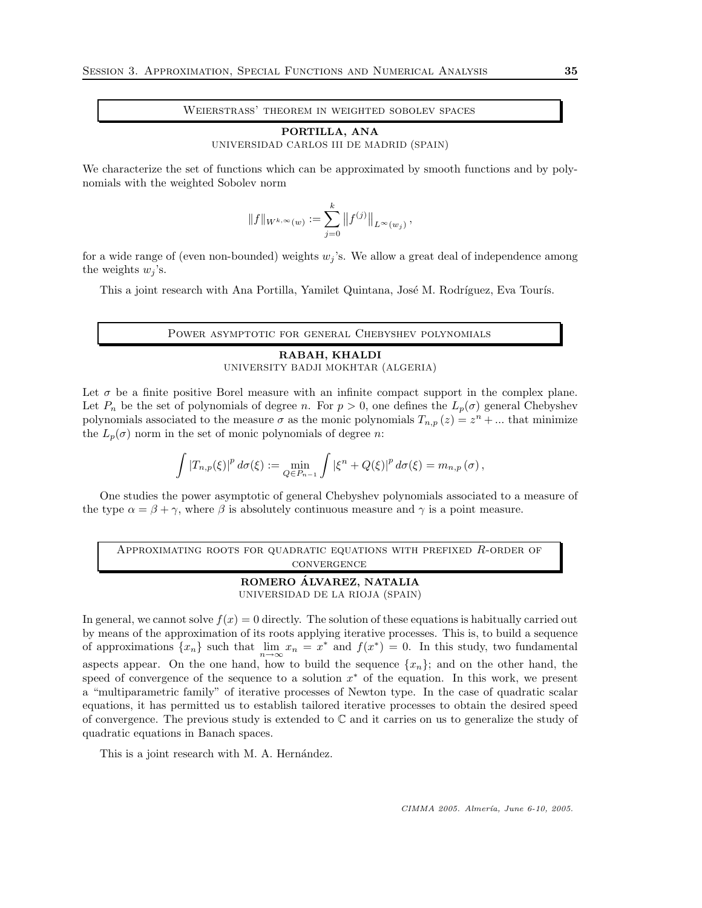## Weierstrass' theorem in weighted sobolev spaces

**PORTILLA, ANA**
UNIVERSIDAD CARLOS III DE MADRID (SPAIN)

We characterize the set of functions which can be approximated by smooth functions and by polynomials with the weighted Sobolev norm

$$\|f\|_{W^{k,\infty}(w)} := \sum_{j=0}^{k} \left\|f^{(j)}\right\|_{L^\infty(w_j)},$$

for a wide range of (even non-bounded) weights $w_j$'s. We allow a great deal of independence among the weights $w_j$'s.

This a joint research with Ana Portilla, Yamilet Quintana, José M. Rodríguez, Eva Tourís.

## Power asymptotic for general Chebyshev polynomials

**RABAH, KHALDI**
UNIVERSITY BADJI MOKHTAR (ALGERIA)

Let $\sigma$ be a finite positive Borel measure with an infinite compact support in the complex plane. Let $P_n$ be the set of polynomials of degree $n$. For $p > 0$, one defines the $L_p(\sigma)$ general Chebyshev polynomials associated to the measure $\sigma$ as the monic polynomials $T_{n,p}(z) = z^n + ...$ that minimize the $L_p(\sigma)$ norm in the set of monic polynomials of degree $n$:

$$\int |T_{n,p}(\xi)|^p \, d\sigma(\xi) := \min_{Q \in P_{n-1}} \int |\xi^n + Q(\xi)|^p \, d\sigma(\xi) = m_{n,p}(\sigma),$$

One studies the power asymptotic of general Chebyshev polynomials associated to a measure of the type $\alpha = \beta + \gamma$, where $\beta$ is absolutely continuous measure and $\gamma$ is a point measure.

## Approximating roots for quadratic equations with prefixed $R$-order of convergence

**ROMERO ÁLVAREZ, NATALIA**
UNIVERSIDAD DE LA RIOJA (SPAIN)

In general, we cannot solve $f(x) = 0$ directly. The solution of these equations is habitually carried out by means of the approximation of its roots applying iterative processes. This is, to build a sequence of approximations $\{x_n\}$ such that $\lim_{n\to\infty} x_n = x^*$ and $f(x^*) = 0$. In this study, two fundamental aspects appear. On the one hand, how to build the sequence $\{x_n\}$; and on the other hand, the speed of convergence of the sequence to a solution $x^*$ of the equation. In this work, we present a "multiparametric family" of iterative processes of Newton type. In the case of quadratic scalar equations, it has permitted us to establish tailored iterative processes to obtain the desired speed of convergence. The previous study is extended to $\mathbb{C}$ and it carries on us to generalize the study of quadratic equations in Banach spaces.

This is a joint research with M. A. Hernández.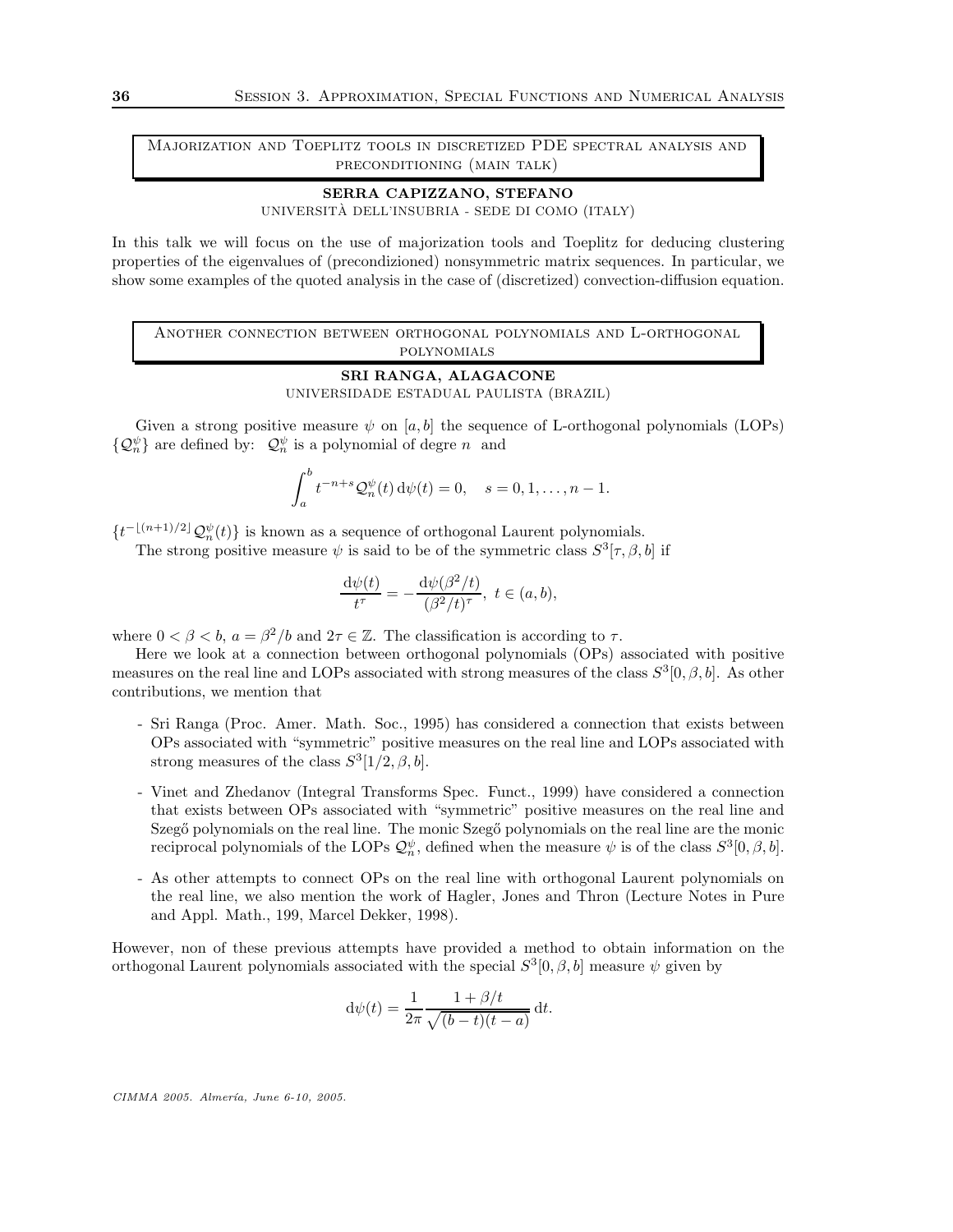## Majorization and Toeplitz tools in discretized PDE spectral analysis and preconditioning (main talk)

**SERRA CAPIZZANO, STEFANO**
UNIVERSITÀ DELL'INSUBRIA - SEDE DI COMO (ITALY)

In this talk we will focus on the use of majorization tools and Toeplitz for deducing clustering properties of the eigenvalues of (precondizioned) nonsymmetric matrix sequences. In particular, we show some examples of the quoted analysis in the case of (discretized) convection-diffusion equation.

## Another connection between orthogonal polynomials and L-orthogonal polynomials

**SRI RANGA, ALAGACONE**
UNIVERSIDADE ESTADUAL PAULISTA (BRAZIL)

Given a strong positive measure $\psi$ on $[a,b]$ the sequence of L-orthogonal polynomials (LOPs) $\{\mathcal{Q}_n^{\psi}\}$ are defined by: $\mathcal{Q}_n^{\psi}$ is a polynomial of degree $n$ and

$$\int_a^b t^{-n+s}\mathcal{Q}_n^{\psi}(t)\,\mathrm{d}\psi(t) = 0, \quad s = 0, 1, \ldots, n-1.$$

$\{t^{-\lfloor (n+1)/2 \rfloor}\mathcal{Q}_n^{\psi}(t)\}$ is known as a sequence of orthogonal Laurent polynomials.

The strong positive measure $\psi$ is said to be of the symmetric class $S^3[\tau, \beta, b]$ if

$$\frac{\mathrm{d}\psi(t)}{t^{\tau}} = -\frac{\mathrm{d}\psi(\beta^2/t)}{(\beta^2/t)^{\tau}},\ t \in (a,b),$$

where $0 < \beta < b$, $a = \beta^2/b$ and $2\tau \in \mathbb{Z}$. The classification is according to $\tau$.

Here we look at a connection between orthogonal polynomials (OPs) associated with positive measures on the real line and LOPs associated with strong measures of the class $S^3[0, \beta, b]$. As other contributions, we mention that

- Sri Ranga (Proc. Amer. Math. Soc., 1995) has considered a connection that exists between OPs associated with "symmetric" positive measures on the real line and LOPs associated with strong measures of the class $S^3[1/2, \beta, b]$.
- Vinet and Zhedanov (Integral Transforms Spec. Funct., 1999) have considered a connection that exists between OPs associated with "symmetric" positive measures on the real line and Szegő polynomials on the real line. The monic Szegő polynomials on the real line are the monic reciprocal polynomials of the LOPs $\mathcal{Q}_n^{\psi}$, defined when the measure $\psi$ is of the class $S^3[0, \beta, b]$.
- As other attempts to connect OPs on the real line with orthogonal Laurent polynomials on the real line, we also mention the work of Hagler, Jones and Thron (Lecture Notes in Pure and Appl. Math., 199, Marcel Dekker, 1998).

However, non of these previous attempts have provided a method to obtain information on the orthogonal Laurent polynomials associated with the special $S^3[0, \beta, b]$ measure $\psi$ given by

$$\mathrm{d}\psi(t) = \frac{1}{2\pi}\frac{1 + \beta/t}{\sqrt{(b-t)(t-a)}}\,\mathrm{d}t.$$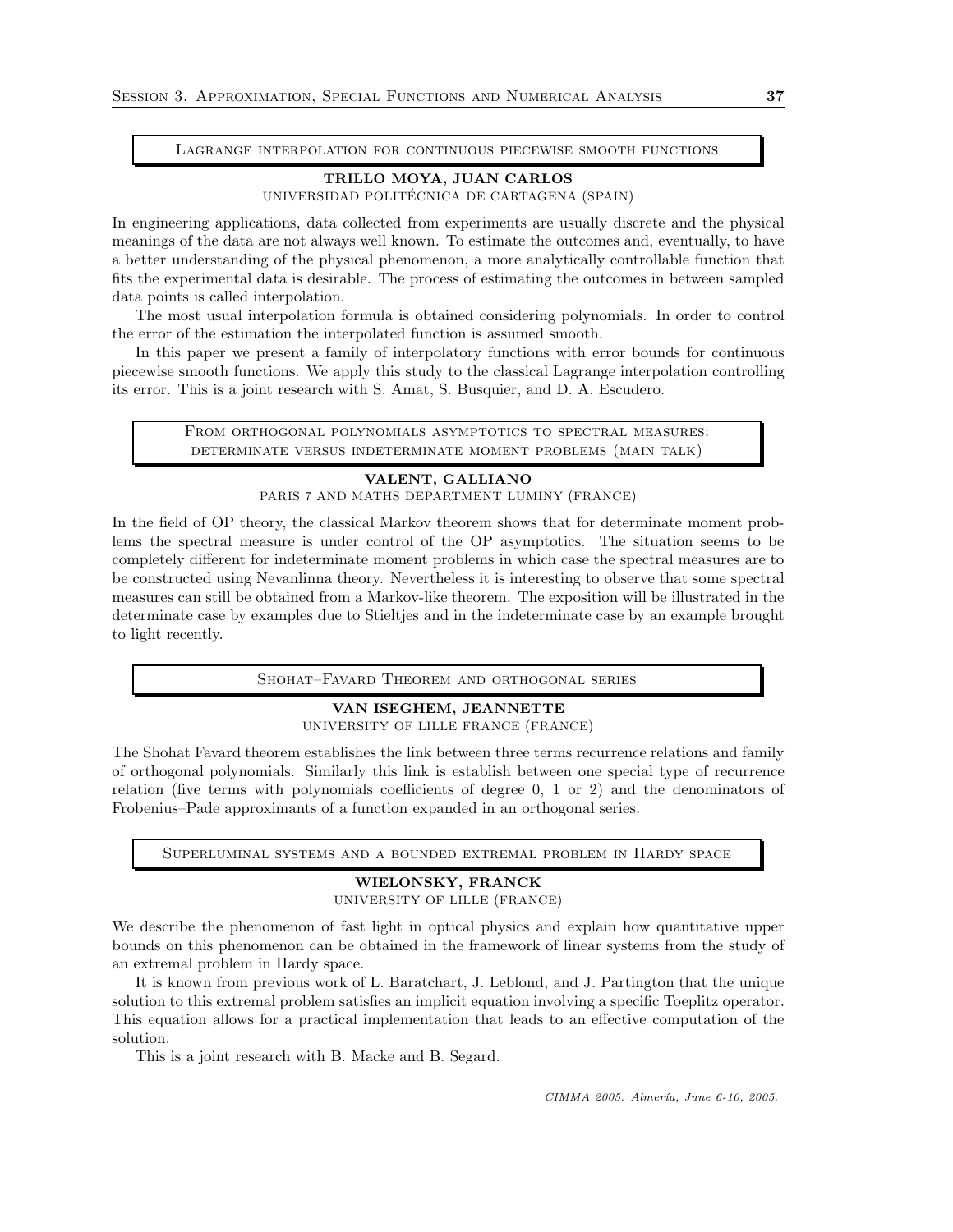## Lagrange interpolation for continuous piecewise smooth functions

**TRILLO MOYA, JUAN CARLOS**
UNIVERSIDAD POLITÉCNICA DE CARTAGENA (SPAIN)

In engineering applications, data collected from experiments are usually discrete and the physical meanings of the data are not always well known. To estimate the outcomes and, eventually, to have a better understanding of the physical phenomenon, a more analytically controllable function that fits the experimental data is desirable. The process of estimating the outcomes in between sampled data points is called interpolation.

The most usual interpolation formula is obtained considering polynomials. In order to control the error of the estimation the interpolated function is assumed smooth.

In this paper we present a family of interpolatory functions with error bounds for continuous piecewise smooth functions. We apply this study to the classical Lagrange interpolation controlling its error. This is a joint research with S. Amat, S. Busquier, and D. A. Escudero.

## From orthogonal polynomials asymptotics to spectral measures: determinate versus indeterminate moment problems (main talk)

**VALENT, GALLIANO**
PARIS 7 AND MATHS DEPARTMENT LUMINY (FRANCE)

In the field of OP theory, the classical Markov theorem shows that for determinate moment problems the spectral measure is under control of the OP asymptotics. The situation seems to be completely different for indeterminate moment problems in which case the spectral measures are to be constructed using Nevanlinna theory. Nevertheless it is interesting to observe that some spectral measures can still be obtained from a Markov-like theorem. The exposition will be illustrated in the determinate case by examples due to Stieltjes and in the indeterminate case by an example brought to light recently.

## Shohat–Favard Theorem and orthogonal series

**VAN ISEGHEM, JEANNETTE**
UNIVERSITY OF LILLE FRANCE (FRANCE)

The Shohat Favard theorem establishes the link between three terms recurrence relations and family of orthogonal polynomials. Similarly this link is establish between one special type of recurrence relation (five terms with polynomials coefficients of degree 0, 1 or 2) and the denominators of Frobenius–Pade approximants of a function expanded in an orthogonal series.

## Superluminal systems and a bounded extremal problem in Hardy space

**WIELONSKY, FRANCK**
UNIVERSITY OF LILLE (FRANCE)

We describe the phenomenon of fast light in optical physics and explain how quantitative upper bounds on this phenomenon can be obtained in the framework of linear systems from the study of an extremal problem in Hardy space.

It is known from previous work of L. Baratchart, J. Leblond, and J. Partington that the unique solution to this extremal problem satisfies an implicit equation involving a specific Toeplitz operator. This equation allows for a practical implementation that leads to an effective computation of the solution.

This is a joint research with B. Macke and B. Segard.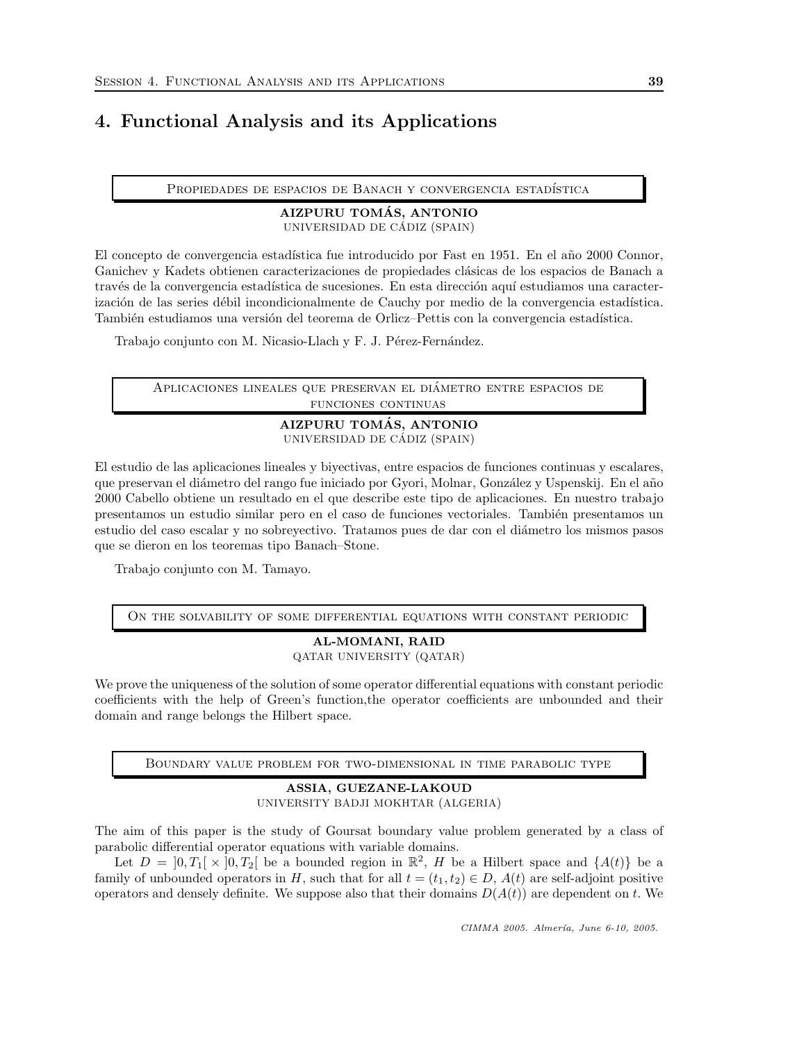# 4. Functional Analysis and its Applications

### Propiedades de espacios de Banach y convergencia estadística

**AIZPURU TOMÁS, ANTONIO**
UNIVERSIDAD DE CÁDIZ (SPAIN)

El concepto de convergencia estadística fue introducido por Fast en 1951. En el año 2000 Connor, Ganichev y Kadets obtienen caracterizaciones de propiedades clásicas de los espacios de Banach a través de la convergencia estadística de sucesiones. En esta dirección aquí estudiamos una caracterización de las series débil incondicionalmente de Cauchy por medio de la convergencia estadística. También estudiamos una versión del teorema de Orlicz–Pettis con la convergencia estadística.

Trabajo conjunto con M. Nicasio-Llach y F. J. Pérez-Fernández.

### Aplicaciones lineales que preservan el diámetro entre espacios de funciones continuas

**AIZPURU TOMÁS, ANTONIO**
UNIVERSIDAD DE CÁDIZ (SPAIN)

El estudio de las aplicaciones lineales y biyectivas, entre espacios de funciones continuas y escalares, que preservan el diámetro del rango fue iniciado por Gyori, Molnar, González y Uspenskij. En el año 2000 Cabello obtiene un resultado en el que describe este tipo de aplicaciones. En nuestro trabajo presentamos un estudio similar pero en el caso de funciones vectoriales. También presentamos un estudio del caso escalar y no sobreyectivo. Tratamos pues de dar con el diámetro los mismos pasos que se dieron en los teoremas tipo Banach–Stone.

Trabajo conjunto con M. Tamayo.

### On the solvability of some differential equations with constant periodic

**AL-MOMANI, RAID**
QATAR UNIVERSITY (QATAR)

We prove the uniqueness of the solution of some operator differential equations with constant periodic coefficients with the help of Green's function,the operator coefficients are unbounded and their domain and range belongs the Hilbert space.

### Boundary value problem for two-dimensional in time parabolic type

**ASSIA, GUEZANE-LAKOUD**
UNIVERSITY BADJI MOKHTAR (ALGERIA)

The aim of this paper is the study of Goursat boundary value problem generated by a class of parabolic differential operator equations with variable domains.

Let $D = ]0, T_1[ \times ]0, T_2[$ be a bounded region in $\mathbb{R}^2$, $H$ be a Hilbert space and $\{A(t)\}$ be a family of unbounded operators in $H$, such that for all $t = (t_1, t_2) \in D$, $A(t)$ are self-adjoint positive operators and densely definite. We suppose also that their domains $D(A(t))$ are dependent on $t$. We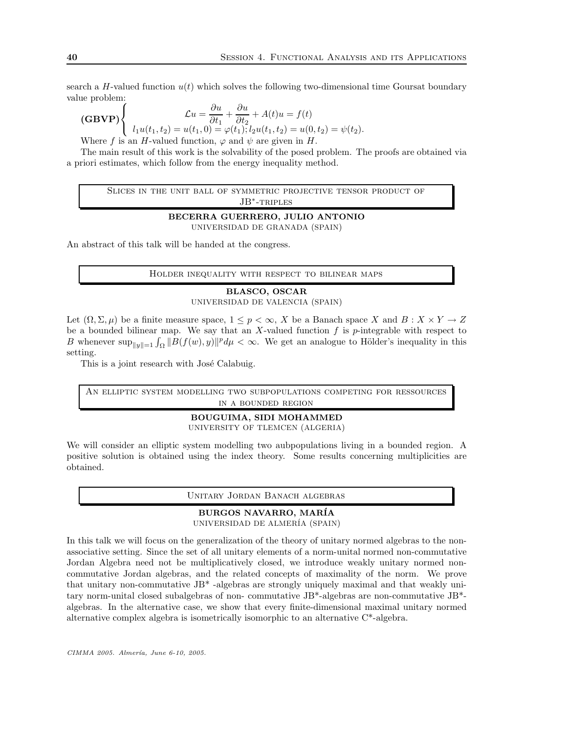search a $H$-valued function $u(t)$ which solves the following two-dimensional time Goursat boundary value problem:

$$
\textbf{(GBVP)}\begin{cases} \mathcal{L}u = \dfrac{\partial u}{\partial t_1} + \dfrac{\partial u}{\partial t_2} + A(t)u = f(t) \\ l_1 u(t_1, t_2) = u(t_1, 0) = \varphi(t_1); l_2 u(t_1, t_2) = u(0, t_2) = \psi(t_2). \end{cases}
$$

Where $f$ is an $H$-valued function, $\varphi$ and $\psi$ are given in $H$.

The main result of this work is the solvability of the posed problem. The proofs are obtained via a priori estimates, which follow from the energy inequality method.

## Slices in the unit ball of symmetric projective tensor product of JB*-triples

**BECERRA GUERRERO, JULIO ANTONIO**
UNIVERSIDAD DE GRANADA (SPAIN)

An abstract of this talk will be handed at the congress.

## Holder inequality with respect to bilinear maps

**BLASCO, OSCAR**
UNIVERSIDAD DE VALENCIA (SPAIN)

Let $(\Omega, \Sigma, \mu)$ be a finite measure space, $1 \leq p < \infty$, $X$ be a Banach space $X$ and $B : X \times Y \to Z$ be a bounded bilinear map. We say that an $X$-valued function $f$ is $p$-integrable with respect to $B$ whenever $\sup_{\|y\|=1} \int_\Omega \|B(f(w), y)\|^p d\mu < \infty$. We get an analogue to Hölder's inequality in this setting.

This is a joint research with José Calabuig.

## An elliptic system modelling two subpopulations competing for ressources in a bounded region

**BOUGUIMA, SIDI MOHAMMED**
UNIVERSITY OF TLEMCEN (ALGERIA)

We will consider an elliptic system modelling two aubpopulations living in a bounded region. A positive solution is obtained using the index theory. Some results concerning multiplicities are obtained.

## Unitary Jordan Banach algebras

**BURGOS NAVARRO, MARÍA**
UNIVERSIDAD DE ALMERÍA (SPAIN)

In this talk we will focus on the generalization of the theory of unitary normed algebras to the non-associative setting. Since the set of all unitary elements of a norm-unital normed non-commutative Jordan Algebra need not be multiplicatively closed, we introduce weakly unitary normed non-commutative Jordan algebras, and the related concepts of maximality of the norm. We prove that unitary non-commutative JB* -algebras are strongly uniquely maximal and that weakly unitary norm-unital closed subalgebras of non- commutative JB*-algebras are non-commutative JB*-algebras. In the alternative case, we show that every finite-dimensional maximal unitary normed alternative complex algebra is isometrically isomorphic to an alternative C*-algebra.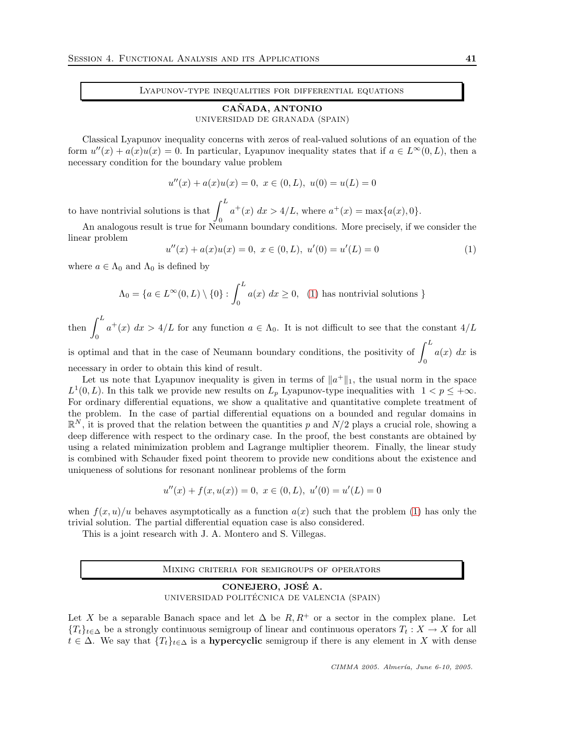## Lyapunov-type inequalities for differential equations

**CAÑADA, ANTONIO**
UNIVERSIDAD DE GRANADA (SPAIN)

Classical Lyapunov inequality concerns with zeros of real-valued solutions of an equation of the form $u''(x) + a(x)u(x) = 0$. In particular, Lyapunov inequality states that if $a \in L^\infty(0, L)$, then a necessary condition for the boundary value problem

$$u''(x) + a(x)u(x) = 0,\ x \in (0, L),\ u(0) = u(L) = 0$$

to have nontrivial solutions is that $\int_0^L a^+(x)\ dx > 4/L$, where $a^+(x) = \max\{a(x), 0\}$.

An analogous result is true for Neumann boundary conditions. More precisely, if we consider the linear problem

$$u''(x) + a(x)u(x) = 0,\ x \in (0, L),\ u'(0) = u'(L) = 0 \tag{1}$$

where $a \in \Lambda_0$ and $\Lambda_0$ is defined by

$$\Lambda_0 = \{a \in L^\infty(0, L) \setminus \{0\} : \int_0^L a(x)\ dx \geq 0,\quad (1) \text{ has nontrivial solutions } \}$$

then $\int_0^L a^+(x)\ dx > 4/L$ for any function $a \in \Lambda_0$. It is not difficult to see that the constant $4/L$ is optimal and that in the case of Neumann boundary conditions, the positivity of $\int_0^L a(x)\ dx$ is necessary in order to obtain this kind of result.

Let us note that Lyapunov inequality is given in terms of $\|a^+\|_1$, the usual norm in the space $L^1(0, L)$. In this talk we provide new results on $L_p$ Lyapunov-type inequalities with $1 < p \leq +\infty$. For ordinary differential equations, we show a qualitative and quantitative complete treatment of the problem. In the case of partial differential equations on a bounded and regular domains in $\mathbb{R}^N$, it is proved that the relation between the quantities $p$ and $N/2$ plays a crucial role, showing a deep difference with respect to the ordinary case. In the proof, the best constants are obtained by using a related minimization problem and Lagrange multiplier theorem. Finally, the linear study is combined with Schauder fixed point theorem to provide new conditions about the existence and uniqueness of solutions for resonant nonlinear problems of the form

$$u''(x) + f(x, u(x)) = 0,\ x \in (0, L),\ u'(0) = u'(L) = 0$$

when $f(x, u)/u$ behaves asymptotically as a function $a(x)$ such that the problem (1) has only the trivial solution. The partial differential equation case is also considered.

This is a joint research with J. A. Montero and S. Villegas.

## Mixing criteria for semigroups of operators

**CONEJERO, JOSÉ A.**
UNIVERSIDAD POLITÉCNICA DE VALENCIA (SPAIN)

Let $X$ be a separable Banach space and let $\Delta$ be $R, R^+$ or a sector in the complex plane. Let $\{T_t\}_{t\in\Delta}$ be a strongly continuous semigroup of linear and continuous operators $T_t : X \to X$ for all $t \in \Delta$. We say that $\{T_t\}_{t\in\Delta}$ is a **hypercyclic** semigroup if there is any element in $X$ with dense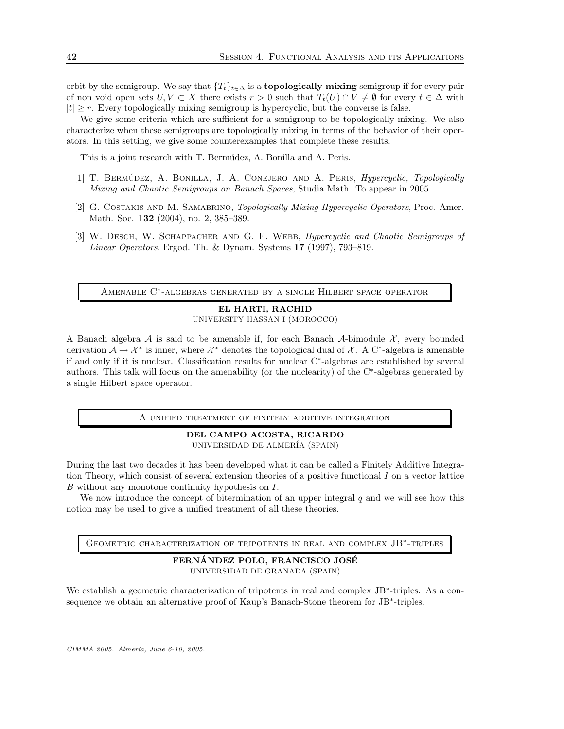orbit by the semigroup. We say that $\{T_t\}_{t\in\Delta}$ is a **topologically mixing** semigroup if for every pair of non void open sets $U, V \subset X$ there exists $r > 0$ such that $T_t(U) \cap V \neq \emptyset$ for every $t \in \Delta$ with $|t| \geq r$. Every topologically mixing semigroup is hypercyclic, but the converse is false.

We give some criteria which are sufficient for a semigroup to be topologically mixing. We also characterize when these semigroups are topologically mixing in terms of the behavior of their operators. In this setting, we give some counterexamples that complete these results.

This is a joint research with T. Bermúdez, A. Bonilla and A. Peris.

[1] T. Bermúdez, A. Bonilla, J. A. Conejero and A. Peris, *Hypercyclic, Topologically Mixing and Chaotic Semigroups on Banach Spaces*, Studia Math. To appear in 2005.

[2] G. Costakis and M. Samabrino, *Topologically Mixing Hypercyclic Operators*, Proc. Amer. Math. Soc. **132** (2004), no. 2, 385–389.

[3] W. Desch, W. Schappacher and G. F. Webb, *Hypercyclic and Chaotic Semigroups of Linear Operators*, Ergod. Th. & Dynam. Systems **17** (1997), 793–819.

## Amenable C*-algebras generated by a single Hilbert space operator

**EL HARTI, RACHID**
University Hassan I (Morocco)

A Banach algebra $\mathcal{A}$ is said to be amenable if, for each Banach $\mathcal{A}$-bimodule $\mathcal{X}$, every bounded derivation $\mathcal{A} \to \mathcal{X}^*$ is inner, where $\mathcal{X}^*$ denotes the topological dual of $\mathcal{X}$. A C*-algebra is amenable if and only if it is nuclear. Classification results for nuclear C*-algebras are established by several authors. This talk will focus on the amenability (or the nuclearity) of the C*-algebras generated by a single Hilbert space operator.

## A unified treatment of finitely additive integration

**DEL CAMPO ACOSTA, RICARDO**
Universidad de Almería (Spain)

During the last two decades it has been developed what it can be called a Finitely Additive Integration Theory, which consist of several extension theories of a positive functional $I$ on a vector lattice $B$ without any monotone continuity hypothesis on $I$.

We now introduce the concept of bitermination of an upper integral $q$ and we will see how this notion may be used to give a unified treatment of all these theories.

## Geometric characterization of tripotents in real and complex JB*-triples

**FERNÁNDEZ POLO, FRANCISCO JOSÉ**
Universidad de Granada (Spain)

We establish a geometric characterization of tripotents in real and complex JB*-triples. As a consequence we obtain an alternative proof of Kaup's Banach-Stone theorem for JB*-triples.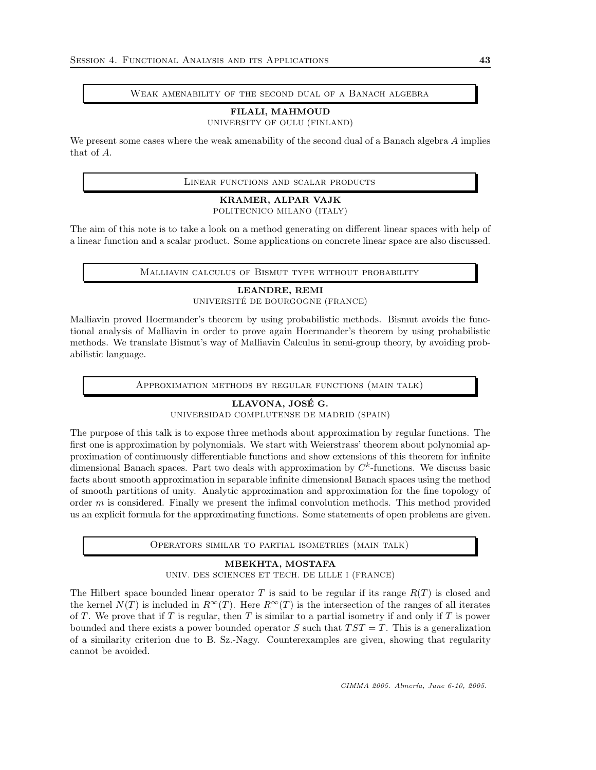## Weak amenability of the second dual of a Banach algebra

**FILALI, MAHMOUD**
UNIVERSITY OF OULU (FINLAND)

We present some cases where the weak amenability of the second dual of a Banach algebra $A$ implies that of $A$.

## Linear functions and scalar products

**KRAMER, ALPAR VAJK**
POLITECNICO MILANO (ITALY)

The aim of this note is to take a look on a method generating on different linear spaces with help of a linear function and a scalar product. Some applications on concrete linear space are also discussed.

## Malliavin calculus of Bismut type without probability

**LEANDRE, REMI**
UNIVERSITÉ DE BOURGOGNE (FRANCE)

Malliavin proved Hoermander's theorem by using probabilistic methods. Bismut avoids the functional analysis of Malliavin in order to prove again Hoermander's theorem by using probabilistic methods. We translate Bismut's way of Malliavin Calculus in semi-group theory, by avoiding probabilistic language.

## Approximation methods by regular functions (main talk)

**LLAVONA, JOSÉ G.**
UNIVERSIDAD COMPLUTENSE DE MADRID (SPAIN)

The purpose of this talk is to expose three methods about approximation by regular functions. The first one is approximation by polynomials. We start with Weierstrass' theorem about polynomial approximation of continuously differentiable functions and show extensions of this theorem for infinite dimensional Banach spaces. Part two deals with approximation by $C^k$-functions. We discuss basic facts about smooth approximation in separable infinite dimensional Banach spaces using the method of smooth partitions of unity. Analytic approximation and approximation for the fine topology of order $m$ is considered. Finally we present the infimal convolution methods. This method provided us an explicit formula for the approximating functions. Some statements of open problems are given.

## Operators similar to partial isometries (main talk)

**MBEKHTA, MOSTAFA**
UNIV. DES SCIENCES ET TECH. DE LILLE I (FRANCE)

The Hilbert space bounded linear operator $T$ is said to be regular if its range $R(T)$ is closed and the kernel $N(T)$ is included in $R^{\infty}(T)$. Here $R^{\infty}(T)$ is the intersection of the ranges of all iterates of $T$. We prove that if $T$ is regular, then $T$ is similar to a partial isometry if and only if $T$ is power bounded and there exists a power bounded operator $S$ such that $TST = T$. This is a generalization of a similarity criterion due to B. Sz.-Nagy. Counterexamples are given, showing that regularity cannot be avoided.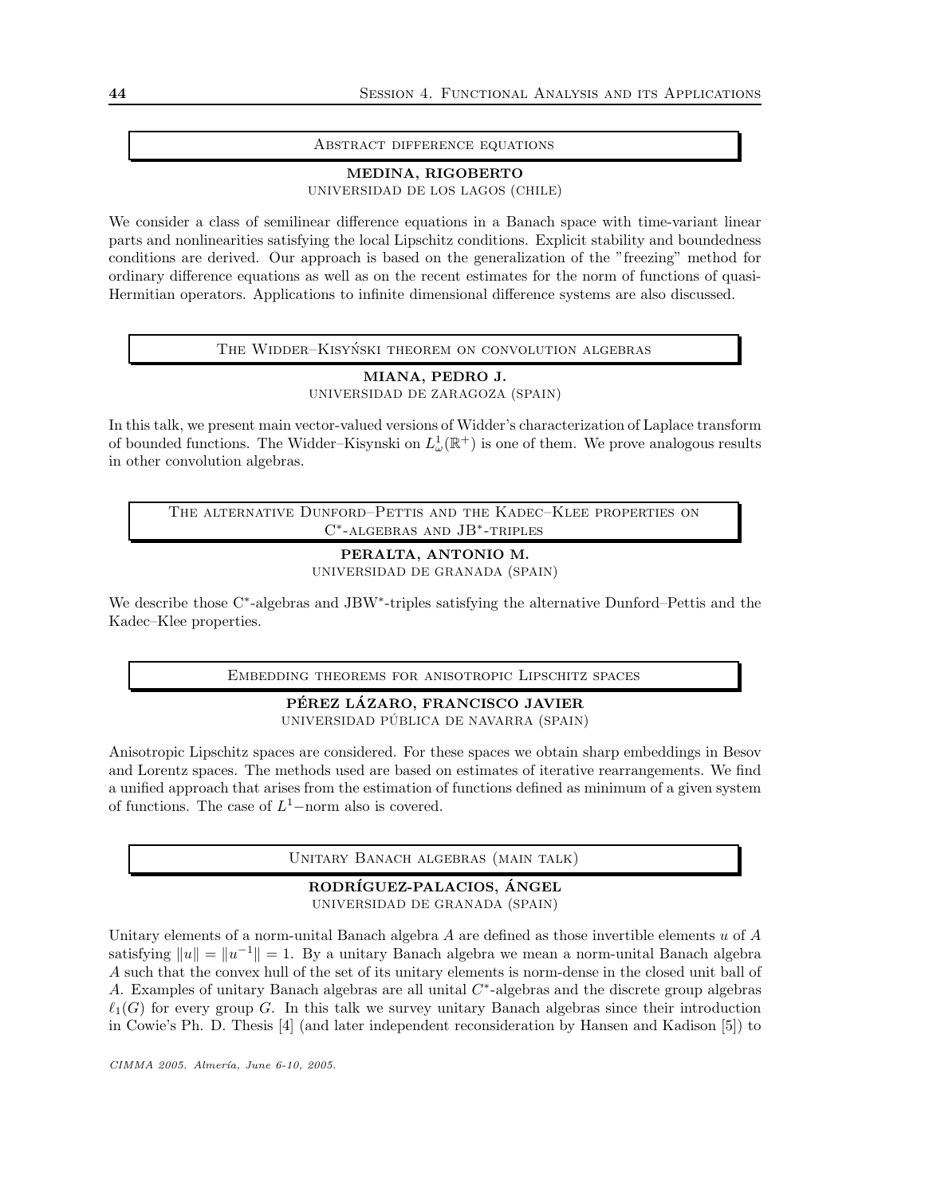## Abstract difference equations

**MEDINA, RIGOBERTO**
UNIVERSIDAD DE LOS LAGOS (CHILE)

We consider a class of semilinear difference equations in a Banach space with time-variant linear parts and nonlinearities satisfying the local Lipschitz conditions. Explicit stability and boundedness conditions are derived. Our approach is based on the generalization of the "freezing" method for ordinary difference equations as well as on the recent estimates for the norm of functions of quasi-Hermitian operators. Applications to infinite dimensional difference systems are also discussed.

## The Widder–Kisyński theorem on convolution algebras

**MIANA, PEDRO J.**
UNIVERSIDAD DE ZARAGOZA (SPAIN)

In this talk, we present main vector-valued versions of Widder's characterization of Laplace transform of bounded functions. The Widder–Kisynski on $L^1_\omega(\mathbb{R}^+)$ is one of them. We prove analogous results in other convolution algebras.

## The alternative Dunford–Pettis and the Kadec–Klee properties on C*-algebras and JB*-triples

**PERALTA, ANTONIO M.**
UNIVERSIDAD DE GRANADA (SPAIN)

We describe those C*-algebras and JBW*-triples satisfying the alternative Dunford–Pettis and the Kadec–Klee properties.

## Embedding theorems for anisotropic Lipschitz spaces

**PÉREZ LÁZARO, FRANCISCO JAVIER**
UNIVERSIDAD PÚBLICA DE NAVARRA (SPAIN)

Anisotropic Lipschitz spaces are considered. For these spaces we obtain sharp embeddings in Besov and Lorentz spaces. The methods used are based on estimates of iterative rearrangements. We find a unified approach that arises from the estimation of functions defined as minimum of a given system of functions. The case of $L^1-$norm also is covered.

## Unitary Banach algebras (main talk)

**RODRÍGUEZ-PALACIOS, ÁNGEL**
UNIVERSIDAD DE GRANADA (SPAIN)

Unitary elements of a norm-unital Banach algebra $A$ are defined as those invertible elements $u$ of $A$ satisfying $\|u\| = \|u^{-1}\| = 1$. By a unitary Banach algebra we mean a norm-unital Banach algebra $A$ such that the convex hull of the set of its unitary elements is norm-dense in the closed unit ball of $A$. Examples of unitary Banach algebras are all unital $C^*$-algebras and the discrete group algebras $\ell_1(G)$ for every group $G$. In this talk we survey unitary Banach algebras since their introduction in Cowie's Ph. D. Thesis [4] (and later independent reconsideration by Hansen and Kadison [5]) to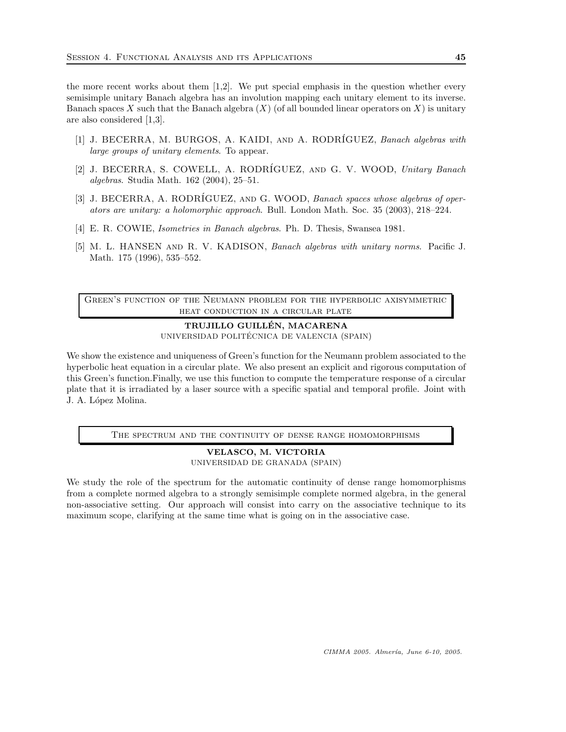the more recent works about them [1,2]. We put special emphasis in the question whether every semisimple unitary Banach algebra has an involution mapping each unitary element to its inverse. Banach spaces $X$ such that the Banach algebra $(X)$ (of all bounded linear operators on $X$) is unitary are also considered [1,3].

[1] J. BECERRA, M. BURGOS, A. KAIDI, AND A. RODRÍGUEZ, *Banach algebras with large groups of unitary elements*. To appear.

[2] J. BECERRA, S. COWELL, A. RODRÍGUEZ, AND G. V. WOOD, *Unitary Banach algebras*. Studia Math. 162 (2004), 25–51.

[3] J. BECERRA, A. RODRÍGUEZ, AND G. WOOD, *Banach spaces whose algebras of operators are unitary: a holomorphic approach*. Bull. London Math. Soc. 35 (2003), 218–224.

[4] E. R. COWIE, *Isometries in Banach algebras*. Ph. D. Thesis, Swansea 1981.

[5] M. L. HANSEN AND R. V. KADISON, *Banach algebras with unitary norms*. Pacific J. Math. 175 (1996), 535–552.

## Green's function of the Neumann problem for the hyperbolic axisymmetric heat conduction in a circular plate

**TRUJILLO GUILLÉN, MACARENA**
UNIVERSIDAD POLITÉCNICA DE VALENCIA (SPAIN)

We show the existence and uniqueness of Green's function for the Neumann problem associated to the hyperbolic heat equation in a circular plate. We also present an explicit and rigorous computation of this Green's function.Finally, we use this function to compute the temperature response of a circular plate that it is irradiated by a laser source with a specific spatial and temporal profile. Joint with J. A. López Molina.

## The spectrum and the continuity of dense range homomorphisms

**VELASCO, M. VICTORIA**
UNIVERSIDAD DE GRANADA (SPAIN)

We study the role of the spectrum for the automatic continuity of dense range homomorphisms from a complete normed algebra to a strongly semisimple complete normed algebra, in the general non-associative setting. Our approach will consist into carry on the associative technique to its maximum scope, clarifying at the same time what is going on in the associative case.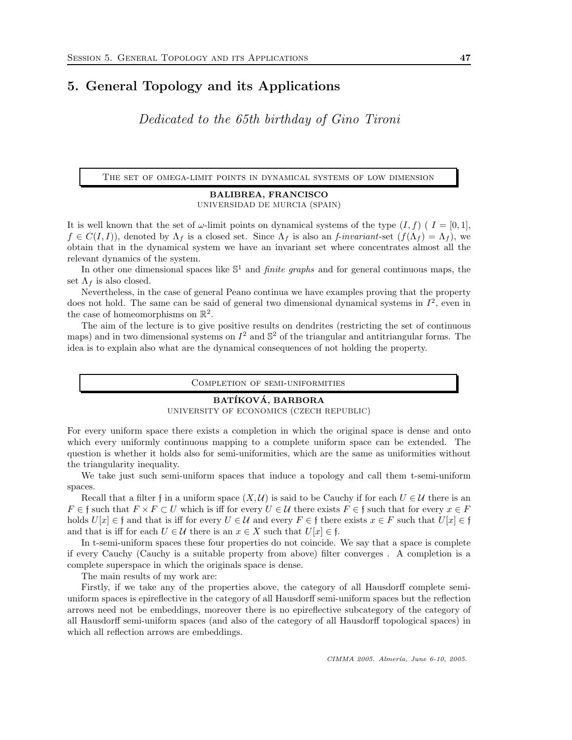# 5. General Topology and its Applications

*Dedicated to the 65th birthday of Gino Tironi*

## The set of omega-limit points in dynamical systems of low dimension

**BALIBREA, FRANCISCO**
UNIVERSIDAD DE MURCIA (SPAIN)

It is well known that the set of $\omega$-limit points on dynamical systems of the type $(I, f)$ ( $I = [0, 1]$, $f \in C(I, I)$), denoted by $\Lambda_f$ is a closed set. Since $\Lambda_f$ is also an *f-invariant*-set ($f(\Lambda_f) = \Lambda_f$), we obtain that in the dynamical system we have an invariant set where concentrates almost all the relevant dynamics of the system.

In other one dimensional spaces like $\mathbb{S}^1$ and *finite graphs* and for general continuous maps, the set $\Lambda_f$ is also closed.

Nevertheless, in the case of general Peano continua we have examples proving that the property does not hold. The same can be said of general two dimensional dynamical systems in $I^2$, even in the case of homeomorphisms on $\mathbb{R}^2$.

The aim of the lecture is to give positive results on dendrites (restricting the set of continuous maps) and in two dimensional systems on $I^2$ and $\mathbb{S}^2$ of the triangular and antitriangular forms. The idea is to explain also what are the dynamical consequences of not holding the property.

## Completion of semi-uniformities

**BATÍKOVÁ, BARBORA**
UNIVERSITY OF ECONOMICS (CZECH REPUBLIC)

For every uniform space there exists a completion in which the original space is dense and onto which every uniformly continuous mapping to a complete uniform space can be extended. The question is whether it holds also for semi-uniformities, which are the same as uniformities without the triangularity inequality.

We take just such semi-uniform spaces that induce a topology and call them t-semi-uniform spaces.

Recall that a filter $\mathfrak{f}$ in a uniform space $(X, \mathcal{U})$ is said to be Cauchy if for each $U \in \mathcal{U}$ there is an $F \in \mathfrak{f}$ such that $F \times F \subset U$ which is iff for every $U \in \mathcal{U}$ there exists $F \in \mathfrak{f}$ such that for every $x \in F$ holds $U[x] \in \mathfrak{f}$ and that is iff for every $U \in \mathcal{U}$ and every $F \in \mathfrak{f}$ there exists $x \in F$ such that $U[x] \in \mathfrak{f}$ and that is iff for each $U \in \mathcal{U}$ there is an $x \in X$ such that $U[x] \in \mathfrak{f}$.

In t-semi-uniform spaces these four properties do not coincide. We say that a space is complete if every Cauchy (Cauchy is a suitable property from above) filter converges . A completion is a complete superspace in which the originals space is dense.

The main results of my work are:

Firstly, if we take any of the properties above, the category of all Hausdorff complete semi-uniform spaces is epireflective in the category of all Hausdorff semi-uniform spaces but the reflection arrows need not be embeddings, moreover there is no epireflective subcategory of the category of all Hausdorff semi-uniform spaces (and also of the category of all Hausdorff topological spaces) in which all reflection arrows are embeddings.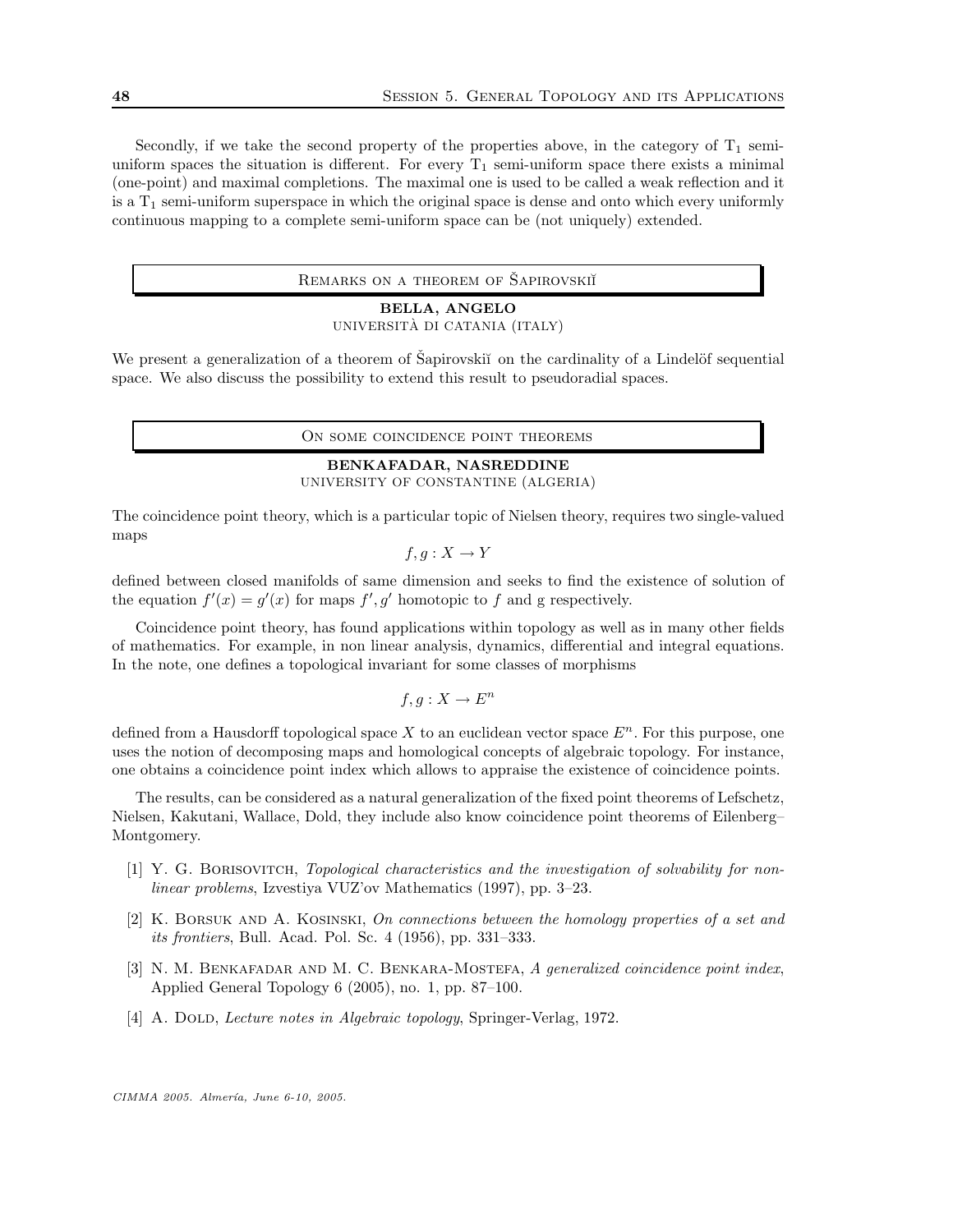Secondly, if we take the second property of the properties above, in the category of $T_1$ semi-uniform spaces the situation is different. For every $T_1$ semi-uniform space there exists a minimal (one-point) and maximal completions. The maximal one is used to be called a weak reflection and it is a $T_1$ semi-uniform superspace in which the original space is dense and onto which every uniformly continuous mapping to a complete semi-uniform space can be (not uniquely) extended.

## Remarks on a theorem of Šapirovskiĭ

**BELLA, ANGELO**
UNIVERSITÀ DI CATANIA (ITALY)

We present a generalization of a theorem of Šapirovskiĭ on the cardinality of a Lindelöf sequential space. We also discuss the possibility to extend this result to pseudoradial spaces.

## On some coincidence point theorems

**BENKAFADAR, NASREDDINE**
UNIVERSITY OF CONSTANTINE (ALGERIA)

The coincidence point theory, which is a particular topic of Nielsen theory, requires two single-valued maps

$$f, g : X \to Y$$

defined between closed manifolds of same dimension and seeks to find the existence of solution of the equation $f'(x) = g'(x)$ for maps $f', g'$ homotopic to $f$ and g respectively.

Coincidence point theory, has found applications within topology as well as in many other fields of mathematics. For example, in non linear analysis, dynamics, differential and integral equations. In the note, one defines a topological invariant for some classes of morphisms

$$f, g : X \to E^n$$

defined from a Hausdorff topological space $X$ to an euclidean vector space $E^n$. For this purpose, one uses the notion of decomposing maps and homological concepts of algebraic topology. For instance, one obtains a coincidence point index which allows to appraise the existence of coincidence points.

The results, can be considered as a natural generalization of the fixed point theorems of Lefschetz, Nielsen, Kakutani, Wallace, Dold, they include also know coincidence point theorems of Eilenberg–Montgomery.

[1] Y. G. Borisovitch, *Topological characteristics and the investigation of solvability for non-linear problems*, Izvestiya VUZ'ov Mathematics (1997), pp. 3–23.

[2] K. Borsuk and A. Kosinski, *On connections between the homology properties of a set and its frontiers*, Bull. Acad. Pol. Sc. 4 (1956), pp. 331–333.

[3] N. M. Benkafadar and M. C. Benkara-Mostefa, *A generalized coincidence point index*, Applied General Topology 6 (2005), no. 1, pp. 87–100.

[4] A. Dold, *Lecture notes in Algebraic topology*, Springer-Verlag, 1972.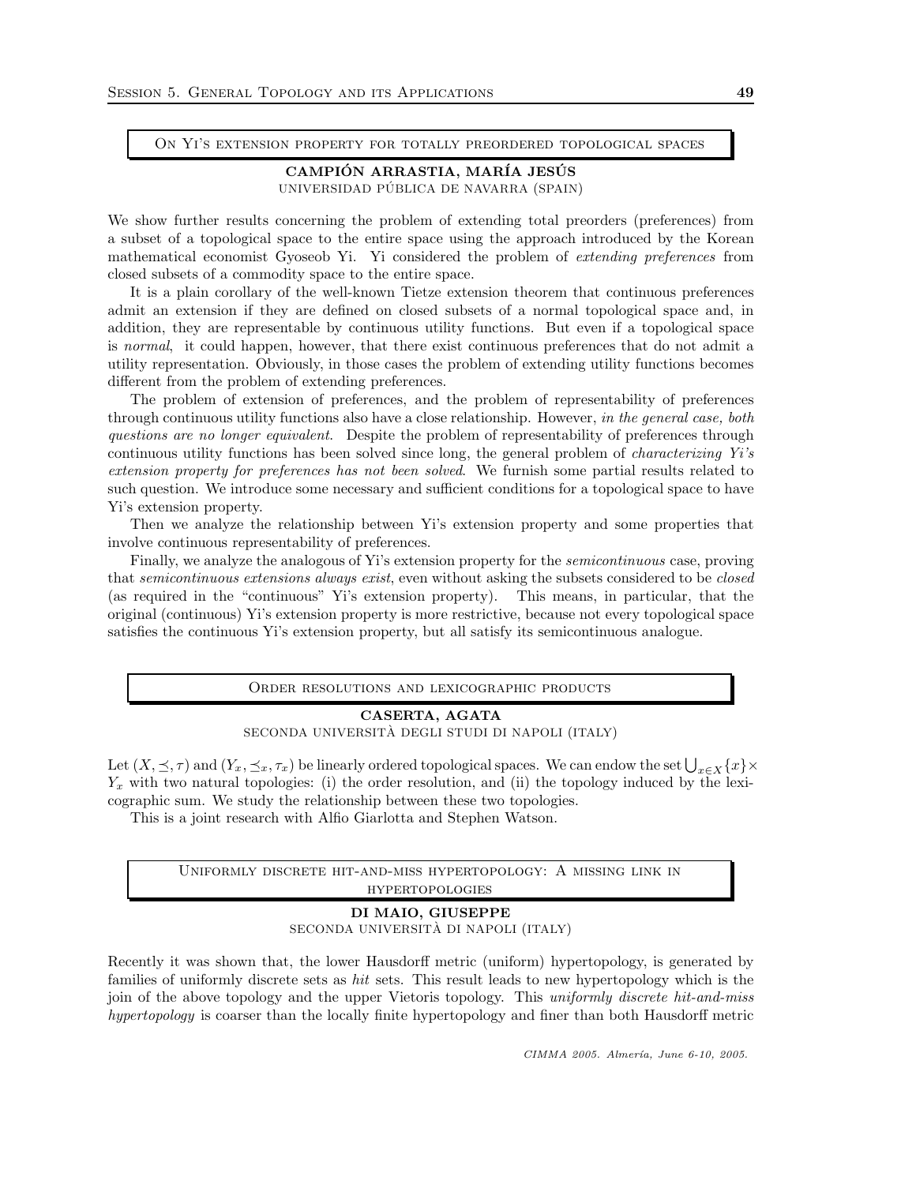## On Yi's extension property for totally preordered topological spaces

**CAMPIÓN ARRASTIA, MARÍA JESÚS**
UNIVERSIDAD PÚBLICA DE NAVARRA (SPAIN)

We show further results concerning the problem of extending total preorders (preferences) from a subset of a topological space to the entire space using the approach introduced by the Korean mathematical economist Gyoseob Yi. Yi considered the problem of *extending preferences* from closed subsets of a commodity space to the entire space.

It is a plain corollary of the well-known Tietze extension theorem that continuous preferences admit an extension if they are defined on closed subsets of a normal topological space and, in addition, they are representable by continuous utility functions. But even if a topological space is *normal*, it could happen, however, that there exist continuous preferences that do not admit a utility representation. Obviously, in those cases the problem of extending utility functions becomes different from the problem of extending preferences.

The problem of extension of preferences, and the problem of representability of preferences through continuous utility functions also have a close relationship. However, *in the general case, both questions are no longer equivalent*. Despite the problem of representability of preferences through continuous utility functions has been solved since long, the general problem of *characterizing Yi's extension property for preferences has not been solved*. We furnish some partial results related to such question. We introduce some necessary and sufficient conditions for a topological space to have Yi's extension property.

Then we analyze the relationship between Yi's extension property and some properties that involve continuous representability of preferences.

Finally, we analyze the analogous of Yi's extension property for the *semicontinuous* case, proving that *semicontinuous extensions always exist*, even without asking the subsets considered to be *closed* (as required in the "continuous" Yi's extension property). This means, in particular, that the original (continuous) Yi's extension property is more restrictive, because not every topological space satisfies the continuous Yi's extension property, but all satisfy its semicontinuous analogue.

## Order resolutions and lexicographic products

**CASERTA, AGATA**
SECONDA UNIVERSITÀ DEGLI STUDI DI NAPOLI (ITALY)

Let $(X, \preceq, \tau)$ and $(Y_x, \preceq_x, \tau_x)$ be linearly ordered topological spaces. We can endow the set $\bigcup_{x \in X}\{x\} \times Y_x$ with two natural topologies: (i) the order resolution, and (ii) the topology induced by the lexicographic sum. We study the relationship between these two topologies.

This is a joint research with Alfio Giarlotta and Stephen Watson.

## Uniformly discrete hit-and-miss hypertopology: A missing link in hypertopologies

**DI MAIO, GIUSEPPE**
SECONDA UNIVERSITÀ DI NAPOLI (ITALY)

Recently it was shown that, the lower Hausdorff metric (uniform) hypertopology, is generated by families of uniformly discrete sets as *hit* sets. This result leads to new hypertopology which is the join of the above topology and the upper Vietoris topology. This *uniformly discrete hit-and-miss hypertopology* is coarser than the locally finite hypertopology and finer than both Hausdorff metric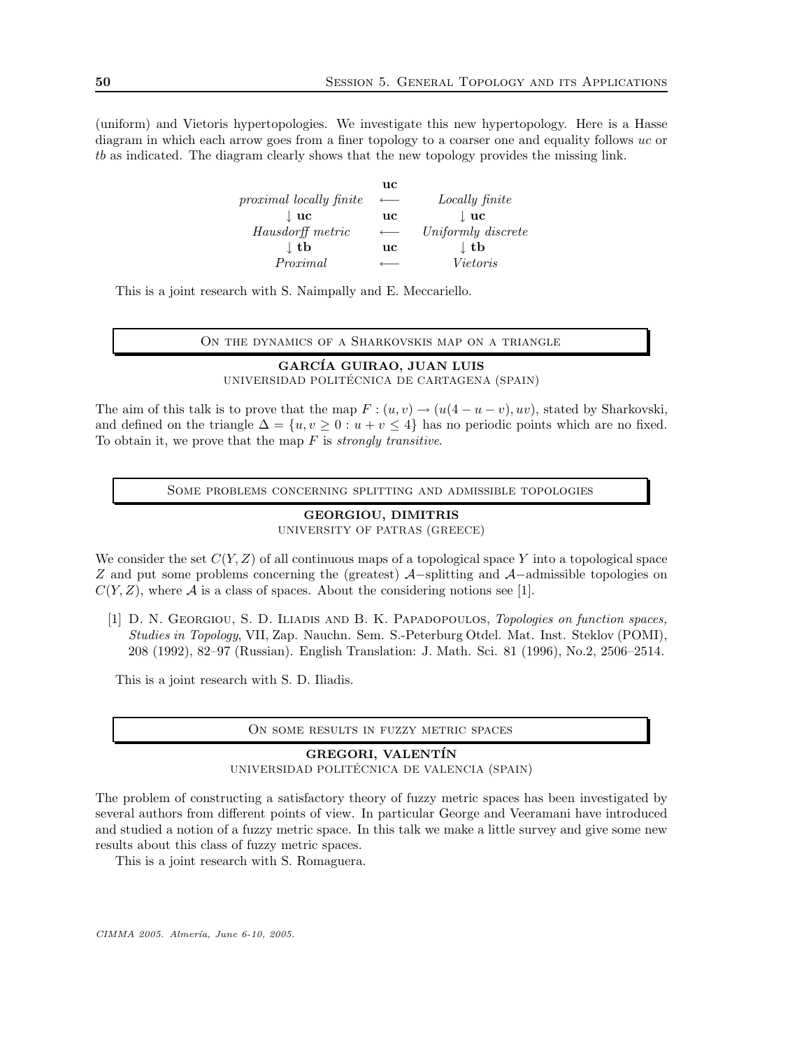(uniform) and Vietoris hypertopologies. We investigate this new hypertopology. Here is a Hasse diagram in which each arrow goes from a finer topology to a coarser one and equality follows *uc* or *tb* as indicated. The diagram clearly shows that the new topology provides the missing link.

| | **uc** | |
|---|---|---|
| *proximal locally finite* | $\longleftarrow$ | *Locally finite* |
| $\downarrow$ **uc** | **uc** | $\downarrow$ **uc** |
| *Hausdorff metric* | $\longleftarrow$ | *Uniformly discrete* |
| $\downarrow$ **tb** | **uc** | $\downarrow$ **tb** |
| *Proximal* | $\longleftarrow$ | *Vietoris* |

This is a joint research with S. Naimpally and E. Meccariello.

## On the dynamics of a Sharkovskis map on a triangle

**GARCÍA GUIRAO, JUAN LUIS**
UNIVERSIDAD POLITÉCNICA DE CARTAGENA (SPAIN)

The aim of this talk is to prove that the map $F : (u, v) \to (u(4 - u - v), uv)$, stated by Sharkovski, and defined on the triangle $\Delta = \{u, v \geq 0 : u + v \leq 4\}$ has no periodic points which are no fixed. To obtain it, we prove that the map $F$ is *strongly transitive*.

## Some problems concerning splitting and admissible topologies

**GEORGIOU, DIMITRIS**
UNIVERSITY OF PATRAS (GREECE)

We consider the set $C(Y, Z)$ of all continuous maps of a topological space $Y$ into a topological space $Z$ and put some problems concerning the (greatest) $\mathcal{A}-$splitting and $\mathcal{A}-$admissible topologies on $C(Y, Z)$, where $\mathcal{A}$ is a class of spaces. About the considering notions see [1].

[1] D. N. Georgiou, S. D. Iliadis and B. K. Papadopoulos, *Topologies on function spaces, Studies in Topology*, VII, Zap. Nauchn. Sem. S.-Peterburg Otdel. Mat. Inst. Steklov (POMI), 208 (1992), 82–97 (Russian). English Translation: J. Math. Sci. 81 (1996), No.2, 2506–2514.

This is a joint research with S. D. Iliadis.

## On some results in fuzzy metric spaces

**GREGORI, VALENTÍN**
UNIVERSIDAD POLITÉCNICA DE VALENCIA (SPAIN)

The problem of constructing a satisfactory theory of fuzzy metric spaces has been investigated by several authors from different points of view. In particular George and Veeramani have introduced and studied a notion of a fuzzy metric space. In this talk we make a little survey and give some new results about this class of fuzzy metric spaces.

This is a joint research with S. Romaguera.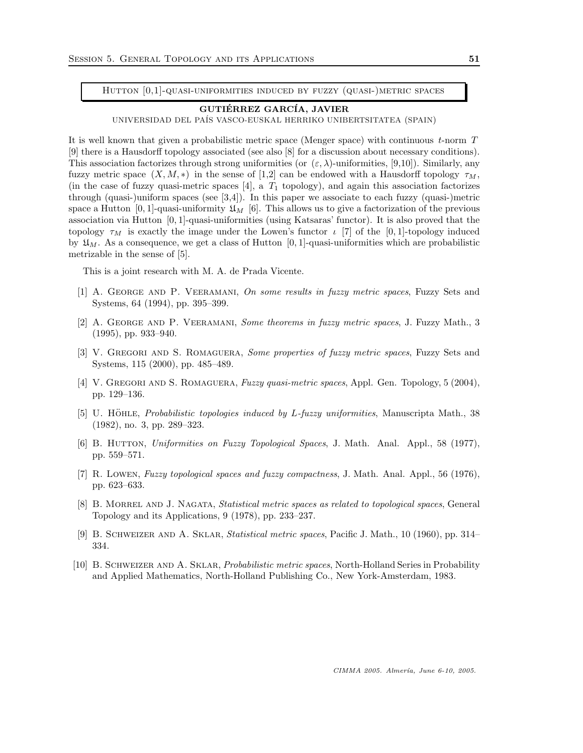## Hutton [0,1]-quasi-uniformities induced by fuzzy (quasi-)metric spaces

**GUTIÉRREZ GARCÍA, JAVIER**

UNIVERSIDAD DEL PAÍS VASCO-EUSKAL HERRIKO UNIBERTSITATEA (SPAIN)

It is well known that given a probabilistic metric space (Menger space) with continuous $t$-norm $T$ [9] there is a Hausdorff topology associated (see also [8] for a discussion about necessary conditions). This association factorizes through strong uniformities (or $(\varepsilon, \lambda)$-uniformities, [9,10]). Similarly, any fuzzy metric space $(X, M, *)$ in the sense of [1,2] can be endowed with a Hausdorff topology $\tau_M$, (in the case of fuzzy quasi-metric spaces [4], a $T_1$ topology), and again this association factorizes through (quasi-)uniform spaces (see [3,4]). In this paper we associate to each fuzzy (quasi-)metric space a Hutton $[0,1]$-quasi-uniformity $\mathfrak{U}_M$ [6]. This allows us to give a factorization of the previous association via Hutton $[0,1]$-quasi-uniformities (using Katsaras' functor). It is also proved that the topology $\tau_M$ is exactly the image under the Lowen's functor $\iota$ [7] of the $[0,1]$-topology induced by $\mathfrak{U}_M$. As a consequence, we get a class of Hutton $[0,1]$-quasi-uniformities which are probabilistic metrizable in the sense of [5].

This is a joint research with M. A. de Prada Vicente.

[1] A. George and P. Veeramani, *On some results in fuzzy metric spaces*, Fuzzy Sets and Systems, 64 (1994), pp. 395–399.

[2] A. George and P. Veeramani, *Some theorems in fuzzy metric spaces*, J. Fuzzy Math., 3 (1995), pp. 933–940.

[3] V. Gregori and S. Romaguera, *Some properties of fuzzy metric spaces*, Fuzzy Sets and Systems, 115 (2000), pp. 485–489.

[4] V. Gregori and S. Romaguera, *Fuzzy quasi-metric spaces*, Appl. Gen. Topology, 5 (2004), pp. 129–136.

[5] U. Höhle, *Probabilistic topologies induced by L-fuzzy uniformities*, Manuscripta Math., 38 (1982), no. 3, pp. 289–323.

[6] B. Hutton, *Uniformities on Fuzzy Topological Spaces*, J. Math. Anal. Appl., 58 (1977), pp. 559–571.

[7] R. Lowen, *Fuzzy topological spaces and fuzzy compactness*, J. Math. Anal. Appl., 56 (1976), pp. 623–633.

[8] B. Morrel and J. Nagata, *Statistical metric spaces as related to topological spaces*, General Topology and its Applications, 9 (1978), pp. 233–237.

[9] B. Schweizer and A. Sklar, *Statistical metric spaces*, Pacific J. Math., 10 (1960), pp. 314–334.

[10] B. Schweizer and A. Sklar, *Probabilistic metric spaces*, North-Holland Series in Probability and Applied Mathematics, North-Holland Publishing Co., New York-Amsterdam, 1983.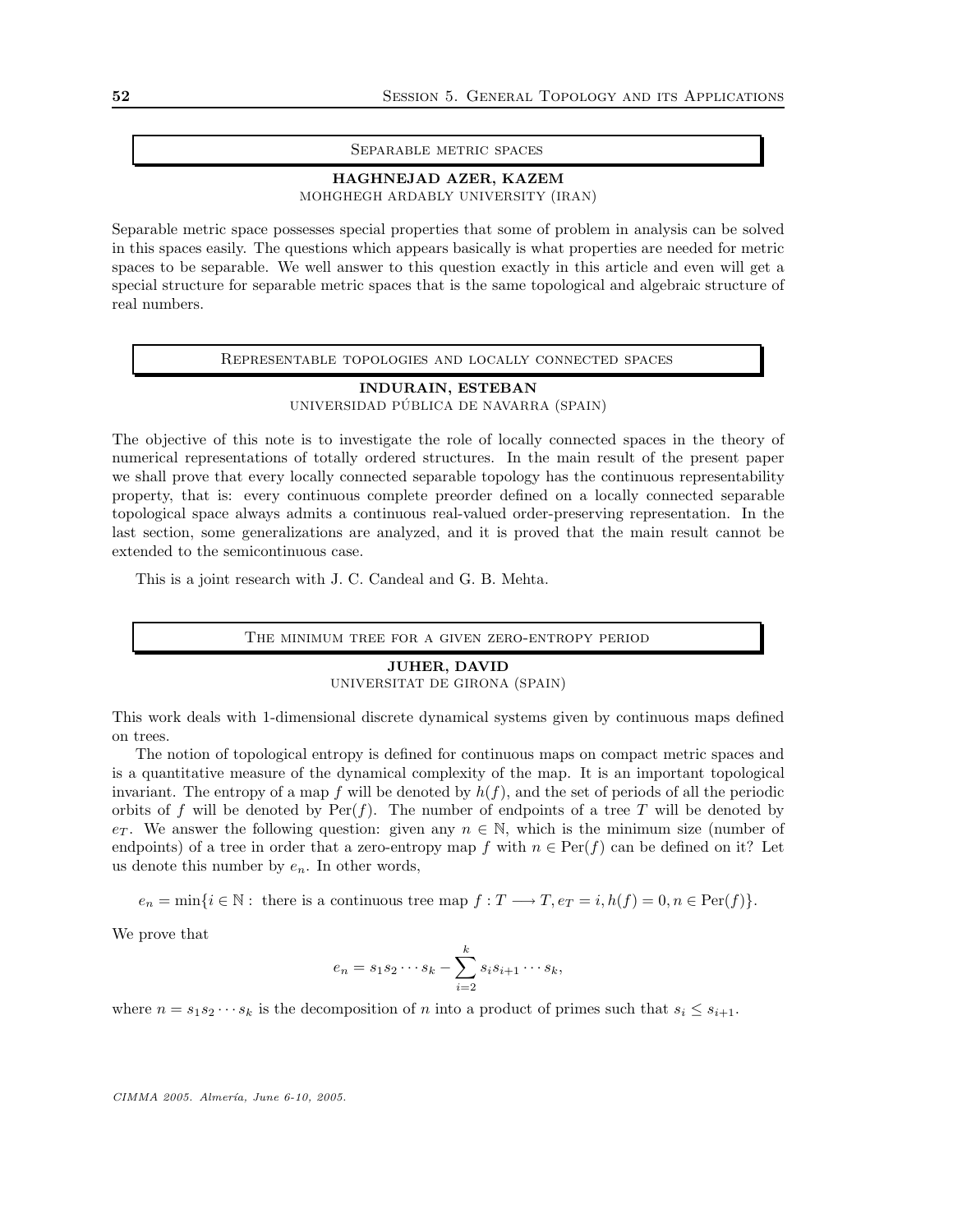## Separable metric spaces

**HAGHNEJAD AZER, KAZEM**
MOHGHEGH ARDABLY UNIVERSITY (IRAN)

Separable metric space possesses special properties that some of problem in analysis can be solved in this spaces easily. The questions which appears basically is what properties are needed for metric spaces to be separable. We well answer to this question exactly in this article and even will get a special structure for separable metric spaces that is the same topological and algebraic structure of real numbers.

## Representable topologies and locally connected spaces

**INDURAIN, ESTEBAN**
UNIVERSIDAD PÚBLICA DE NAVARRA (SPAIN)

The objective of this note is to investigate the role of locally connected spaces in the theory of numerical representations of totally ordered structures. In the main result of the present paper we shall prove that every locally connected separable topology has the continuous representability property, that is: every continuous complete preorder defined on a locally connected separable topological space always admits a continuous real-valued order-preserving representation. In the last section, some generalizations are analyzed, and it is proved that the main result cannot be extended to the semicontinuous case.

This is a joint research with J. C. Candeal and G. B. Mehta.

## The minimum tree for a given zero-entropy period

**JUHER, DAVID**
UNIVERSITAT DE GIRONA (SPAIN)

This work deals with 1-dimensional discrete dynamical systems given by continuous maps defined on trees.

The notion of topological entropy is defined for continuous maps on compact metric spaces and is a quantitative measure of the dynamical complexity of the map. It is an important topological invariant. The entropy of a map $f$ will be denoted by $h(f)$, and the set of periods of all the periodic orbits of $f$ will be denoted by $\mathrm{Per}(f)$. The number of endpoints of a tree $T$ will be denoted by $e_T$. We answer the following question: given any $n \in \mathbb{N}$, which is the minimum size (number of endpoints) of a tree in order that a zero-entropy map $f$ with $n \in \mathrm{Per}(f)$ can be defined on it? Let us denote this number by $e_n$. In other words,

$$e_n = \min\{i \in \mathbb{N} : \text{ there is a continuous tree map } f : T \longrightarrow T, e_T = i, h(f) = 0, n \in \mathrm{Per}(f)\}.$$

We prove that

$$e_n = s_1 s_2 \cdots s_k - \sum_{i=2}^{k} s_i s_{i+1} \cdots s_k,$$

where $n = s_1 s_2 \cdots s_k$ is the decomposition of $n$ into a product of primes such that $s_i \leq s_{i+1}$.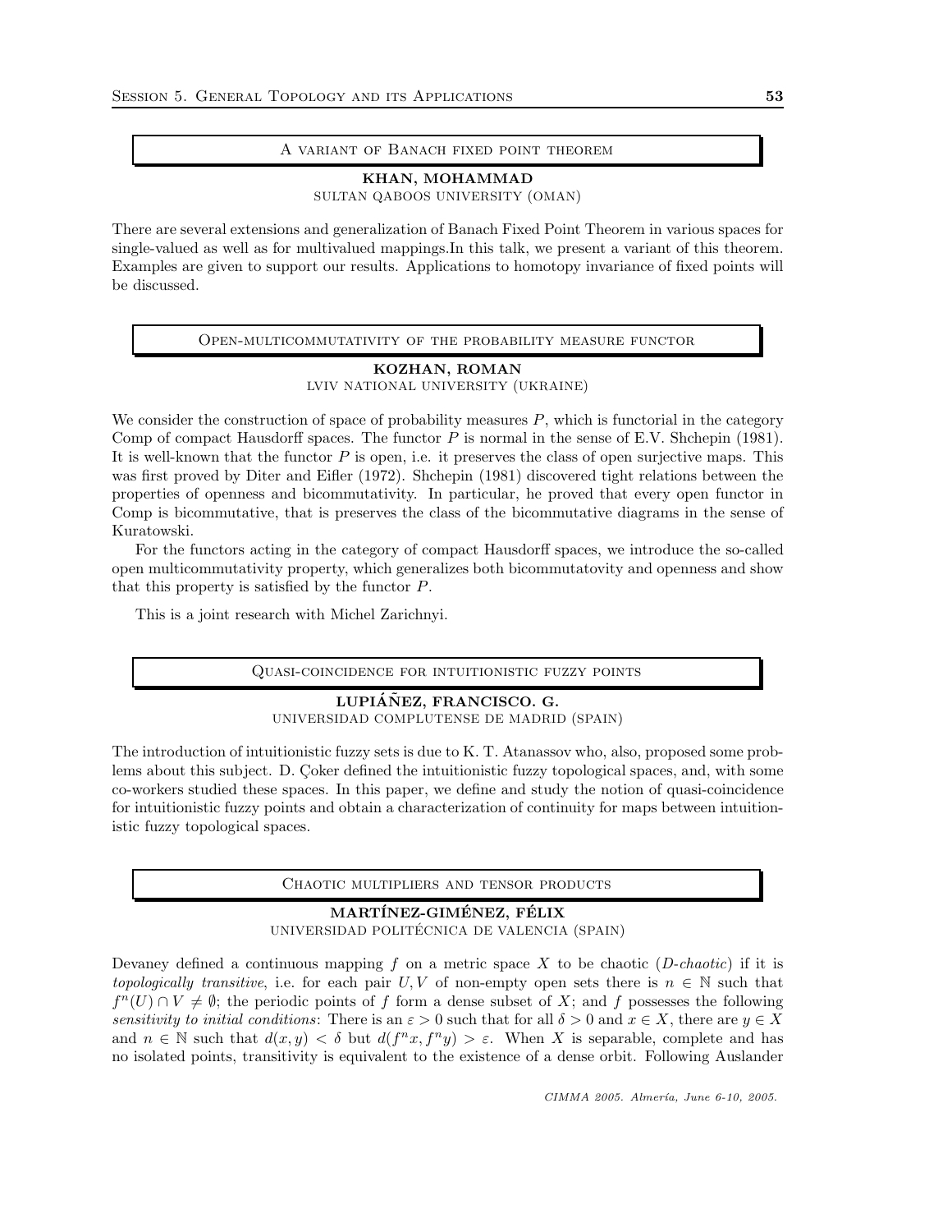## A variant of Banach fixed point theorem

**KHAN, MOHAMMAD**
SULTAN QABOOS UNIVERSITY (OMAN)

There are several extensions and generalization of Banach Fixed Point Theorem in various spaces for single-valued as well as for multivalued mappings.In this talk, we present a variant of this theorem. Examples are given to support our results. Applications to homotopy invariance of fixed points will be discussed.

## Open-multicommutativity of the probability measure functor

**KOZHAN, ROMAN**
LVIV NATIONAL UNIVERSITY (UKRAINE)

We consider the construction of space of probability measures $P$, which is functorial in the category Comp of compact Hausdorff spaces. The functor $P$ is normal in the sense of E.V. Shchepin (1981). It is well-known that the functor $P$ is open, i.e. it preserves the class of open surjective maps. This was first proved by Diter and Eifler (1972). Shchepin (1981) discovered tight relations between the properties of openness and bicommutativity. In particular, he proved that every open functor in Comp is bicommutative, that is preserves the class of the bicommutative diagrams in the sense of Kuratowski.

For the functors acting in the category of compact Hausdorff spaces, we introduce the so-called open multicommutativity property, which generalizes both bicommutatovity and openness and show that this property is satisfied by the functor $P$.

This is a joint research with Michel Zarichnyi.

## Quasi-coincidence for intuitionistic fuzzy points

**LUPIÁÑEZ, FRANCISCO. G.**
UNIVERSIDAD COMPLUTENSE DE MADRID (SPAIN)

The introduction of intuitionistic fuzzy sets is due to K. T. Atanassov who, also, proposed some problems about this subject. D. Çoker defined the intuitionistic fuzzy topological spaces, and, with some co-workers studied these spaces. In this paper, we define and study the notion of quasi-coincidence for intuitionistic fuzzy points and obtain a characterization of continuity for maps between intuitionistic fuzzy topological spaces.

## Chaotic multipliers and tensor products

**MARTÍNEZ-GIMÉNEZ, FÉLIX**
UNIVERSIDAD POLITÉCNICA DE VALENCIA (SPAIN)

Devaney defined a continuous mapping $f$ on a metric space $X$ to be chaotic (*D-chaotic*) if it is *topologically transitive*, i.e. for each pair $U, V$ of non-empty open sets there is $n \in \mathbb{N}$ such that $f^n(U) \cap V \neq \emptyset$; the periodic points of $f$ form a dense subset of $X$; and $f$ possesses the following *sensitivity to initial conditions*: There is an $\varepsilon > 0$ such that for all $\delta > 0$ and $x \in X$, there are $y \in X$ and $n \in \mathbb{N}$ such that $d(x, y) < \delta$ but $d(f^n x, f^n y) > \varepsilon$. When $X$ is separable, complete and has no isolated points, transitivity is equivalent to the existence of a dense orbit. Following Auslander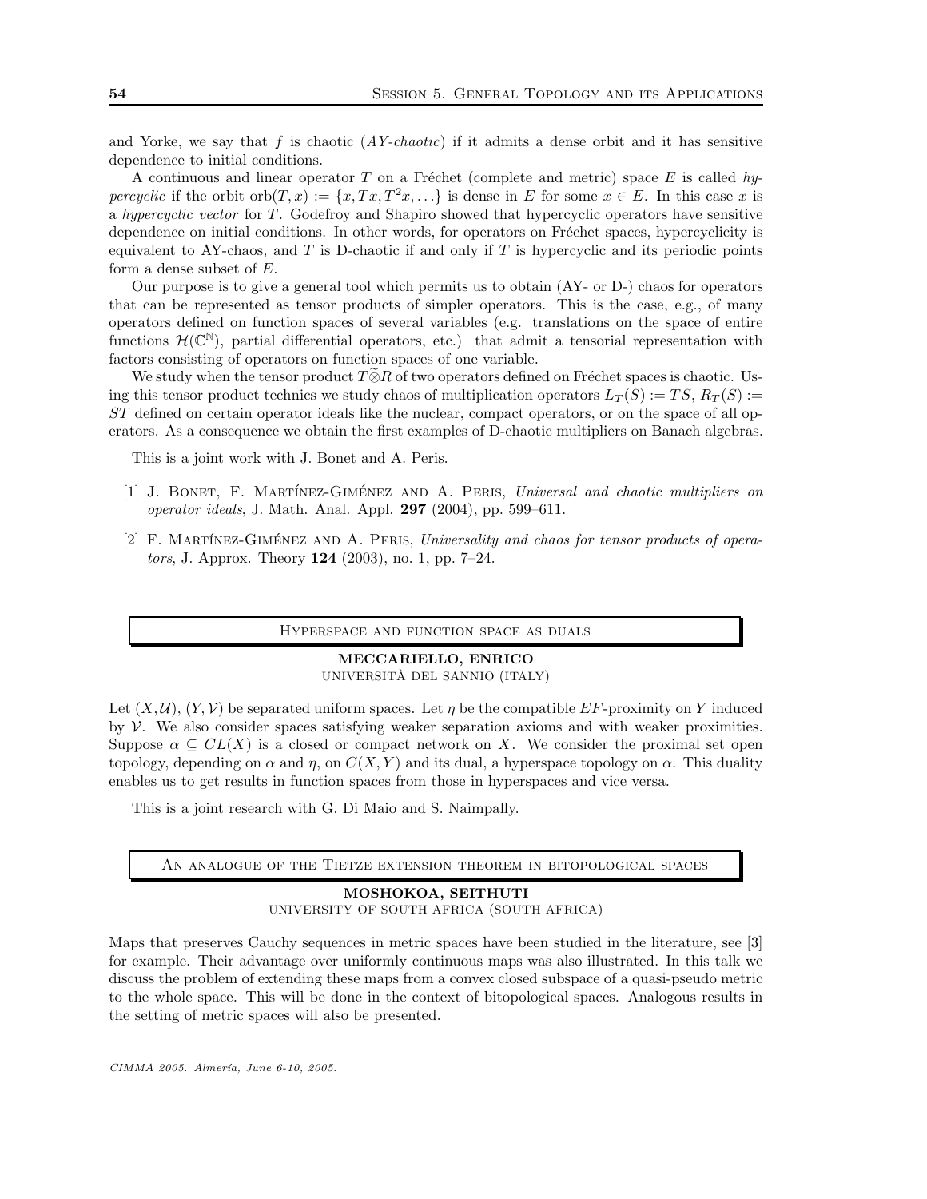and Yorke, we say that $f$ is chaotic (*AY-chaotic*) if it admits a dense orbit and it has sensitive dependence to initial conditions.

A continuous and linear operator $T$ on a Fréchet (complete and metric) space $E$ is called *hypercyclic* if the orbit $\text{orb}(T, x) := \{x, Tx, T^2x, \ldots\}$ is dense in $E$ for some $x \in E$. In this case $x$ is a *hypercyclic vector* for $T$. Godefroy and Shapiro showed that hypercyclic operators have sensitive dependence on initial conditions. In other words, for operators on Fréchet spaces, hypercyclicity is equivalent to AY-chaos, and $T$ is D-chaotic if and only if $T$ is hypercyclic and its periodic points form a dense subset of $E$.

Our purpose is to give a general tool which permits us to obtain (AY- or D-) chaos for operators that can be represented as tensor products of simpler operators. This is the case, e.g., of many operators defined on function spaces of several variables (e.g. translations on the space of entire functions $\mathcal{H}(\mathbb{C}^{\mathbb{N}})$, partial differential operators, etc.) that admit a tensorial representation with factors consisting of operators on function spaces of one variable.

We study when the tensor product $T\widetilde{\otimes}R$ of two operators defined on Fréchet spaces is chaotic. Using this tensor product technics we study chaos of multiplication operators $L_T(S) := TS$, $R_T(S) := ST$ defined on certain operator ideals like the nuclear, compact operators, or on the space of all operators. As a consequence we obtain the first examples of D-chaotic multipliers on Banach algebras.

This is a joint work with J. Bonet and A. Peris.

[1] J. Bonet, F. Martínez-Giménez and A. Peris, *Universal and chaotic multipliers on operator ideals*, J. Math. Anal. Appl. **297** (2004), pp. 599–611.

[2] F. Martínez-Giménez and A. Peris, *Universality and chaos for tensor products of operators*, J. Approx. Theory **124** (2003), no. 1, pp. 7–24.

## Hyperspace and function space as duals

**MECCARIELLO, ENRICO**
Università del Sannio (Italy)

Let $(X, \mathcal{U})$, $(Y, \mathcal{V})$ be separated uniform spaces. Let $\eta$ be the compatible $EF$-proximity on $Y$ induced by $\mathcal{V}$. We also consider spaces satisfying weaker separation axioms and with weaker proximities. Suppose $\alpha \subseteq CL(X)$ is a closed or compact network on $X$. We consider the proximal set open topology, depending on $\alpha$ and $\eta$, on $C(X, Y)$ and its dual, a hyperspace topology on $\alpha$. This duality enables us to get results in function spaces from those in hyperspaces and vice versa.

This is a joint research with G. Di Maio and S. Naimpally.

## An analogue of the Tietze extension theorem in bitopological spaces

**MOSHOKOA, SEITHUTI**
University of South Africa (South Africa)

Maps that preserves Cauchy sequences in metric spaces have been studied in the literature, see [3] for example. Their advantage over uniformly continuous maps was also illustrated. In this talk we discuss the problem of extending these maps from a convex closed subspace of a quasi-pseudo metric to the whole space. This will be done in the context of bitopological spaces. Analogous results in the setting of metric spaces will also be presented.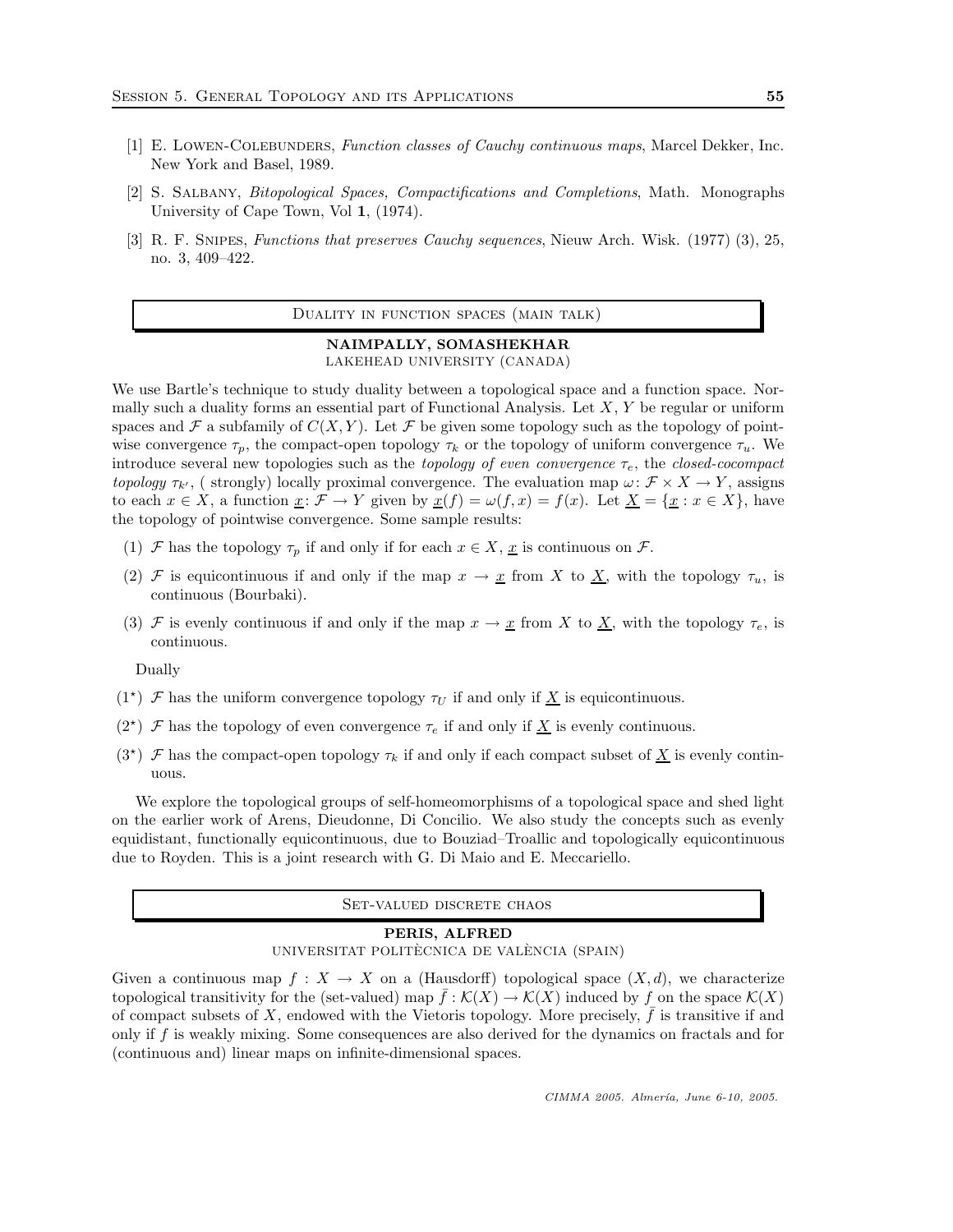[1] E. Lowen-Colebunders, *Function classes of Cauchy continuous maps*, Marcel Dekker, Inc. New York and Basel, 1989.

[2] S. Salbany, *Bitopological Spaces, Compactifications and Completions*, Math. Monographs University of Cape Town, Vol **1**, (1974).

[3] R. F. Snipes, *Functions that preserves Cauchy sequences*, Nieuw Arch. Wisk. (1977) (3), 25, no. 3, 409–422.

## Duality in function spaces (main talk)

**NAIMPALLY, SOMASHEKHAR**
LAKEHEAD UNIVERSITY (CANADA)

We use Bartle's technique to study duality between a topological space and a function space. Normally such a duality forms an essential part of Functional Analysis. Let $X, Y$ be regular or uniform spaces and $\mathcal{F}$ a subfamily of $C(X,Y)$. Let $\mathcal{F}$ be given some topology such as the topology of pointwise convergence $\tau_p$, the compact-open topology $\tau_k$ or the topology of uniform convergence $\tau_u$. We introduce several new topologies such as the *topology of even convergence* $\tau_e$, the *closed-cocompact topology* $\tau_{k'}$, ( strongly) locally proximal convergence. The evaluation map $\omega\colon \mathcal{F} \times X \to Y$, assigns to each $x \in X$, a function $\underline{x}\colon \mathcal{F} \to Y$ given by $\underline{x}(f) = \omega(f,x) = f(x)$. Let $\underline{X} = \{\underline{x} : x \in X\}$, have the topology of pointwise convergence. Some sample results:

(1) $\mathcal{F}$ has the topology $\tau_p$ if and only if for each $x \in X$, $\underline{x}$ is continuous on $\mathcal{F}$.

(2) $\mathcal{F}$ is equicontinuous if and only if the map $x \to \underline{x}$ from $X$ to $\underline{X}$, with the topology $\tau_u$, is continuous (Bourbaki).

(3) $\mathcal{F}$ is evenly continuous if and only if the map $x \to \underline{x}$ from $X$ to $\underline{X}$, with the topology $\tau_e$, is continuous.

Dually

($1^\star$) $\mathcal{F}$ has the uniform convergence topology $\tau_U$ if and only if $\underline{X}$ is equicontinuous.

($2^\star$) $\mathcal{F}$ has the topology of even convergence $\tau_e$ if and only if $\underline{X}$ is evenly continuous.

($3^\star$) $\mathcal{F}$ has the compact-open topology $\tau_k$ if and only if each compact subset of $\underline{X}$ is evenly continuous.

We explore the topological groups of self-homeomorphisms of a topological space and shed light on the earlier work of Arens, Dieudonne, Di Concilio. We also study the concepts such as evenly equidistant, functionally equicontinuous, due to Bouziad–Troallic and topologically equicontinuous due to Royden. This is a joint research with G. Di Maio and E. Meccariello.

## Set-valued discrete chaos

**PERIS, ALFRED**
UNIVERSITAT POLITÈCNICA DE VALÈNCIA (SPAIN)

Given a continuous map $f : X \to X$ on a (Hausdorff) topological space $(X,d)$, we characterize topological transitivity for the (set-valued) map $\bar{f} : \mathcal{K}(X) \to \mathcal{K}(X)$ induced by $f$ on the space $\mathcal{K}(X)$ of compact subsets of $X$, endowed with the Vietoris topology. More precisely, $\bar{f}$ is transitive if and only if $f$ is weakly mixing. Some consequences are also derived for the dynamics on fractals and for (continuous and) linear maps on infinite-dimensional spaces.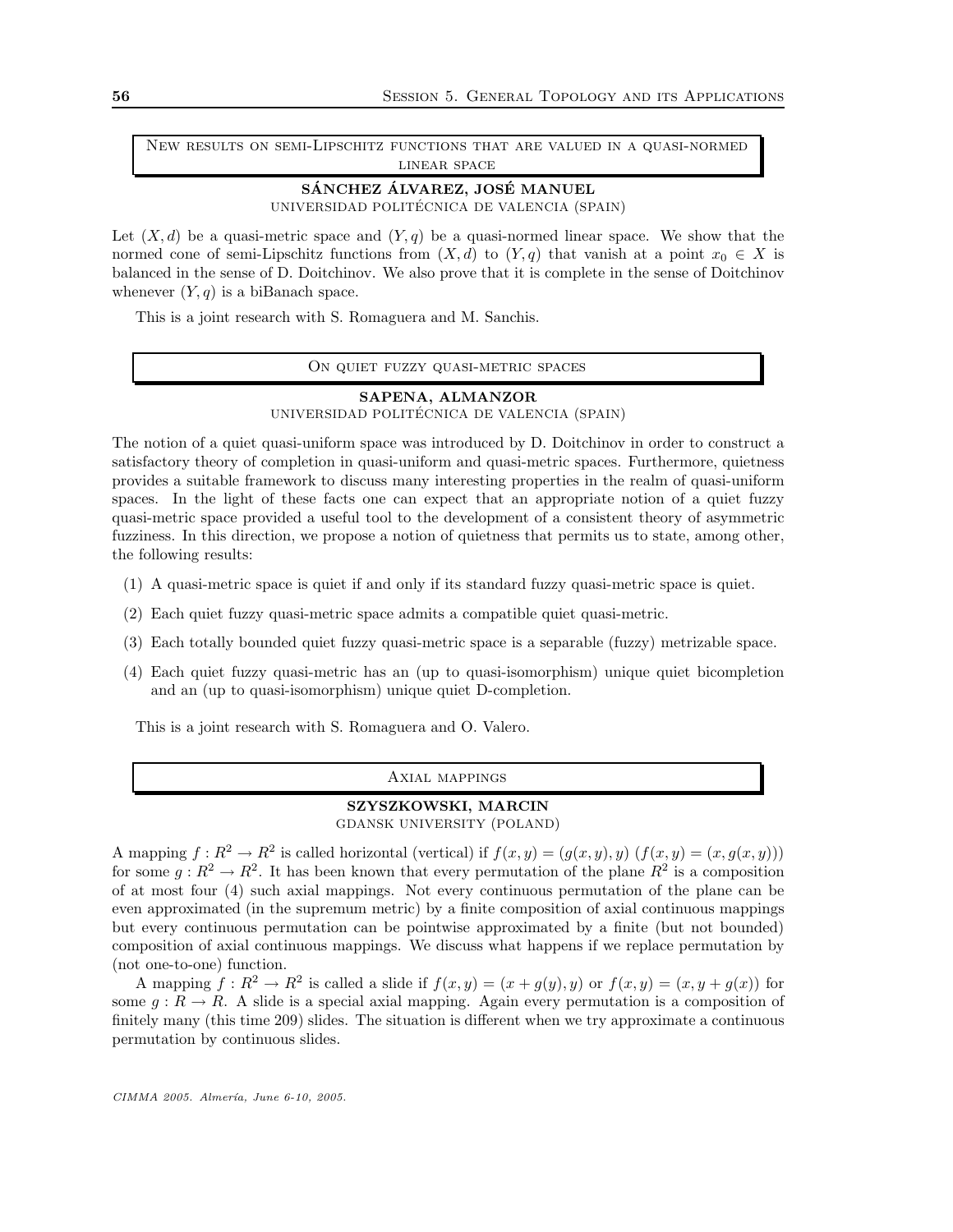## New results on semi-Lipschitz functions that are valued in a quasi-normed linear space

**SÁNCHEZ ÁLVAREZ, JOSÉ MANUEL**
UNIVERSIDAD POLITÉCNICA DE VALENCIA (SPAIN)

Let $(X, d)$ be a quasi-metric space and $(Y, q)$ be a quasi-normed linear space. We show that the normed cone of semi-Lipschitz functions from $(X, d)$ to $(Y, q)$ that vanish at a point $x_0 \in X$ is balanced in the sense of D. Doitchinov. We also prove that it is complete in the sense of Doitchinov whenever $(Y, q)$ is a biBanach space.

This is a joint research with S. Romaguera and M. Sanchis.

## On quiet fuzzy quasi-metric spaces

**SAPENA, ALMANZOR**
UNIVERSIDAD POLITÉCNICA DE VALENCIA (SPAIN)

The notion of a quiet quasi-uniform space was introduced by D. Doitchinov in order to construct a satisfactory theory of completion in quasi-uniform and quasi-metric spaces. Furthermore, quietness provides a suitable framework to discuss many interesting properties in the realm of quasi-uniform spaces. In the light of these facts one can expect that an appropriate notion of a quiet fuzzy quasi-metric space provided a useful tool to the development of a consistent theory of asymmetric fuzziness. In this direction, we propose a notion of quietness that permits us to state, among other, the following results:

(1) A quasi-metric space is quiet if and only if its standard fuzzy quasi-metric space is quiet.

(2) Each quiet fuzzy quasi-metric space admits a compatible quiet quasi-metric.

(3) Each totally bounded quiet fuzzy quasi-metric space is a separable (fuzzy) metrizable space.

(4) Each quiet fuzzy quasi-metric has an (up to quasi-isomorphism) unique quiet bicompletion and an (up to quasi-isomorphism) unique quiet D-completion.

This is a joint research with S. Romaguera and O. Valero.

## Axial mappings

**SZYSZKOWSKI, MARCIN**
GDANSK UNIVERSITY (POLAND)

A mapping $f : R^2 \to R^2$ is called horizontal (vertical) if $f(x, y) = (g(x, y), y)$ ($f(x, y) = (x, g(x, y))$) for some $g : R^2 \to R^2$. It has been known that every permutation of the plane $R^2$ is a composition of at most four (4) such axial mappings. Not every continuous permutation of the plane can be even approximated (in the supremum metric) by a finite composition of axial continuous mappings but every continuous permutation can be pointwise approximated by a finite (but not bounded) composition of axial continuous mappings. We discuss what happens if we replace permutation by (not one-to-one) function.

A mapping $f : R^2 \to R^2$ is called a slide if $f(x, y) = (x + g(y), y)$ or $f(x, y) = (x, y + g(x))$ for some $g : R \to R$. A slide is a special axial mapping. Again every permutation is a composition of finitely many (this time 209) slides. The situation is different when we try approximate a continuous permutation by continuous slides.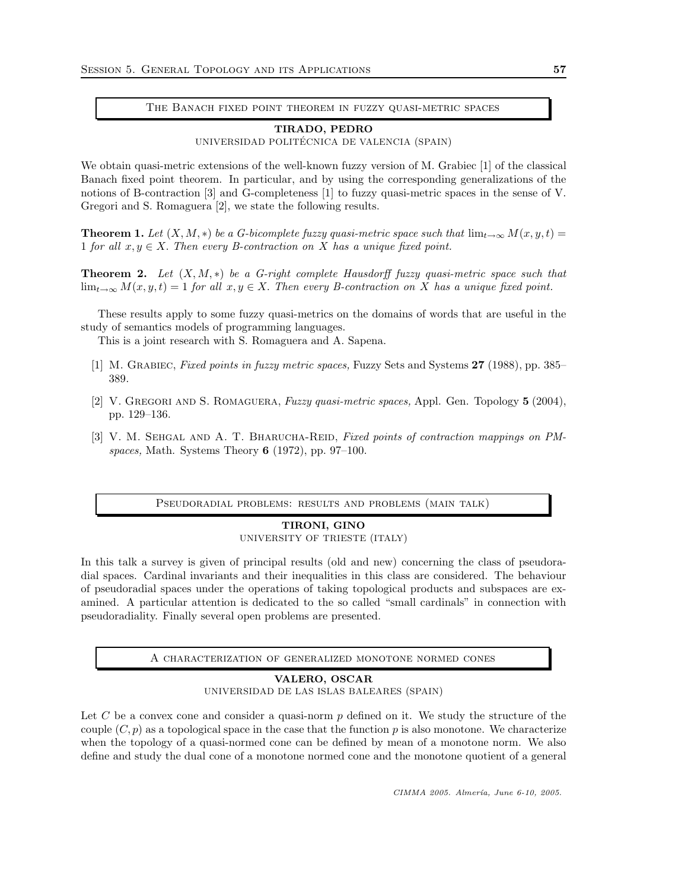## The Banach fixed point theorem in fuzzy quasi-metric spaces

**TIRADO, PEDRO**
UNIVERSIDAD POLITÉCNICA DE VALENCIA (SPAIN)

We obtain quasi-metric extensions of the well-known fuzzy version of M. Grabiec [1] of the classical Banach fixed point theorem. In particular, and by using the corresponding generalizations of the notions of B-contraction [3] and G-completeness [1] to fuzzy quasi-metric spaces in the sense of V. Gregori and S. Romaguera [2], we state the following results.

**Theorem 1.** *Let $(X, M, *)$ be a G-bicomplete fuzzy quasi-metric space such that $\lim_{t\to\infty} M(x, y, t) = 1$ for all $x, y \in X$. Then every B-contraction on $X$ has a unique fixed point.*

**Theorem 2.** *Let $(X, M, *)$ be a G-right complete Hausdorff fuzzy quasi-metric space such that $\lim_{t\to\infty} M(x, y, t) = 1$ for all $x, y \in X$. Then every B-contraction on $X$ has a unique fixed point.*

These results apply to some fuzzy quasi-metrics on the domains of words that are useful in the study of semantics models of programming languages.

This is a joint research with S. Romaguera and A. Sapena.

[1] M. Grabiec, *Fixed points in fuzzy metric spaces,* Fuzzy Sets and Systems **27** (1988), pp. 385–389.

[2] V. Gregori and S. Romaguera, *Fuzzy quasi-metric spaces,* Appl. Gen. Topology **5** (2004), pp. 129–136.

[3] V. M. Sehgal and A. T. Bharucha-Reid, *Fixed points of contraction mappings on PM-spaces,* Math. Systems Theory **6** (1972), pp. 97–100.

## Pseudoradial problems: results and problems (main talk)

**TIRONI, GINO**
UNIVERSITY OF TRIESTE (ITALY)

In this talk a survey is given of principal results (old and new) concerning the class of pseudoradial spaces. Cardinal invariants and their inequalities in this class are considered. The behaviour of pseudoradial spaces under the operations of taking topological products and subspaces are examined. A particular attention is dedicated to the so called "small cardinals" in connection with pseudoradiality. Finally several open problems are presented.

## A characterization of generalized monotone normed cones

**VALERO, OSCAR**
UNIVERSIDAD DE LAS ISLAS BALEARES (SPAIN)

Let $C$ be a convex cone and consider a quasi-norm $p$ defined on it. We study the structure of the couple $(C, p)$ as a topological space in the case that the function $p$ is also monotone. We characterize when the topology of a quasi-normed cone can be defined by mean of a monotone norm. We also define and study the dual cone of a monotone normed cone and the monotone quotient of a general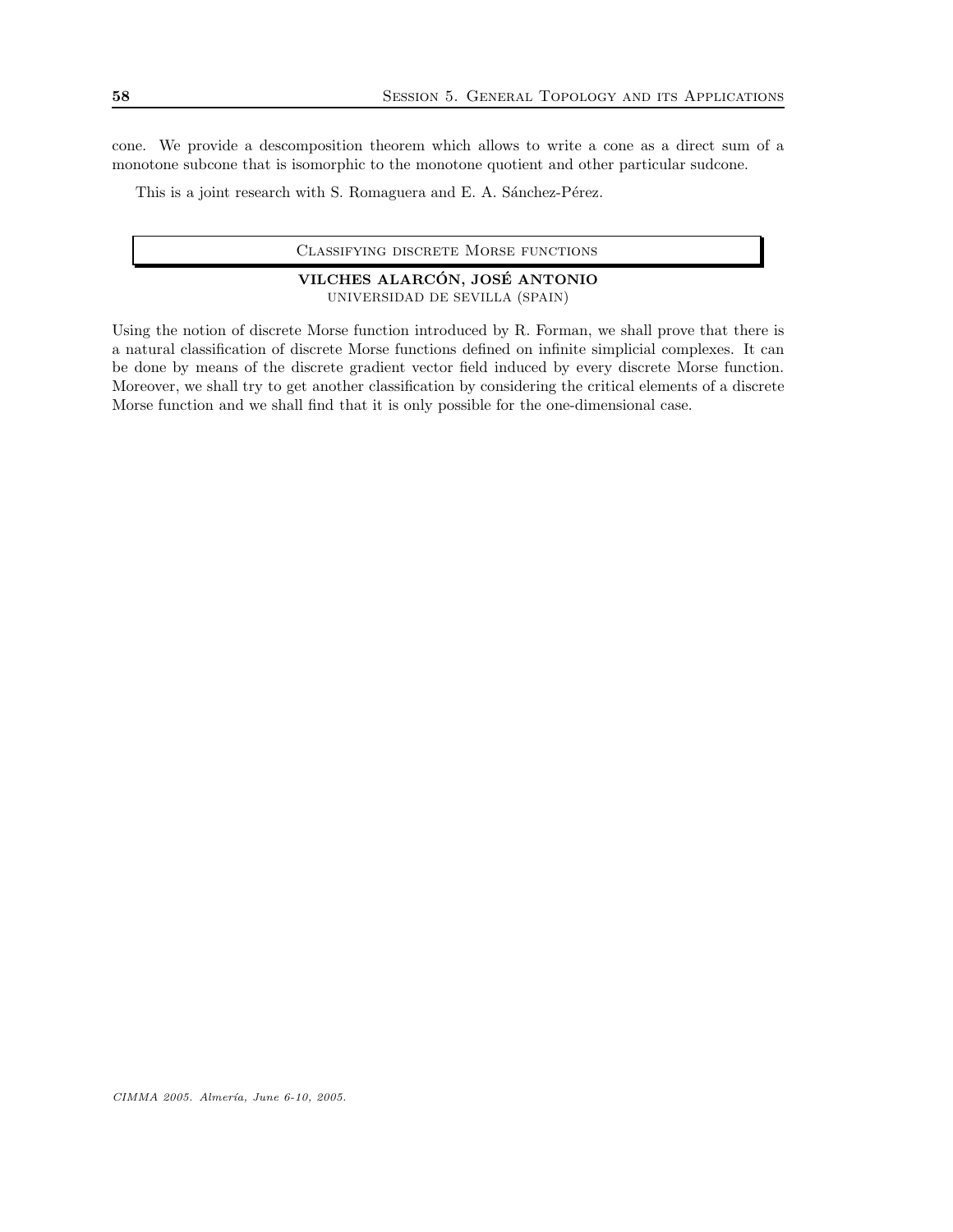cone. We provide a descomposition theorem which allows to write a cone as a direct sum of a monotone subcone that is isomorphic to the monotone quotient and other particular sudcone.

This is a joint research with S. Romaguera and E. A. Sánchez-Pérez.

## Classifying discrete Morse functions

**VILCHES ALARCÓN, JOSÉ ANTONIO**
UNIVERSIDAD DE SEVILLA (SPAIN)

Using the notion of discrete Morse function introduced by R. Forman, we shall prove that there is a natural classification of discrete Morse functions defined on infinite simplicial complexes. It can be done by means of the discrete gradient vector field induced by every discrete Morse function. Moreover, we shall try to get another classification by considering the critical elements of a discrete Morse function and we shall find that it is only possible for the one-dimensional case.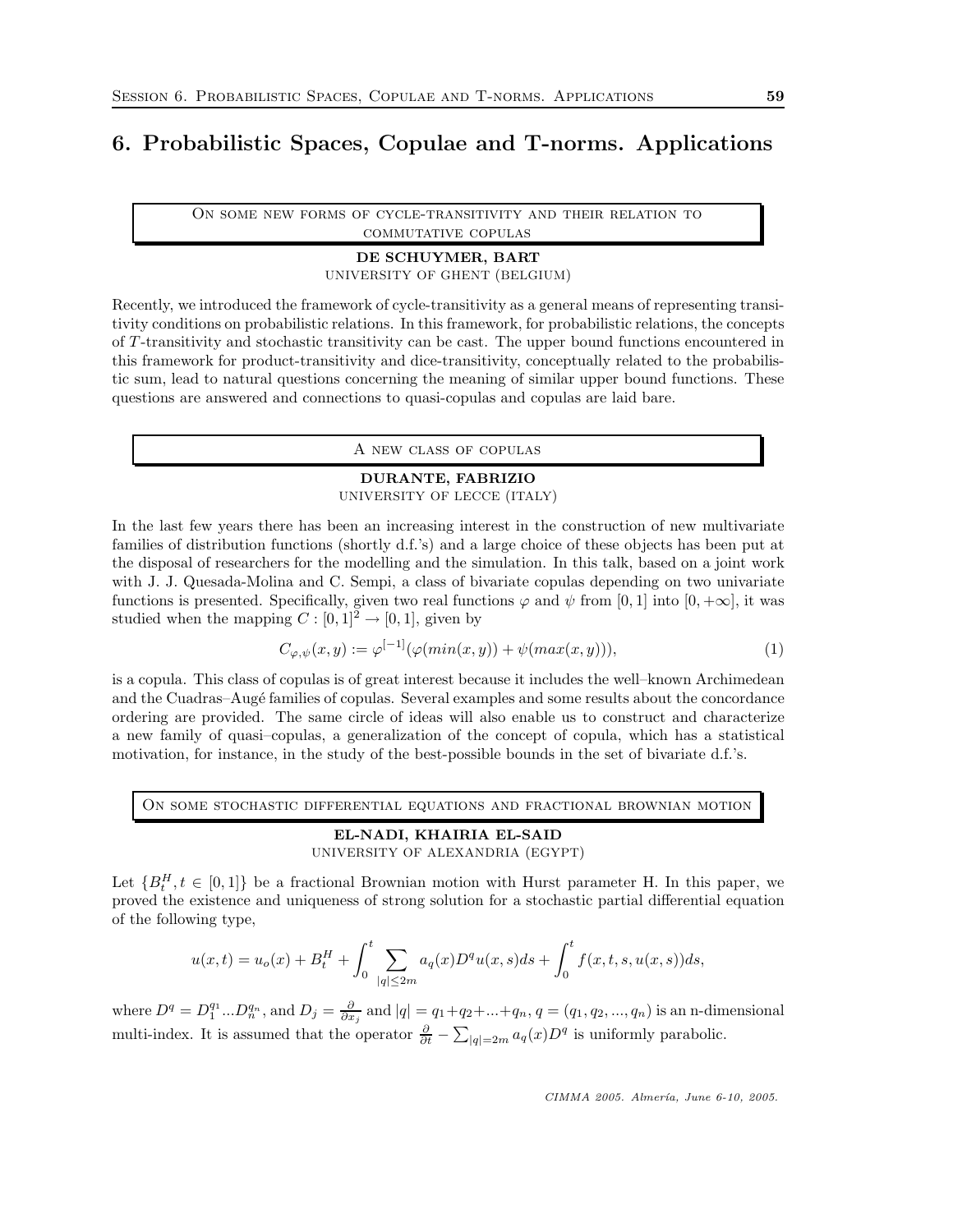# 6. Probabilistic Spaces, Copulae and T-norms. Applications

### On some new forms of cycle-transitivity and their relation to commutative copulas

**DE SCHUYMER, BART**
UNIVERSITY OF GHENT (BELGIUM)

Recently, we introduced the framework of cycle-transitivity as a general means of representing transitivity conditions on probabilistic relations. In this framework, for probabilistic relations, the concepts of $T$-transitivity and stochastic transitivity can be cast. The upper bound functions encountered in this framework for product-transitivity and dice-transitivity, conceptually related to the probabilistic sum, lead to natural questions concerning the meaning of similar upper bound functions. These questions are answered and connections to quasi-copulas and copulas are laid bare.

### A new class of copulas

**DURANTE, FABRIZIO**
UNIVERSITY OF LECCE (ITALY)

In the last few years there has been an increasing interest in the construction of new multivariate families of distribution functions (shortly d.f.'s) and a large choice of these objects has been put at the disposal of researchers for the modelling and the simulation. In this talk, based on a joint work with J. J. Quesada-Molina and C. Sempi, a class of bivariate copulas depending on two univariate functions is presented. Specifically, given two real functions $\varphi$ and $\psi$ from $[0,1]$ into $[0,+\infty]$, it was studied when the mapping $C : [0,1]^2 \to [0,1]$, given by

$$C_{\varphi,\psi}(x,y) := \varphi^{[-1]}(\varphi(min(x,y)) + \psi(max(x,y))), \tag{1}$$

is a copula. This class of copulas is of great interest because it includes the well–known Archimedean and the Cuadras–Augé families of copulas. Several examples and some results about the concordance ordering are provided. The same circle of ideas will also enable us to construct and characterize a new family of quasi–copulas, a generalization of the concept of copula, which has a statistical motivation, for instance, in the study of the best-possible bounds in the set of bivariate d.f.'s.

### On some stochastic differential equations and fractional brownian motion

**EL-NADI, KHAIRIA EL-SAID**
UNIVERSITY OF ALEXANDRIA (EGYPT)

Let $\{B_t^H, t \in [0,1]\}$ be a fractional Brownian motion with Hurst parameter H. In this paper, we proved the existence and uniqueness of strong solution for a stochastic partial differential equation of the following type,

$$u(x,t) = u_o(x) + B_t^H + \int_0^t \sum_{|q|\le 2m} a_q(x) D^q u(x,s)ds + \int_0^t f(x,t,s,u(x,s))ds,$$

where $D^q = D_1^{q_1}...D_n^{q_n}$, and $D_j = \frac{\partial}{\partial x_j}$ and $|q| = q_1+q_2+...+q_n$, $q = (q_1, q_2, ..., q_n)$ is an n-dimensional multi-index. It is assumed that the operator $\frac{\partial}{\partial t} - \sum_{|q|=2m} a_q(x)D^q$ is uniformly parabolic.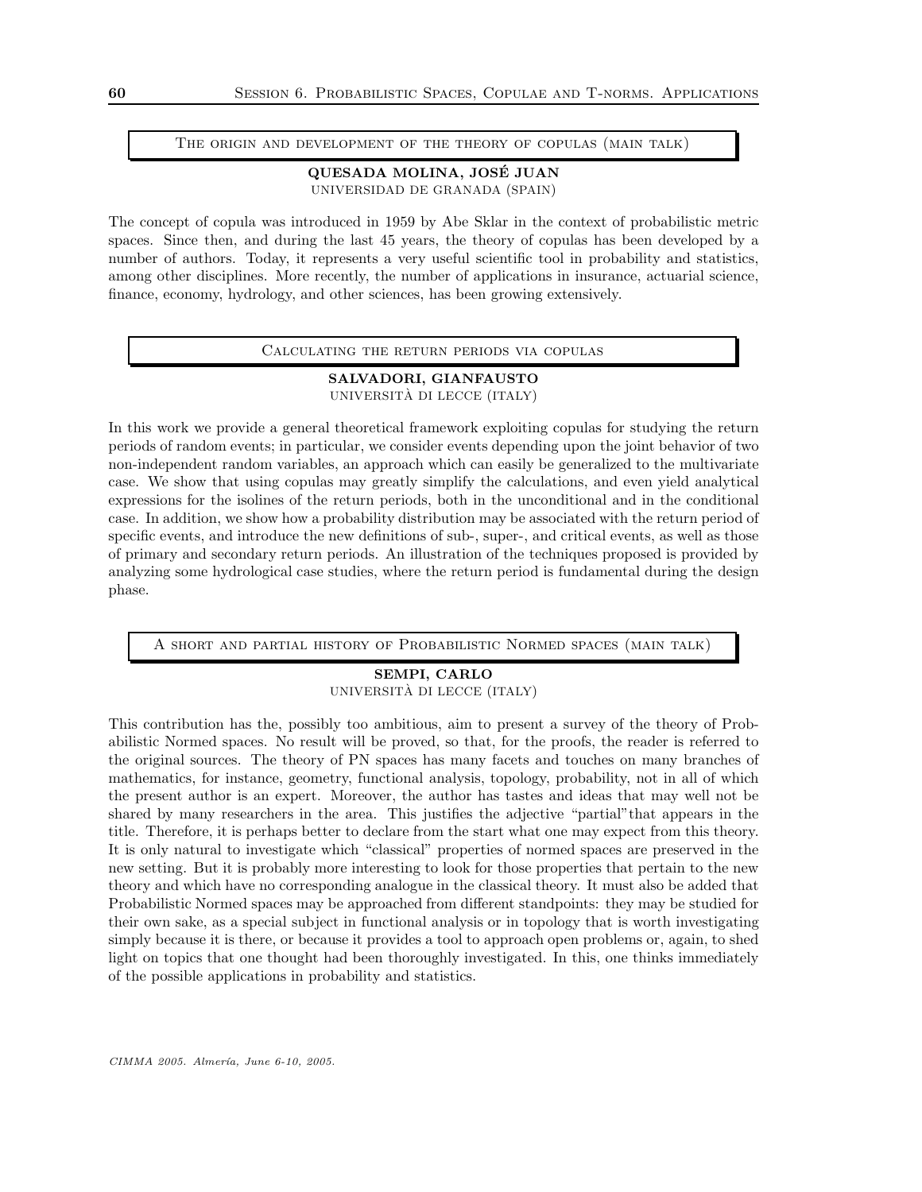## The origin and development of the theory of copulas (main talk)

**QUESADA MOLINA, JOSÉ JUAN**
UNIVERSIDAD DE GRANADA (SPAIN)

The concept of copula was introduced in 1959 by Abe Sklar in the context of probabilistic metric spaces. Since then, and during the last 45 years, the theory of copulas has been developed by a number of authors. Today, it represents a very useful scientific tool in probability and statistics, among other disciplines. More recently, the number of applications in insurance, actuarial science, finance, economy, hydrology, and other sciences, has been growing extensively.

## Calculating the return periods via copulas

**SALVADORI, GIANFAUSTO**
UNIVERSITÀ DI LECCE (ITALY)

In this work we provide a general theoretical framework exploiting copulas for studying the return periods of random events; in particular, we consider events depending upon the joint behavior of two non-independent random variables, an approach which can easily be generalized to the multivariate case. We show that using copulas may greatly simplify the calculations, and even yield analytical expressions for the isolines of the return periods, both in the unconditional and in the conditional case. In addition, we show how a probability distribution may be associated with the return period of specific events, and introduce the new definitions of sub-, super-, and critical events, as well as those of primary and secondary return periods. An illustration of the techniques proposed is provided by analyzing some hydrological case studies, where the return period is fundamental during the design phase.

## A short and partial history of Probabilistic Normed spaces (main talk)

**SEMPI, CARLO**
UNIVERSITÀ DI LECCE (ITALY)

This contribution has the, possibly too ambitious, aim to present a survey of the theory of Probabilistic Normed spaces. No result will be proved, so that, for the proofs, the reader is referred to the original sources. The theory of PN spaces has many facets and touches on many branches of mathematics, for instance, geometry, functional analysis, topology, probability, not in all of which the present author is an expert. Moreover, the author has tastes and ideas that may well not be shared by many researchers in the area. This justifies the adjective "partial"that appears in the title. Therefore, it is perhaps better to declare from the start what one may expect from this theory. It is only natural to investigate which "classical" properties of normed spaces are preserved in the new setting. But it is probably more interesting to look for those properties that pertain to the new theory and which have no corresponding analogue in the classical theory. It must also be added that Probabilistic Normed spaces may be approached from different standpoints: they may be studied for their own sake, as a special subject in functional analysis or in topology that is worth investigating simply because it is there, or because it provides a tool to approach open problems or, again, to shed light on topics that one thought had been thoroughly investigated. In this, one thinks immediately of the possible applications in probability and statistics.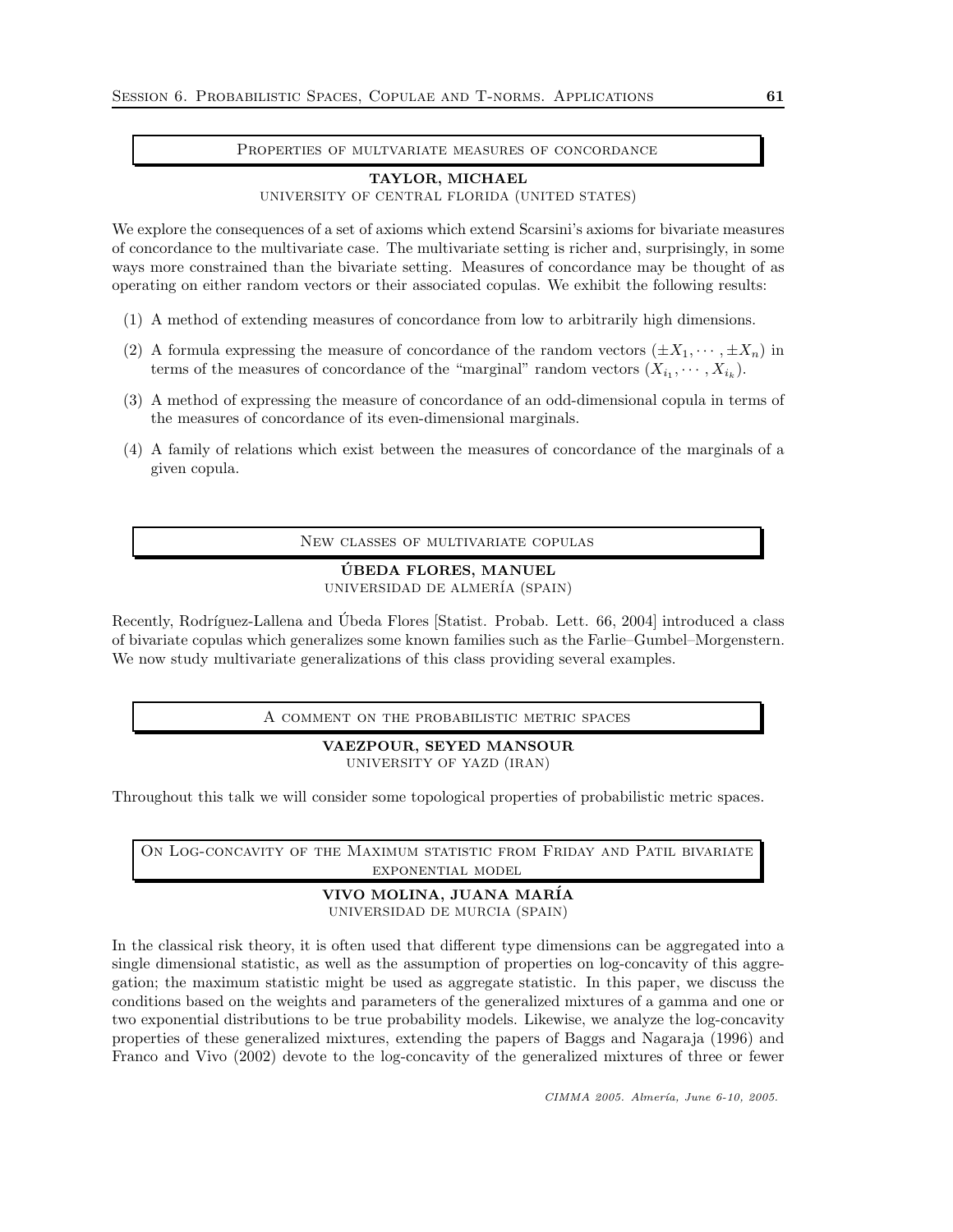## Properties of multvariate measures of concordance

**TAYLOR, MICHAEL**
UNIVERSITY OF CENTRAL FLORIDA (UNITED STATES)

We explore the consequences of a set of axioms which extend Scarsini's axioms for bivariate measures of concordance to the multivariate case. The multivariate setting is richer and, surprisingly, in some ways more constrained than the bivariate setting. Measures of concordance may be thought of as operating on either random vectors or their associated copulas. We exhibit the following results:

(1) A method of extending measures of concordance from low to arbitrarily high dimensions.

(2) A formula expressing the measure of concordance of the random vectors $(\pm X_1, \cdots, \pm X_n)$ in terms of the measures of concordance of the "marginal" random vectors $(X_{i_1}, \cdots, X_{i_k})$.

(3) A method of expressing the measure of concordance of an odd-dimensional copula in terms of the measures of concordance of its even-dimensional marginals.

(4) A family of relations which exist between the measures of concordance of the marginals of a given copula.

## New classes of multivariate copulas

**ÚBEDA FLORES, MANUEL**
UNIVERSIDAD DE ALMERÍA (SPAIN)

Recently, Rodríguez-Lallena and Úbeda Flores [Statist. Probab. Lett. 66, 2004] introduced a class of bivariate copulas which generalizes some known families such as the Farlie–Gumbel–Morgenstern. We now study multivariate generalizations of this class providing several examples.

## A comment on the probabilistic metric spaces

**VAEZPOUR, SEYED MANSOUR**
UNIVERSITY OF YAZD (IRAN)

Throughout this talk we will consider some topological properties of probabilistic metric spaces.

## On Log-concavity of the Maximum statistic from Friday and Patil bivariate exponential model

**VIVO MOLINA, JUANA MARÍA**
UNIVERSIDAD DE MURCIA (SPAIN)

In the classical risk theory, it is often used that different type dimensions can be aggregated into a single dimensional statistic, as well as the assumption of properties on log-concavity of this aggregation; the maximum statistic might be used as aggregate statistic. In this paper, we discuss the conditions based on the weights and parameters of the generalized mixtures of a gamma and one or two exponential distributions to be true probability models. Likewise, we analyze the log-concavity properties of these generalized mixtures, extending the papers of Baggs and Nagaraja (1996) and Franco and Vivo (2002) devote to the log-concavity of the generalized mixtures of three or fewer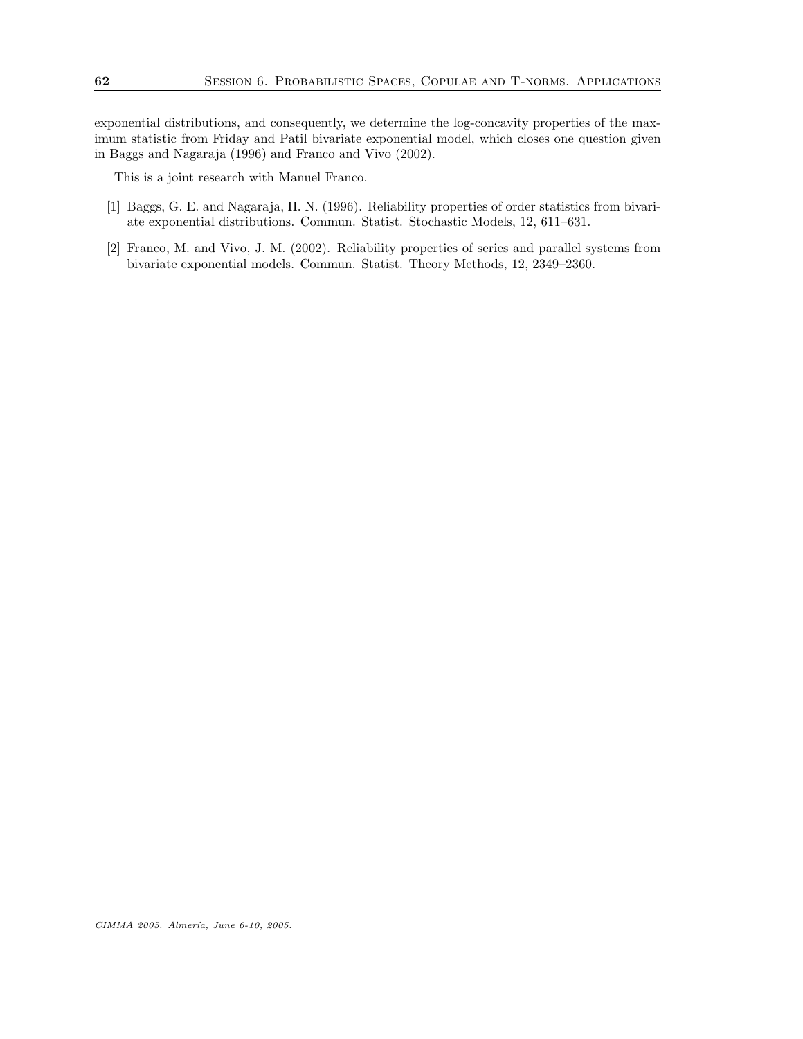exponential distributions, and consequently, we determine the log-concavity properties of the maximum statistic from Friday and Patil bivariate exponential model, which closes one question given in Baggs and Nagaraja (1996) and Franco and Vivo (2002).

This is a joint research with Manuel Franco.

[1] Baggs, G. E. and Nagaraja, H. N. (1996). Reliability properties of order statistics from bivariate exponential distributions. Commun. Statist. Stochastic Models, 12, 611–631.

[2] Franco, M. and Vivo, J. M. (2002). Reliability properties of series and parallel systems from bivariate exponential models. Commun. Statist. Theory Methods, 12, 2349–2360.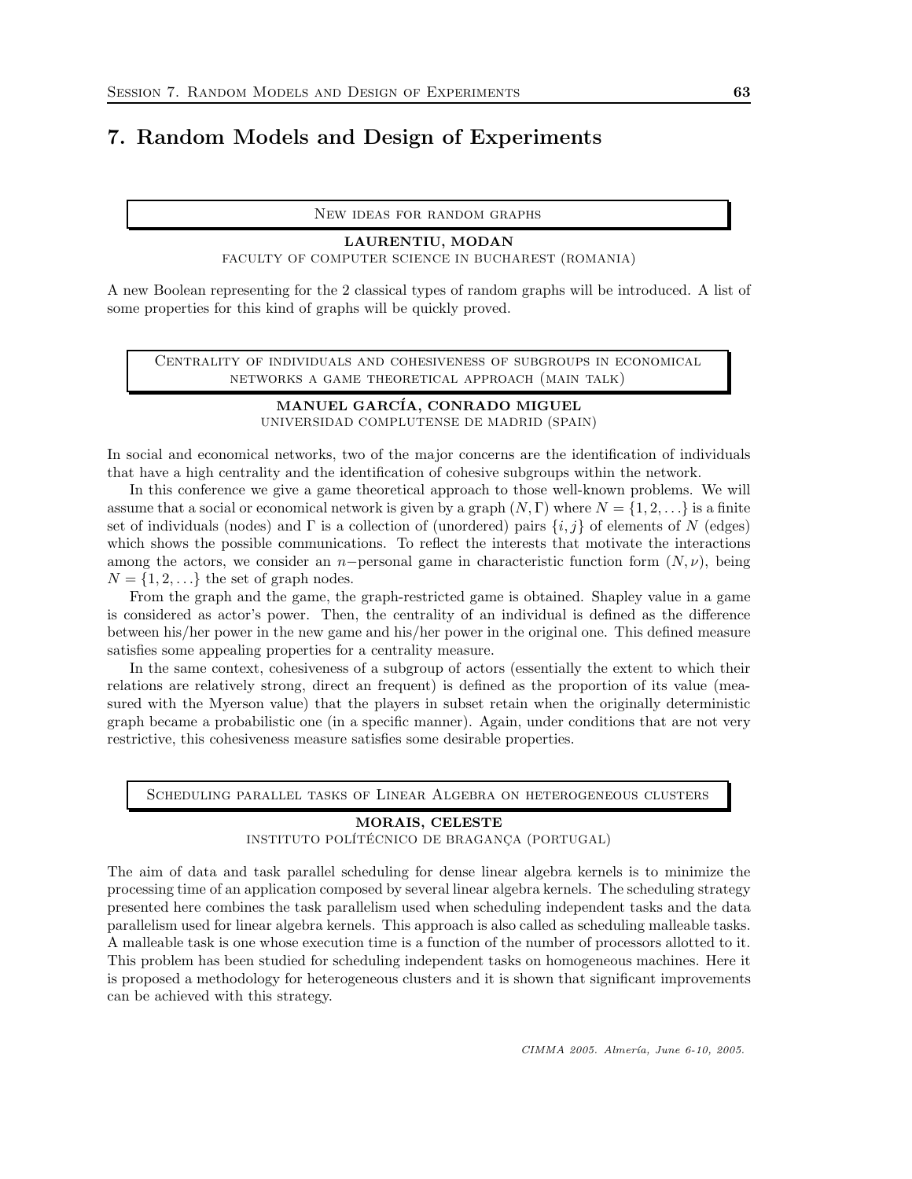#### 7. Random Models and Design of Experiments

### New ideas for random graphs

**LAURENTIU, MODAN**
faculty of computer science in bucharest (romania)

A new Boolean representing for the 2 classical types of random graphs will be introduced. A list of some properties for this kind of graphs will be quickly proved.

### Centrality of individuals and cohesiveness of subgroups in economical networks a game theoretical approach (main talk)

**MANUEL GARCÍA, CONRADO MIGUEL**
universidad complutense de madrid (spain)

In social and economical networks, two of the major concerns are the identification of individuals that have a high centrality and the identification of cohesive subgroups within the network.

In this conference we give a game theoretical approach to those well-known problems. We will assume that a social or economical network is given by a graph $(N, \Gamma)$ where $N = \{1, 2, \ldots\}$ is a finite set of individuals (nodes) and $\Gamma$ is a collection of (unordered) pairs $\{i, j\}$ of elements of $N$ (edges) which shows the possible communications. To reflect the interests that motivate the interactions among the actors, we consider an $n-$personal game in characteristic function form $(N, \nu)$, being $N = \{1, 2, \ldots\}$ the set of graph nodes.

From the graph and the game, the graph-restricted game is obtained. Shapley value in a game is considered as actor's power. Then, the centrality of an individual is defined as the difference between his/her power in the new game and his/her power in the original one. This defined measure satisfies some appealing properties for a centrality measure.

In the same context, cohesiveness of a subgroup of actors (essentially the extent to which their relations are relatively strong, direct an frequent) is defined as the proportion of its value (measured with the Myerson value) that the players in subset retain when the originally deterministic graph became a probabilistic one (in a specific manner). Again, under conditions that are not very restrictive, this cohesiveness measure satisfies some desirable properties.

### Scheduling parallel tasks of Linear Algebra on heterogeneous clusters

**MORAIS, CELESTE**
instituto politécnico de bragança (portugal)

The aim of data and task parallel scheduling for dense linear algebra kernels is to minimize the processing time of an application composed by several linear algebra kernels. The scheduling strategy presented here combines the task parallelism used when scheduling independent tasks and the data parallelism used for linear algebra kernels. This approach is also called as scheduling malleable tasks. A malleable task is one whose execution time is a function of the number of processors allotted to it. This problem has been studied for scheduling independent tasks on homogeneous machines. Here it is proposed a methodology for heterogeneous clusters and it is shown that significant improvements can be achieved with this strategy.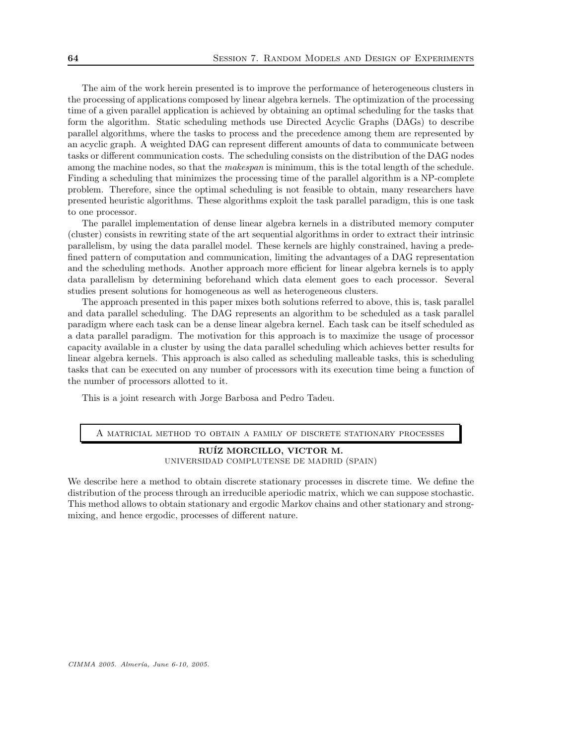The aim of the work herein presented is to improve the performance of heterogeneous clusters in the processing of applications composed by linear algebra kernels. The optimization of the processing time of a given parallel application is achieved by obtaining an optimal scheduling for the tasks that form the algorithm. Static scheduling methods use Directed Acyclic Graphs (DAGs) to describe parallel algorithms, where the tasks to process and the precedence among them are represented by an acyclic graph. A weighted DAG can represent different amounts of data to communicate between tasks or different communication costs. The scheduling consists on the distribution of the DAG nodes among the machine nodes, so that the *makespan* is minimum, this is the total length of the schedule. Finding a scheduling that minimizes the processing time of the parallel algorithm is a NP-complete problem. Therefore, since the optimal scheduling is not feasible to obtain, many researchers have presented heuristic algorithms. These algorithms exploit the task parallel paradigm, this is one task to one processor.

The parallel implementation of dense linear algebra kernels in a distributed memory computer (cluster) consists in rewriting state of the art sequential algorithms in order to extract their intrinsic parallelism, by using the data parallel model. These kernels are highly constrained, having a predefined pattern of computation and communication, limiting the advantages of a DAG representation and the scheduling methods. Another approach more efficient for linear algebra kernels is to apply data parallelism by determining beforehand which data element goes to each processor. Several studies present solutions for homogeneous as well as heterogeneous clusters.

The approach presented in this paper mixes both solutions referred to above, this is, task parallel and data parallel scheduling. The DAG represents an algorithm to be scheduled as a task parallel paradigm where each task can be a dense linear algebra kernel. Each task can be itself scheduled as a data parallel paradigm. The motivation for this approach is to maximize the usage of processor capacity available in a cluster by using the data parallel scheduling which achieves better results for linear algebra kernels. This approach is also called as scheduling malleable tasks, this is scheduling tasks that can be executed on any number of processors with its execution time being a function of the number of processors allotted to it.

This is a joint research with Jorge Barbosa and Pedro Tadeu.

## A matricial method to obtain a family of discrete stationary processes

**RUÍZ MORCILLO, VICTOR M.**
UNIVERSIDAD COMPLUTENSE DE MADRID (SPAIN)

We describe here a method to obtain discrete stationary processes in discrete time. We define the distribution of the process through an irreducible aperiodic matrix, which we can suppose stochastic. This method allows to obtain stationary and ergodic Markov chains and other stationary and strong-mixing, and hence ergodic, processes of different nature.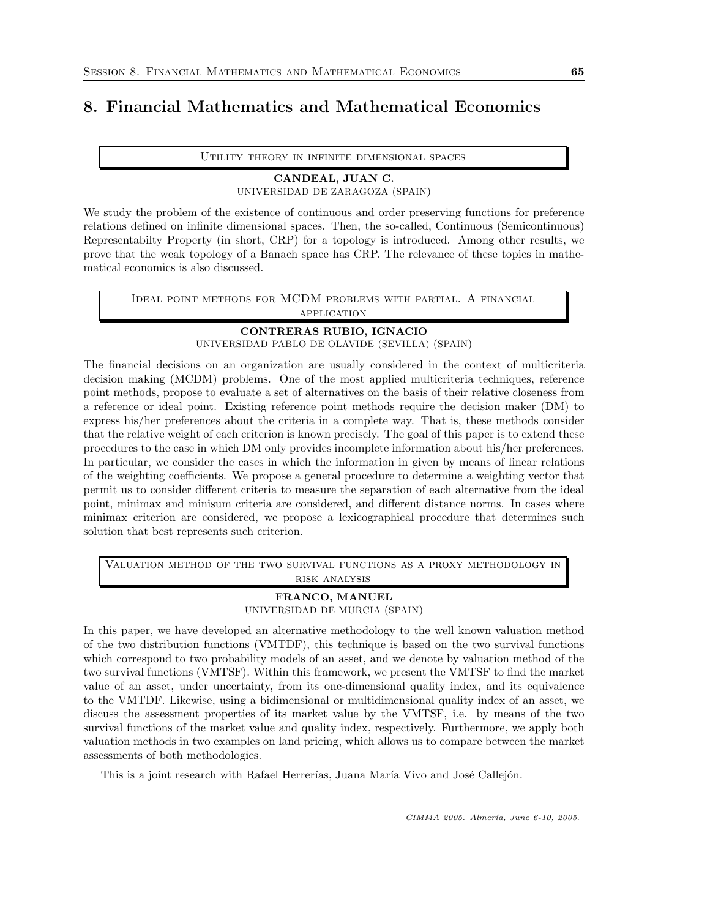# 8. Financial Mathematics and Mathematical Economics

### Utility theory in infinite dimensional spaces

**CANDEAL, JUAN C.**
UNIVERSIDAD DE ZARAGOZA (SPAIN)

We study the problem of the existence of continuous and order preserving functions for preference relations defined on infinite dimensional spaces. Then, the so-called, Continuous (Semicontinuous) Representabilty Property (in short, CRP) for a topology is introduced. Among other results, we prove that the weak topology of a Banach space has CRP. The relevance of these topics in mathematical economics is also discussed.

### Ideal point methods for MCDM problems with partial. A financial application

**CONTRERAS RUBIO, IGNACIO**
UNIVERSIDAD PABLO DE OLAVIDE (SEVILLA) (SPAIN)

The financial decisions on an organization are usually considered in the context of multicriteria decision making (MCDM) problems. One of the most applied multicriteria techniques, reference point methods, propose to evaluate a set of alternatives on the basis of their relative closeness from a reference or ideal point. Existing reference point methods require the decision maker (DM) to express his/her preferences about the criteria in a complete way. That is, these methods consider that the relative weight of each criterion is known precisely. The goal of this paper is to extend these procedures to the case in which DM only provides incomplete information about his/her preferences. In particular, we consider the cases in which the information in given by means of linear relations of the weighting coefficients. We propose a general procedure to determine a weighting vector that permit us to consider different criteria to measure the separation of each alternative from the ideal point, minimax and minisum criteria are considered, and different distance norms. In cases where minimax criterion are considered, we propose a lexicographical procedure that determines such solution that best represents such criterion.

### Valuation method of the two survival functions as a proxy methodology in risk analysis

**FRANCO, MANUEL**
UNIVERSIDAD DE MURCIA (SPAIN)

In this paper, we have developed an alternative methodology to the well known valuation method of the two distribution functions (VMTDF), this technique is based on the two survival functions which correspond to two probability models of an asset, and we denote by valuation method of the two survival functions (VMTSF). Within this framework, we present the VMTSF to find the market value of an asset, under uncertainty, from its one-dimensional quality index, and its equivalence to the VMTDF. Likewise, using a bidimensional or multidimensional quality index of an asset, we discuss the assessment properties of its market value by the VMTSF, i.e. by means of the two survival functions of the market value and quality index, respectively. Furthermore, we apply both valuation methods in two examples on land pricing, which allows us to compare between the market assessments of both methodologies.

This is a joint research with Rafael Herrerías, Juana María Vivo and José Callejón.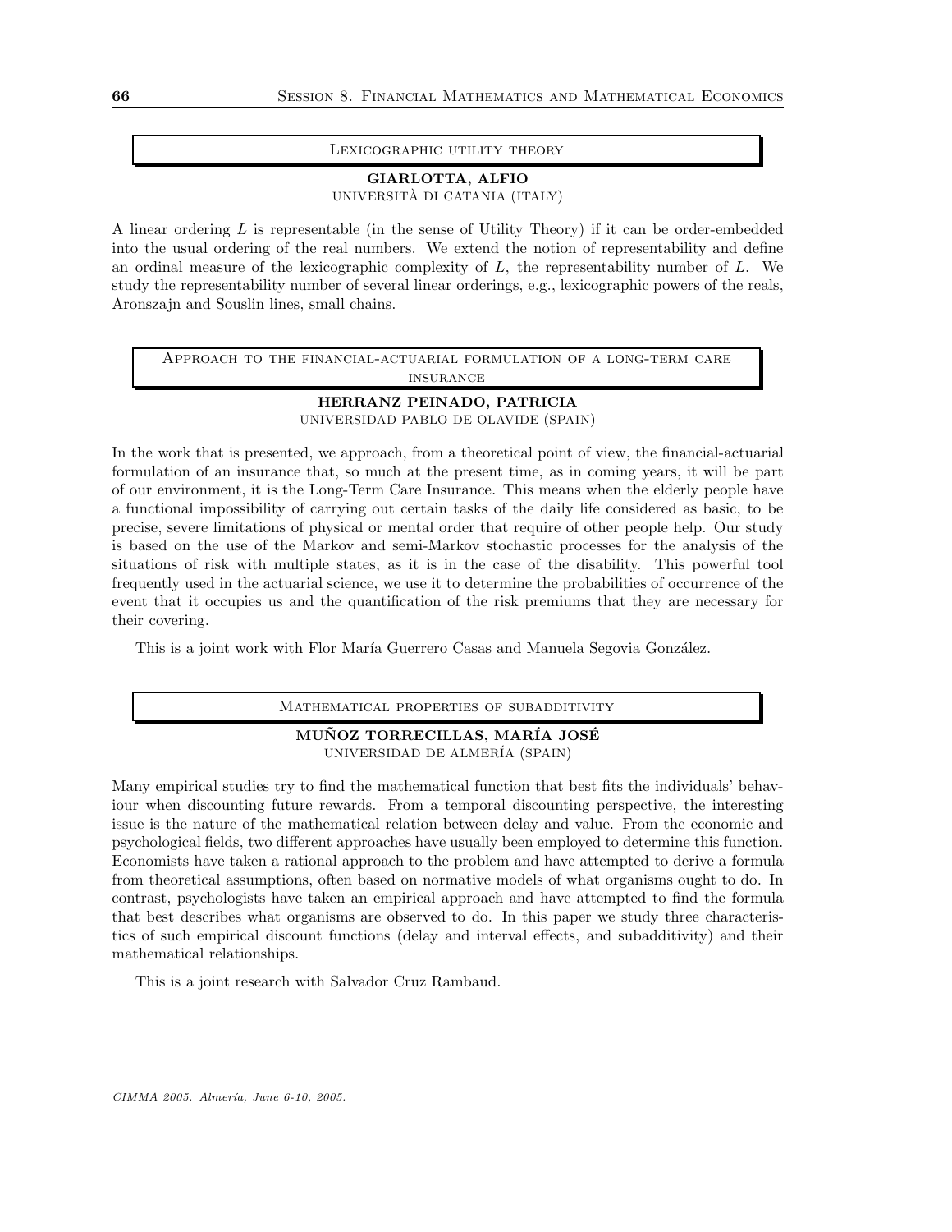## Lexicographic utility theory

**GIARLOTTA, ALFIO**
Università di Catania (Italy)

A linear ordering $L$ is representable (in the sense of Utility Theory) if it can be order-embedded into the usual ordering of the real numbers. We extend the notion of representability and define an ordinal measure of the lexicographic complexity of $L$, the representability number of $L$. We study the representability number of several linear orderings, e.g., lexicographic powers of the reals, Aronszajn and Souslin lines, small chains.

## Approach to the financial-actuarial formulation of a long-term care insurance

**HERRANZ PEINADO, PATRICIA**
Universidad Pablo de Olavide (Spain)

In the work that is presented, we approach, from a theoretical point of view, the financial-actuarial formulation of an insurance that, so much at the present time, as in coming years, it will be part of our environment, it is the Long-Term Care Insurance. This means when the elderly people have a functional impossibility of carrying out certain tasks of the daily life considered as basic, to be precise, severe limitations of physical or mental order that require of other people help. Our study is based on the use of the Markov and semi-Markov stochastic processes for the analysis of the situations of risk with multiple states, as it is in the case of the disability. This powerful tool frequently used in the actuarial science, we use it to determine the probabilities of occurrence of the event that it occupies us and the quantification of the risk premiums that they are necessary for their covering.

This is a joint work with Flor María Guerrero Casas and Manuela Segovia González.

## Mathematical properties of subadditivity

**MUÑOZ TORRECILLAS, MARÍA JOSÉ**
Universidad de Almería (Spain)

Many empirical studies try to find the mathematical function that best fits the individuals' behaviour when discounting future rewards. From a temporal discounting perspective, the interesting issue is the nature of the mathematical relation between delay and value. From the economic and psychological fields, two different approaches have usually been employed to determine this function. Economists have taken a rational approach to the problem and have attempted to derive a formula from theoretical assumptions, often based on normative models of what organisms ought to do. In contrast, psychologists have taken an empirical approach and have attempted to find the formula that best describes what organisms are observed to do. In this paper we study three characteristics of such empirical discount functions (delay and interval effects, and subadditivity) and their mathematical relationships.

This is a joint research with Salvador Cruz Rambaud.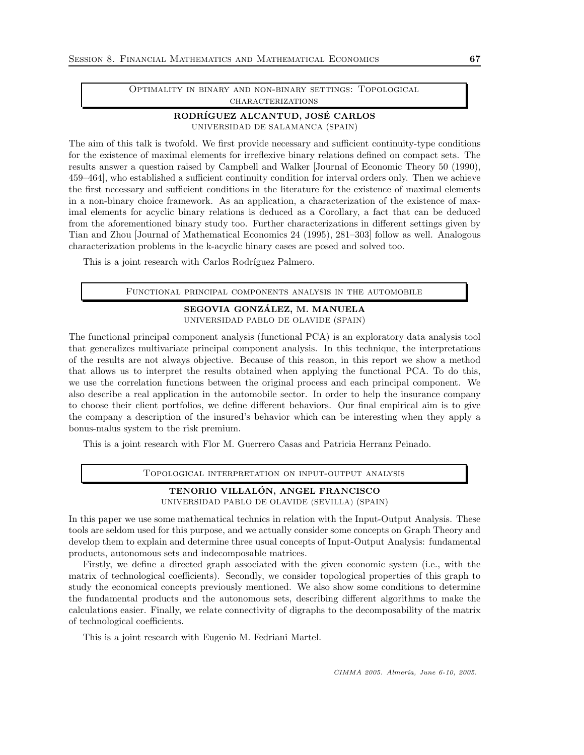## Optimality in binary and non-binary settings: Topological characterizations

**RODRÍGUEZ ALCANTUD, JOSÉ CARLOS**
UNIVERSIDAD DE SALAMANCA (SPAIN)

The aim of this talk is twofold. We first provide necessary and sufficient continuity-type conditions for the existence of maximal elements for irreflexive binary relations defined on compact sets. The results answer a question raised by Campbell and Walker [Journal of Economic Theory 50 (1990), 459–464], who established a sufficient continuity condition for interval orders only. Then we achieve the first necessary and sufficient conditions in the literature for the existence of maximal elements in a non-binary choice framework. As an application, a characterization of the existence of maximal elements for acyclic binary relations is deduced as a Corollary, a fact that can be deduced from the aforementioned binary study too. Further characterizations in different settings given by Tian and Zhou [Journal of Mathematical Economics 24 (1995), 281–303] follow as well. Analogous characterization problems in the k-acyclic binary cases are posed and solved too.

This is a joint research with Carlos Rodríguez Palmero.

## Functional principal components analysis in the automobile

**SEGOVIA GONZÁLEZ, M. MANUELA**
UNIVERSIDAD PABLO DE OLAVIDE (SPAIN)

The functional principal component analysis (functional PCA) is an exploratory data analysis tool that generalizes multivariate principal component analysis. In this technique, the interpretations of the results are not always objective. Because of this reason, in this report we show a method that allows us to interpret the results obtained when applying the functional PCA. To do this, we use the correlation functions between the original process and each principal component. We also describe a real application in the automobile sector. In order to help the insurance company to choose their client portfolios, we define different behaviors. Our final empirical aim is to give the company a description of the insured's behavior which can be interesting when they apply a bonus-malus system to the risk premium.

This is a joint research with Flor M. Guerrero Casas and Patricia Herranz Peinado.

## Topological interpretation on input-output analysis

**TENORIO VILLALÓN, ANGEL FRANCISCO**
UNIVERSIDAD PABLO DE OLAVIDE (SEVILLA) (SPAIN)

In this paper we use some mathematical technics in relation with the Input-Output Analysis. These tools are seldom used for this purpose, and we actually consider some concepts on Graph Theory and develop them to explain and determine three usual concepts of Input-Output Analysis: fundamental products, autonomous sets and indecomposable matrices.

Firstly, we define a directed graph associated with the given economic system (i.e., with the matrix of technological coefficients). Secondly, we consider topological properties of this graph to study the economical concepts previously mentioned. We also show some conditions to determine the fundamental products and the autonomous sets, describing different algorithms to make the calculations easier. Finally, we relate connectivity of digraphs to the decomposability of the matrix of technological coefficients.

This is a joint research with Eugenio M. Fedriani Martel.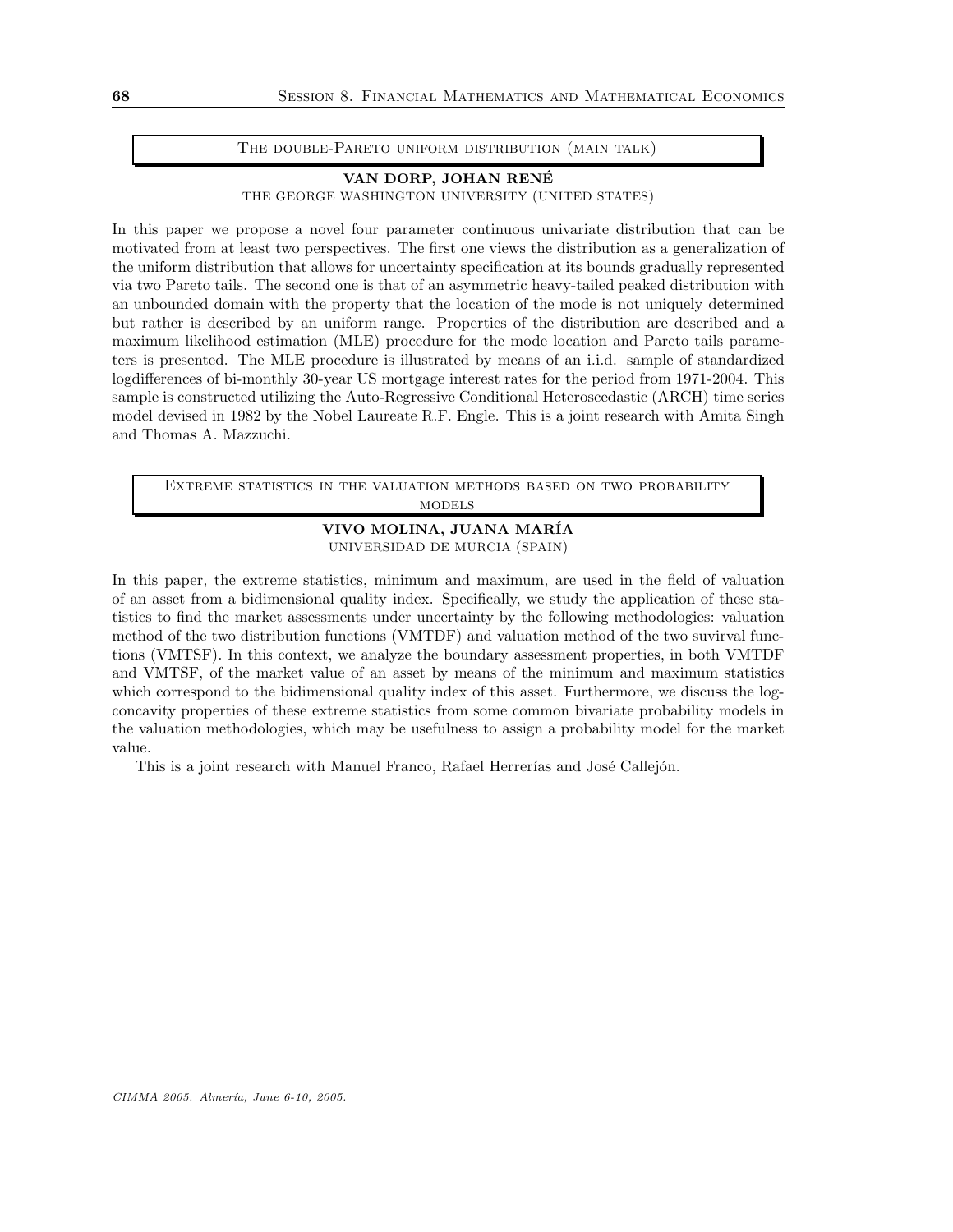## The double-Pareto uniform distribution (main talk)

**VAN DORP, JOHAN RENÉ**
THE GEORGE WASHINGTON UNIVERSITY (UNITED STATES)

In this paper we propose a novel four parameter continuous univariate distribution that can be motivated from at least two perspectives. The first one views the distribution as a generalization of the uniform distribution that allows for uncertainty specification at its bounds gradually represented via two Pareto tails. The second one is that of an asymmetric heavy-tailed peaked distribution with an unbounded domain with the property that the location of the mode is not uniquely determined but rather is described by an uniform range. Properties of the distribution are described and a maximum likelihood estimation (MLE) procedure for the mode location and Pareto tails parameters is presented. The MLE procedure is illustrated by means of an i.i.d. sample of standardized logdifferences of bi-monthly 30-year US mortgage interest rates for the period from 1971-2004. This sample is constructed utilizing the Auto-Regressive Conditional Heteroscedastic (ARCH) time series model devised in 1982 by the Nobel Laureate R.F. Engle. This is a joint research with Amita Singh and Thomas A. Mazzuchi.

## Extreme statistics in the valuation methods based on two probability models

**VIVO MOLINA, JUANA MARÍA**
UNIVERSIDAD DE MURCIA (SPAIN)

In this paper, the extreme statistics, minimum and maximum, are used in the field of valuation of an asset from a bidimensional quality index. Specifically, we study the application of these statistics to find the market assessments under uncertainty by the following methodologies: valuation method of the two distribution functions (VMTDF) and valuation method of the two suvirval functions (VMTSF). In this context, we analyze the boundary assessment properties, in both VMTDF and VMTSF, of the market value of an asset by means of the minimum and maximum statistics which correspond to the bidimensional quality index of this asset. Furthermore, we discuss the log-concavity properties of these extreme statistics from some common bivariate probability models in the valuation methodologies, which may be usefulness to assign a probability model for the market value.

This is a joint research with Manuel Franco, Rafael Herrerías and José Callejón.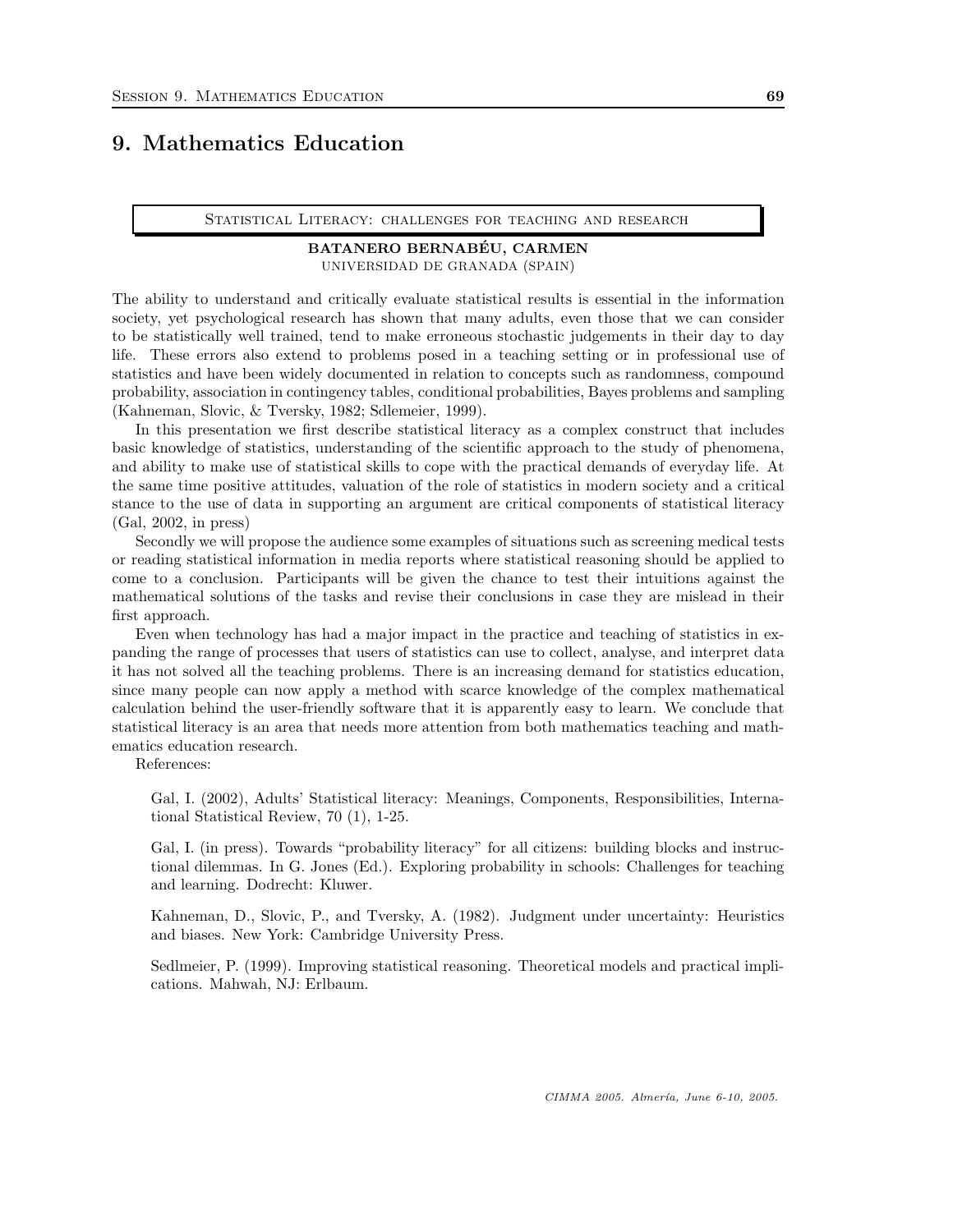# 9. Mathematics Education

## Statistical Literacy: challenges for teaching and research

**BATANERO BERNABÉU, CARMEN**
UNIVERSIDAD DE GRANADA (SPAIN)

The ability to understand and critically evaluate statistical results is essential in the information society, yet psychological research has shown that many adults, even those that we can consider to be statistically well trained, tend to make erroneous stochastic judgements in their day to day life. These errors also extend to problems posed in a teaching setting or in professional use of statistics and have been widely documented in relation to concepts such as randomness, compound probability, association in contingency tables, conditional probabilities, Bayes problems and sampling (Kahneman, Slovic, & Tversky, 1982; Sdlemeier, 1999).

In this presentation we first describe statistical literacy as a complex construct that includes basic knowledge of statistics, understanding of the scientific approach to the study of phenomena, and ability to make use of statistical skills to cope with the practical demands of everyday life. At the same time positive attitudes, valuation of the role of statistics in modern society and a critical stance to the use of data in supporting an argument are critical components of statistical literacy (Gal, 2002, in press)

Secondly we will propose the audience some examples of situations such as screening medical tests or reading statistical information in media reports where statistical reasoning should be applied to come to a conclusion. Participants will be given the chance to test their intuitions against the mathematical solutions of the tasks and revise their conclusions in case they are mislead in their first approach.

Even when technology has had a major impact in the practice and teaching of statistics in expanding the range of processes that users of statistics can use to collect, analyse, and interpret data it has not solved all the teaching problems. There is an increasing demand for statistics education, since many people can now apply a method with scarce knowledge of the complex mathematical calculation behind the user-friendly software that it is apparently easy to learn. We conclude that statistical literacy is an area that needs more attention from both mathematics teaching and mathematics education research.

References:

Gal, I. (2002), Adults' Statistical literacy: Meanings, Components, Responsibilities, International Statistical Review, 70 (1), 1-25.

Gal, I. (in press). Towards "probability literacy" for all citizens: building blocks and instructional dilemmas. In G. Jones (Ed.). Exploring probability in schools: Challenges for teaching and learning. Dodrecht: Kluwer.

Kahneman, D., Slovic, P., and Tversky, A. (1982). Judgment under uncertainty: Heuristics and biases. New York: Cambridge University Press.

Sedlmeier, P. (1999). Improving statistical reasoning. Theoretical models and practical implications. Mahwah, NJ: Erlbaum.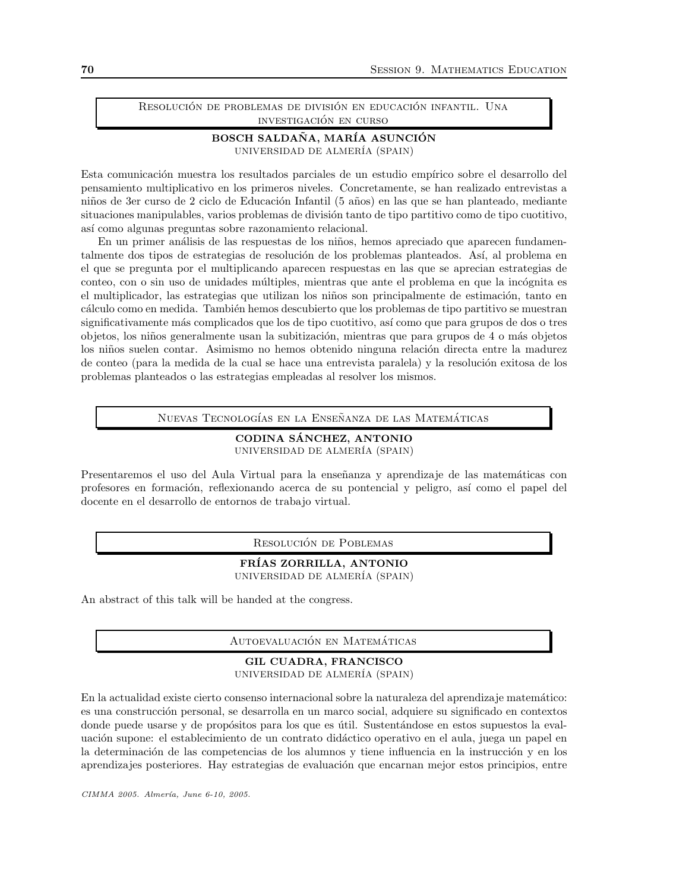## Resolución de problemas de división en educación infantil. Una investigación en curso

**BOSCH SALDAÑA, MARÍA ASUNCIÓN**
UNIVERSIDAD DE ALMERÍA (SPAIN)

Esta comunicación muestra los resultados parciales de un estudio empírico sobre el desarrollo del pensamiento multiplicativo en los primeros niveles. Concretamente, se han realizado entrevistas a niños de 3er curso de 2 ciclo de Educación Infantil (5 años) en las que se han planteado, mediante situaciones manipulables, varios problemas de división tanto de tipo partitivo como de tipo cuotitivo, así como algunas preguntas sobre razonamiento relacional.

En un primer análisis de las respuestas de los niños, hemos apreciado que aparecen fundamentalmente dos tipos de estrategias de resolución de los problemas planteados. Así, al problema en el que se pregunta por el multiplicando aparecen respuestas en las que se aprecian estrategias de conteo, con o sin uso de unidades múltiples, mientras que ante el problema en que la incógnita es el multiplicador, las estrategias que utilizan los niños son principalmente de estimación, tanto en cálculo como en medida. También hemos descubierto que los problemas de tipo partitivo se muestran significativamente más complicados que los de tipo cuotitivo, así como que para grupos de dos o tres objetos, los niños generalmente usan la subitización, mientras que para grupos de 4 o más objetos los niños suelen contar. Asimismo no hemos obtenido ninguna relación directa entre la madurez de conteo (para la medida de la cual se hace una entrevista paralela) y la resolución exitosa de los problemas planteados o las estrategias empleadas al resolver los mismos.

## Nuevas Tecnologías en la Enseñanza de las Matemáticas

**CODINA SÁNCHEZ, ANTONIO**
UNIVERSIDAD DE ALMERÍA (SPAIN)

Presentaremos el uso del Aula Virtual para la enseñanza y aprendizaje de las matemáticas con profesores en formación, reflexionando acerca de su pontencial y peligro, así como el papel del docente en el desarrollo de entornos de trabajo virtual.

## Resolución de Poblemas

**FRÍAS ZORRILLA, ANTONIO**
UNIVERSIDAD DE ALMERÍA (SPAIN)

An abstract of this talk will be handed at the congress.

## Autoevaluación en Matemáticas

**GIL CUADRA, FRANCISCO**
UNIVERSIDAD DE ALMERÍA (SPAIN)

En la actualidad existe cierto consenso internacional sobre la naturaleza del aprendizaje matemático: es una construcción personal, se desarrolla en un marco social, adquiere su significado en contextos donde puede usarse y de propósitos para los que es útil. Sustentándose en estos supuestos la evaluación supone: el establecimiento de un contrato didáctico operativo en el aula, juega un papel en la determinación de las competencias de los alumnos y tiene influencia en la instrucción y en los aprendizajes posteriores. Hay estrategias de evaluación que encarnan mejor estos principios, entre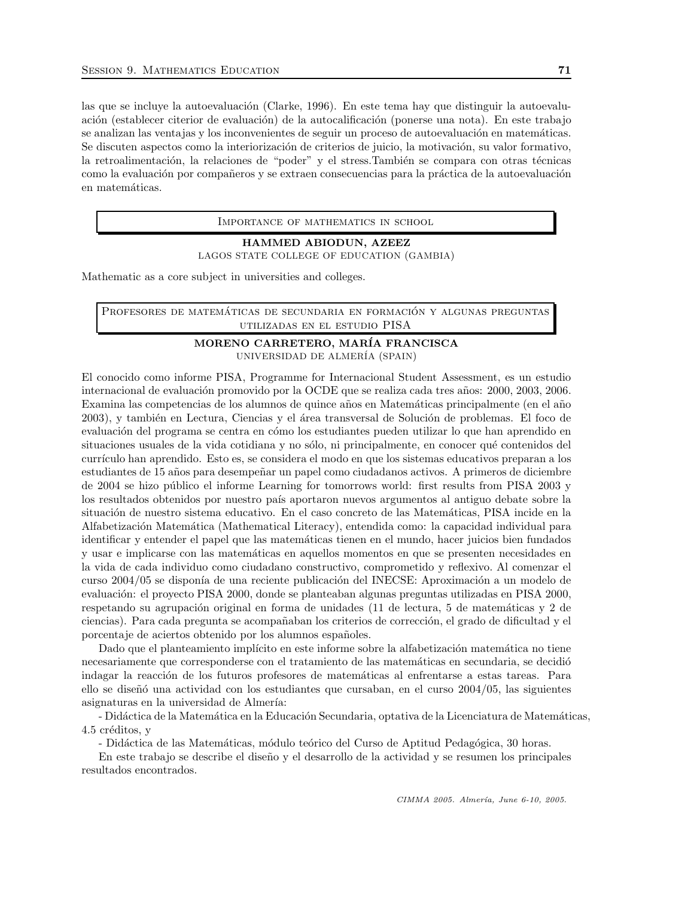las que se incluye la autoevaluación (Clarke, 1996). En este tema hay que distinguir la autoevaluación (establecer citerior de evaluación) de la autocalificación (ponerse una nota). En este trabajo se analizan las ventajas y los inconvenientes de seguir un proceso de autoevaluación en matemáticas. Se discuten aspectos como la interiorización de criterios de juicio, la motivación, su valor formativo, la retroalimentación, la relaciones de "poder" y el stress.También se compara con otras técnicas como la evaluación por compañeros y se extraen consecuencias para la práctica de la autoevaluación en matemáticas.

## Importance of mathematics in school

**HAMMED ABIODUN, AZEEZ**
LAGOS STATE COLLEGE OF EDUCATION (GAMBIA)

Mathematic as a core subject in universities and colleges.

## Profesores de matemáticas de secundaria en formación y algunas preguntas utilizadas en el estudio PISA

**MORENO CARRETERO, MARÍA FRANCISCA**
UNIVERSIDAD DE ALMERÍA (SPAIN)

El conocido como informe PISA, Programme for Internacional Student Assessment, es un estudio internacional de evaluación promovido por la OCDE que se realiza cada tres años: 2000, 2003, 2006. Examina las competencias de los alumnos de quince años en Matemáticas principalmente (en el año 2003), y también en Lectura, Ciencias y el área transversal de Solución de problemas. El foco de evaluación del programa se centra en cómo los estudiantes pueden utilizar lo que han aprendido en situaciones usuales de la vida cotidiana y no sólo, ni principalmente, en conocer qué contenidos del currículo han aprendido. Esto es, se considera el modo en que los sistemas educativos preparan a los estudiantes de 15 años para desempeñar un papel como ciudadanos activos. A primeros de diciembre de 2004 se hizo público el informe Learning for tomorrows world: first results from PISA 2003 y los resultados obtenidos por nuestro país aportaron nuevos argumentos al antiguo debate sobre la situación de nuestro sistema educativo. En el caso concreto de las Matemáticas, PISA incide en la Alfabetización Matemática (Mathematical Literacy), entendida como: la capacidad individual para identificar y entender el papel que las matemáticas tienen en el mundo, hacer juicios bien fundados y usar e implicarse con las matemáticas en aquellos momentos en que se presenten necesidades en la vida de cada individuo como ciudadano constructivo, comprometido y reflexivo. Al comenzar el curso 2004/05 se disponía de una reciente publicación del INECSE: Aproximación a un modelo de evaluación: el proyecto PISA 2000, donde se planteaban algunas preguntas utilizadas en PISA 2000, respetando su agrupación original en forma de unidades (11 de lectura, 5 de matemáticas y 2 de ciencias). Para cada pregunta se acompañaban los criterios de corrección, el grado de dificultad y el porcentaje de aciertos obtenido por los alumnos españoles.

Dado que el planteamiento implícito en este informe sobre la alfabetización matemática no tiene necesariamente que corresponderse con el tratamiento de las matemáticas en secundaria, se decidió indagar la reacción de los futuros profesores de matemáticas al enfrentarse a estas tareas. Para ello se diseñó una actividad con los estudiantes que cursaban, en el curso 2004/05, las siguientes asignaturas en la universidad de Almería:

- Didáctica de la Matemática en la Educación Secundaria, optativa de la Licenciatura de Matemáticas, 4.5 créditos, y
- Didáctica de las Matemáticas, módulo teórico del Curso de Aptitud Pedagógica, 30 horas.

En este trabajo se describe el diseño y el desarrollo de la actividad y se resumen los principales resultados encontrados.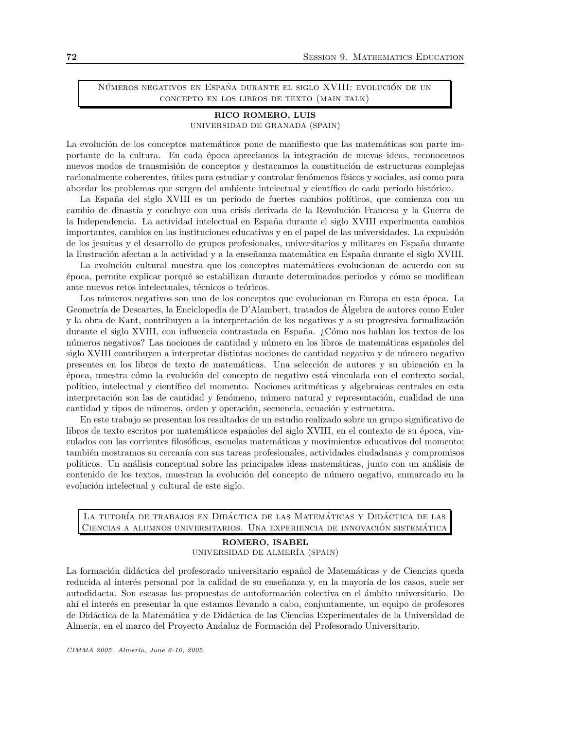## Números negativos en España durante el siglo XVIII: evolución de un concepto en los libros de texto (main talk)

**RICO ROMERO, LUIS**
Universidad de Granada (Spain)

La evolución de los conceptos matemáticos pone de manifiesto que las matemáticas son parte importante de la cultura. En cada época apreciamos la integración de nuevas ideas, reconocemos nuevos modos de transmisión de conceptos y destacamos la constitución de estructuras complejas racionalmente coherentes, útiles para estudiar y controlar fenómenos físicos y sociales, así como para abordar los problemas que surgen del ambiente intelectual y científico de cada periodo histórico.

La España del siglo XVIII es un periodo de fuertes cambios políticos, que comienza con un cambio de dinastía y concluye con una crisis derivada de la Revolución Francesa y la Guerra de la Independencia. La actividad intelectual en España durante el siglo XVIII experimenta cambios importantes, cambios en las instituciones educativas y en el papel de las universidades. La expulsión de los jesuitas y el desarrollo de grupos profesionales, universitarios y militares en España durante la Ilustración afectan a la actividad y a la enseñanza matemática en España durante el siglo XVIII.

La evolución cultural muestra que los conceptos matemáticos evolucionan de acuerdo con su época, permite explicar porqué se estabilizan durante determinados periodos y cómo se modifican ante nuevos retos intelectuales, técnicos o teóricos.

Los números negativos son uno de los conceptos que evolucionan en Europa en esta época. La Geometría de Descartes, la Enciclopedia de D'Alambert, tratados de Álgebra de autores como Euler y la obra de Kant, contribuyen a la interpretación de los negativos y a su progresiva formalización durante el siglo XVIII, con influencia contrastada en España. ¿Cómo nos hablan los textos de los números negativos? Las nociones de cantidad y número en los libros de matemáticas españoles del siglo XVIII contribuyen a interpretar distintas nociones de cantidad negativa y de número negativo presentes en los libros de texto de matemáticas. Una selección de autores y su ubicación en la época, muestra cómo la evolución del concepto de negativo está vinculada con el contexto social, político, intelectual y científico del momento. Nociones aritméticas y algebraicas centrales en esta interpretación son las de cantidad y fenómeno, número natural y representación, cualidad de una cantidad y tipos de números, orden y operación, secuencia, ecuación y estructura.

En este trabajo se presentan los resultados de un estudio realizado sobre un grupo significativo de libros de texto escritos por matemáticos españoles del siglo XVIII, en el contexto de su época, vinculados con las corrientes filosóficas, escuelas matemáticas y movimientos educativos del momento; también mostramos su cercanía con sus tareas profesionales, actividades ciudadanas y compromisos políticos. Un análisis conceptual sobre las principales ideas matemáticas, junto con un análisis de contenido de los textos, muestran la evolución del concepto de número negativo, enmarcado en la evolución intelectual y cultural de este siglo.

## La tutoría de trabajos en Didáctica de las Matemáticas y Didáctica de las Ciencias a alumnos universitarios. Una experiencia de innovación sistemática

**ROMERO, ISABEL**
Universidad de Almería (Spain)

La formación didáctica del profesorado universitario español de Matemáticas y de Ciencias queda reducida al interés personal por la calidad de su enseñanza y, en la mayoría de los casos, suele ser autodidacta. Son escasas las propuestas de autoformación colectiva en el ámbito universitario. De ahí el interés en presentar la que estamos llevando a cabo, conjuntamente, un equipo de profesores de Didáctica de la Matemática y de Didáctica de las Ciencias Experimentales de la Universidad de Almería, en el marco del Proyecto Andaluz de Formación del Profesorado Universitario.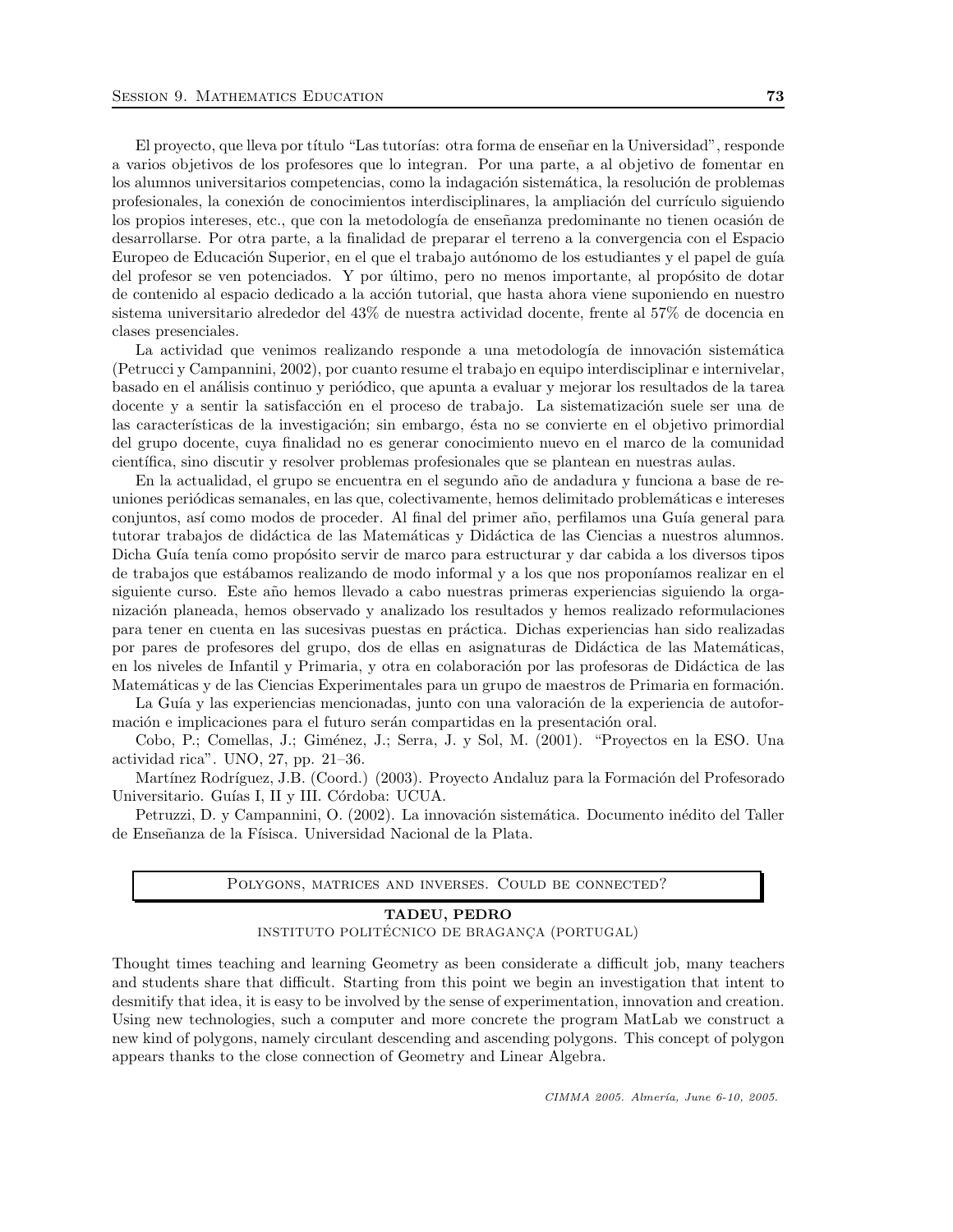El proyecto, que lleva por título "Las tutorías: otra forma de enseñar en la Universidad", responde a varios objetivos de los profesores que lo integran. Por una parte, a al objetivo de fomentar en los alumnos universitarios competencias, como la indagación sistemática, la resolución de problemas profesionales, la conexión de conocimientos interdisciplinares, la ampliación del currículo siguiendo los propios intereses, etc., que con la metodología de enseñanza predominante no tienen ocasión de desarrollarse. Por otra parte, a la finalidad de preparar el terreno a la convergencia con el Espacio Europeo de Educación Superior, en el que el trabajo autónomo de los estudiantes y el papel de guía del profesor se ven potenciados. Y por último, pero no menos importante, al propósito de dotar de contenido al espacio dedicado a la acción tutorial, que hasta ahora viene suponiendo en nuestro sistema universitario alrededor del 43% de nuestra actividad docente, frente al 57% de docencia en clases presenciales.

La actividad que venimos realizando responde a una metodología de innovación sistemática (Petrucci y Campannini, 2002), por cuanto resume el trabajo en equipo interdisciplinar e internivelar, basado en el análisis continuo y periódico, que apunta a evaluar y mejorar los resultados de la tarea docente y a sentir la satisfacción en el proceso de trabajo. La sistematización suele ser una de las características de la investigación; sin embargo, ésta no se convierte en el objetivo primordial del grupo docente, cuya finalidad no es generar conocimiento nuevo en el marco de la comunidad científica, sino discutir y resolver problemas profesionales que se plantean en nuestras aulas.

En la actualidad, el grupo se encuentra en el segundo año de andadura y funciona a base de reuniones periódicas semanales, en las que, colectivamente, hemos delimitado problemáticas e intereses conjuntos, así como modos de proceder. Al final del primer año, perfilamos una Guía general para tutorar trabajos de didáctica de las Matemáticas y Didáctica de las Ciencias a nuestros alumnos. Dicha Guía tenía como propósito servir de marco para estructurar y dar cabida a los diversos tipos de trabajos que estábamos realizando de modo informal y a los que nos proponíamos realizar en el siguiente curso. Este año hemos llevado a cabo nuestras primeras experiencias siguiendo la organización planeada, hemos observado y analizado los resultados y hemos realizado reformulaciones para tener en cuenta en las sucesivas puestas en práctica. Dichas experiencias han sido realizadas por pares de profesores del grupo, dos de ellas en asignaturas de Didáctica de las Matemáticas, en los niveles de Infantil y Primaria, y otra en colaboración por las profesoras de Didáctica de las Matemáticas y de las Ciencias Experimentales para un grupo de maestros de Primaria en formación.

La Guía y las experiencias mencionadas, junto con una valoración de la experiencia de autoformación e implicaciones para el futuro serán compartidas en la presentación oral.

Cobo, P.; Comellas, J.; Giménez, J.; Serra, J. y Sol, M. (2001). "Proyectos en la ESO. Una actividad rica". UNO, 27, pp. 21–36.

Martínez Rodríguez, J.B. (Coord.) (2003). Proyecto Andaluz para la Formación del Profesorado Universitario. Guías I, II y III. Córdoba: UCUA.

Petruzzi, D. y Campannini, O. (2002). La innovación sistemática. Documento inédito del Taller de Enseñanza de la Físisca. Universidad Nacional de la Plata.

## Polygons, matrices and inverses. Could be connected?

**TADEU, PEDRO**
INSTITUTO POLITÉCNICO DE BRAGANÇA (PORTUGAL)

Thought times teaching and learning Geometry as been considerate a difficult job, many teachers and students share that difficult. Starting from this point we begin an investigation that intent to desmitify that idea, it is easy to be involved by the sense of experimentation, innovation and creation. Using new technologies, such a computer and more concrete the program MatLab we construct a new kind of polygons, namely circulant descending and ascending polygons. This concept of polygon appears thanks to the close connection of Geometry and Linear Algebra.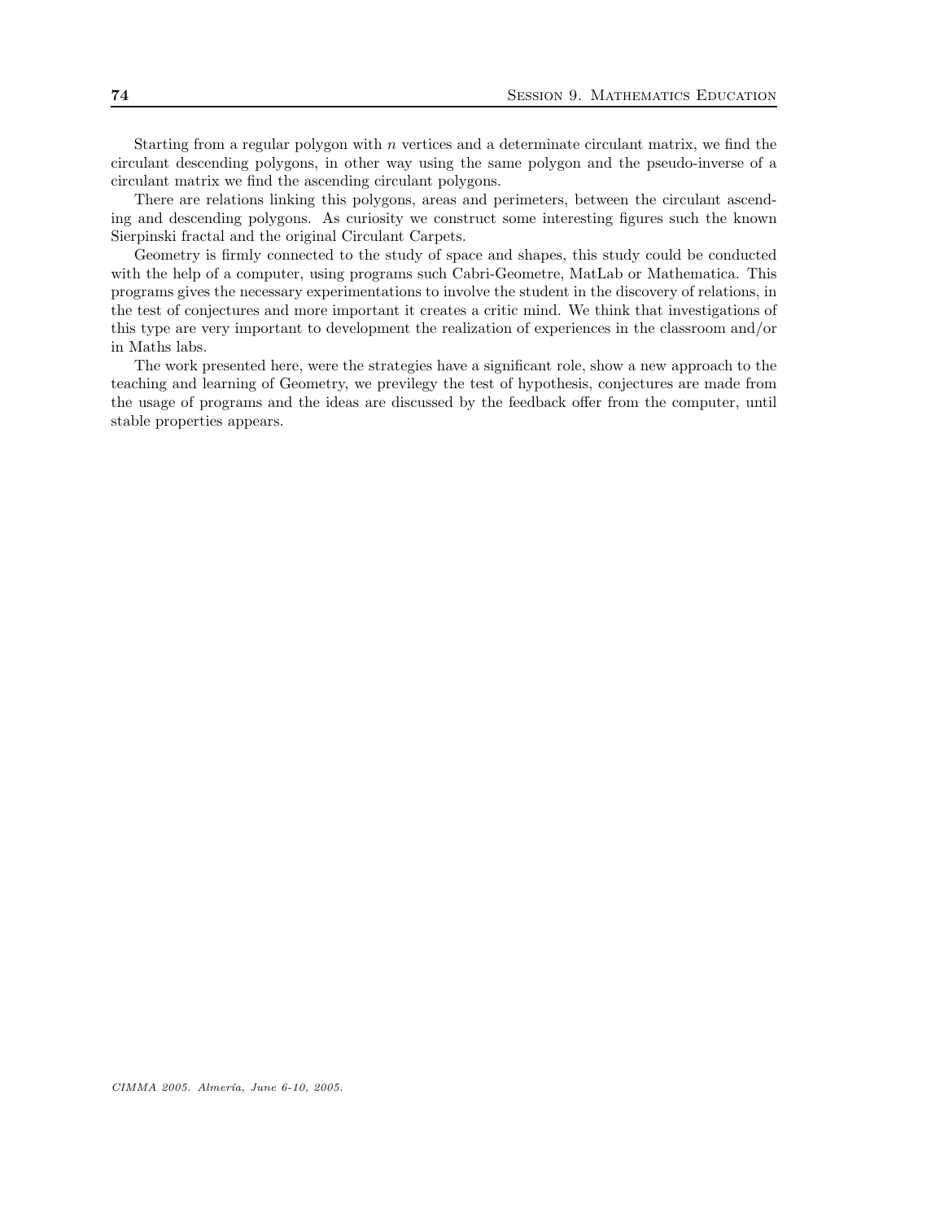Starting from a regular polygon with $n$ vertices and a determinate circulant matrix, we find the circulant descending polygons, in other way using the same polygon and the pseudo-inverse of a circulant matrix we find the ascending circulant polygons.

There are relations linking this polygons, areas and perimeters, between the circulant ascending and descending polygons. As curiosity we construct some interesting figures such the known Sierpinski fractal and the original Circulant Carpets.

Geometry is firmly connected to the study of space and shapes, this study could be conducted with the help of a computer, using programs such Cabri-Geometre, MatLab or Mathematica. This programs gives the necessary experimentations to involve the student in the discovery of relations, in the test of conjectures and more important it creates a critic mind. We think that investigations of this type are very important to development the realization of experiences in the classroom and/or in Maths labs.

The work presented here, were the strategies have a significant role, show a new approach to the teaching and learning of Geometry, we previlegy the test of hypothesis, conjectures are made from the usage of programs and the ideas are discussed by the feedback offer from the computer, until stable properties appears.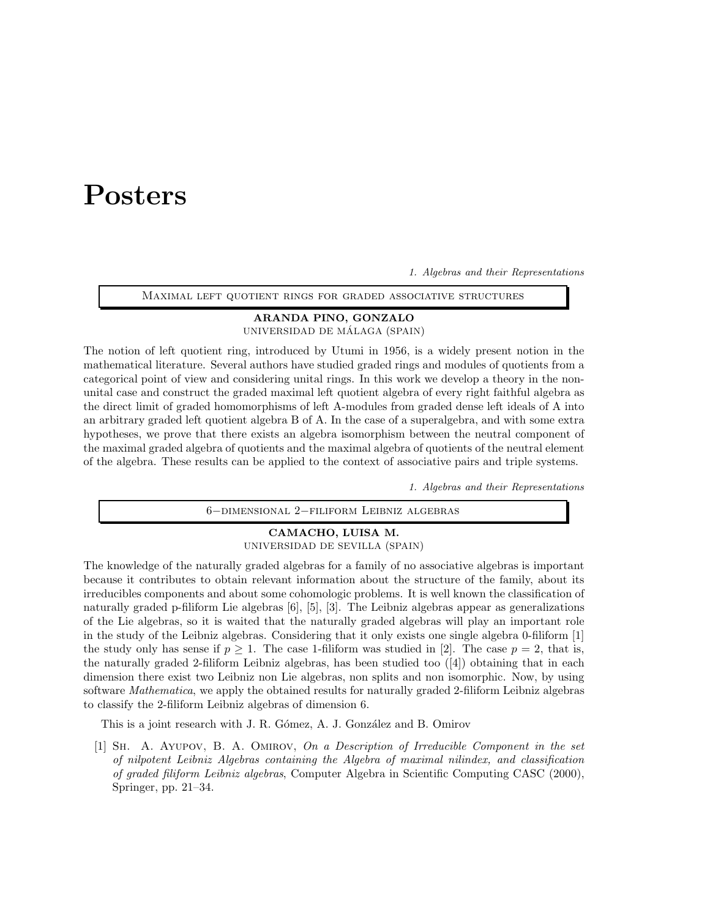# Posters

*1. Algebras and their Representations*

## Maximal left quotient rings for graded associative structures

**ARANDA PINO, GONZALO**
UNIVERSIDAD DE MÁLAGA (SPAIN)

The notion of left quotient ring, introduced by Utumi in 1956, is a widely present notion in the mathematical literature. Several authors have studied graded rings and modules of quotients from a categorical point of view and considering unital rings. In this work we develop a theory in the non-unital case and construct the graded maximal left quotient algebra of every right faithful algebra as the direct limit of graded homomorphisms of left A-modules from graded dense left ideals of A into an arbitrary graded left quotient algebra B of A. In the case of a superalgebra, and with some extra hypotheses, we prove that there exists an algebra isomorphism between the neutral component of the maximal graded algebra of quotients and the maximal algebra of quotients of the neutral element of the algebra. These results can be applied to the context of associative pairs and triple systems.

*1. Algebras and their Representations*

## 6−dimensional 2−filiform Leibniz algebras

**CAMACHO, LUISA M.**
UNIVERSIDAD DE SEVILLA (SPAIN)

The knowledge of the naturally graded algebras for a family of no associative algebras is important because it contributes to obtain relevant information about the structure of the family, about its irreducibles components and about some cohomologic problems. It is well known the classification of naturally graded p-filiform Lie algebras [6], [5], [3]. The Leibniz algebras appear as generalizations of the Lie algebras, so it is waited that the naturally graded algebras will play an important role in the study of the Leibniz algebras. Considering that it only exists one single algebra 0-filiform [1] the study only has sense if $p \geq 1$. The case 1-filiform was studied in [2]. The case $p = 2$, that is, the naturally graded 2-filiform Leibniz algebras, has been studied too ([4]) obtaining that in each dimension there exist two Leibniz non Lie algebras, non splits and non isomorphic. Now, by using software *Mathematica*, we apply the obtained results for naturally graded 2-filiform Leibniz algebras to classify the 2-filiform Leibniz algebras of dimension 6.

This is a joint research with J. R. Gómez, A. J. González and B. Omirov

[1] Sh. A. Ayupov, B. A. Omirov, *On a Description of Irreducible Component in the set of nilpotent Leibniz Algebras containing the Algebra of maximal nilindex, and classification of graded filiform Leibniz algebras*, Computer Algebra in Scientific Computing CASC (2000), Springer, pp. 21–34.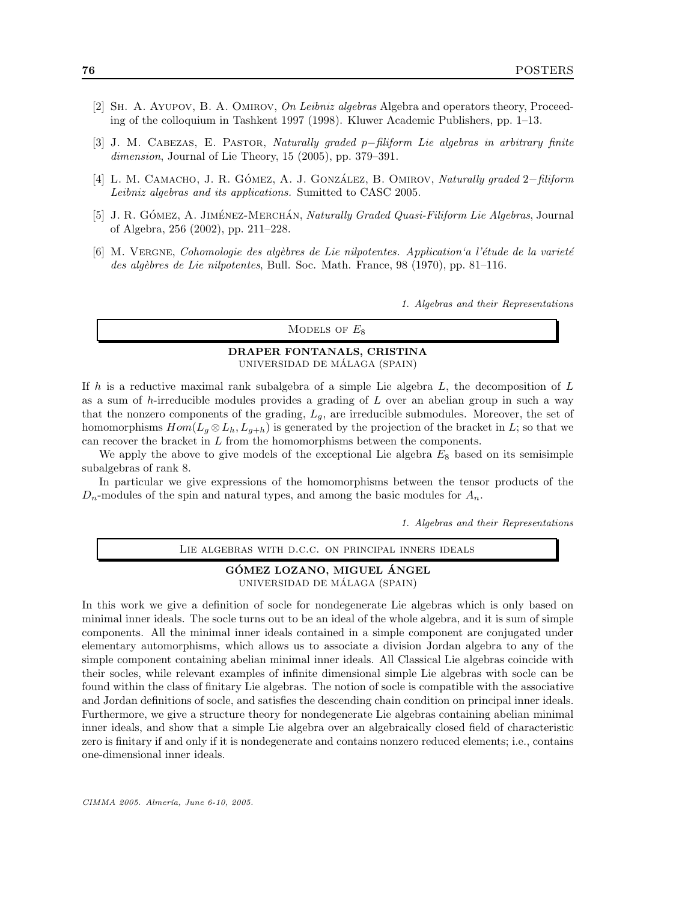[2] Sh. A. Ayupov, B. A. Omirov, *On Leibniz algebras* Algebra and operators theory, Proceeding of the colloquium in Tashkent 1997 (1998). Kluwer Academic Publishers, pp. 1–13.

[3] J. M. Cabezas, E. Pastor, *Naturally graded p−filiform Lie algebras in arbitrary finite dimension*, Journal of Lie Theory, 15 (2005), pp. 379–391.

[4] L. M. Camacho, J. R. Gómez, A. J. González, B. Omirov, *Naturally graded 2−filiform Leibniz algebras and its applications.* Sumitted to CASC 2005.

[5] J. R. Gómez, A. Jiménez-Merchán, *Naturally Graded Quasi-Filiform Lie Algebras*, Journal of Algebra, 256 (2002), pp. 211–228.

[6] M. Vergne, *Cohomologie des algèbres de Lie nilpotentes. Application'a l'étude de la varieté des algèbres de Lie nilpotentes*, Bull. Soc. Math. France, 98 (1970), pp. 81–116.

*1. Algebras and their Representations*

## Models of $E_8$

**DRAPER FONTANALS, CRISTINA**
Universidad de Málaga (Spain)

If $h$ is a reductive maximal rank subalgebra of a simple Lie algebra $L$, the decomposition of $L$ as a sum of $h$-irreducible modules provides a grading of $L$ over an abelian group in such a way that the nonzero components of the grading, $L_g$, are irreducible submodules. Moreover, the set of homomorphisms $Hom(L_g \otimes L_h, L_{g+h})$ is generated by the projection of the bracket in $L$; so that we can recover the bracket in $L$ from the homomorphisms between the components.

We apply the above to give models of the exceptional Lie algebra $E_8$ based on its semisimple subalgebras of rank 8.

In particular we give expressions of the homomorphisms between the tensor products of the $D_n$-modules of the spin and natural types, and among the basic modules for $A_n$.

*1. Algebras and their Representations*

## Lie algebras with d.c.c. on principal inners ideals

**GÓMEZ LOZANO, MIGUEL ÁNGEL**
Universidad de Málaga (Spain)

In this work we give a definition of socle for nondegenerate Lie algebras which is only based on minimal inner ideals. The socle turns out to be an ideal of the whole algebra, and it is sum of simple components. All the minimal inner ideals contained in a simple component are conjugated under elementary automorphisms, which allows us to associate a division Jordan algebra to any of the simple component containing abelian minimal inner ideals. All Classical Lie algebras coincide with their socles, while relevant examples of infinite dimensional simple Lie algebras with socle can be found within the class of finitary Lie algebras. The notion of socle is compatible with the associative and Jordan definitions of socle, and satisfies the descending chain condition on principal inner ideals. Furthermore, we give a structure theory for nondegenerate Lie algebras containing abelian minimal inner ideals, and show that a simple Lie algebra over an algebraically closed field of characteristic zero is finitary if and only if it is nondegenerate and contains nonzero reduced elements; i.e., contains one-dimensional inner ideals.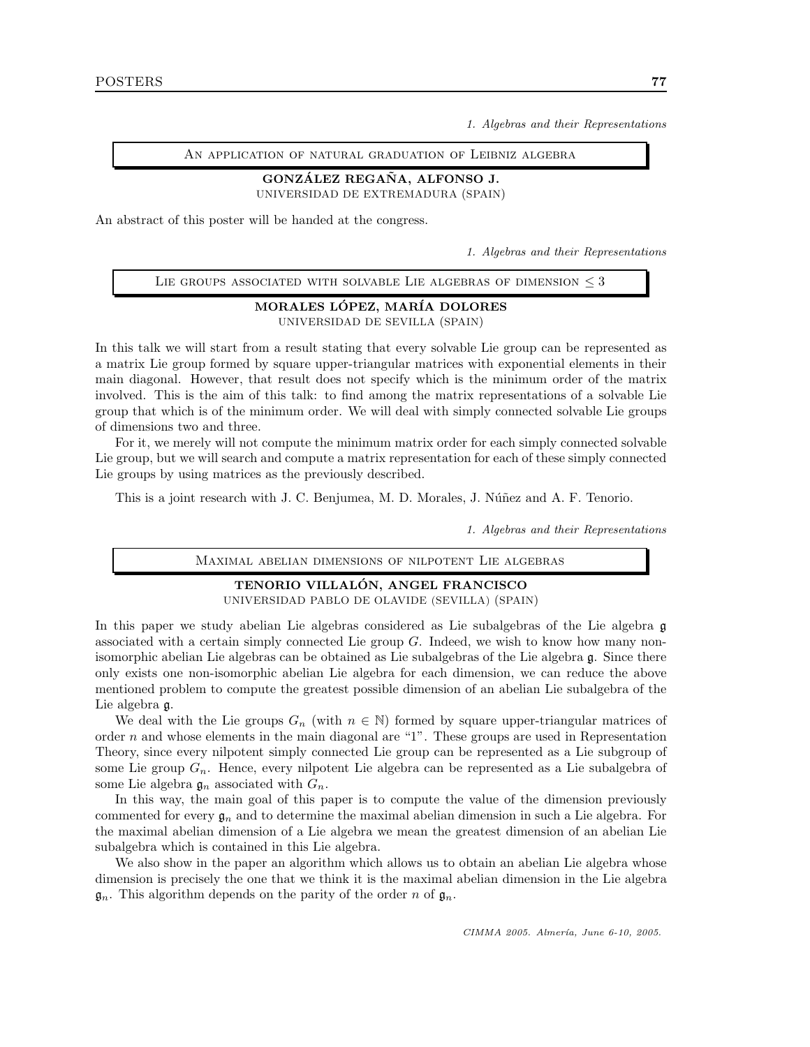*1. Algebras and their Representations*

## An application of natural graduation of Leibniz algebra

**GONZÁLEZ REGAÑA, ALFONSO J.**
UNIVERSIDAD DE EXTREMADURA (SPAIN)

An abstract of this poster will be handed at the congress.

*1. Algebras and their Representations*

## Lie groups associated with solvable Lie algebras of dimension $\leq 3$

**MORALES LÓPEZ, MARÍA DOLORES**
UNIVERSIDAD DE SEVILLA (SPAIN)

In this talk we will start from a result stating that every solvable Lie group can be represented as a matrix Lie group formed by square upper-triangular matrices with exponential elements in their main diagonal. However, that result does not specify which is the minimum order of the matrix involved. This is the aim of this talk: to find among the matrix representations of a solvable Lie group that which is of the minimum order. We will deal with simply connected solvable Lie groups of dimensions two and three.

For it, we merely will not compute the minimum matrix order for each simply connected solvable Lie group, but we will search and compute a matrix representation for each of these simply connected Lie groups by using matrices as the previously described.

This is a joint research with J. C. Benjumea, M. D. Morales, J. Núñez and A. F. Tenorio.

*1. Algebras and their Representations*

## Maximal abelian dimensions of nilpotent Lie algebras

**TENORIO VILLALÓN, ANGEL FRANCISCO**
UNIVERSIDAD PABLO DE OLAVIDE (SEVILLA) (SPAIN)

In this paper we study abelian Lie algebras considered as Lie subalgebras of the Lie algebra $\mathfrak{g}$ associated with a certain simply connected Lie group $G$. Indeed, we wish to know how many non-isomorphic abelian Lie algebras can be obtained as Lie subalgebras of the Lie algebra $\mathfrak{g}$. Since there only exists one non-isomorphic abelian Lie algebra for each dimension, we can reduce the above mentioned problem to compute the greatest possible dimension of an abelian Lie subalgebra of the Lie algebra $\mathfrak{g}$.

We deal with the Lie groups $G_n$ (with $n \in \mathbb{N}$) formed by square upper-triangular matrices of order $n$ and whose elements in the main diagonal are "1". These groups are used in Representation Theory, since every nilpotent simply connected Lie group can be represented as a Lie subgroup of some Lie group $G_n$. Hence, every nilpotent Lie algebra can be represented as a Lie subalgebra of some Lie algebra $\mathfrak{g}_n$ associated with $G_n$.

In this way, the main goal of this paper is to compute the value of the dimension previously commented for every $\mathfrak{g}_n$ and to determine the maximal abelian dimension in such a Lie algebra. For the maximal abelian dimension of a Lie algebra we mean the greatest dimension of an abelian Lie subalgebra which is contained in this Lie algebra.

We also show in the paper an algorithm which allows us to obtain an abelian Lie algebra whose dimension is precisely the one that we think it is the maximal abelian dimension in the Lie algebra $\mathfrak{g}_n$. This algorithm depends on the parity of the order $n$ of $\mathfrak{g}_n$.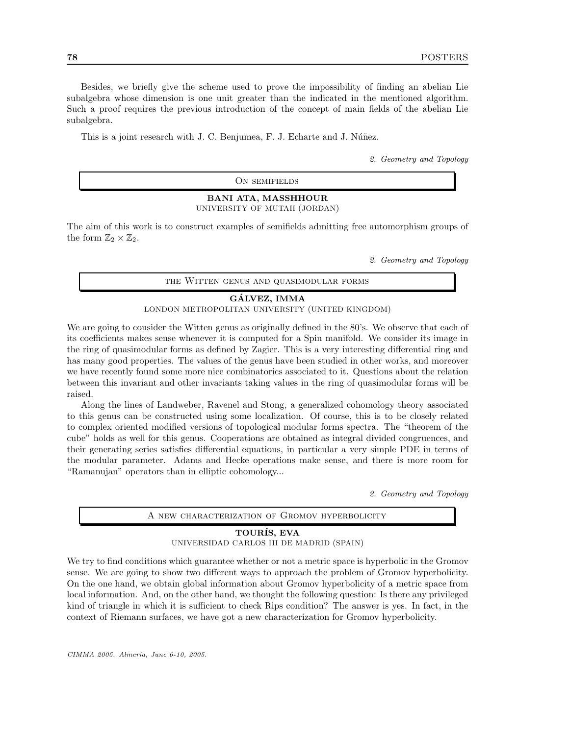Besides, we briefly give the scheme used to prove the impossibility of finding an abelian Lie subalgebra whose dimension is one unit greater than the indicated in the mentioned algorithm. Such a proof requires the previous introduction of the concept of main fields of the abelian Lie subalgebra.

This is a joint research with J. C. Benjumea, F. J. Echarte and J. Núñez.

*2. Geometry and Topology*

## On semifields

**BANI ATA, MASSHHOUR**
UNIVERSITY OF MUTAH (JORDAN)

The aim of this work is to construct examples of semifields admitting free automorphism groups of the form $\mathbb{Z}_2 \times \mathbb{Z}_2$.

*2. Geometry and Topology*

## the Witten genus and quasimodular forms

**GÁLVEZ, IMMA**
LONDON METROPOLITAN UNIVERSITY (UNITED KINGDOM)

We are going to consider the Witten genus as originally defined in the 80's. We observe that each of its coefficients makes sense whenever it is computed for a Spin manifold. We consider its image in the ring of quasimodular forms as defined by Zagier. This is a very interesting differential ring and has many good properties. The values of the genus have been studied in other works, and moreover we have recently found some more nice combinatorics associated to it. Questions about the relation between this invariant and other invariants taking values in the ring of quasimodular forms will be raised.

Along the lines of Landweber, Ravenel and Stong, a generalized cohomology theory associated to this genus can be constructed using some localization. Of course, this is to be closely related to complex oriented modified versions of topological modular forms spectra. The "theorem of the cube" holds as well for this genus. Cooperations are obtained as integral divided congruences, and their generating series satisfies differential equations, in particular a very simple PDE in terms of the modular parameter. Adams and Hecke operations make sense, and there is more room for "Ramanujan" operators than in elliptic cohomology...

*2. Geometry and Topology*

## A new characterization of Gromov hyperbolicity

**TOURÍS, EVA**
UNIVERSIDAD CARLOS III DE MADRID (SPAIN)

We try to find conditions which guarantee whether or not a metric space is hyperbolic in the Gromov sense. We are going to show two different ways to approach the problem of Gromov hyperbolicity. On the one hand, we obtain global information about Gromov hyperbolicity of a metric space from local information. And, on the other hand, we thought the following question: Is there any privileged kind of triangle in which it is sufficient to check Rips condition? The answer is yes. In fact, in the context of Riemann surfaces, we have got a new characterization for Gromov hyperbolicity.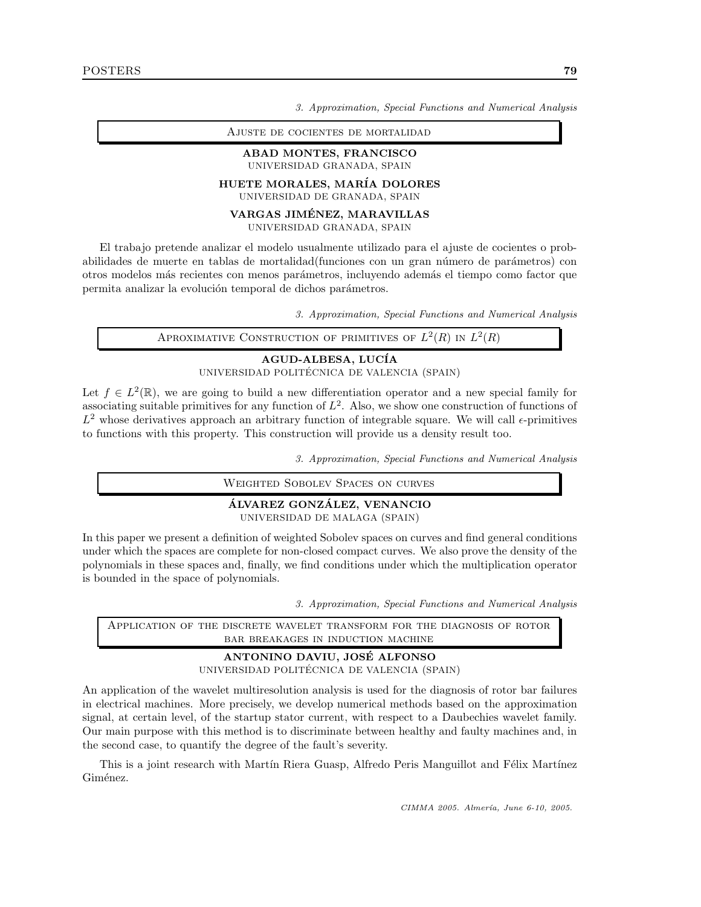*3. Approximation, Special Functions and Numerical Analysis*

## Ajuste de cocientes de mortalidad

**ABAD MONTES, FRANCISCO**
UNIVERSIDAD GRANADA, SPAIN

**HUETE MORALES, MARÍA DOLORES**
UNIVERSIDAD DE GRANADA, SPAIN

**VARGAS JIMÉNEZ, MARAVILLAS**
UNIVERSIDAD GRANADA, SPAIN

El trabajo pretende analizar el modelo usualmente utilizado para el ajuste de cocientes o probabilidades de muerte en tablas de mortalidad(funciones con un gran número de parámetros) con otros modelos más recientes con menos parámetros, incluyendo además el tiempo como factor que permita analizar la evolución temporal de dichos parámetros.

*3. Approximation, Special Functions and Numerical Analysis*

## Aproximative Construction of primitives of $L^2(R)$ in $L^2(R)$

**AGUD-ALBESA, LUCÍA**
UNIVERSIDAD POLITÉCNICA DE VALENCIA (SPAIN)

Let $f \in L^2(\mathbb{R})$, we are going to build a new differentiation operator and a new special family for associating suitable primitives for any function of $L^2$. Also, we show one construction of functions of $L^2$ whose derivatives approach an arbitrary function of integrable square. We will call $\epsilon$-primitives to functions with this property. This construction will provide us a density result too.

*3. Approximation, Special Functions and Numerical Analysis*

## Weighted Sobolev Spaces on curves

**ÁLVAREZ GONZÁLEZ, VENANCIO**
UNIVERSIDAD DE MALAGA (SPAIN)

In this paper we present a definition of weighted Sobolev spaces on curves and find general conditions under which the spaces are complete for non-closed compact curves. We also prove the density of the polynomials in these spaces and, finally, we find conditions under which the multiplication operator is bounded in the space of polynomials.

*3. Approximation, Special Functions and Numerical Analysis*

## Application of the discrete wavelet transform for the diagnosis of rotor bar breakages in induction machine

**ANTONINO DAVIU, JOSÉ ALFONSO**
UNIVERSIDAD POLITÉCNICA DE VALENCIA (SPAIN)

An application of the wavelet multiresolution analysis is used for the diagnosis of rotor bar failures in electrical machines. More precisely, we develop numerical methods based on the approximation signal, at certain level, of the startup stator current, with respect to a Daubechies wavelet family. Our main purpose with this method is to discriminate between healthy and faulty machines and, in the second case, to quantify the degree of the fault's severity.

This is a joint research with Martín Riera Guasp, Alfredo Peris Manguillot and Félix Martínez Giménez.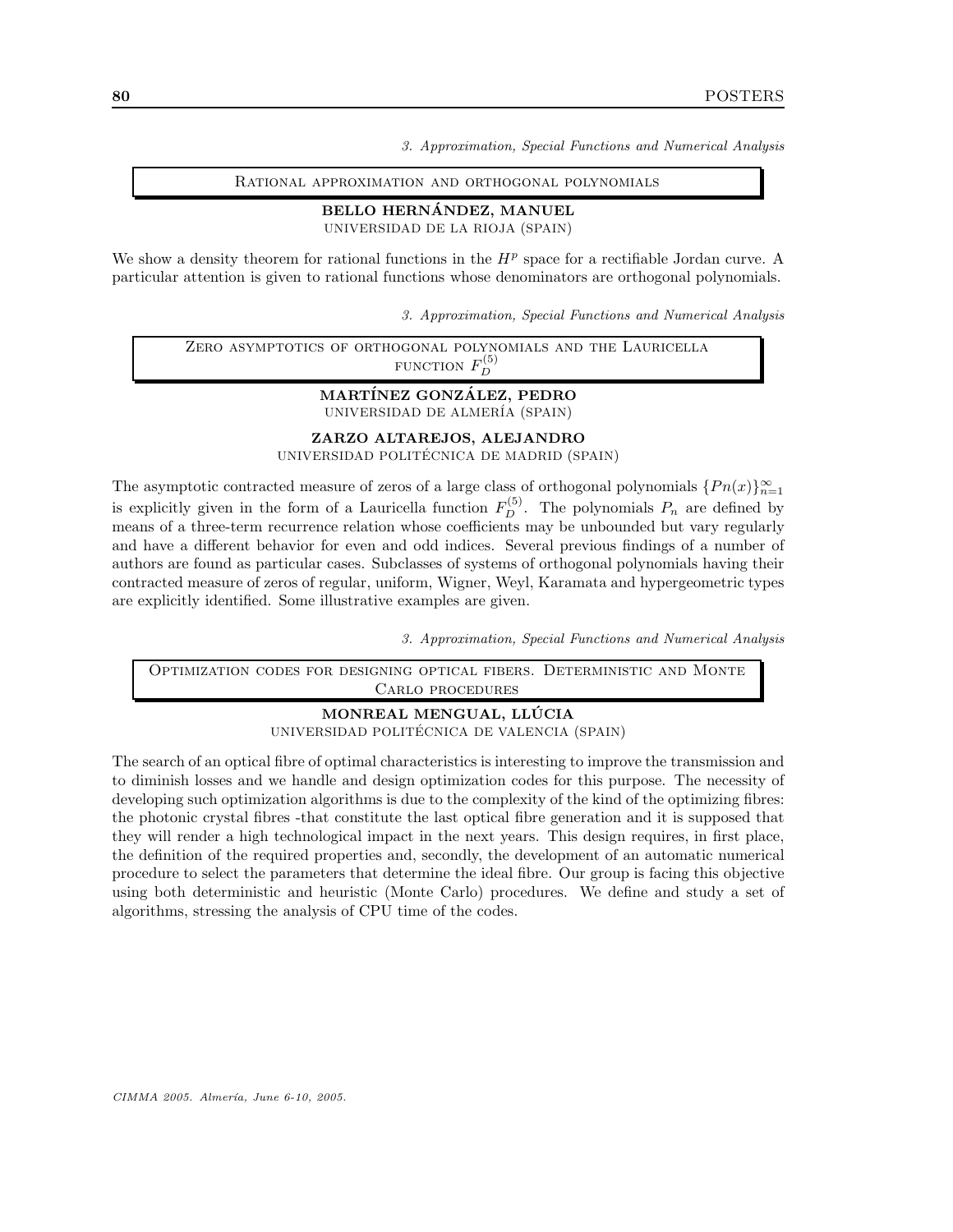*3. Approximation, Special Functions and Numerical Analysis*

## Rational approximation and orthogonal polynomials

**BELLO HERNÁNDEZ, MANUEL**
UNIVERSIDAD DE LA RIOJA (SPAIN)

We show a density theorem for rational functions in the $H^p$ space for a rectifiable Jordan curve. A particular attention is given to rational functions whose denominators are orthogonal polynomials.

*3. Approximation, Special Functions and Numerical Analysis*

## Zero asymptotics of orthogonal polynomials and the Lauricella function $F_D^{(5)}$

**MARTÍNEZ GONZÁLEZ, PEDRO**
UNIVERSIDAD DE ALMERÍA (SPAIN)

**ZARZO ALTAREJOS, ALEJANDRO**
UNIVERSIDAD POLITÉCNICA DE MADRID (SPAIN)

The asymptotic contracted measure of zeros of a large class of orthogonal polynomials $\{Pn(x)\}_{n=1}^{\infty}$ is explicitly given in the form of a Lauricella function $F_D^{(5)}$. The polynomials $P_n$ are defined by means of a three-term recurrence relation whose coefficients may be unbounded but vary regularly and have a different behavior for even and odd indices. Several previous findings of a number of authors are found as particular cases. Subclasses of systems of orthogonal polynomials having their contracted measure of zeros of regular, uniform, Wigner, Weyl, Karamata and hypergeometric types are explicitly identified. Some illustrative examples are given.

*3. Approximation, Special Functions and Numerical Analysis*

## Optimization codes for designing optical fibers. Deterministic and Monte Carlo procedures

**MONREAL MENGUAL, LLÚCIA**
UNIVERSIDAD POLITÉCNICA DE VALENCIA (SPAIN)

The search of an optical fibre of optimal characteristics is interesting to improve the transmission and to diminish losses and we handle and design optimization codes for this purpose. The necessity of developing such optimization algorithms is due to the complexity of the kind of the optimizing fibres: the photonic crystal fibres -that constitute the last optical fibre generation and it is supposed that they will render a high technological impact in the next years. This design requires, in first place, the definition of the required properties and, secondly, the development of an automatic numerical procedure to select the parameters that determine the ideal fibre. Our group is facing this objective using both deterministic and heuristic (Monte Carlo) procedures. We define and study a set of algorithms, stressing the analysis of CPU time of the codes.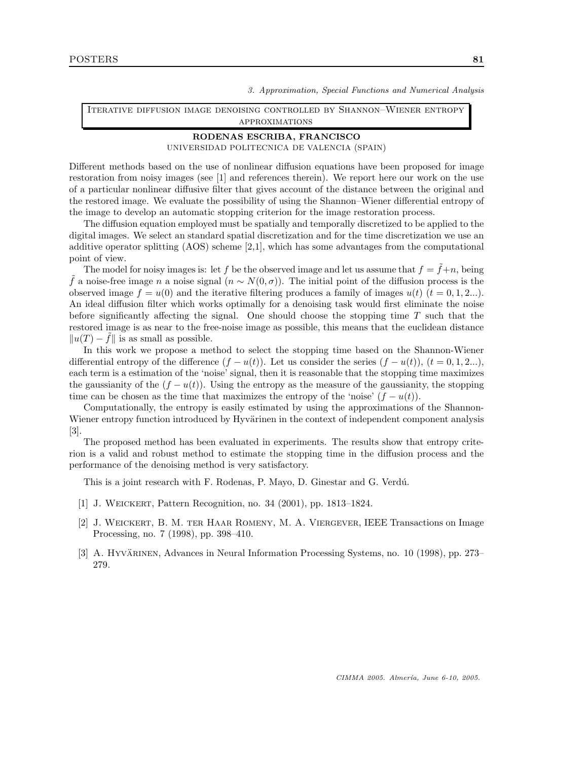*3. Approximation, Special Functions and Numerical Analysis*

## Iterative diffusion image denoising controlled by Shannon–Wiener entropy approximations

**RODENAS ESCRIBA, FRANCISCO**
UNIVERSIDAD POLITECNICA DE VALENCIA (SPAIN)

Different methods based on the use of nonlinear diffusion equations have been proposed for image restoration from noisy images (see [1] and references therein). We report here our work on the use of a particular nonlinear diffusive filter that gives account of the distance between the original and the restored image. We evaluate the possibility of using the Shannon–Wiener differential entropy of the image to develop an automatic stopping criterion for the image restoration process.

The diffusion equation employed must be spatially and temporally discretized to be applied to the digital images. We select an standard spatial discretization and for the time discretization we use an additive operator splitting (AOS) scheme [2,1], which has some advantages from the computational point of view.

The model for noisy images is: let $f$ be the observed image and let us assume that $f = \tilde{f} + n$, being $\tilde{f}$ a noise-free image $n$ a noise signal ($n \sim N(0, \sigma)$). The initial point of the diffusion process is the observed image $f = u(0)$ and the iterative filtering produces a family of images $u(t)$ ($t = 0, 1, 2 \ldots$). An ideal diffusion filter which works optimally for a denoising task would first eliminate the noise before significantly affecting the signal. One should choose the stopping time $T$ such that the restored image is as near to the free-noise image as possible, this means that the euclidean distance $\|u(T) - \tilde{f}\|$ is as small as possible.

In this work we propose a method to select the stopping time based on the Shannon-Wiener differential entropy of the difference $(f - u(t))$. Let us consider the series $(f - u(t))$, ($t = 0, 1, 2 \ldots$), each term is a estimation of the 'noise' signal, then it is reasonable that the stopping time maximizes the gaussianity of the $(f - u(t))$. Using the entropy as the measure of the gaussianity, the stopping time can be chosen as the time that maximizes the entropy of the 'noise' $(f - u(t))$.

Computationally, the entropy is easily estimated by using the approximations of the Shannon-Wiener entropy function introduced by Hyvärinen in the context of independent component analysis [3].

The proposed method has been evaluated in experiments. The results show that entropy criterion is a valid and robust method to estimate the stopping time in the diffusion process and the performance of the denoising method is very satisfactory.

This is a joint research with F. Rodenas, P. Mayo, D. Ginestar and G. Verdú.

[1] J. Weickert, Pattern Recognition, no. 34 (2001), pp. 1813–1824.

[2] J. Weickert, B. M. ter Haar Romeny, M. A. Viergever, IEEE Transactions on Image Processing, no. 7 (1998), pp. 398–410.

[3] A. Hyvärinen, Advances in Neural Information Processing Systems, no. 10 (1998), pp. 273–279.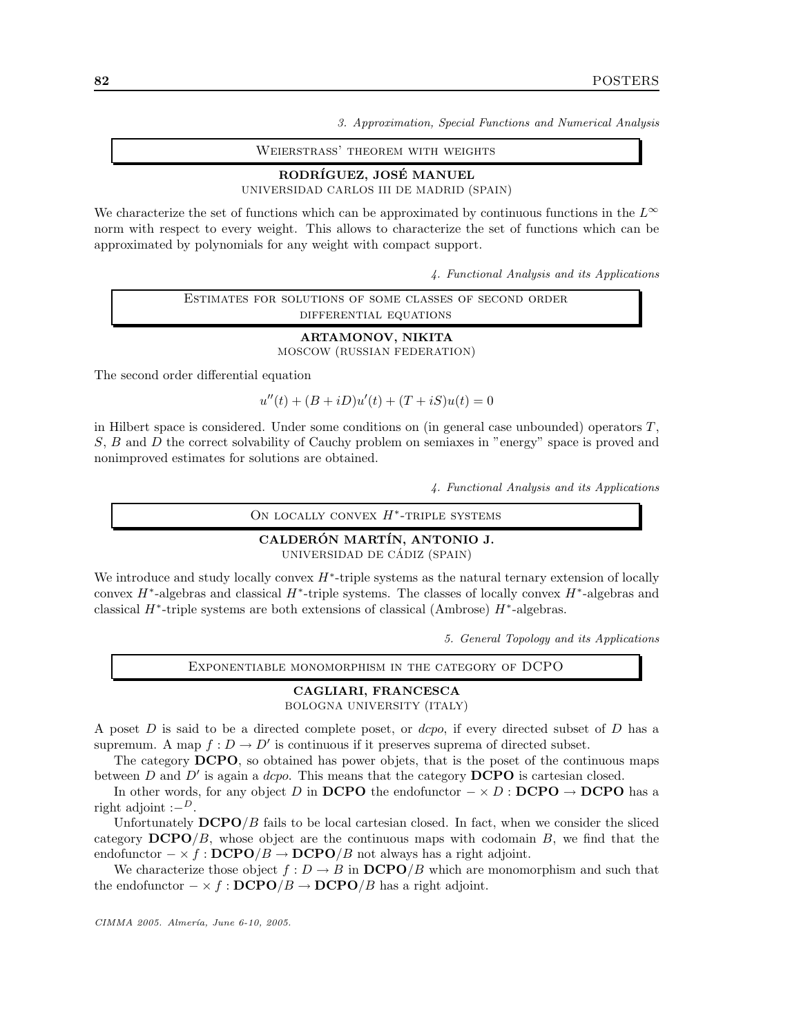*3. Approximation, Special Functions and Numerical Analysis*

## Weierstrass' theorem with weights

**RODRÍGUEZ, JOSÉ MANUEL**
UNIVERSIDAD CARLOS III DE MADRID (SPAIN)

We characterize the set of functions which can be approximated by continuous functions in the $L^\infty$ norm with respect to every weight. This allows to characterize the set of functions which can be approximated by polynomials for any weight with compact support.

*4. Functional Analysis and its Applications*

## Estimates for solutions of some classes of second order differential equations

**ARTAMONOV, NIKITA**
MOSCOW (RUSSIAN FEDERATION)

The second order differential equation

$$u''(t) + (B + iD)u'(t) + (T + iS)u(t) = 0$$

in Hilbert space is considered. Under some conditions on (in general case unbounded) operators $T$, $S$, $B$ and $D$ the correct solvability of Cauchy problem on semiaxes in "energy" space is proved and nonimproved estimates for solutions are obtained.

*4. Functional Analysis and its Applications*

## On locally convex $H^*$-triple systems

**CALDERÓN MARTÍN, ANTONIO J.**
UNIVERSIDAD DE CÁDIZ (SPAIN)

We introduce and study locally convex $H^*$-triple systems as the natural ternary extension of locally convex $H^*$-algebras and classical $H^*$-triple systems. The classes of locally convex $H^*$-algebras and classical $H^*$-triple systems are both extensions of classical (Ambrose) $H^*$-algebras.

*5. General Topology and its Applications*

## Exponentiable monomorphism in the category of DCPO

**CAGLIARI, FRANCESCA**
BOLOGNA UNIVERSITY (ITALY)

A poset $D$ is said to be a directed complete poset, or *dcpo*, if every directed subset of $D$ has a supremum. A map $f : D \to D'$ is continuous if it preserves suprema of directed subset.

The category **DCPO**, so obtained has power objets, that is the poset of the continuous maps between $D$ and $D'$ is again a *dcpo*. This means that the category **DCPO** is cartesian closed.

In other words, for any object $D$ in **DCPO** the endofunctor $- \times D : \mathbf{DCPO} \to \mathbf{DCPO}$ has a right adjoint $:-^D$.

Unfortunately $\mathbf{DCPO}/B$ fails to be local cartesian closed. In fact, when we consider the sliced category $\mathbf{DCPO}/B$, whose object are the continuous maps with codomain $B$, we find that the endofunctor $- \times f : \mathbf{DCPO}/B \to \mathbf{DCPO}/B$ not always has a right adjoint.

We characterize those object $f : D \to B$ in $\mathbf{DCPO}/B$ which are monomorphism and such that the endofunctor $- \times f : \mathbf{DCPO}/B \to \mathbf{DCPO}/B$ has a right adjoint.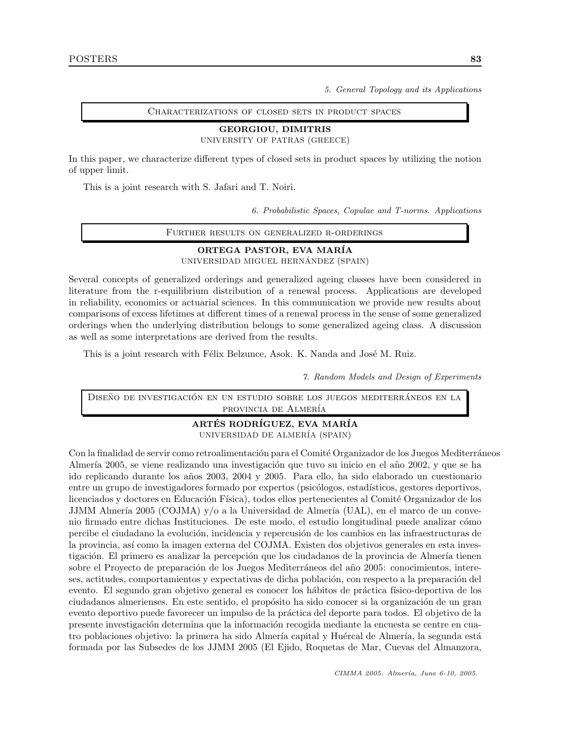*5. General Topology and its Applications*

## Characterizations of closed sets in product spaces

**GEORGIOU, DIMITRIS**
UNIVERSITY OF PATRAS (GREECE)

In this paper, we characterize different types of closed sets in product spaces by utilizing the notion of upper limit.

This is a joint research with S. Jafari and T. Noiri.

*6. Probabilistic Spaces, Copulae and T-norms. Applications*

## Further results on generalized r-orderings

**ORTEGA PASTOR, EVA MARÍA**
UNIVERSIDAD MIGUEL HERNÁNDEZ (SPAIN)

Several concepts of generalized orderings and generalized ageing classes have been considered in literature from the r-equilibrium distribution of a renewal process. Applications are developed in reliability, economics or actuarial sciences. In this communication we provide new results about comparisons of excess lifetimes at different times of a renewal process in the sense of some generalized orderings when the underlying distribution belongs to some generalized ageing class. A discussion as well as some interpretations are derived from the results.

This is a joint research with Félix Belzunce, Asok. K. Nanda and José M. Ruiz.

*7. Random Models and Design of Experiments*

## Diseño de investigación en un estudio sobre los juegos mediterráneos en la provincia de Almería

**ARTÉS RODRÍGUEZ, EVA MARÍA**
UNIVERSIDAD DE ALMERÍA (SPAIN)

Con la finalidad de servir como retroalimentación para el Comité Organizador de los Juegos Mediterráneos Almería 2005, se viene realizando una investigación que tuvo su inicio en el año 2002, y que se ha ido replicando durante los años 2003, 2004 y 2005. Para ello, ha sido elaborado un cuestionario entre un grupo de investigadores formado por expertos (psicólogos, estadísticos, gestores deportivos, licenciados y doctores en Educación Física), todos ellos pertenecientes al Comité Organizador de los JJMM Almería 2005 (COJMA) y/o a la Universidad de Almería (UAL), en el marco de un convenio firmado entre dichas Instituciones. De este modo, el estudio longitudinal puede analizar cómo percibe el ciudadano la evolución, incidencia y repercusión de los cambios en las infraestructuras de la provincia, así como la imagen externa del COJMA. Existen dos objetivos generales en esta investigación. El primero es analizar la percepción que los ciudadanos de la provincia de Almería tienen sobre el Proyecto de preparación de los Juegos Mediterráneos del año 2005: conocimientos, intereses, actitudes, comportamientos y expectativas de dicha población, con respecto a la preparación del evento. El segundo gran objetivo general es conocer los hábitos de práctica físico-deportiva de los ciudadanos almerienses. En este sentido, el propósito ha sido conocer si la organización de un gran evento deportivo puede favorecer un impulso de la práctica del deporte para todos. El objetivo de la presente investigación determina que la información recogida mediante la encuesta se centre en cuatro poblaciones objetivo: la primera ha sido Almería capital y Huércal de Almería, la segunda está formada por las Subsedes de los JJMM 2005 (El Ejido, Roquetas de Mar, Cuevas del Almanzora,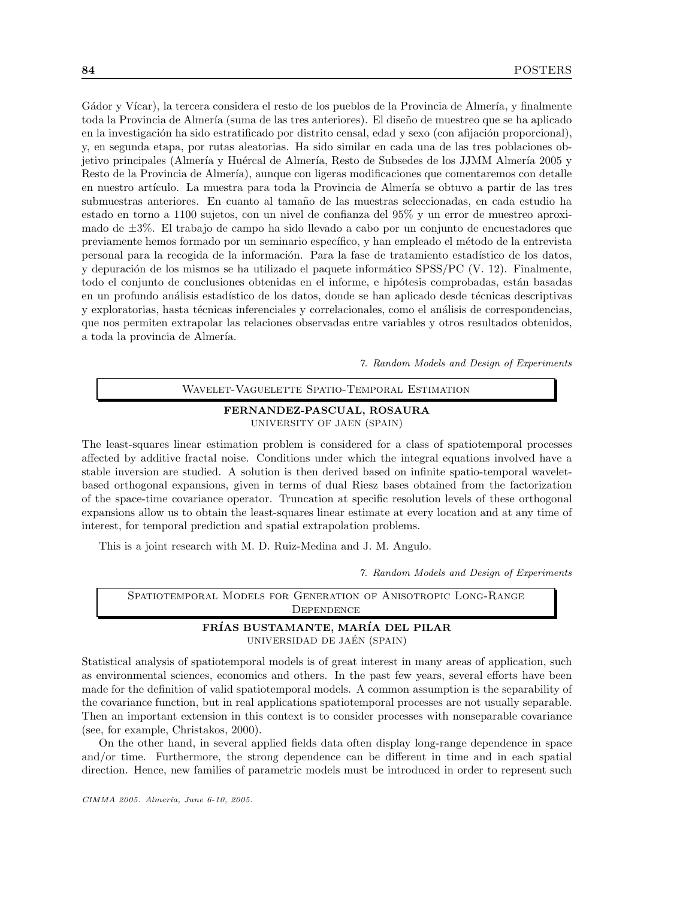Gádor y Vícar), la tercera considera el resto de los pueblos de la Provincia de Almería, y finalmente toda la Provincia de Almería (suma de las tres anteriores). El diseño de muestreo que se ha aplicado en la investigación ha sido estratificado por distrito censal, edad y sexo (con afijación proporcional), y, en segunda etapa, por rutas aleatorias. Ha sido similar en cada una de las tres poblaciones objetivo principales (Almería y Huércal de Almería, Resto de Subsedes de los JJMM Almería 2005 y Resto de la Provincia de Almería), aunque con ligeras modificaciones que comentaremos con detalle en nuestro artículo. La muestra para toda la Provincia de Almería se obtuvo a partir de las tres submuestras anteriores. En cuanto al tamaño de las muestras seleccionadas, en cada estudio ha estado en torno a 1100 sujetos, con un nivel de confianza del 95% y un error de muestreo aproximado de ±3%. El trabajo de campo ha sido llevado a cabo por un conjunto de encuestadores que previamente hemos formado por un seminario específico, y han empleado el método de la entrevista personal para la recogida de la información. Para la fase de tratamiento estadístico de los datos, y depuración de los mismos se ha utilizado el paquete informático SPSS/PC (V. 12). Finalmente, todo el conjunto de conclusiones obtenidas en el informe, e hipótesis comprobadas, están basadas en un profundo análisis estadístico de los datos, donde se han aplicado desde técnicas descriptivas y exploratorias, hasta técnicas inferenciales y correlacionales, como el análisis de correspondencias, que nos permiten extrapolar las relaciones observadas entre variables y otros resultados obtenidos, a toda la provincia de Almería.

*7. Random Models and Design of Experiments*

## Wavelet-Vaguelette Spatio-Temporal Estimation

**FERNANDEZ-PASCUAL, ROSAURA**
UNIVERSITY OF JAEN (SPAIN)

The least-squares linear estimation problem is considered for a class of spatiotemporal processes affected by additive fractal noise. Conditions under which the integral equations involved have a stable inversion are studied. A solution is then derived based on infinite spatio-temporal wavelet-based orthogonal expansions, given in terms of dual Riesz bases obtained from the factorization of the space-time covariance operator. Truncation at specific resolution levels of these orthogonal expansions allow us to obtain the least-squares linear estimate at every location and at any time of interest, for temporal prediction and spatial extrapolation problems.

This is a joint research with M. D. Ruiz-Medina and J. M. Angulo.

*7. Random Models and Design of Experiments*

## Spatiotemporal Models for Generation of Anisotropic Long-Range Dependence

**FRÍAS BUSTAMANTE, MARÍA DEL PILAR**
UNIVERSIDAD DE JAÉN (SPAIN)

Statistical analysis of spatiotemporal models is of great interest in many areas of application, such as environmental sciences, economics and others. In the past few years, several efforts have been made for the definition of valid spatiotemporal models. A common assumption is the separability of the covariance function, but in real applications spatiotemporal processes are not usually separable. Then an important extension in this context is to consider processes with nonseparable covariance (see, for example, Christakos, 2000).

On the other hand, in several applied fields data often display long-range dependence in space and/or time. Furthermore, the strong dependence can be different in time and in each spatial direction. Hence, new families of parametric models must be introduced in order to represent such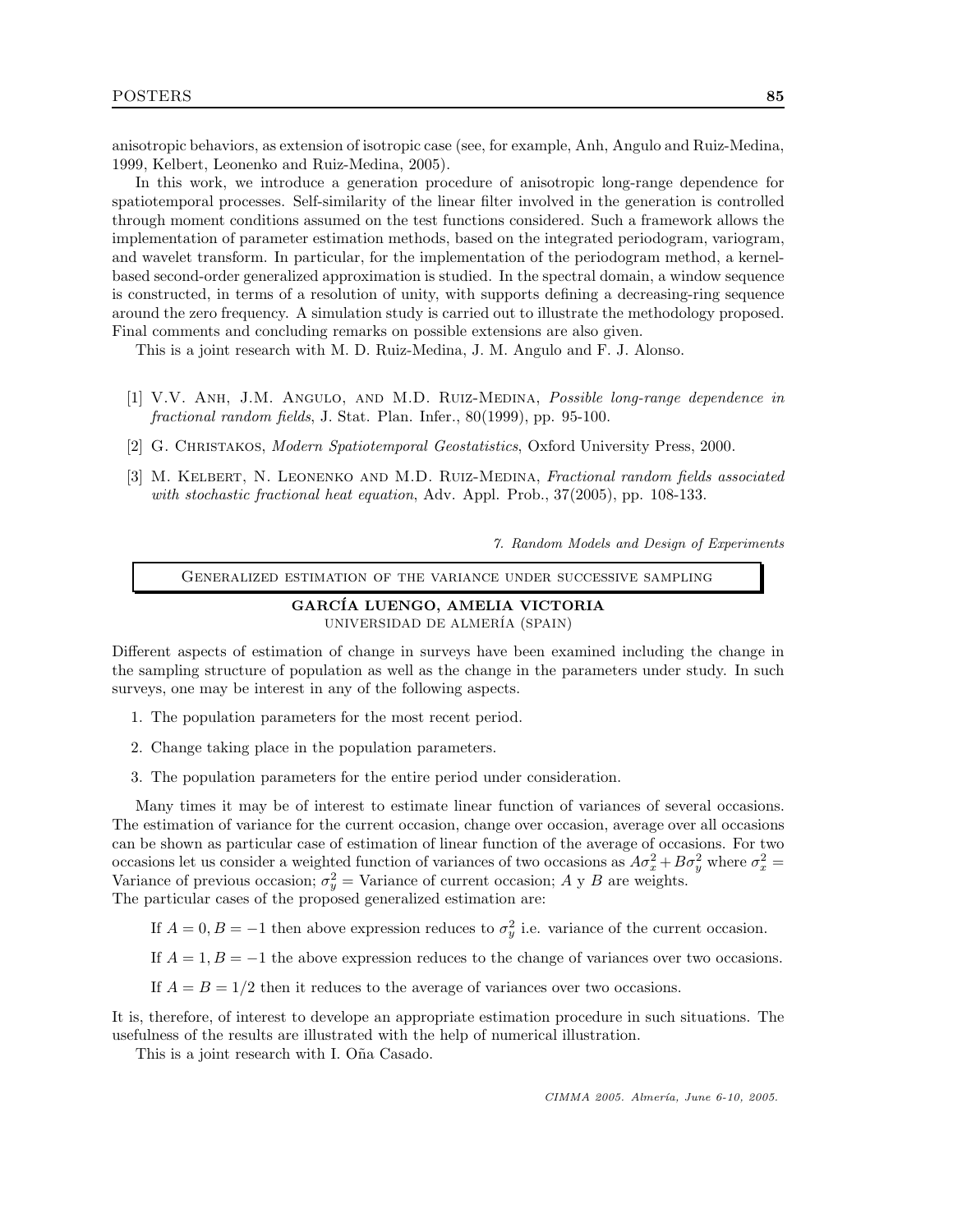anisotropic behaviors, as extension of isotropic case (see, for example, Anh, Angulo and Ruiz-Medina, 1999, Kelbert, Leonenko and Ruiz-Medina, 2005).

In this work, we introduce a generation procedure of anisotropic long-range dependence for spatiotemporal processes. Self-similarity of the linear filter involved in the generation is controlled through moment conditions assumed on the test functions considered. Such a framework allows the implementation of parameter estimation methods, based on the integrated periodogram, variogram, and wavelet transform. In particular, for the implementation of the periodogram method, a kernel-based second-order generalized approximation is studied. In the spectral domain, a window sequence is constructed, in terms of a resolution of unity, with supports defining a decreasing-ring sequence around the zero frequency. A simulation study is carried out to illustrate the methodology proposed. Final comments and concluding remarks on possible extensions are also given.

This is a joint research with M. D. Ruiz-Medina, J. M. Angulo and F. J. Alonso.

[1] V.V. Anh, J.M. Angulo, and M.D. Ruiz-Medina, *Possible long-range dependence in fractional random fields*, J. Stat. Plan. Infer., 80(1999), pp. 95-100.

[2] G. Christakos, *Modern Spatiotemporal Geostatistics*, Oxford University Press, 2000.

[3] M. Kelbert, N. Leonenko and M.D. Ruiz-Medina, *Fractional random fields associated with stochastic fractional heat equation*, Adv. Appl. Prob., 37(2005), pp. 108-133.

*7. Random Models and Design of Experiments*

## Generalized estimation of the variance under successive sampling

**GARCÍA LUENGO, AMELIA VICTORIA**
UNIVERSIDAD DE ALMERÍA (SPAIN)

Different aspects of estimation of change in surveys have been examined including the change in the sampling structure of population as well as the change in the parameters under study. In such surveys, one may be interest in any of the following aspects.

1. The population parameters for the most recent period.
2. Change taking place in the population parameters.
3. The population parameters for the entire period under consideration.

Many times it may be of interest to estimate linear function of variances of several occasions. The estimation of variance for the current occasion, change over occasion, average over all occasions can be shown as particular case of estimation of linear function of the average of occasions. For two occasions let us consider a weighted function of variances of two occasions as $A\sigma_x^2 + B\sigma_y^2$ where $\sigma_x^2 =$ Variance of previous occasion; $\sigma_y^2 =$ Variance of current occasion; $A$ y $B$ are weights.
The particular cases of the proposed generalized estimation are:

If $A = 0, B = -1$ then above expression reduces to $\sigma_y^2$ i.e. variance of the current occasion.

If $A = 1, B = -1$ the above expression reduces to the change of variances over two occasions.

If $A = B = 1/2$ then it reduces to the average of variances over two occasions.

It is, therefore, of interest to develope an appropriate estimation procedure in such situations. The usefulness of the results are illustrated with the help of numerical illustration.

This is a joint research with I. Oña Casado.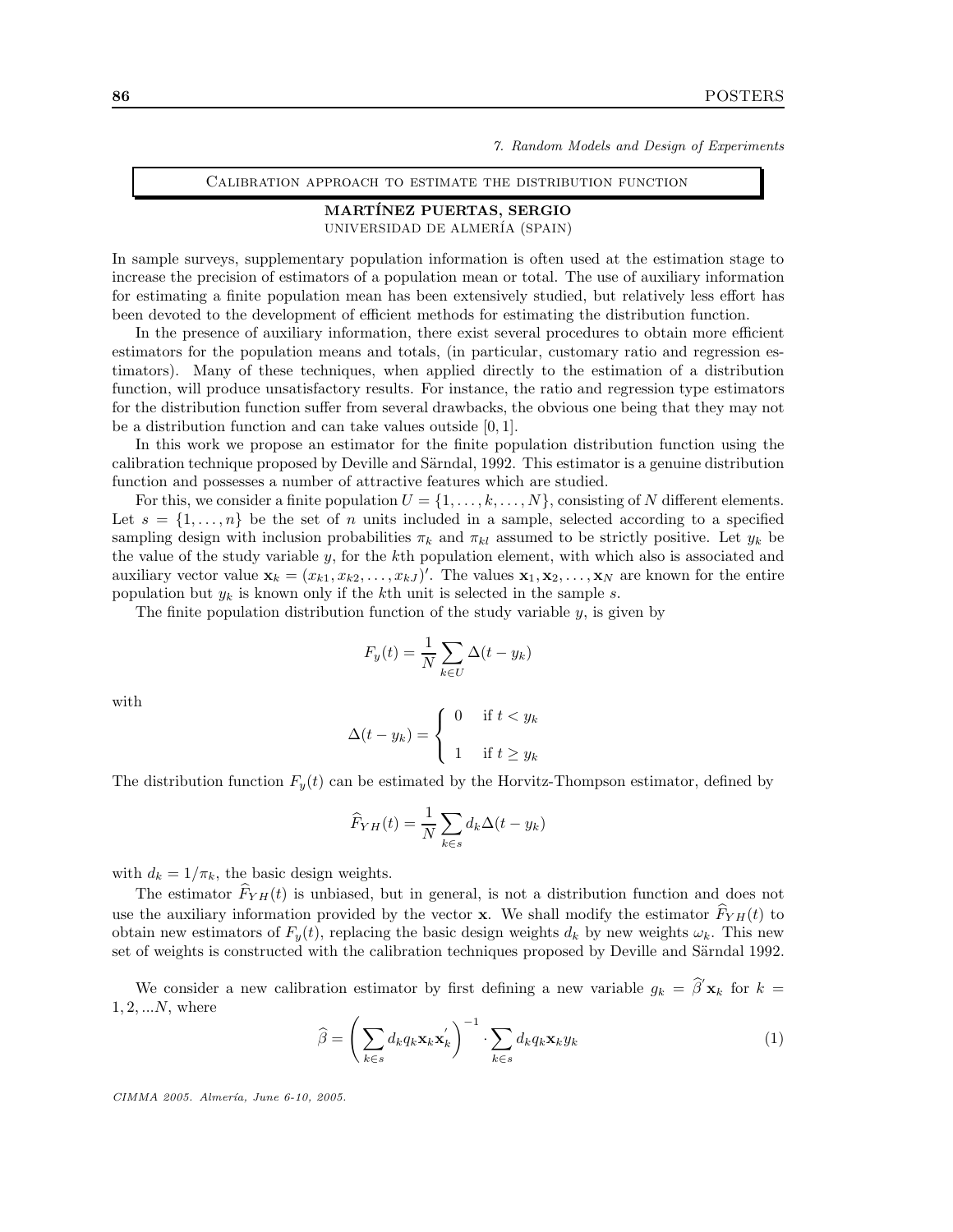*7. Random Models and Design of Experiments*

## Calibration approach to estimate the distribution function

**MARTÍNEZ PUERTAS, SERGIO**
UNIVERSIDAD DE ALMERÍA (SPAIN)

In sample surveys, supplementary population information is often used at the estimation stage to increase the precision of estimators of a population mean or total. The use of auxiliary information for estimating a finite population mean has been extensively studied, but relatively less effort has been devoted to the development of efficient methods for estimating the distribution function.

In the presence of auxiliary information, there exist several procedures to obtain more efficient estimators for the population means and totals, (in particular, customary ratio and regression estimators). Many of these techniques, when applied directly to the estimation of a distribution function, will produce unsatisfactory results. For instance, the ratio and regression type estimators for the distribution function suffer from several drawbacks, the obvious one being that they may not be a distribution function and can take values outside $[0, 1]$.

In this work we propose an estimator for the finite population distribution function using the calibration technique proposed by Deville and Särndal, 1992. This estimator is a genuine distribution function and possesses a number of attractive features which are studied.

For this, we consider a finite population $U = \{1, \ldots, k, \ldots, N\}$, consisting of $N$ different elements. Let $s = \{1, \ldots, n\}$ be the set of $n$ units included in a sample, selected according to a specified sampling design with inclusion probabilities $\pi_k$ and $\pi_{kl}$ assumed to be strictly positive. Let $y_k$ be the value of the study variable $y$, for the $k$th population element, with which also is associated and auxiliary vector value $\mathbf{x}_k = (x_{k1}, x_{k2}, \ldots, x_{kJ})'$. The values $\mathbf{x}_1, \mathbf{x}_2, \ldots, \mathbf{x}_N$ are known for the entire population but $y_k$ is known only if the $k$th unit is selected in the sample $s$.

The finite population distribution function of the study variable $y$, is given by

$$F_y(t) = \frac{1}{N} \sum_{k \in U} \Delta(t - y_k)$$

with

$$\Delta(t - y_k) = \begin{cases} 0 & \text{if } t < y_k \\ \\ 1 & \text{if } t \geq y_k \end{cases}$$

The distribution function $F_y(t)$ can be estimated by the Horvitz-Thompson estimator, defined by

$$\widehat{F}_{YH}(t) = \frac{1}{N} \sum_{k \in s} d_k \Delta(t - y_k)$$

with $d_k = 1/\pi_k$, the basic design weights.

The estimator $\widehat{F}_{YH}(t)$ is unbiased, but in general, is not a distribution function and does not use the auxiliary information provided by the vector $\mathbf{x}$. We shall modify the estimator $\widehat{F}_{YH}(t)$ to obtain new estimators of $F_y(t)$, replacing the basic design weights $d_k$ by new weights $\omega_k$. This new set of weights is constructed with the calibration techniques proposed by Deville and Särndal 1992.

We consider a new calibration estimator by first defining a new variable $g_k = \widehat{\beta}' \mathbf{x}_k$ for $k = 1, 2, \ldots N$, where

$$\widehat{\beta} = \left( \sum_{k \in s} d_k q_k \mathbf{x}_k \mathbf{x}_k' \right)^{-1} \cdot \sum_{k \in s} d_k q_k \mathbf{x}_k y_k \tag{1}$$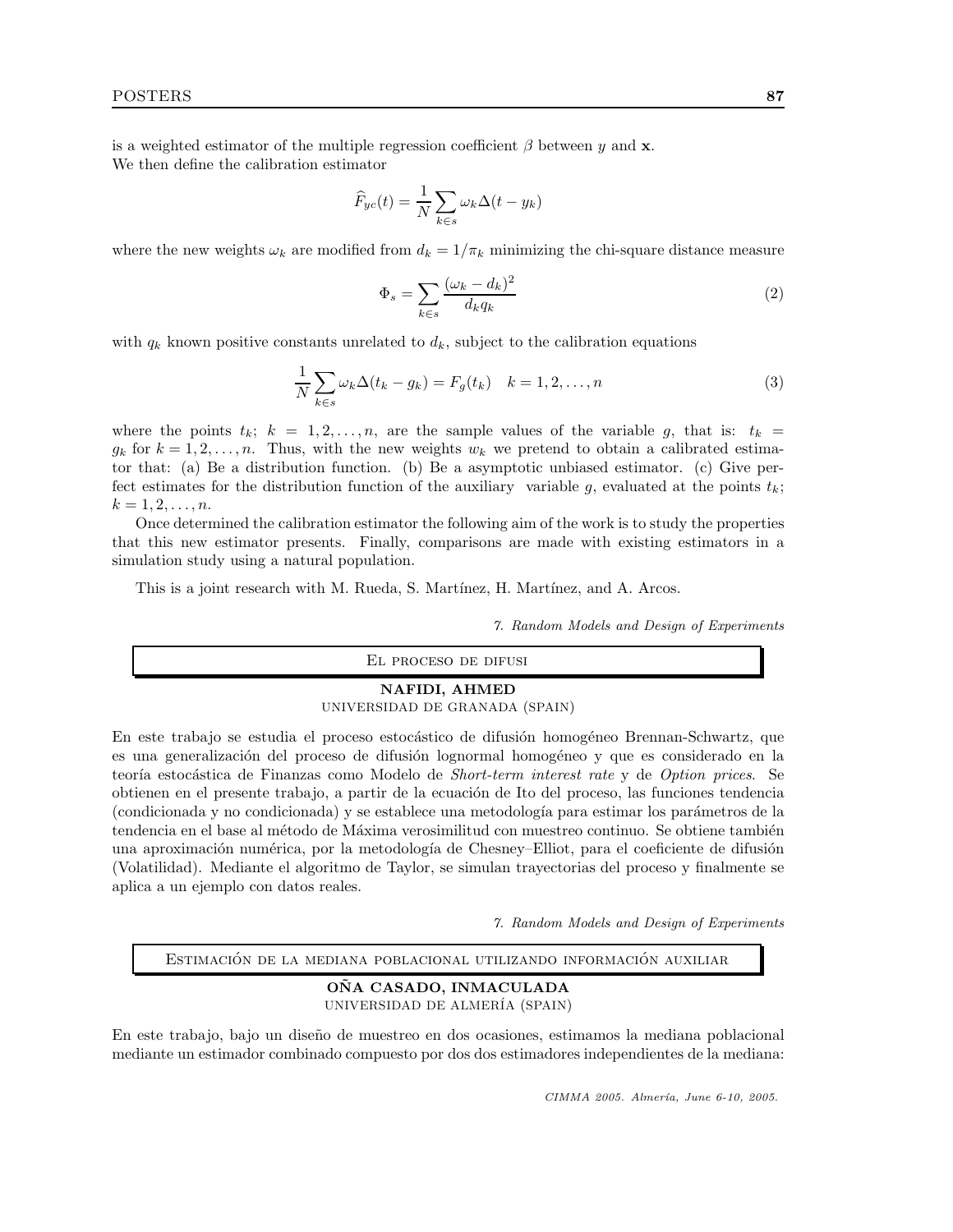is a weighted estimator of the multiple regression coefficient $\beta$ between $y$ and $\mathbf{x}$.
We then define the calibration estimator

$$\widehat{F}_{yc}(t) = \frac{1}{N}\sum_{k\in s}\omega_k \Delta(t - y_k)$$

where the new weights $\omega_k$ are modified from $d_k = 1/\pi_k$ minimizing the chi-square distance measure

$$\Phi_s = \sum_{k\in s}\frac{(\omega_k - d_k)^2}{d_k q_k} \tag{2}$$

with $q_k$ known positive constants unrelated to $d_k$, subject to the calibration equations

$$\frac{1}{N}\sum_{k\in s}\omega_k \Delta(t_k - g_k) = F_g(t_k) \quad k = 1,2,\ldots,n \tag{3}$$

where the points $t_k$; $k = 1,2,\ldots,n$, are the sample values of the variable $g$, that is: $t_k = g_k$ for $k = 1,2,\ldots,n$. Thus, with the new weights $w_k$ we pretend to obtain a calibrated estimator that: (a) Be a distribution function. (b) Be a asymptotic unbiased estimator. (c) Give perfect estimates for the distribution function of the auxiliary variable $g$, evaluated at the points $t_k$; $k = 1,2,\ldots,n$.

Once determined the calibration estimator the following aim of the work is to study the properties that this new estimator presents. Finally, comparisons are made with existing estimators in a simulation study using a natural population.

This is a joint research with M. Rueda, S. Martínez, H. Martínez, and A. Arcos.

*7. Random Models and Design of Experiments*

## El proceso de difusi

**NAFIDI, AHMED**
UNIVERSIDAD DE GRANADA (SPAIN)

En este trabajo se estudia el proceso estocástico de difusión homogéneo Brennan-Schwartz, que es una generalización del proceso de difusión lognormal homogéneo y que es considerado en la teoría estocástica de Finanzas como Modelo de *Short-term interest rate* y de *Option prices*. Se obtienen en el presente trabajo, a partir de la ecuación de Ito del proceso, las funciones tendencia (condicionada y no condicionada) y se establece una metodología para estimar los parámetros de la tendencia en el base al método de Máxima verosimilitud con muestreo continuo. Se obtiene también una aproximación numérica, por la metodología de Chesney–Elliot, para el coeficiente de difusión (Volatilidad). Mediante el algoritmo de Taylor, se simulan trayectorias del proceso y finalmente se aplica a un ejemplo con datos reales.

*7. Random Models and Design of Experiments*

## Estimación de la mediana poblacional utilizando información auxiliar

**OÑA CASADO, INMACULADA**
UNIVERSIDAD DE ALMERÍA (SPAIN)

En este trabajo, bajo un diseño de muestreo en dos ocasiones, estimamos la mediana poblacional mediante un estimador combinado compuesto por dos dos estimadores independientes de la mediana: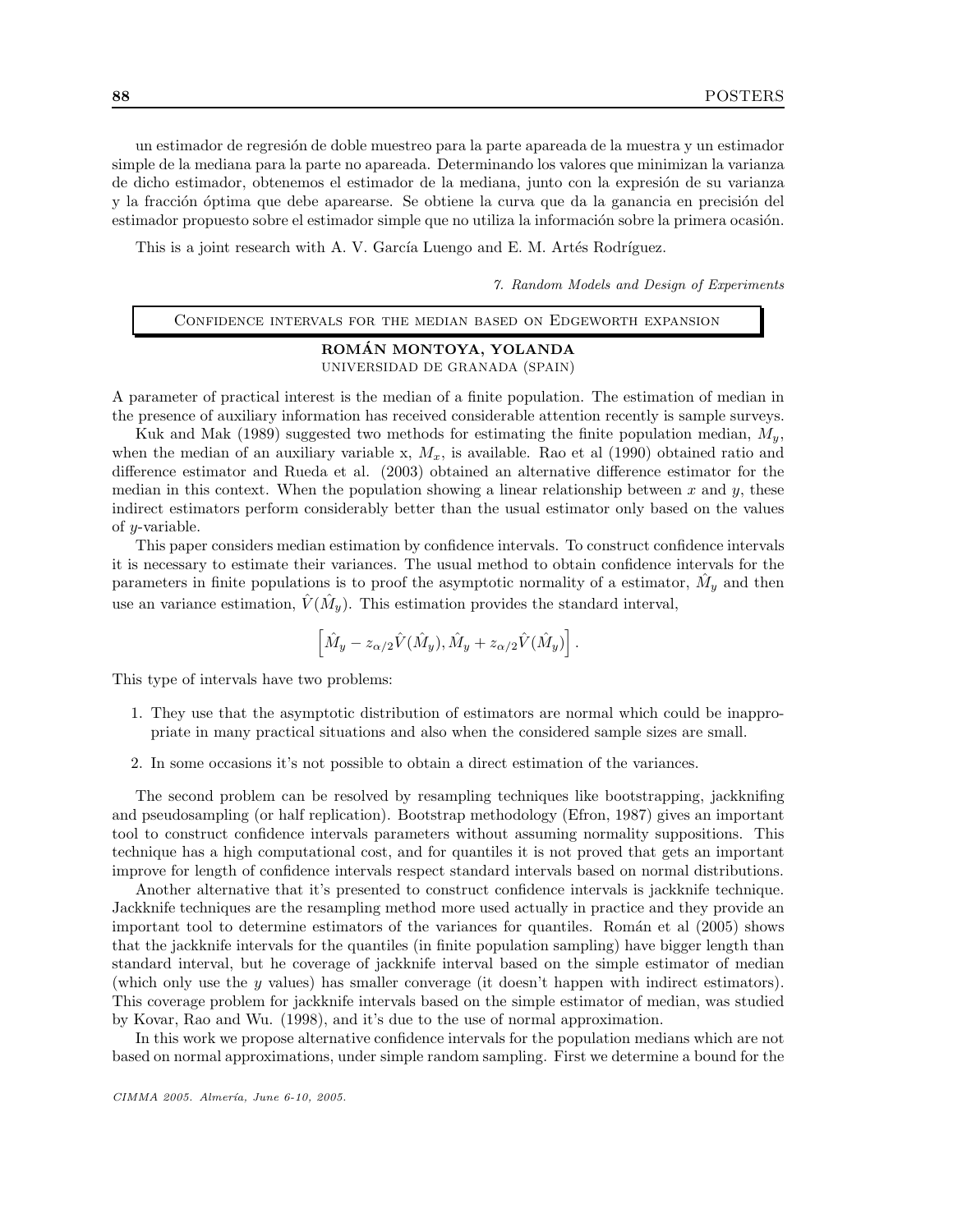un estimador de regresión de doble muestreo para la parte apareada de la muestra y un estimador simple de la mediana para la parte no apareada. Determinando los valores que minimizan la varianza de dicho estimador, obtenemos el estimador de la mediana, junto con la expresión de su varianza y la fracción óptima que debe aparearse. Se obtiene la curva que da la ganancia en precisión del estimador propuesto sobre el estimador simple que no utiliza la información sobre la primera ocasión.

This is a joint research with A. V. García Luengo and E. M. Artés Rodríguez.

*7. Random Models and Design of Experiments*

## Confidence intervals for the median based on Edgeworth expansion

**ROMÁN MONTOYA, YOLANDA**
UNIVERSIDAD DE GRANADA (SPAIN)

A parameter of practical interest is the median of a finite population. The estimation of median in the presence of auxiliary information has received considerable attention recently is sample surveys.

Kuk and Mak (1989) suggested two methods for estimating the finite population median, $M_y$, when the median of an auxiliary variable x, $M_x$, is available. Rao et al (1990) obtained ratio and difference estimator and Rueda et al. (2003) obtained an alternative difference estimator for the median in this context. When the population showing a linear relationship between $x$ and $y$, these indirect estimators perform considerably better than the usual estimator only based on the values of $y$-variable.

This paper considers median estimation by confidence intervals. To construct confidence intervals it is necessary to estimate their variances. The usual method to obtain confidence intervals for the parameters in finite populations is to proof the asymptotic normality of a estimator, $\hat{M}_y$ and then use an variance estimation, $\hat{V}(\hat{M}_y)$. This estimation provides the standard interval,

$$\left[\hat{M}_y - z_{\alpha/2}\hat{V}(\hat{M}_y), \hat{M}_y + z_{\alpha/2}\hat{V}(\hat{M}_y)\right].$$

This type of intervals have two problems:

1. They use that the asymptotic distribution of estimators are normal which could be inappropriate in many practical situations and also when the considered sample sizes are small.
2. In some occasions it's not possible to obtain a direct estimation of the variances.

The second problem can be resolved by resampling techniques like bootstrapping, jackknifing and pseudosampling (or half replication). Bootstrap methodology (Efron, 1987) gives an important tool to construct confidence intervals parameters without assuming normality suppositions. This technique has a high computational cost, and for quantiles it is not proved that gets an important improve for length of confidence intervals respect standard intervals based on normal distributions.

Another alternative that it's presented to construct confidence intervals is jackknife technique. Jackknife techniques are the resampling method more used actually in practice and they provide an important tool to determine estimators of the variances for quantiles. Román et al (2005) shows that the jackknife intervals for the quantiles (in finite population sampling) have bigger length than standard interval, but he coverage of jackknife interval based on the simple estimator of median (which only use the $y$ values) has smaller converage (it doesn't happen with indirect estimators). This coverage problem for jackknife intervals based on the simple estimator of median, was studied by Kovar, Rao and Wu. (1998), and it's due to the use of normal approximation.

In this work we propose alternative confidence intervals for the population medians which are not based on normal approximations, under simple random sampling. First we determine a bound for the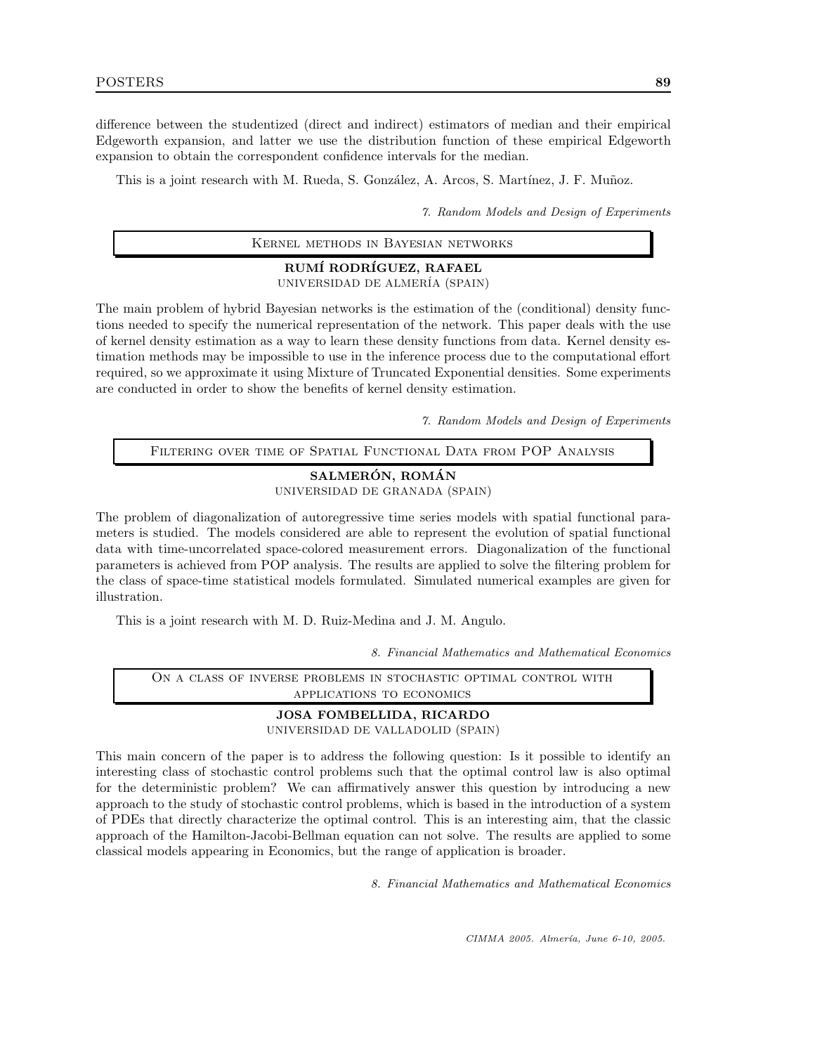difference between the studentized (direct and indirect) estimators of median and their empirical Edgeworth expansion, and latter we use the distribution function of these empirical Edgeworth expansion to obtain the correspondent confidence intervals for the median.

This is a joint research with M. Rueda, S. González, A. Arcos, S. Martínez, J. F. Muñoz.

*7. Random Models and Design of Experiments*

## Kernel methods in Bayesian networks

**RUMÍ RODRÍGUEZ, RAFAEL**
UNIVERSIDAD DE ALMERÍA (SPAIN)

The main problem of hybrid Bayesian networks is the estimation of the (conditional) density functions needed to specify the numerical representation of the network. This paper deals with the use of kernel density estimation as a way to learn these density functions from data. Kernel density estimation methods may be impossible to use in the inference process due to the computational effort required, so we approximate it using Mixture of Truncated Exponential densities. Some experiments are conducted in order to show the benefits of kernel density estimation.

*7. Random Models and Design of Experiments*

## Filtering over time of Spatial Functional Data from POP Analysis

**SALMERÓN, ROMÁN**
UNIVERSIDAD DE GRANADA (SPAIN)

The problem of diagonalization of autoregressive time series models with spatial functional parameters is studied. The models considered are able to represent the evolution of spatial functional data with time-uncorrelated space-colored measurement errors. Diagonalization of the functional parameters is achieved from POP analysis. The results are applied to solve the filtering problem for the class of space-time statistical models formulated. Simulated numerical examples are given for illustration.

This is a joint research with M. D. Ruiz-Medina and J. M. Angulo.

*8. Financial Mathematics and Mathematical Economics*

## On a class of inverse problems in stochastic optimal control with applications to economics

**JOSA FOMBELLIDA, RICARDO**
UNIVERSIDAD DE VALLADOLID (SPAIN)

This main concern of the paper is to address the following question: Is it possible to identify an interesting class of stochastic control problems such that the optimal control law is also optimal for the deterministic problem? We can affirmatively answer this question by introducing a new approach to the study of stochastic control problems, which is based in the introduction of a system of PDEs that directly characterize the optimal control. This is an interesting aim, that the classic approach of the Hamilton-Jacobi-Bellman equation can not solve. The results are applied to some classical models appearing in Economics, but the range of application is broader.

*8. Financial Mathematics and Mathematical Economics*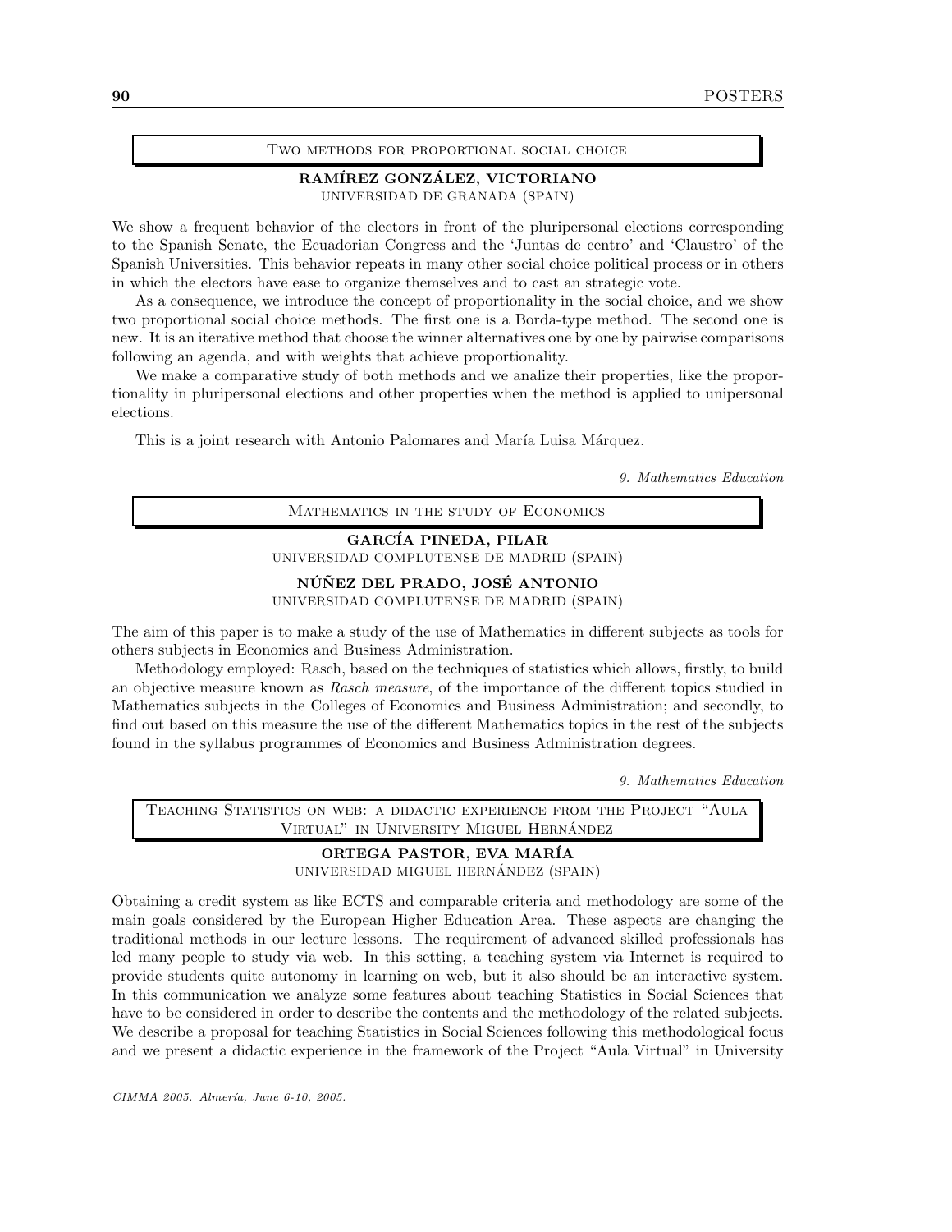## Two methods for proportional social choice

**RAMÍREZ GONZÁLEZ, VICTORIANO**
UNIVERSIDAD DE GRANADA (SPAIN)

We show a frequent behavior of the electors in front of the pluripersonal elections corresponding to the Spanish Senate, the Ecuadorian Congress and the 'Juntas de centro' and 'Claustro' of the Spanish Universities. This behavior repeats in many other social choice political process or in others in which the electors have ease to organize themselves and to cast an strategic vote.

As a consequence, we introduce the concept of proportionality in the social choice, and we show two proportional social choice methods. The first one is a Borda-type method. The second one is new. It is an iterative method that choose the winner alternatives one by one by pairwise comparisons following an agenda, and with weights that achieve proportionality.

We make a comparative study of both methods and we analize their properties, like the proportionality in pluripersonal elections and other properties when the method is applied to unipersonal elections.

This is a joint research with Antonio Palomares and María Luisa Márquez.

*9. Mathematics Education*

## Mathematics in the study of Economics

**GARCÍA PINEDA, PILAR**
UNIVERSIDAD COMPLUTENSE DE MADRID (SPAIN)

**NÚÑEZ DEL PRADO, JOSÉ ANTONIO**
UNIVERSIDAD COMPLUTENSE DE MADRID (SPAIN)

The aim of this paper is to make a study of the use of Mathematics in different subjects as tools for others subjects in Economics and Business Administration.

Methodology employed: Rasch, based on the techniques of statistics which allows, firstly, to build an objective measure known as *Rasch measure*, of the importance of the different topics studied in Mathematics subjects in the Colleges of Economics and Business Administration; and secondly, to find out based on this measure the use of the different Mathematics topics in the rest of the subjects found in the syllabus programmes of Economics and Business Administration degrees.

*9. Mathematics Education*

## Teaching Statistics on web: a didactic experience from the Project "Aula Virtual" in University Miguel Hernández

**ORTEGA PASTOR, EVA MARÍA**
UNIVERSIDAD MIGUEL HERNÁNDEZ (SPAIN)

Obtaining a credit system as like ECTS and comparable criteria and methodology are some of the main goals considered by the European Higher Education Area. These aspects are changing the traditional methods in our lecture lessons. The requirement of advanced skilled professionals has led many people to study via web. In this setting, a teaching system via Internet is required to provide students quite autonomy in learning on web, but it also should be an interactive system. In this communication we analyze some features about teaching Statistics in Social Sciences that have to be considered in order to describe the contents and the methodology of the related subjects. We describe a proposal for teaching Statistics in Social Sciences following this methodological focus and we present a didactic experience in the framework of the Project "Aula Virtual" in University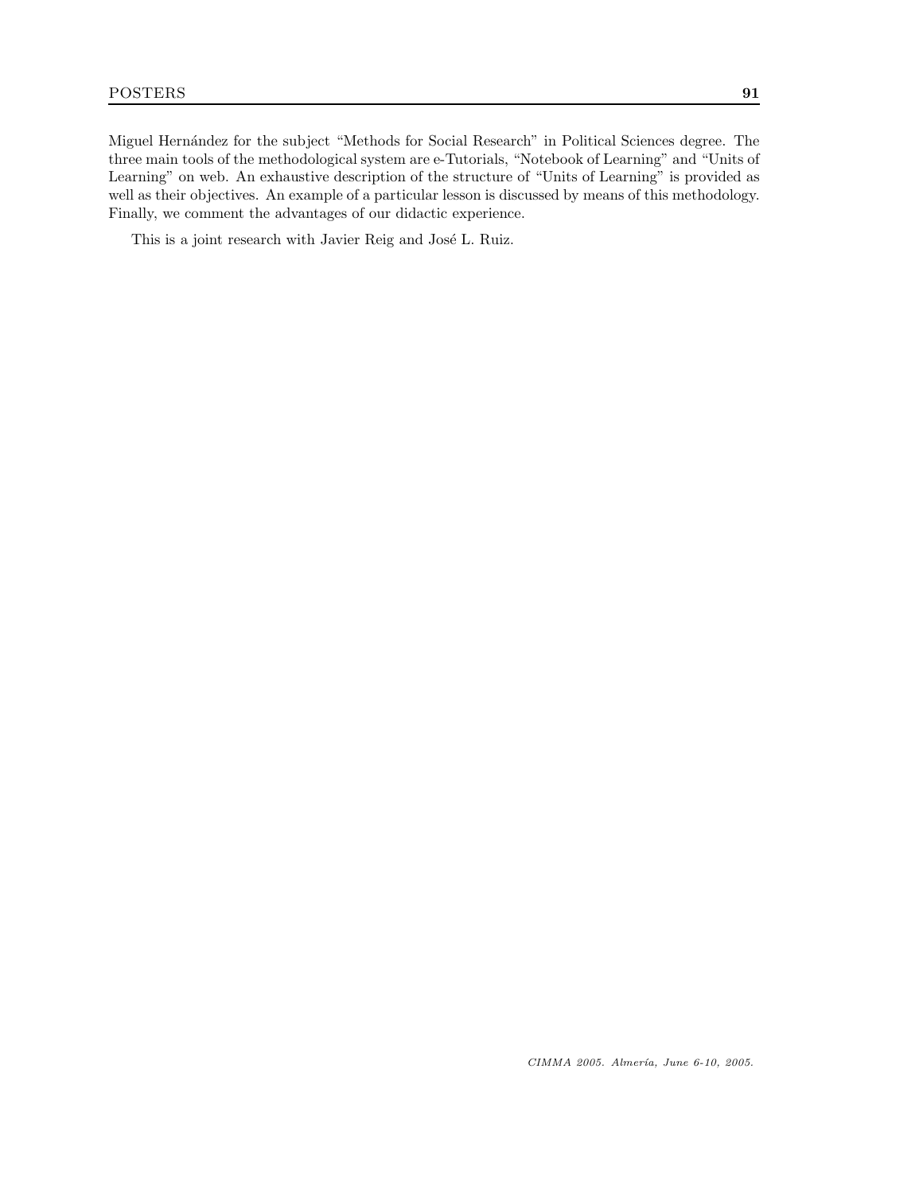Miguel Hernández for the subject "Methods for Social Research" in Political Sciences degree. The three main tools of the methodological system are e-Tutorials, "Notebook of Learning" and "Units of Learning" on web. An exhaustive description of the structure of "Units of Learning" is provided as well as their objectives. An example of a particular lesson is discussed by means of this methodology. Finally, we comment the advantages of our didactic experience.

This is a joint research with Javier Reig and José L. Ruiz.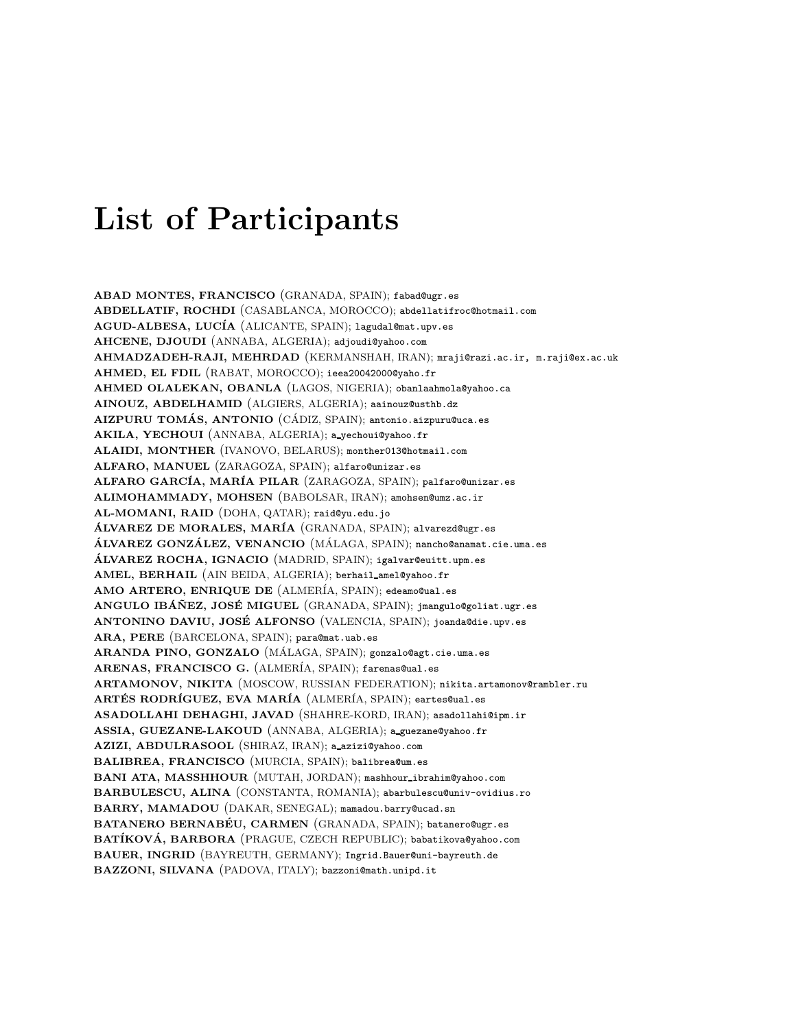# List of Participants

**ABAD MONTES, FRANCISCO** (GRANADA, SPAIN); fabad@ugr.es  
**ABDELLATIF, ROCHDI** (CASABLANCA, MOROCCO); abdellatifroc@hotmail.com  
**AGUD-ALBESA, LUCÍA** (ALICANTE, SPAIN); lagudal@mat.upv.es  
**AHCENE, DJOUDI** (ANNABA, ALGERIA); adjoudi@yahoo.com  
**AHMADZADEH-RAJI, MEHRDAD** (KERMANSHAH, IRAN); mraji@razi.ac.ir, m.raji@ex.ac.uk  
**AHMED, EL FDIL** (RABAT, MOROCCO); ieea20042000@yaho.fr  
**AHMED OLALEKAN, OBANLA** (LAGOS, NIGERIA); obanlaahmola@yahoo.ca  
**AINOUZ, ABDELHAMID** (ALGIERS, ALGERIA); aainouz@usthb.dz  
**AIZPURU TOMÁS, ANTONIO** (CÁDIZ, SPAIN); antonio.aizpuru@uca.es  
**AKILA, YECHOUI** (ANNABA, ALGERIA); a_yechoui@yahoo.fr  
**ALAIDI, MONTHER** (IVANOVO, BELARUS); monther013@hotmail.com  
**ALFARO, MANUEL** (ZARAGOZA, SPAIN); alfaro@unizar.es  
**ALFARO GARCÍA, MARÍA PILAR** (ZARAGOZA, SPAIN); palfaro@unizar.es  
**ALIMOHAMMADY, MOHSEN** (BABOLSAR, IRAN); amohsen@umz.ac.ir  
**AL-MOMANI, RAID** (DOHA, QATAR); raid@yu.edu.jo  
**ÁLVAREZ DE MORALES, MARÍA** (GRANADA, SPAIN); alvarezd@ugr.es  
**ÁLVAREZ GONZÁLEZ, VENANCIO** (MÁLAGA, SPAIN); nancho@anamat.cie.uma.es  
**ÁLVAREZ ROCHA, IGNACIO** (MADRID, SPAIN); igalvar@euitt.upm.es  
**AMEL, BERHAIL** (AIN BEIDA, ALGERIA); berhail_amel@yahoo.fr  
**AMO ARTERO, ENRIQUE DE** (ALMERÍA, SPAIN); edeamo@ual.es  
**ANGULO IBÁÑEZ, JOSÉ MIGUEL** (GRANADA, SPAIN); jmangulo@goliat.ugr.es  
**ANTONINO DAVIU, JOSÉ ALFONSO** (VALENCIA, SPAIN); joanda@die.upv.es  
**ARA, PERE** (BARCELONA, SPAIN); para@mat.uab.es  
**ARANDA PINO, GONZALO** (MÁLAGA, SPAIN); gonzalo@agt.cie.uma.es  
**ARENAS, FRANCISCO G.** (ALMERÍA, SPAIN); farenas@ual.es  
**ARTAMONOV, NIKITA** (MOSCOW, RUSSIAN FEDERATION); nikita.artamonov@rambler.ru  
**ARTÉS RODRÍGUEZ, EVA MARÍA** (ALMERÍA, SPAIN); eartes@ual.es  
**ASADOLLAHI DEHAGHI, JAVAD** (SHAHRE-KORD, IRAN); asadollahi@ipm.ir  
**ASSIA, GUEZANE-LAKOUD** (ANNABA, ALGERIA); a_guezane@yahoo.fr  
**AZIZI, ABDULRASOOL** (SHIRAZ, IRAN); a_azizi@yahoo.com  
**BALIBREA, FRANCISCO** (MURCIA, SPAIN); balibrea@um.es  
**BANI ATA, MASSHHOUR** (MUTAH, JORDAN); mashhour_ibrahim@yahoo.com  
**BARBULESCU, ALINA** (CONSTANTA, ROMANIA); abarbulescu@univ-ovidius.ro  
**BARRY, MAMADOU** (DAKAR, SENEGAL); mamadou.barry@ucad.sn  
**BATANERO BERNABÉU, CARMEN** (GRANADA, SPAIN); batanero@ugr.es  
**BATÍKOVÁ, BARBORA** (PRAGUE, CZECH REPUBLIC); babatikova@yahoo.com  
**BAUER, INGRID** (BAYREUTH, GERMANY); Ingrid.Bauer@uni-bayreuth.de  
**BAZZONI, SILVANA** (PADOVA, ITALY); bazzoni@math.unipd.it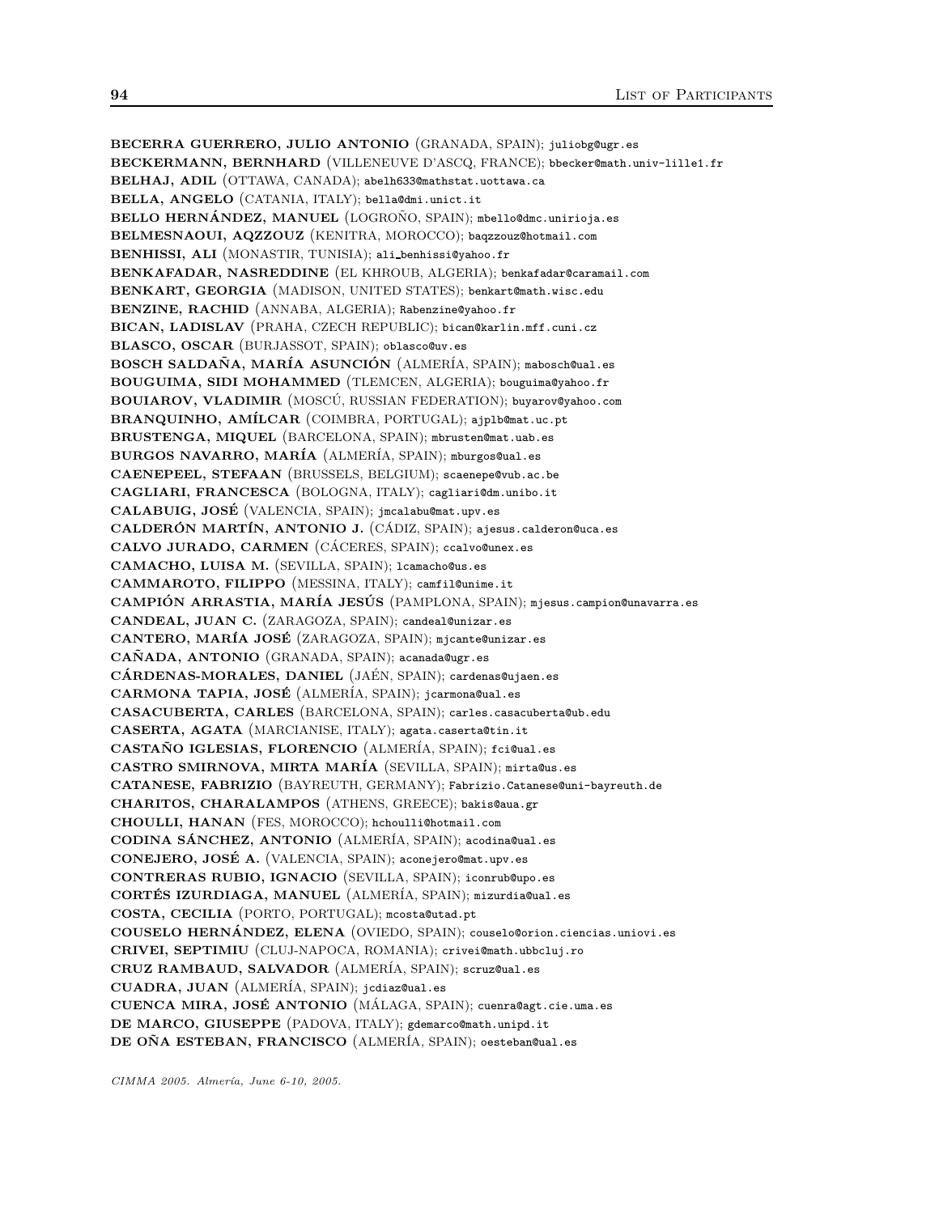**BECERRA GUERRERO, JULIO ANTONIO** (GRANADA, SPAIN); juliobg@ugr.es
**BECKERMANN, BERNHARD** (VILLENEUVE D'ASCQ, FRANCE); bbecker@math.univ-lille1.fr
**BELHAJ, ADIL** (OTTAWA, CANADA); abelh633@mathstat.uottawa.ca
**BELLA, ANGELO** (CATANIA, ITALY); bella@dmi.unict.it
**BELLO HERNÁNDEZ, MANUEL** (LOGROÑO, SPAIN); mbello@dmc.unirioja.es
**BELMESNAOUI, AQZZOUZ** (KENITRA, MOROCCO); baqzzouz@hotmail.com
**BENHISSI, ALI** (MONASTIR, TUNISIA); ali_benhissi@yahoo.fr
**BENKAFADAR, NASREDDINE** (EL KHROUB, ALGERIA); benkafadar@caramail.com
**BENKART, GEORGIA** (MADISON, UNITED STATES); benkart@math.wisc.edu
**BENZINE, RACHID** (ANNABA, ALGERIA); Rabenzine@yahoo.fr
**BICAN, LADISLAV** (PRAHA, CZECH REPUBLIC); bican@karlin.mff.cuni.cz
**BLASCO, OSCAR** (BURJASSOT, SPAIN); oblasco@uv.es
**BOSCH SALDAÑA, MARÍA ASUNCIÓN** (ALMERÍA, SPAIN); mabosch@ual.es
**BOUGUIMA, SIDI MOHAMMED** (TLEMCEN, ALGERIA); bouguima@yahoo.fr
**BOUIAROV, VLADIMIR** (MOSCÚ, RUSSIAN FEDERATION); buyarov@yahoo.com
**BRANQUINHO, AMÍLCAR** (COIMBRA, PORTUGAL); ajplb@mat.uc.pt
**BRUSTENGA, MIQUEL** (BARCELONA, SPAIN); mbrusten@mat.uab.es
**BURGOS NAVARRO, MARÍA** (ALMERÍA, SPAIN); mburgos@ual.es
**CAENEPEEL, STEFAAN** (BRUSSELS, BELGIUM); scaenepe@vub.ac.be
**CAGLIARI, FRANCESCA** (BOLOGNA, ITALY); cagliari@dm.unibo.it
**CALABUIG, JOSÉ** (VALENCIA, SPAIN); jmcalabu@mat.upv.es
**CALDERÓN MARTÍN, ANTONIO J.** (CÁDIZ, SPAIN); ajesus.calderon@uca.es
**CALVO JURADO, CARMEN** (CÁCERES, SPAIN); ccalvo@unex.es
**CAMACHO, LUISA M.** (SEVILLA, SPAIN); lcamacho@us.es
**CAMMAROTO, FILIPPO** (MESSINA, ITALY); camfil@unime.it
**CAMPIÓN ARRASTIA, MARÍA JESÚS** (PAMPLONA, SPAIN); mjesus.campion@unavarra.es
**CANDEAL, JUAN C.** (ZARAGOZA, SPAIN); candeal@unizar.es
**CANTERO, MARÍA JOSÉ** (ZARAGOZA, SPAIN); mjcante@unizar.es
**CAÑADA, ANTONIO** (GRANADA, SPAIN); acanada@ugr.es
**CÁRDENAS-MORALES, DANIEL** (JAÉN, SPAIN); cardenas@ujaen.es
**CARMONA TAPIA, JOSÉ** (ALMERÍA, SPAIN); jcarmona@ual.es
**CASACUBERTA, CARLES** (BARCELONA, SPAIN); carles.casacuberta@ub.edu
**CASERTA, AGATA** (MARCIANISE, ITALY); agata.caserta@tin.it
**CASTAÑO IGLESIAS, FLORENCIO** (ALMERÍA, SPAIN); fci@ual.es
**CASTRO SMIRNOVA, MIRTA MARÍA** (SEVILLA, SPAIN); mirta@us.es
**CATANESE, FABRIZIO** (BAYREUTH, GERMANY); Fabrizio.Catanese@uni-bayreuth.de
**CHARITOS, CHARALAMPOS** (ATHENS, GREECE); bakis@aua.gr
**CHOULLI, HANAN** (FES, MOROCCO); hchoulli@hotmail.com
**CODINA SÁNCHEZ, ANTONIO** (ALMERÍA, SPAIN); acodina@ual.es
**CONEJERO, JOSÉ A.** (VALENCIA, SPAIN); aconejero@mat.upv.es
**CONTRERAS RUBIO, IGNACIO** (SEVILLA, SPAIN); iconrub@upo.es
**CORTÉS IZURDIAGA, MANUEL** (ALMERÍA, SPAIN); mizurdia@ual.es
**COSTA, CECILIA** (PORTO, PORTUGAL); mcosta@utad.pt
**COUSELO HERNÁNDEZ, ELENA** (OVIEDO, SPAIN); couselo@orion.ciencias.uniovi.es
**CRIVEI, SEPTIMIU** (CLUJ-NAPOCA, ROMANIA); crivei@math.ubbcluj.ro
**CRUZ RAMBAUD, SALVADOR** (ALMERÍA, SPAIN); scruz@ual.es
**CUADRA, JUAN** (ALMERÍA, SPAIN); jcdiaz@ual.es
**CUENCA MIRA, JOSÉ ANTONIO** (MÁLAGA, SPAIN); cuenra@agt.cie.uma.es
**DE MARCO, GIUSEPPE** (PADOVA, ITALY); gdemarco@math.unipd.it
**DE OÑA ESTEBAN, FRANCISCO** (ALMERÍA, SPAIN); oesteban@ual.es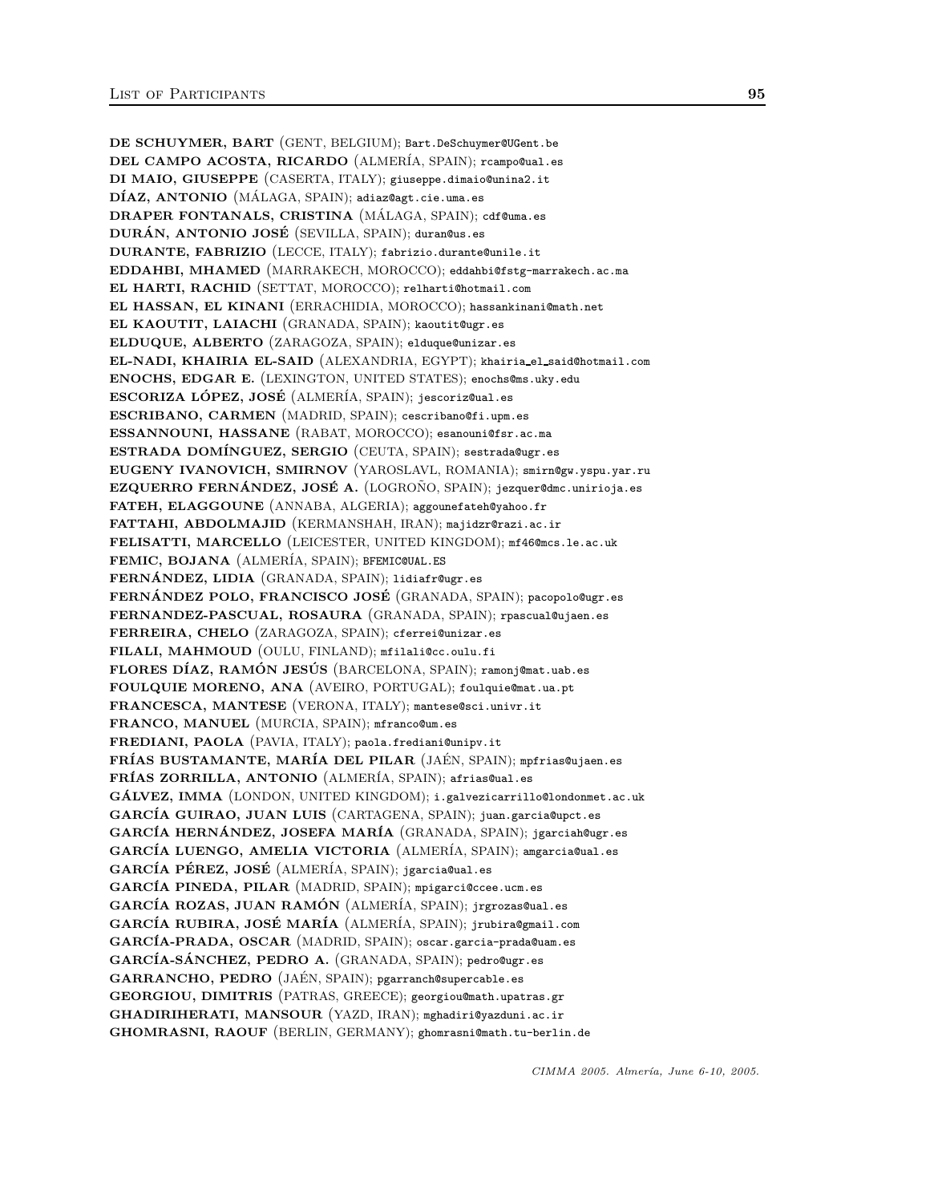**DE SCHUYMER, BART** (GENT, BELGIUM); Bart.DeSchuymer@UGent.be
**DEL CAMPO ACOSTA, RICARDO** (ALMERÍA, SPAIN); rcampo@ual.es
**DI MAIO, GIUSEPPE** (CASERTA, ITALY); giuseppe.dimaio@unina2.it
**DÍAZ, ANTONIO** (MÁLAGA, SPAIN); adiaz@agt.cie.uma.es
**DRAPER FONTANALS, CRISTINA** (MÁLAGA, SPAIN); cdf@uma.es
**DURÁN, ANTONIO JOSÉ** (SEVILLA, SPAIN); duran@us.es
**DURANTE, FABRIZIO** (LECCE, ITALY); fabrizio.durante@unile.it
**EDDAHBI, MHAMED** (MARRAKECH, MOROCCO); eddahbi@fstg-marrakech.ac.ma
**EL HARTI, RACHID** (SETTAT, MOROCCO); relharti@hotmail.com
**EL HASSAN, EL KINANI** (ERRACHIDIA, MOROCCO); hassankinani@math.net
**EL KAOUTIT, LAIACHI** (GRANADA, SPAIN); kaoutit@ugr.es
**ELDUQUE, ALBERTO** (ZARAGOZA, SPAIN); elduque@unizar.es
**EL-NADI, KHAIRIA EL-SAID** (ALEXANDRIA, EGYPT); khairia_el_said@hotmail.com
**ENOCHS, EDGAR E.** (LEXINGTON, UNITED STATES); enochs@ms.uky.edu
**ESCORIZA LÓPEZ, JOSÉ** (ALMERÍA, SPAIN); jescoriz@ual.es
**ESCRIBANO, CARMEN** (MADRID, SPAIN); cescribano@fi.upm.es
**ESSANNOUNI, HASSANE** (RABAT, MOROCCO); esanouni@fsr.ac.ma
**ESTRADA DOMÍNGUEZ, SERGIO** (CEUTA, SPAIN); sestrada@ugr.es
**EUGENY IVANOVICH, SMIRNOV** (YAROSLAVL, ROMANIA); smirn@gw.yspu.yar.ru
**EZQUERRO FERNÁNDEZ, JOSÉ A.** (LOGROÑO, SPAIN); jezquer@dmc.unirioja.es
**FATEH, ELAGGOUNE** (ANNABA, ALGERIA); aggounefateh@yahoo.fr
**FATTAHI, ABDOLMAJID** (KERMANSHAH, IRAN); majidzr@razi.ac.ir
**FELISATTI, MARCELLO** (LEICESTER, UNITED KINGDOM); mf46@mcs.le.ac.uk
**FEMIC, BOJANA** (ALMERÍA, SPAIN); BFEMIC@UAL.ES
**FERNÁNDEZ, LIDIA** (GRANADA, SPAIN); lidiafr@ugr.es
**FERNÁNDEZ POLO, FRANCISCO JOSÉ** (GRANADA, SPAIN); pacopolo@ugr.es
**FERNANDEZ-PASCUAL, ROSAURA** (GRANADA, SPAIN); rpascual@ujaen.es
**FERREIRA, CHELO** (ZARAGOZA, SPAIN); cferrei@unizar.es
**FILALI, MAHMOUD** (OULU, FINLAND); mfilali@cc.oulu.fi
**FLORES DÍAZ, RAMÓN JESÚS** (BARCELONA, SPAIN); ramonj@mat.uab.es
**FOULQUIE MORENO, ANA** (AVEIRO, PORTUGAL); foulquie@mat.ua.pt
**FRANCESCA, MANTESE** (VERONA, ITALY); mantese@sci.univr.it
**FRANCO, MANUEL** (MURCIA, SPAIN); mfranco@um.es
**FREDIANI, PAOLA** (PAVIA, ITALY); paola.frediani@unipv.it
**FRÍAS BUSTAMANTE, MARÍA DEL PILAR** (JAÉN, SPAIN); mpfrias@ujaen.es
**FRÍAS ZORRILLA, ANTONIO** (ALMERÍA, SPAIN); afrias@ual.es
**GÁLVEZ, IMMA** (LONDON, UNITED KINGDOM); i.galvezicarrillo@londonmet.ac.uk
**GARCÍA GUIRAO, JUAN LUIS** (CARTAGENA, SPAIN); juan.garcia@upct.es
**GARCÍA HERNÁNDEZ, JOSEFA MARÍA** (GRANADA, SPAIN); jgarciah@ugr.es
**GARCÍA LUENGO, AMELIA VICTORIA** (ALMERÍA, SPAIN); amgarcia@ual.es
**GARCÍA PÉREZ, JOSÉ** (ALMERÍA, SPAIN); jgarcia@ual.es
**GARCÍA PINEDA, PILAR** (MADRID, SPAIN); mpigarci@ccee.ucm.es
**GARCÍA ROZAS, JUAN RAMÓN** (ALMERÍA, SPAIN); jrgrozas@ual.es
**GARCÍA RUBIRA, JOSÉ MARÍA** (ALMERÍA, SPAIN); jrubira@gmail.com
**GARCÍA-PRADA, OSCAR** (MADRID, SPAIN); oscar.garcia-prada@uam.es
**GARCÍA-SÁNCHEZ, PEDRO A.** (GRANADA, SPAIN); pedro@ugr.es
**GARRANCHO, PEDRO** (JAÉN, SPAIN); pgarranch@supercable.es
**GEORGIOU, DIMITRIS** (PATRAS, GREECE); georgiou@math.upatras.gr
**GHADIRIHERATI, MANSOUR** (YAZD, IRAN); mghadiri@yazduni.ac.ir
**GHOMRASNI, RAOUF** (BERLIN, GERMANY); ghomrasni@math.tu-berlin.de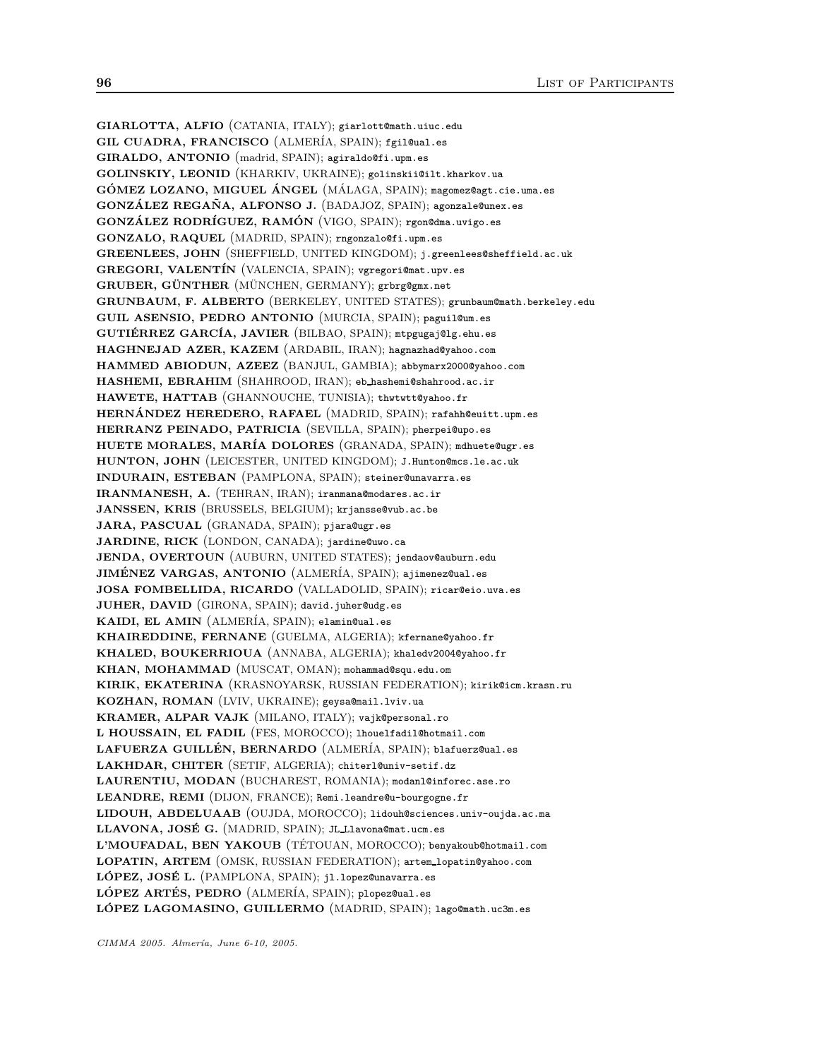**GIARLOTTA, ALFIO** (CATANIA, ITALY); giarlott@math.uiuc.edu
**GIL CUADRA, FRANCISCO** (ALMERÍA, SPAIN); fgil@ual.es
**GIRALDO, ANTONIO** (madrid, SPAIN); agiraldo@fi.upm.es
**GOLINSKIY, LEONID** (KHARKIV, UKRAINE); golinskii@ilt.kharkov.ua
**GÓMEZ LOZANO, MIGUEL ÁNGEL** (MÁLAGA, SPAIN); magomez@agt.cie.uma.es
**GONZÁLEZ REGAÑA, ALFONSO J.** (BADAJOZ, SPAIN); agonzale@unex.es
**GONZÁLEZ RODRÍGUEZ, RAMÓN** (VIGO, SPAIN); rgon@dma.uvigo.es
**GONZALO, RAQUEL** (MADRID, SPAIN); rngonzalo@fi.upm.es
**GREENLEES, JOHN** (SHEFFIELD, UNITED KINGDOM); j.greenlees@sheffield.ac.uk
**GREGORI, VALENTÍN** (VALENCIA, SPAIN); vgregori@mat.upv.es
**GRUBER, GÜNTHER** (MÜNCHEN, GERMANY); grbrg@gmx.net
**GRUNBAUM, F. ALBERTO** (BERKELEY, UNITED STATES); grunbaum@math.berkeley.edu
**GUIL ASENSIO, PEDRO ANTONIO** (MURCIA, SPAIN); paguil@um.es
**GUTIÉRREZ GARCÍA, JAVIER** (BILBAO, SPAIN); mtpgugaj@lg.ehu.es
**HAGHNEJAD AZER, KAZEM** (ARDABIL, IRAN); hagnazhad@yahoo.com
**HAMMED ABIODUN, AZEEZ** (BANJUL, GAMBIA); abbymarx2000@yahoo.com
**HASHEMI, EBRAHIM** (SHAHROOD, IRAN); eb_hashemi@shahrood.ac.ir
**HAWETE, HATTAB** (GHANNOUCHE, TUNISIA); thwtwtt@yahoo.fr
**HERNÁNDEZ HEREDERO, RAFAEL** (MADRID, SPAIN); rafahh@euitt.upm.es
**HERRANZ PEINADO, PATRICIA** (SEVILLA, SPAIN); pherpei@upo.es
**HUETE MORALES, MARÍA DOLORES** (GRANADA, SPAIN); mdhuete@ugr.es
**HUNTON, JOHN** (LEICESTER, UNITED KINGDOM); J.Hunton@mcs.le.ac.uk
**INDURAIN, ESTEBAN** (PAMPLONA, SPAIN); steiner@unavarra.es
**IRANMANESH, A.** (TEHRAN, IRAN); iranmana@modares.ac.ir
**JANSSEN, KRIS** (BRUSSELS, BELGIUM); krjansse@vub.ac.be
**JARA, PASCUAL** (GRANADA, SPAIN); pjara@ugr.es
**JARDINE, RICK** (LONDON, CANADA); jardine@uwo.ca
**JENDA, OVERTOUN** (AUBURN, UNITED STATES); jendaov@auburn.edu
**JIMÉNEZ VARGAS, ANTONIO** (ALMERÍA, SPAIN); ajimenez@ual.es
**JOSA FOMBELLIDA, RICARDO** (VALLADOLID, SPAIN); ricar@eio.uva.es
**JUHER, DAVID** (GIRONA, SPAIN); david.juher@udg.es
**KAIDI, EL AMIN** (ALMERÍA, SPAIN); elamin@ual.es
**KHAIREDDINE, FERNANE** (GUELMA, ALGERIA); kfernane@yahoo.fr
**KHALED, BOUKERRIOUA** (ANNABA, ALGERIA); khaledv2004@yahoo.fr
**KHAN, MOHAMMAD** (MUSCAT, OMAN); mohammad@squ.edu.om
**KIRIK, EKATERINA** (KRASNOYARSK, RUSSIAN FEDERATION); kirik@icm.krasn.ru
**KOZHAN, ROMAN** (LVIV, UKRAINE); geysa@mail.lviv.ua
**KRAMER, ALPAR VAJK** (MILANO, ITALY); vajk@personal.ro
**L HOUSSAIN, EL FADIL** (FES, MOROCCO); lhouelfadil@hotmail.com
**LAFUERZA GUILLÉN, BERNARDO** (ALMERÍA, SPAIN); blafuerz@ual.es
**LAKHDAR, CHITER** (SETIF, ALGERIA); chiterl@univ-setif.dz
**LAURENTIU, MODAN** (BUCHAREST, ROMANIA); modanl@inforec.ase.ro
**LEANDRE, REMI** (DIJON, FRANCE); Remi.leandre@u-bourgogne.fr
**LIDOUH, ABDELUAAB** (OUJDA, MOROCCO); lidouh@sciences.univ-oujda.ac.ma
**LLAVONA, JOSÉ G.** (MADRID, SPAIN); JL_Llavona@mat.ucm.es
**L'MOUFADAL, BEN YAKOUB** (TÉTOUAN, MOROCCO); benyakoub@hotmail.com
**LOPATIN, ARTEM** (OMSK, RUSSIAN FEDERATION); artem_lopatin@yahoo.com
**LÓPEZ, JOSÉ L.** (PAMPLONA, SPAIN); jl.lopez@unavarra.es
**LÓPEZ ARTÉS, PEDRO** (ALMERÍA, SPAIN); plopez@ual.es
**LÓPEZ LAGOMASINO, GUILLERMO** (MADRID, SPAIN); lago@math.uc3m.es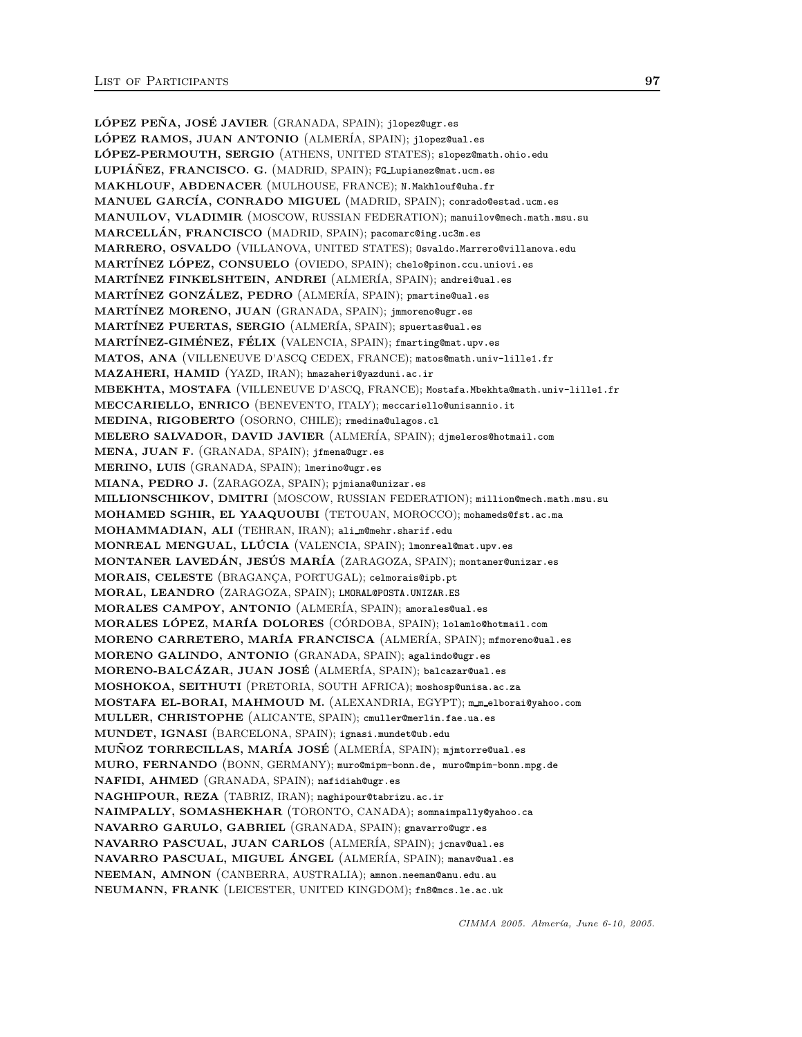**LÓPEZ PEÑA, JOSÉ JAVIER** (GRANADA, SPAIN); jlopez@ugr.es
**LÓPEZ RAMOS, JUAN ANTONIO** (ALMERÍA, SPAIN); jlopez@ual.es
**LÓPEZ-PERMOUTH, SERGIO** (ATHENS, UNITED STATES); slopez@math.ohio.edu
**LUPIÁÑEZ, FRANCISCO. G.** (MADRID, SPAIN); FG_Lupianez@mat.ucm.es
**MAKHLOUF, ABDENACER** (MULHOUSE, FRANCE); N.Makhlouf@uha.fr
**MANUEL GARCÍA, CONRADO MIGUEL** (MADRID, SPAIN); conrado@estad.ucm.es
**MANUILOV, VLADIMIR** (MOSCOW, RUSSIAN FEDERATION); manuilov@mech.math.msu.su
**MARCELLÁN, FRANCISCO** (MADRID, SPAIN); pacomarc@ing.uc3m.es
**MARRERO, OSVALDO** (VILLANOVA, UNITED STATES); Osvaldo.Marrero@villanova.edu
**MARTÍNEZ LÓPEZ, CONSUELO** (OVIEDO, SPAIN); chelo@pinon.ccu.uniovi.es
**MARTÍNEZ FINKELSHTEIN, ANDREI** (ALMERÍA, SPAIN); andrei@ual.es
**MARTÍNEZ GONZÁLEZ, PEDRO** (ALMERÍA, SPAIN); pmartine@ual.es
**MARTÍNEZ MORENO, JUAN** (GRANADA, SPAIN); jmmoreno@ugr.es
**MARTÍNEZ PUERTAS, SERGIO** (ALMERÍA, SPAIN); spuertas@ual.es
**MARTÍNEZ-GIMÉNEZ, FÉLIX** (VALENCIA, SPAIN); fmarting@mat.upv.es
**MATOS, ANA** (VILLENEUVE D'ASCQ CEDEX, FRANCE); matos@math.univ-lille1.fr
**MAZAHERI, HAMID** (YAZD, IRAN); hmazaheri@yazduni.ac.ir
**MBEKHTA, MOSTAFA** (VILLENEUVE D'ASCQ, FRANCE); Mostafa.Mbekhta@math.univ-lille1.fr
**MECCARIELLO, ENRICO** (BENEVENTO, ITALY); meccariello@unisannio.it
**MEDINA, RIGOBERTO** (OSORNO, CHILE); rmedina@ulagos.cl
**MELERO SALVADOR, DAVID JAVIER** (ALMERÍA, SPAIN); djmeleros@hotmail.com
**MENA, JUAN F.** (GRANADA, SPAIN); jfmena@ugr.es
**MERINO, LUIS** (GRANADA, SPAIN); lmerino@ugr.es
**MIANA, PEDRO J.** (ZARAGOZA, SPAIN); pjmiana@unizar.es
**MILLIONSCHIKOV, DMITRI** (MOSCOW, RUSSIAN FEDERATION); million@mech.math.msu.su
**MOHAMED SGHIR, EL YAAQUOUBI** (TETOUAN, MOROCCO); mohameds@fst.ac.ma
**MOHAMMADIAN, ALI** (TEHRAN, IRAN); ali_m@mehr.sharif.edu
**MONREAL MENGUAL, LLÚCIA** (VALENCIA, SPAIN); lmonreal@mat.upv.es
**MONTANER LAVEDÁN, JESÚS MARÍA** (ZARAGOZA, SPAIN); montaner@unizar.es
**MORAIS, CELESTE** (BRAGANÇA, PORTUGAL); celmorais@ipb.pt
**MORAL, LEANDRO** (ZARAGOZA, SPAIN); LMORAL@POSTA.UNIZAR.ES
**MORALES CAMPOY, ANTONIO** (ALMERÍA, SPAIN); amorales@ual.es
**MORALES LÓPEZ, MARÍA DOLORES** (CÓRDOBA, SPAIN); lolamlo@hotmail.com
**MORENO CARRETERO, MARÍA FRANCISCA** (ALMERÍA, SPAIN); mfmoreno@ual.es
**MORENO GALINDO, ANTONIO** (GRANADA, SPAIN); agalindo@ugr.es
**MORENO-BALCÁZAR, JUAN JOSÉ** (ALMERÍA, SPAIN); balcazar@ual.es
**MOSHOKOA, SEITHUTI** (PRETORIA, SOUTH AFRICA); moshosp@unisa.ac.za
**MOSTAFA EL-BORAI, MAHMOUD M.** (ALEXANDRIA, EGYPT); m_m_elborai@yahoo.com
**MULLER, CHRISTOPHE** (ALICANTE, SPAIN); cmuller@merlin.fae.ua.es
**MUNDET, IGNASI** (BARCELONA, SPAIN); ignasi.mundet@ub.edu
**MUÑOZ TORRECILLAS, MARÍA JOSÉ** (ALMERÍA, SPAIN); mjmtorre@ual.es
**MURO, FERNANDO** (BONN, GERMANY); muro@mipm-bonn.de, muro@mpim-bonn.mpg.de
**NAFIDI, AHMED** (GRANADA, SPAIN); nafidiah@ugr.es
**NAGHIPOUR, REZA** (TABRIZ, IRAN); naghipour@tabrizu.ac.ir
**NAIMPALLY, SOMASHEKHAR** (TORONTO, CANADA); somnaimpally@yahoo.ca
**NAVARRO GARULO, GABRIEL** (GRANADA, SPAIN); gnavarro@ugr.es
**NAVARRO PASCUAL, JUAN CARLOS** (ALMERÍA, SPAIN); jcnav@ual.es
**NAVARRO PASCUAL, MIGUEL ÁNGEL** (ALMERÍA, SPAIN); manav@ual.es
**NEEMAN, AMNON** (CANBERRA, AUSTRALIA); amnon.neeman@anu.edu.au
**NEUMANN, FRANK** (LEICESTER, UNITED KINGDOM); fn8@mcs.le.ac.uk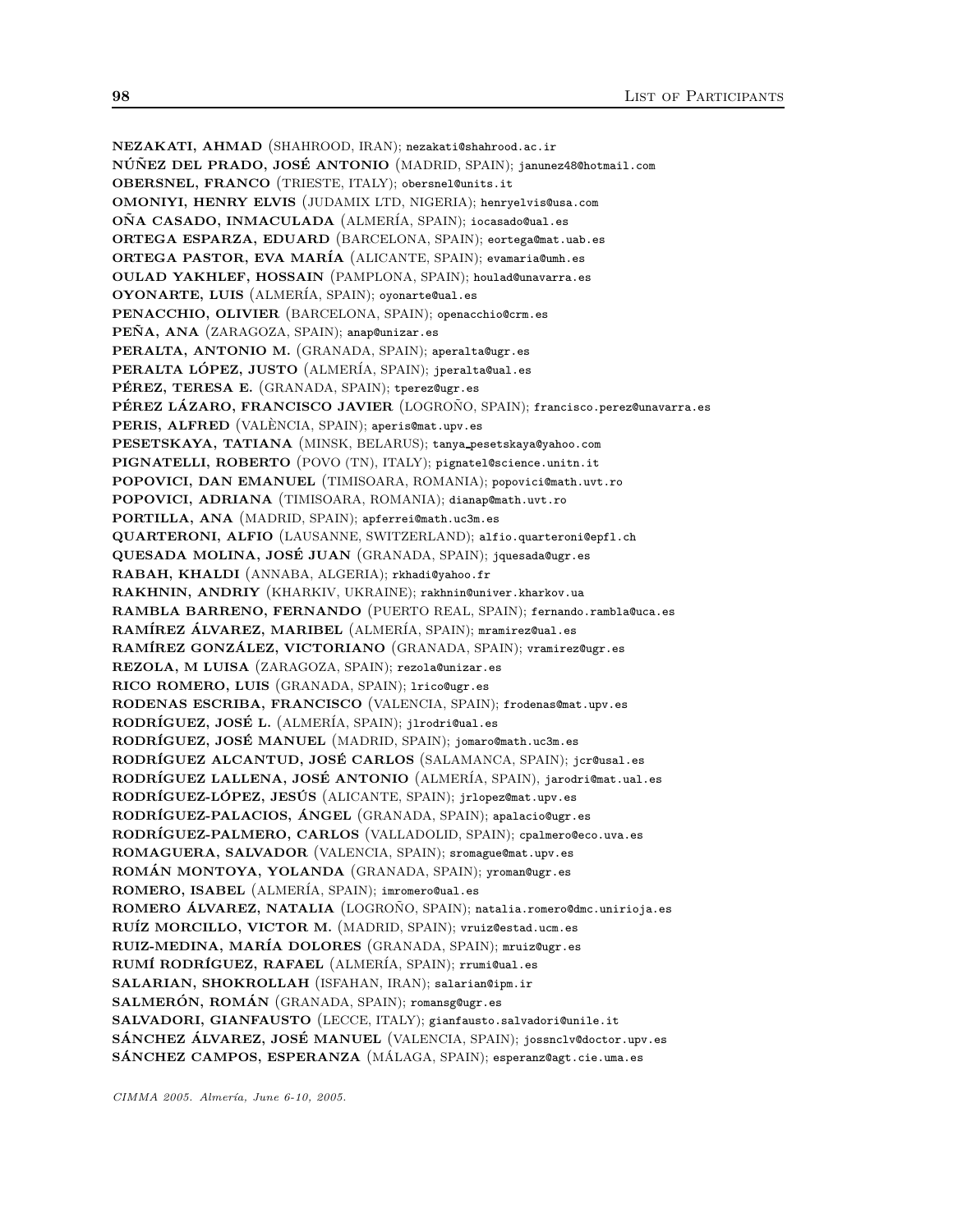**NEZAKATI, AHMAD** (SHAHROOD, IRAN); nezakati@shahrood.ac.ir
**NÚÑEZ DEL PRADO, JOSÉ ANTONIO** (MADRID, SPAIN); janunez48@hotmail.com
**OBERSNEL, FRANCO** (TRIESTE, ITALY); obersnel@units.it
**OMONIYI, HENRY ELVIS** (JUDAMIX LTD, NIGERIA); henryelvis@usa.com
**OÑA CASADO, INMACULADA** (ALMERÍA, SPAIN); iocasado@ual.es
**ORTEGA ESPARZA, EDUARD** (BARCELONA, SPAIN); eortega@mat.uab.es
**ORTEGA PASTOR, EVA MARÍA** (ALICANTE, SPAIN); evamaria@umh.es
**OULAD YAKHLEF, HOSSAIN** (PAMPLONA, SPAIN); houlad@unavarra.es
**OYONARTE, LUIS** (ALMERÍA, SPAIN); oyonarte@ual.es
**PENACCHIO, OLIVIER** (BARCELONA, SPAIN); openacchio@crm.es
**PEÑA, ANA** (ZARAGOZA, SPAIN); anap@unizar.es
**PERALTA, ANTONIO M.** (GRANADA, SPAIN); aperalta@ugr.es
**PERALTA LÓPEZ, JUSTO** (ALMERÍA, SPAIN); jperalta@ual.es
**PÉREZ, TERESA E.** (GRANADA, SPAIN); tperez@ugr.es
**PÉREZ LÁZARO, FRANCISCO JAVIER** (LOGROÑO, SPAIN); francisco.perez@unavarra.es
**PERIS, ALFRED** (VALÈNCIA, SPAIN); aperis@mat.upv.es
**PESETSKAYA, TATIANA** (MINSK, BELARUS); tanya_pesetskaya@yahoo.com
**PIGNATELLI, ROBERTO** (POVO (TN), ITALY); pignatel@science.unitn.it
**POPOVICI, DAN EMANUEL** (TIMISOARA, ROMANIA); popovici@math.uvt.ro
**POPOVICI, ADRIANA** (TIMISOARA, ROMANIA); dianap@math.uvt.ro
**PORTILLA, ANA** (MADRID, SPAIN); apferrei@math.uc3m.es
**QUARTERONI, ALFIO** (LAUSANNE, SWITZERLAND); alfio.quarteroni@epfl.ch
**QUESADA MOLINA, JOSÉ JUAN** (GRANADA, SPAIN); jquesada@ugr.es
**RABAH, KHALDI** (ANNABA, ALGERIA); rkhadi@yahoo.fr
**RAKHNIN, ANDRIY** (KHARKIV, UKRAINE); rakhnin@univer.kharkov.ua
**RAMBLA BARRENO, FERNANDO** (PUERTO REAL, SPAIN); fernando.rambla@uca.es
**RAMÍREZ ÁLVAREZ, MARIBEL** (ALMERÍA, SPAIN); mramirez@ual.es
**RAMÍREZ GONZÁLEZ, VICTORIANO** (GRANADA, SPAIN); vramirez@ugr.es
**REZOLA, M LUISA** (ZARAGOZA, SPAIN); rezola@unizar.es
**RICO ROMERO, LUIS** (GRANADA, SPAIN); lrico@ugr.es
**RODENAS ESCRIBA, FRANCISCO** (VALENCIA, SPAIN); frodenas@mat.upv.es
**RODRÍGUEZ, JOSÉ L.** (ALMERÍA, SPAIN); jlrodri@ual.es
**RODRÍGUEZ, JOSÉ MANUEL** (MADRID, SPAIN); jomaro@math.uc3m.es
**RODRÍGUEZ ALCANTUD, JOSÉ CARLOS** (SALAMANCA, SPAIN); jcr@usal.es
**RODRÍGUEZ LALLENA, JOSÉ ANTONIO** (ALMERÍA, SPAIN), jarodri@mat.ual.es
**RODRÍGUEZ-LÓPEZ, JESÚS** (ALICANTE, SPAIN); jrlopez@mat.upv.es
**RODRÍGUEZ-PALACIOS, ÁNGEL** (GRANADA, SPAIN); apalacio@ugr.es
**RODRÍGUEZ-PALMERO, CARLOS** (VALLADOLID, SPAIN); cpalmero@eco.uva.es
**ROMAGUERA, SALVADOR** (VALENCIA, SPAIN); sromague@mat.upv.es
**ROMÁN MONTOYA, YOLANDA** (GRANADA, SPAIN); yroman@ugr.es
**ROMERO, ISABEL** (ALMERÍA, SPAIN); imromero@ual.es
**ROMERO ÁLVAREZ, NATALIA** (LOGROÑO, SPAIN); natalia.romero@dmc.unirioja.es
**RUÍZ MORCILLO, VICTOR M.** (MADRID, SPAIN); vruiz@estad.ucm.es
**RUIZ-MEDINA, MARÍA DOLORES** (GRANADA, SPAIN); mruiz@ugr.es
**RUMÍ RODRÍGUEZ, RAFAEL** (ALMERÍA, SPAIN); rrumi@ual.es
**SALARIAN, SHOKROLLAH** (ISFAHAN, IRAN); salarian@ipm.ir
**SALMERÓN, ROMÁN** (GRANADA, SPAIN); romansg@ugr.es
**SALVADORI, GIANFAUSTO** (LECCE, ITALY); gianfausto.salvadori@unile.it
**SÁNCHEZ ÁLVAREZ, JOSÉ MANUEL** (VALENCIA, SPAIN); jossnclv@doctor.upv.es
**SÁNCHEZ CAMPOS, ESPERANZA** (MÁLAGA, SPAIN); esperanz@agt.cie.uma.es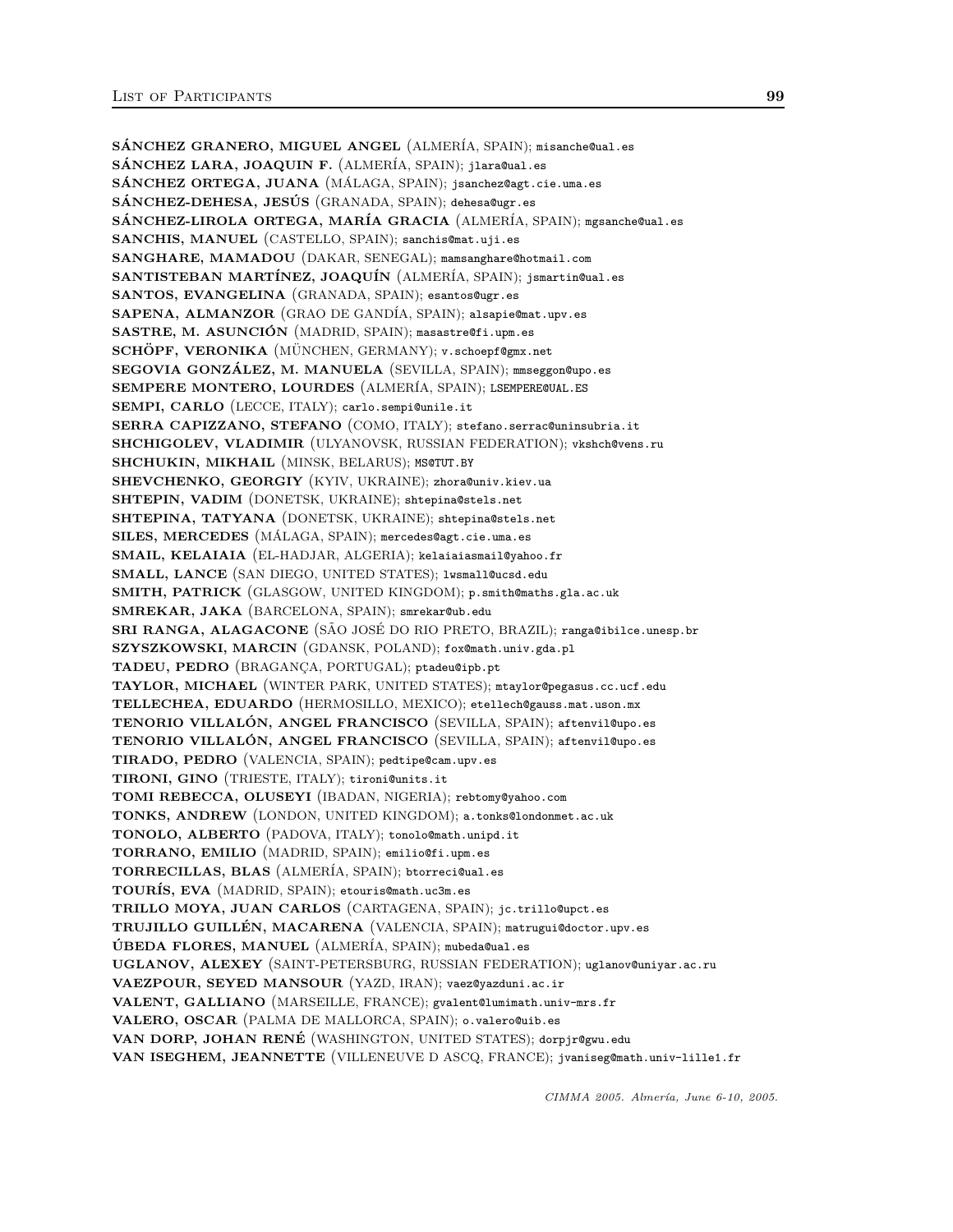**SÁNCHEZ GRANERO, MIGUEL ANGEL** (ALMERÍA, SPAIN); misanche@ual.es
**SÁNCHEZ LARA, JOAQUIN F.** (ALMERÍA, SPAIN); jlara@ual.es
**SÁNCHEZ ORTEGA, JUANA** (MÁLAGA, SPAIN); jsanchez@agt.cie.uma.es
**SÁNCHEZ-DEHESA, JESÚS** (GRANADA, SPAIN); dehesa@ugr.es
**SÁNCHEZ-LIROLA ORTEGA, MARÍA GRACIA** (ALMERÍA, SPAIN); mgsanche@ual.es
**SANCHIS, MANUEL** (CASTELLO, SPAIN); sanchis@mat.uji.es
**SANGHARE, MAMADOU** (DAKAR, SENEGAL); mamsanghare@hotmail.com
**SANTISTEBAN MARTÍNEZ, JOAQUÍN** (ALMERÍA, SPAIN); jsmartin@ual.es
**SANTOS, EVANGELINA** (GRANADA, SPAIN); esantos@ugr.es
**SAPENA, ALMANZOR** (GRAO DE GANDÍA, SPAIN); alsapie@mat.upv.es
**SASTRE, M. ASUNCIÓN** (MADRID, SPAIN); masastre@fi.upm.es
**SCHÖPF, VERONIKA** (MÜNCHEN, GERMANY); v.schoepf@gmx.net
**SEGOVIA GONZÁLEZ, M. MANUELA** (SEVILLA, SPAIN); mmseggon@upo.es
**SEMPERE MONTERO, LOURDES** (ALMERÍA, SPAIN); LSEMPERE@UAL.ES
**SEMPI, CARLO** (LECCE, ITALY); carlo.sempi@unile.it
**SERRA CAPIZZANO, STEFANO** (COMO, ITALY); stefano.serrac@uninsubria.it
**SHCHIGOLEV, VLADIMIR** (ULYANOVSK, RUSSIAN FEDERATION); vkshch@vens.ru
**SHCHUKIN, MIKHAIL** (MINSK, BELARUS); MS@TUT.BY
**SHEVCHENKO, GEORGIY** (KYIV, UKRAINE); zhora@univ.kiev.ua
**SHTEPIN, VADIM** (DONETSK, UKRAINE); shtepina@stels.net
**SHTEPINA, TATYANA** (DONETSK, UKRAINE); shtepina@stels.net
**SILES, MERCEDES** (MÁLAGA, SPAIN); mercedes@agt.cie.uma.es
**SMAIL, KELAIAIA** (EL-HADJAR, ALGERIA); kelaiaiasmail@yahoo.fr
**SMALL, LANCE** (SAN DIEGO, UNITED STATES); lwsmall@ucsd.edu
**SMITH, PATRICK** (GLASGOW, UNITED KINGDOM); p.smith@maths.gla.ac.uk
**SMREKAR, JAKA** (BARCELONA, SPAIN); smrekar@ub.edu
**SRI RANGA, ALAGACONE** (SÃO JOSÉ DO RIO PRETO, BRAZIL); ranga@ibilce.unesp.br
**SZYSZKOWSKI, MARCIN** (GDANSK, POLAND); fox@math.univ.gda.pl
**TADEU, PEDRO** (BRAGANÇA, PORTUGAL); ptadeu@ipb.pt
**TAYLOR, MICHAEL** (WINTER PARK, UNITED STATES); mtaylor@pegasus.cc.ucf.edu
**TELLECHEA, EDUARDO** (HERMOSILLO, MEXICO); etellech@gauss.mat.uson.mx
**TENORIO VILLALÓN, ANGEL FRANCISCO** (SEVILLA, SPAIN); aftenvil@upo.es
**TENORIO VILLALÓN, ANGEL FRANCISCO** (SEVILLA, SPAIN); aftenvil@upo.es
**TIRADO, PEDRO** (VALENCIA, SPAIN); pedtipe@cam.upv.es
**TIRONI, GINO** (TRIESTE, ITALY); tironi@units.it
**TOMI REBECCA, OLUSEYI** (IBADAN, NIGERIA); rebtomy@yahoo.com
**TONKS, ANDREW** (LONDON, UNITED KINGDOM); a.tonks@londonmet.ac.uk
**TONOLO, ALBERTO** (PADOVA, ITALY); tonolo@math.unipd.it
**TORRANO, EMILIO** (MADRID, SPAIN); emilio@fi.upm.es
**TORRECILLAS, BLAS** (ALMERÍA, SPAIN); btorreci@ual.es
**TOURÍS, EVA** (MADRID, SPAIN); etouris@math.uc3m.es
**TRILLO MOYA, JUAN CARLOS** (CARTAGENA, SPAIN); jc.trillo@upct.es
**TRUJILLO GUILLÉN, MACARENA** (VALENCIA, SPAIN); matrugui@doctor.upv.es
**ÚBEDA FLORES, MANUEL** (ALMERÍA, SPAIN); mubeda@ual.es
**UGLANOV, ALEXEY** (SAINT-PETERSBURG, RUSSIAN FEDERATION); uglanov@uniyar.ac.ru
**VAEZPOUR, SEYED MANSOUR** (YAZD, IRAN); vaez@yazduni.ac.ir
**VALENT, GALLIANO** (MARSEILLE, FRANCE); gvalent@lumimath.univ-mrs.fr
**VALERO, OSCAR** (PALMA DE MALLORCA, SPAIN); o.valero@uib.es
**VAN DORP, JOHAN RENÉ** (WASHINGTON, UNITED STATES); dorpjr@gwu.edu
**VAN ISEGHEM, JEANNETTE** (VILLENEUVE D ASCQ, FRANCE); jvaniseg@math.univ-lille1.fr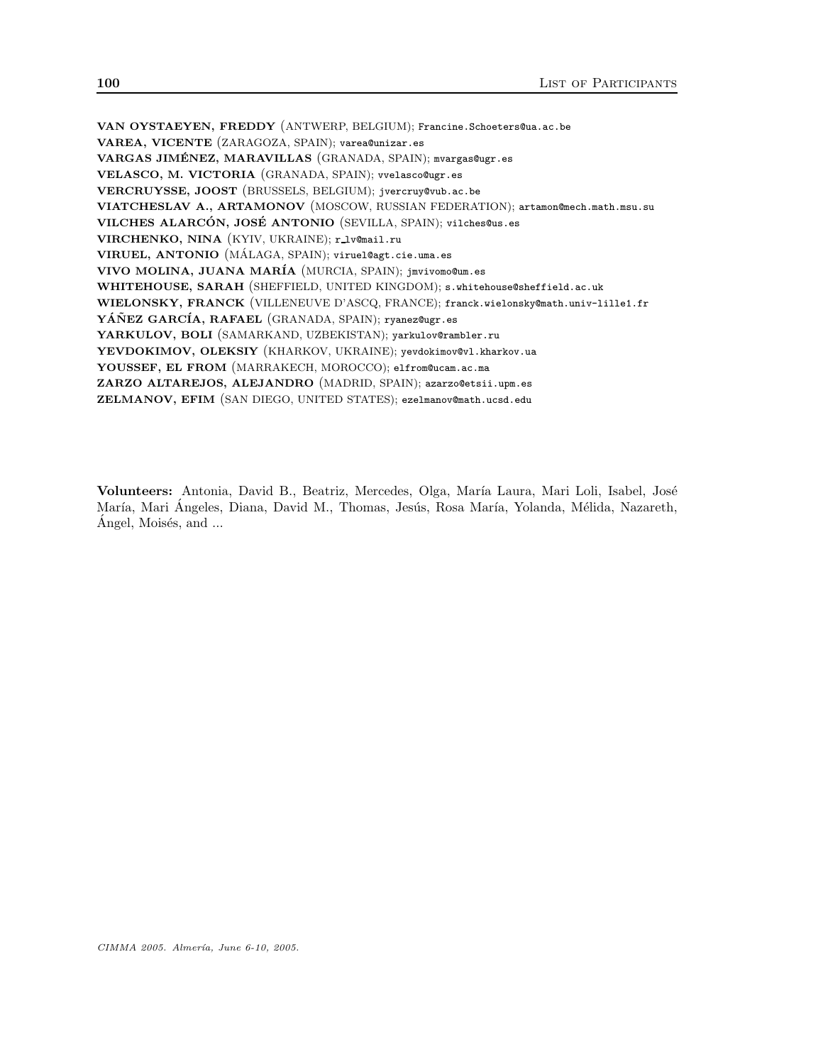**VAN OYSTAEYEN, FREDDY** (ANTWERP, BELGIUM); Francine.Schoeters@ua.ac.be
**VAREA, VICENTE** (ZARAGOZA, SPAIN); varea@unizar.es
**VARGAS JIMÉNEZ, MARAVILLAS** (GRANADA, SPAIN); mvargas@ugr.es
**VELASCO, M. VICTORIA** (GRANADA, SPAIN); vvelasco@ugr.es
**VERCRUYSSE, JOOST** (BRUSSELS, BELGIUM); jvercruy@vub.ac.be
**VIATCHESLAV A., ARTAMONOV** (MOSCOW, RUSSIAN FEDERATION); artamon@mech.math.msu.su
**VILCHES ALARCÓN, JOSÉ ANTONIO** (SEVILLA, SPAIN); vilches@us.es
**VIRCHENKO, NINA** (KYIV, UKRAINE); r_lv@mail.ru
**VIRUEL, ANTONIO** (MÁLAGA, SPAIN); viruel@agt.cie.uma.es
**VIVO MOLINA, JUANA MARÍA** (MURCIA, SPAIN); jmvivomo@um.es
**WHITEHOUSE, SARAH** (SHEFFIELD, UNITED KINGDOM); s.whitehouse@sheffield.ac.uk
**WIELONSKY, FRANCK** (VILLENEUVE D'ASCQ, FRANCE); franck.wielonsky@math.univ-lille1.fr
**YÁÑEZ GARCÍA, RAFAEL** (GRANADA, SPAIN); ryanez@ugr.es
**YARKULOV, BOLI** (SAMARKAND, UZBEKISTAN); yarkulov@rambler.ru
**YEVDOKIMOV, OLEKSIY** (KHARKOV, UKRAINE); yevdokimov@vl.kharkov.ua
**YOUSSEF, EL FROM** (MARRAKECH, MOROCCO); elfrom@ucam.ac.ma
**ZARZO ALTAREJOS, ALEJANDRO** (MADRID, SPAIN); azarzo@etsii.upm.es
**ZELMANOV, EFIM** (SAN DIEGO, UNITED STATES); ezelmanov@math.ucsd.edu

**Volunteers:** Antonia, David B., Beatriz, Mercedes, Olga, María Laura, Mari Loli, Isabel, José María, Mari Ángeles, Diana, David M., Thomas, Jesús, Rosa María, Yolanda, Mélida, Nazareth, Ángel, Moisés, and ...